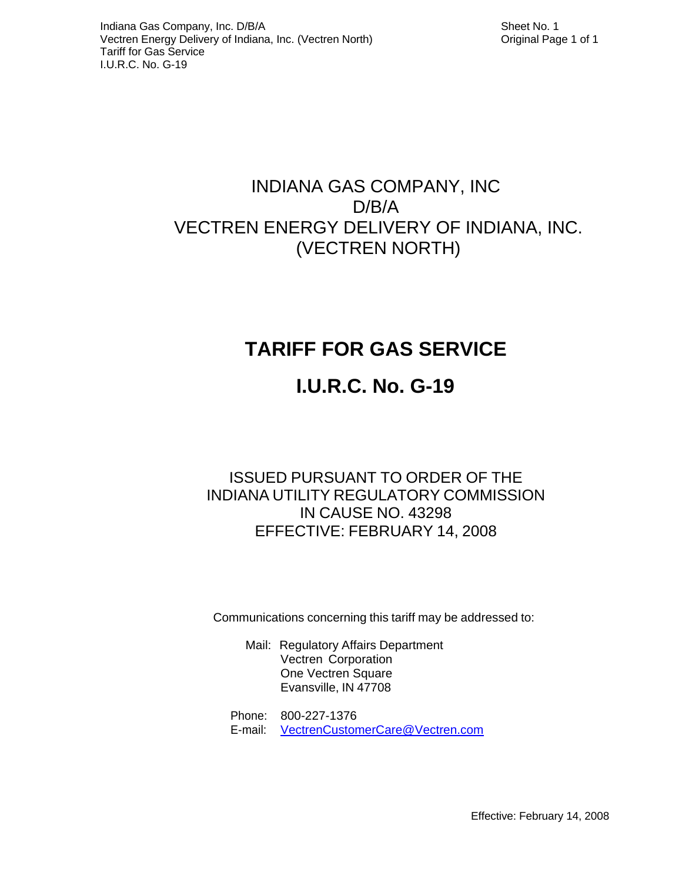# INDIANA GAS COMPANY, INC D/B/A VECTREN ENERGY DELIVERY OF INDIANA, INC. (VECTREN NORTH)

# TARIFF FOR GAS SERVICE

# I.U.R.C. No. G-19

ISSUED PURSUANT TO ORDER OF THE
INDIANA UTILITY REGULATORY COMMISSION
IN CAUSE NO. 43298
EFFECTIVE: FEBRUARY 14, 2008

Communications concerning this tariff may be addressed to:

Mail: Regulatory Affairs Department
Vectren Corporation
One Vectren Square
Evansville, IN 47708

Phone: 800-227-1376
E-mail: VectrenCustomerCare@Vectren.com

Effective: February 14, 2008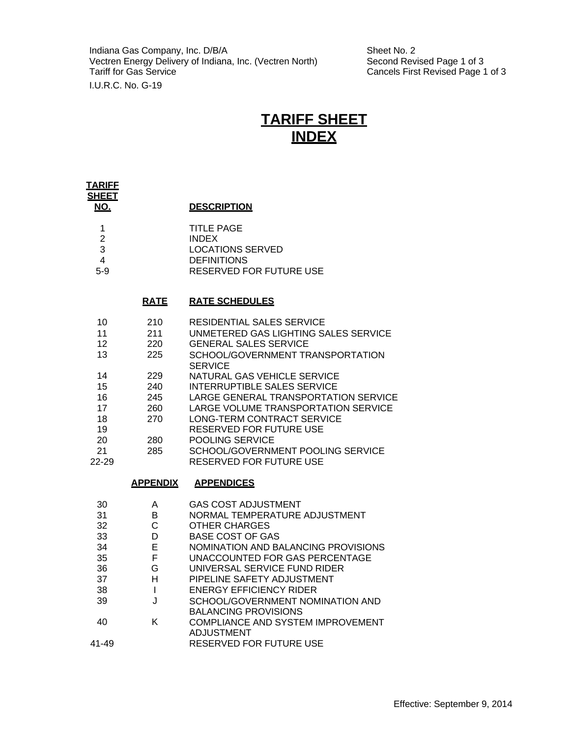Indiana Gas Company, Inc. D/B/A
Vectren Energy Delivery of Indiana, Inc. (Vectren North)
Tariff for Gas Service

I.U.R.C. No. G-19

Sheet No. 2
Second Revised Page 1 of 3
Cancels First Revised Page 1 of 3

# TARIFF SHEET INDEX

| TARIFF SHEET NO. | | DESCRIPTION |
|---|---|---|
| 1 | | TITLE PAGE |
| 2 | | INDEX |
| 3 | | LOCATIONS SERVED |
| 4 | | DEFINITIONS |
| 5-9 | | RESERVED FOR FUTURE USE |
| | **RATE** | **RATE SCHEDULES** |
| 10 | 210 | RESIDENTIAL SALES SERVICE |
| 11 | 211 | UNMETERED GAS LIGHTING SALES SERVICE |
| 12 | 220 | GENERAL SALES SERVICE |
| 13 | 225 | SCHOOL/GOVERNMENT TRANSPORTATION SERVICE |
| 14 | 229 | NATURAL GAS VEHICLE SERVICE |
| 15 | 240 | INTERRUPTIBLE SALES SERVICE |
| 16 | 245 | LARGE GENERAL TRANSPORTATION SERVICE |
| 17 | 260 | LARGE VOLUME TRANSPORTATION SERVICE |
| 18 | 270 | LONG-TERM CONTRACT SERVICE |
| 19 | | RESERVED FOR FUTURE USE |
| 20 | 280 | POOLING SERVICE |
| 21 | 285 | SCHOOL/GOVERNMENT POOLING SERVICE |
| 22-29 | | RESERVED FOR FUTURE USE |
| | **APPENDIX** | **APPENDICES** |
| 30 | A | GAS COST ADJUSTMENT |
| 31 | B | NORMAL TEMPERATURE ADJUSTMENT |
| 32 | C | OTHER CHARGES |
| 33 | D | BASE COST OF GAS |
| 34 | E | NOMINATION AND BALANCING PROVISIONS |
| 35 | F | UNACCOUNTED FOR GAS PERCENTAGE |
| 36 | G | UNIVERSAL SERVICE FUND RIDER |
| 37 | H | PIPELINE SAFETY ADJUSTMENT |
| 38 | I | ENERGY EFFICIENCY RIDER |
| 39 | J | SCHOOL/GOVERNMENT NOMINATION AND BALANCING PROVISIONS |
| 40 | K | COMPLIANCE AND SYSTEM IMPROVEMENT ADJUSTMENT |
| 41-49 | | RESERVED FOR FUTURE USE |

Effective: September 9, 2014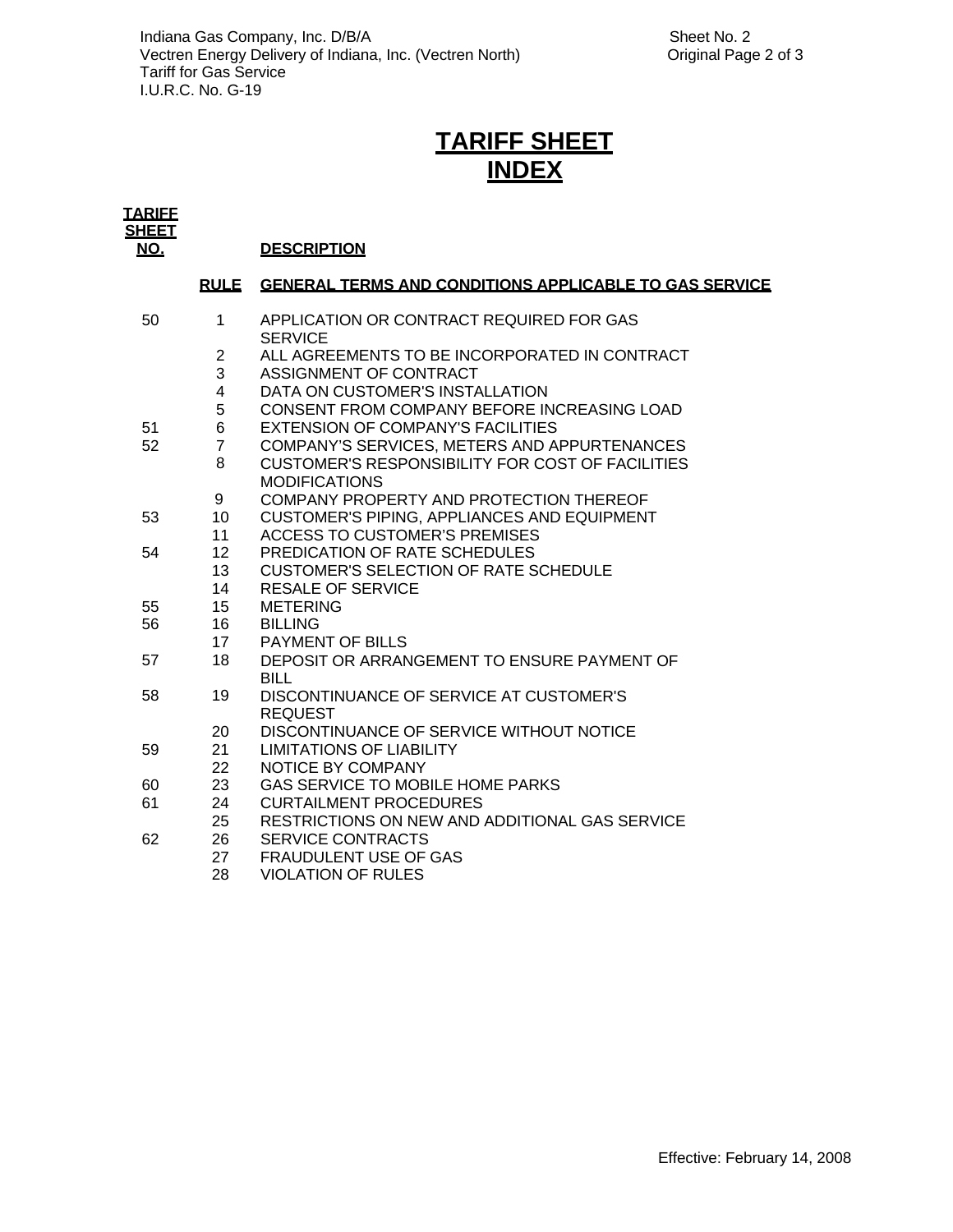# TARIFF SHEET INDEX

| TARIFF SHEET NO. | RULE | DESCRIPTION |
|---|---|---|
| | **RULE** | **GENERAL TERMS AND CONDITIONS APPLICABLE TO GAS SERVICE** |
| 50 | 1 | APPLICATION OR CONTRACT REQUIRED FOR GAS SERVICE |
| | 2 | ALL AGREEMENTS TO BE INCORPORATED IN CONTRACT |
| | 3 | ASSIGNMENT OF CONTRACT |
| | 4 | DATA ON CUSTOMER'S INSTALLATION |
| | 5 | CONSENT FROM COMPANY BEFORE INCREASING LOAD |
| 51 | 6 | EXTENSION OF COMPANY'S FACILITIES |
| 52 | 7 | COMPANY'S SERVICES, METERS AND APPURTENANCES |
| | 8 | CUSTOMER'S RESPONSIBILITY FOR COST OF FACILITIES MODIFICATIONS |
| | 9 | COMPANY PROPERTY AND PROTECTION THEREOF |
| 53 | 10 | CUSTOMER'S PIPING, APPLIANCES AND EQUIPMENT |
| | 11 | ACCESS TO CUSTOMER'S PREMISES |
| 54 | 12 | PREDICATION OF RATE SCHEDULES |
| | 13 | CUSTOMER'S SELECTION OF RATE SCHEDULE |
| | 14 | RESALE OF SERVICE |
| 55 | 15 | METERING |
| 56 | 16 | BILLING |
| | 17 | PAYMENT OF BILLS |
| 57 | 18 | DEPOSIT OR ARRANGEMENT TO ENSURE PAYMENT OF BILL |
| 58 | 19 | DISCONTINUANCE OF SERVICE AT CUSTOMER'S REQUEST |
| | 20 | DISCONTINUANCE OF SERVICE WITHOUT NOTICE |
| 59 | 21 | LIMITATIONS OF LIABILITY |
| | 22 | NOTICE BY COMPANY |
| 60 | 23 | GAS SERVICE TO MOBILE HOME PARKS |
| 61 | 24 | CURTAILMENT PROCEDURES |
| | 25 | RESTRICTIONS ON NEW AND ADDITIONAL GAS SERVICE |
| 62 | 26 | SERVICE CONTRACTS |
| | 27 | FRAUDULENT USE OF GAS |
| | 28 | VIOLATION OF RULES |

Effective: February 14, 2008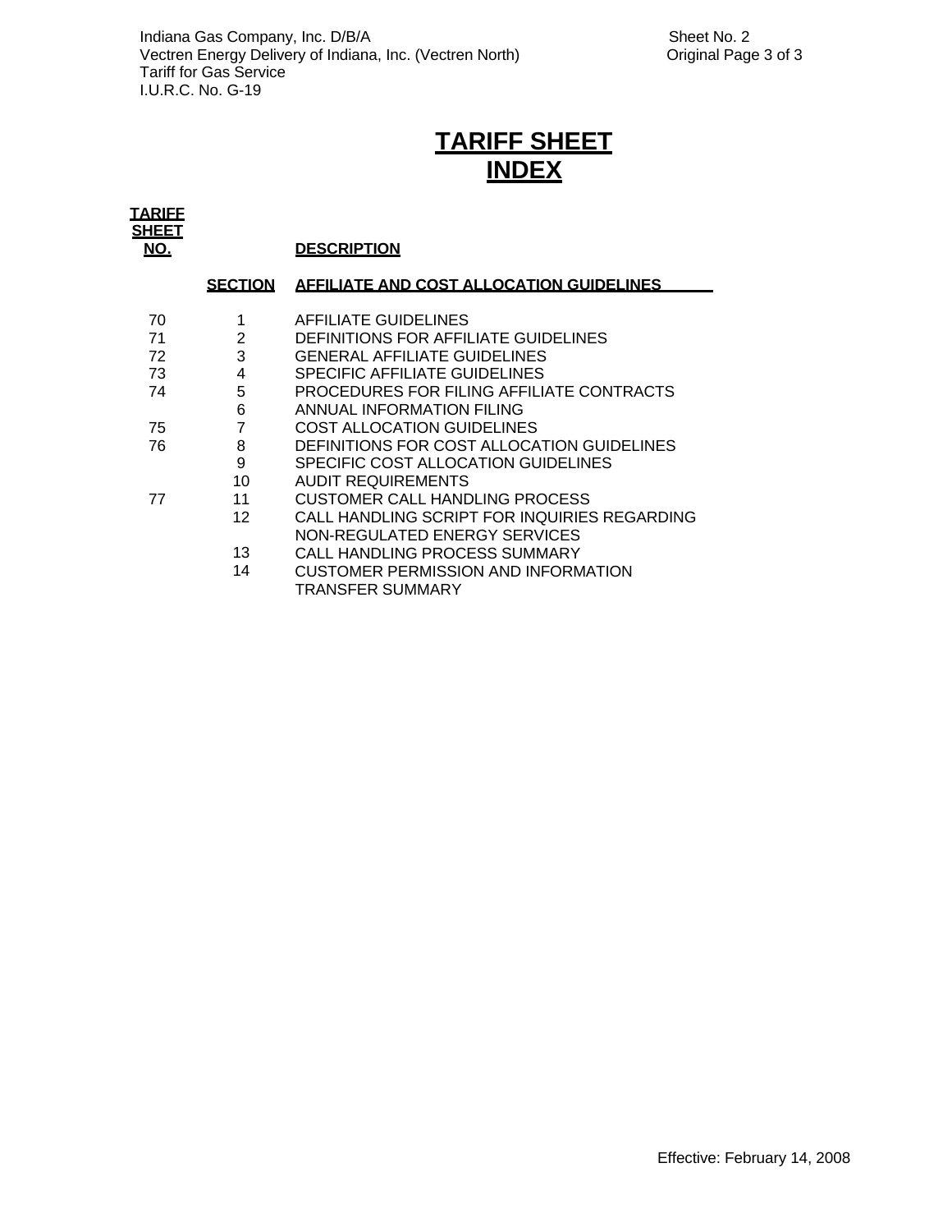# TARIFF SHEET INDEX

| TARIFF SHEET NO. | SECTION | DESCRIPTION |
|---|---|---|
| | **SECTION** | **AFFILIATE AND COST ALLOCATION GUIDELINES** |
| 70 | 1 | AFFILIATE GUIDELINES |
| 71 | 2 | DEFINITIONS FOR AFFILIATE GUIDELINES |
| 72 | 3 | GENERAL AFFILIATE GUIDELINES |
| 73 | 4 | SPECIFIC AFFILIATE GUIDELINES |
| 74 | 5 | PROCEDURES FOR FILING AFFILIATE CONTRACTS |
| | 6 | ANNUAL INFORMATION FILING |
| 75 | 7 | COST ALLOCATION GUIDELINES |
| 76 | 8 | DEFINITIONS FOR COST ALLOCATION GUIDELINES |
| | 9 | SPECIFIC COST ALLOCATION GUIDELINES |
| | 10 | AUDIT REQUIREMENTS |
| 77 | 11 | CUSTOMER CALL HANDLING PROCESS |
| | 12 | CALL HANDLING SCRIPT FOR INQUIRIES REGARDING NON-REGULATED ENERGY SERVICES |
| | 13 | CALL HANDLING PROCESS SUMMARY |
| | 14 | CUSTOMER PERMISSION AND INFORMATION TRANSFER SUMMARY |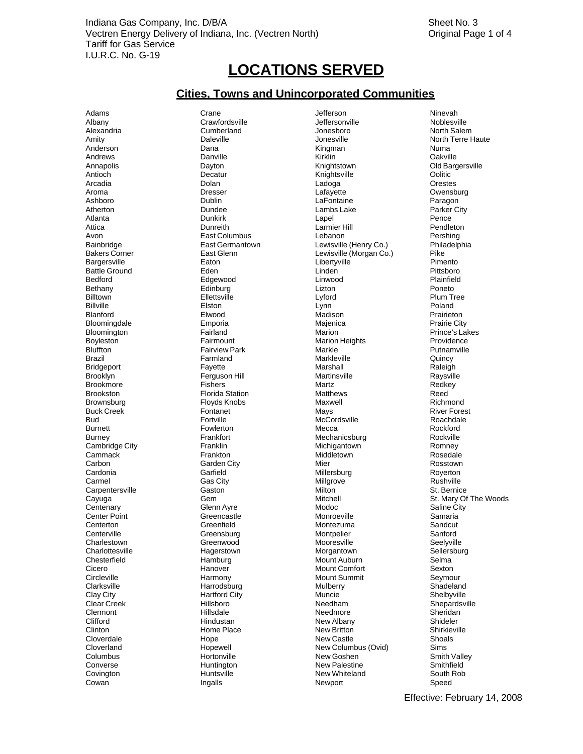Indiana Gas Company, Inc. D/B/A
Vectren Energy Delivery of Indiana, Inc. (Vectren North)
Tariff for Gas Service
I.U.R.C. No. G-19

Sheet No. 3
Original Page 1 of 4

# LOCATIONS SERVED

## Cities, Towns and Unincorporated Communities

Adams
Albany
Alexandria
Amity
Anderson
Andrews
Annapolis
Antioch
Arcadia
Aroma
Ashboro
Atherton
Atlanta
Attica
Avon
Bainbridge
Bakers Corner
Bargersville
Battle Ground
Bedford
Bethany
Billtown
Billville
Blanford
Bloomingdale
Bloomington
Boyleston
Bluffton
Brazil
Bridgeport
Brooklyn
Brookmore
Brookston
Brownsburg
Buck Creek
Bud
Burnett
Burney
Cambridge City
Cammack
Carbon
Cardonia
Carmel
Carpentersville
Cayuga
Centenary
Center Point
Centerton
Centerville
Charlestown
Charlottesville
Chesterfield
Cicero
Circleville
Clarksville
Clay City
Clear Creek
Clermont
Clifford
Clinton
Cloverdale
Cloverland
Columbus
Converse
Covington
Cowan
Crane
Crawfordsville
Cumberland
Daleville
Dana
Danville
Dayton
Decatur
Dolan
Dresser
Dublin
Dundee
Dunkirk
Dunreith
East Columbus
East Germantown
East Glenn
Eaton
Eden
Edgewood
Edinburg
Ellettsville
Elston
Elwood
Emporia
Fairland
Fairmount
Fairview Park
Farmland
Fayette
Ferguson Hill
Fishers
Florida Station
Floyds Knobs
Fontanet
Fortville
Fowlerton
Frankfort
Franklin
Frankton
Garden City
Garfield
Gas City
Gaston
Gem
Glenn Ayre
Greencastle
Greenfield
Greensburg
Greenwood
Hagerstown
Hamburg
Hanover
Harmony
Harrodsburg
Hartford City
Hillsboro
Hillsdale
Hindustan
Home Place
Hope
Hopewell
Hortonville
Huntington
Huntsville
Ingalls
Jefferson
Jeffersonville
Jonesboro
Jonesville
Kingman
Kirklin
Knightstown
Knightsville
Ladoga
Lafayette
LaFontaine
Lambs Lake
Lapel
Larmier Hill
Lebanon
Lewisville (Henry Co.)
Lewisville (Morgan Co.)
Libertyville
Linden
Linwood
Lizton
Lyford
Lynn
Madison
Majenica
Marion
Marion Heights
Markle
Markleville
Marshall
Martinsville
Martz
Matthews
Maxwell
Mays
McCordsville
Mecca
Mechanicsburg
Michigantown
Middletown
Mier
Millersburg
Millgrove
Milton
Mitchell
Modoc
Monroeville
Montezuma
Montpelier
Mooresville
Morgantown
Mount Auburn
Mount Comfort
Mount Summit
Mulberry
Muncie
Needham
Needmore
New Albany
New Britton
New Castle
New Columbus (Ovid)
New Goshen
New Palestine
New Whiteland
Newport
Ninevah
Noblesville
North Salem
North Terre Haute
Numa
Oakville
Old Bargersville
Oolitic
Orestes
Owensburg
Paragon
Parker City
Pence
Pendleton
Pershing
Philadelphia
Pike
Pimento
Pittsboro
Plainfield
Poneto
Plum Tree
Poland
Prairieton
Prairie City
Prince's Lakes
Providence
Putnamville
Quincy
Raleigh
Raysville
Redkey
Reed
Richmond
River Forest
Roachdale
Rockford
Rockville
Romney
Rosedale
Rosstown
Royerton
Rushville
St. Bernice
St. Mary Of The Woods
Saline City
Samaria
Sandcut
Sanford
Seelyville
Sellersburg
Selma
Sexton
Seymour
Shadeland
Shelbyville
Shepardsville
Sheridan
Shideler
Shirkieville
Shoals
Sims
Smith Valley
Smithfield
South Rob
Speed

Effective: February 14, 2008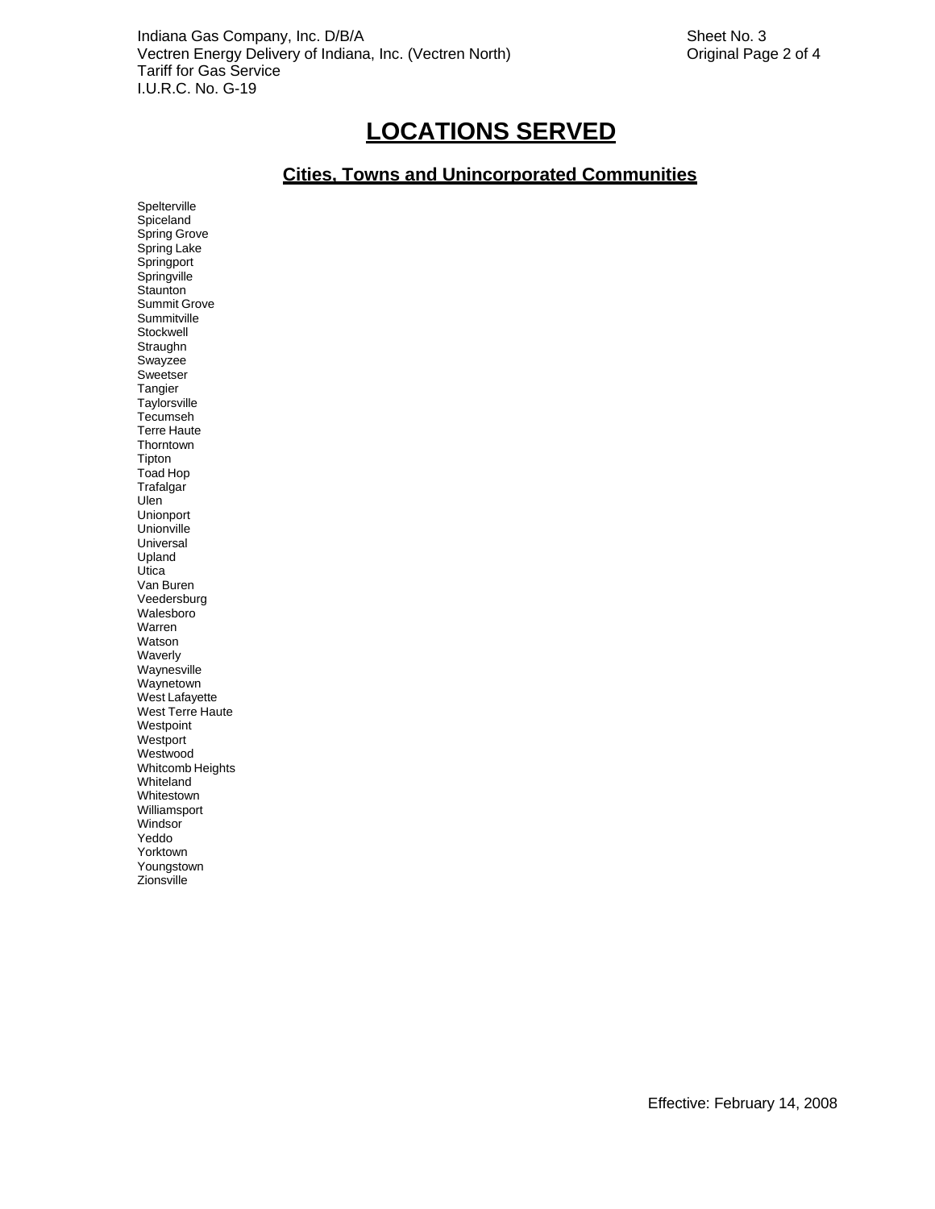# LOCATIONS SERVED

## Cities, Towns and Unincorporated Communities

Spelterville
Spiceland
Spring Grove
Spring Lake
Springport
Springville
Staunton
Summit Grove
Summitville
Stockwell
Straughn
Swayzee
Sweetser
Tangier
Taylorsville
Tecumseh
Terre Haute
Thorntown
Tipton
Toad Hop
Trafalgar
Ulen
Unionport
Unionville
Universal
Upland
Utica
Van Buren
Veedersburg
Walesboro
Warren
Watson
Waverly
Waynesville
Waynetown
West Lafayette
West Terre Haute
Westpoint
Westport
Westwood
Whitcomb Heights
Whiteland
Whitestown
Williamsport
Windsor
Yeddo
Yorktown
Youngstown
Zionsville

Effective: February 14, 2008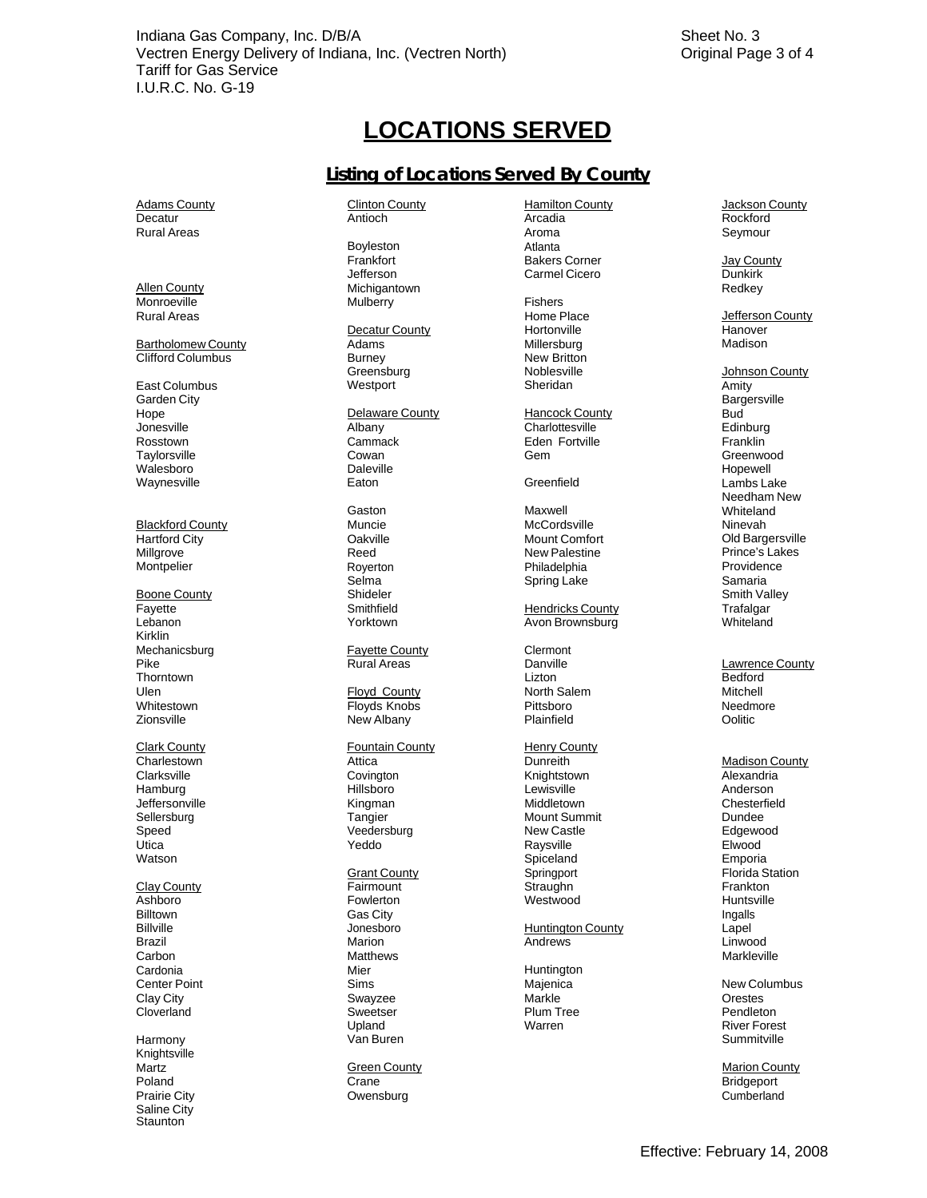Indiana Gas Company, Inc. D/B/A
Vectren Energy Delivery of Indiana, Inc. (Vectren North)
Tariff for Gas Service
I.U.R.C. No. G-19

Sheet No. 3
Original Page 3 of 4

# LOCATIONS SERVED

## Listing of Locations Served By County

Adams County
Decatur
Rural Areas

Allen County
Monroeville
Rural Areas

Bartholomew County
Clifford Columbus

East Columbus
Garden City
Hope
Jonesville
Rosstown
Taylorsville
Walesboro
Waynesville

Blackford County
Hartford City
Millgrove
Montpelier

Boone County
Fayette
Lebanon
Kirklin
Mechanicsburg
Pike
Thorntown
Ulen
Whitestown
Zionsville

Clark County
Charlestown
Clarksville
Hamburg
Jeffersonville
Sellersburg
Speed
Utica
Watson

Clay County
Ashboro
Billtown
Billville
Brazil
Carbon
Cardonia
Center Point
Clay City
Cloverland

Harmony
Knightsville
Martz
Poland
Prairie City
Saline City
Staunton

Clinton County
Antioch

Boyleston
Frankfort
Jefferson
Michigantown
Mulberry

Decatur County
Adams
Burney
Greensburg
Westport

Delaware County
Albany
Cammack
Cowan
Daleville
Eaton

Gaston
Muncie
Oakville
Reed
Royerton
Selma
Shideler
Smithfield
Yorktown

Fayette County
Rural Areas

Floyd County
Floyds Knobs
New Albany

Fountain County
Attica
Covington
Hillsboro
Kingman
Tangier
Veedersburg
Yeddo

Grant County
Fairmount
Fowlerton
Gas City
Jonesboro
Marion
Matthews
Mier
Sims
Swayzee
Sweetser
Upland
Van Buren

Green County
Crane
Owensburg

Hamilton County
Arcadia
Aroma
Atlanta
Bakers Corner
Carmel Cicero

Fishers
Home Place
Hortonville
Millersburg
New Britton
Noblesville
Sheridan

Hancock County
Charlottesville
Eden Fortville
Gem

Greenfield

Maxwell
McCordsville
Mount Comfort
New Palestine
Philadelphia
Spring Lake

Hendricks County
Avon Brownsburg

Clermont
Danville
Lizton
North Salem
Pittsboro
Plainfield

Henry County
Dunreith
Knightstown
Lewisville
Middletown
Mount Summit
New Castle
Raysville
Spiceland
Springport
Straughn
Westwood

Huntington County
Andrews

Huntington
Majenica
Markle
Plum Tree
Warren

Jackson County
Rockford
Seymour

Jay County
Dunkirk
Redkey

Jefferson County
Hanover
Madison

Johnson County
Amity
Bargersville
Bud
Edinburg
Franklin
Greenwood
Hopewell
Lambs Lake
Needham New
Whiteland
Ninevah
Old Bargersville
Prince's Lakes
Providence
Samaria
Smith Valley
Trafalgar
Whiteland

Lawrence County
Bedford
Mitchell
Needmore
Oolitic

Madison County
Alexandria
Anderson
Chesterfield
Dundee
Edgewood
Elwood
Emporia
Florida Station
Frankton
Huntsville
Ingalls
Lapel
Linwood
Markleville

New Columbus
Orestes
Pendleton
River Forest
Summitville

Marion County
Bridgeport
Cumberland

Effective: February 14, 2008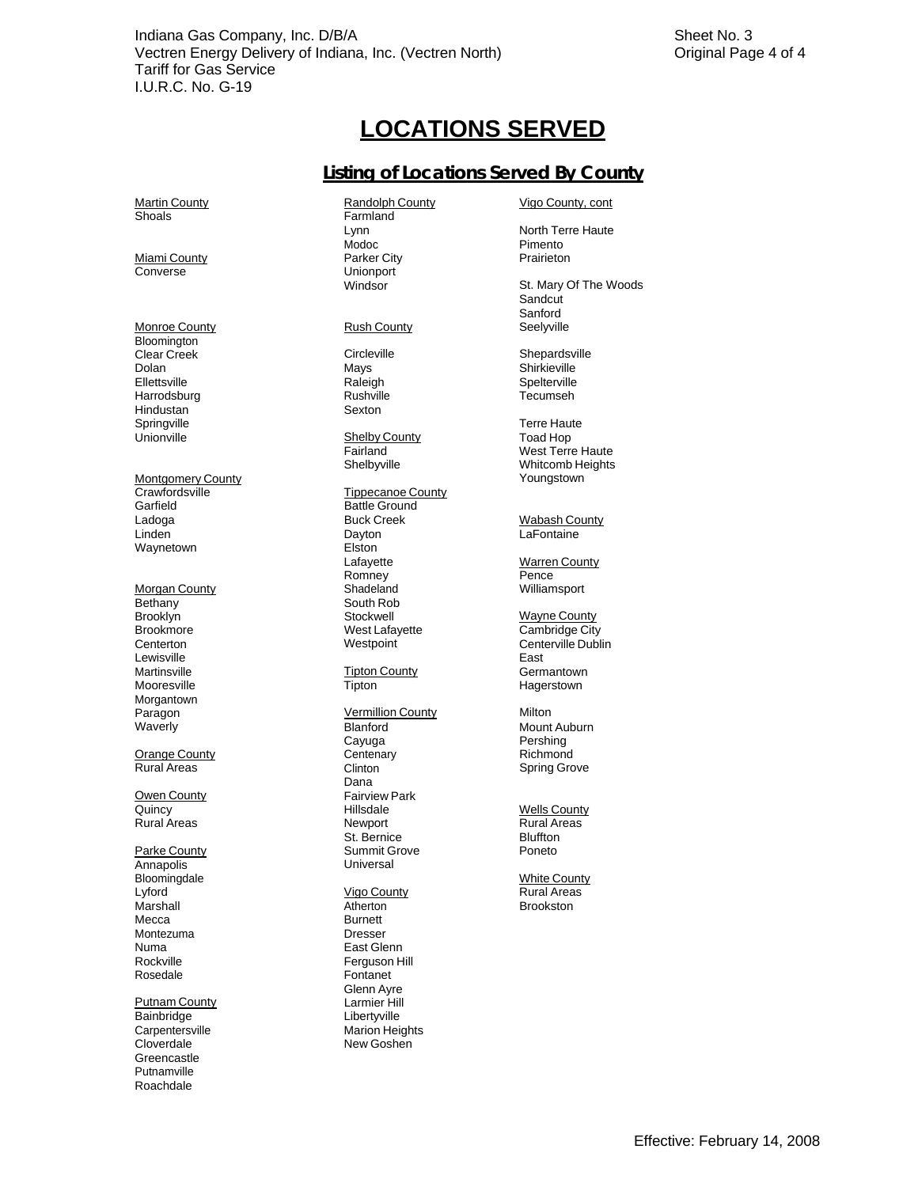Indiana Gas Company, Inc. D/B/A
Vectren Energy Delivery of Indiana, Inc. (Vectren North)
Tariff for Gas Service
I.U.R.C. No. G-19

Sheet No. 3
Original Page 4 of 4

# LOCATIONS SERVED

## Listing of Locations Served By County

Martin County
Shoals

Miami County
Converse

Monroe County
Bloomington
Clear Creek
Dolan
Ellettsville
Harrodsburg
Hindustan
Springville
Unionville

Montgomery County
Crawfordsville
Garfield
Ladoga
Linden
Waynetown

Morgan County
Bethany
Brooklyn
Brookmore
Centerton
Lewisville
Martinsville
Mooresville
Morgantown
Paragon
Waverly

Orange County
Rural Areas

Owen County
Quincy
Rural Areas

Parke County
Annapolis
Bloomingdale
Lyford
Marshall
Mecca
Montezuma
Numa
Rockville
Rosedale

Putnam County
Bainbridge
Carpentersville
Cloverdale
Greencastle
Putnamville
Roachdale

Randolph County
Farmland
Lynn
Modoc
Parker City
Unionport
Windsor

Rush County
Circleville
Mays
Raleigh
Rushville
Sexton

Shelby County
Fairland
Shelbyville

Tippecanoe County
Battle Ground
Buck Creek
Dayton
Elston
Lafayette
Romney
Shadeland
South Rob
Stockwell
West Lafayette
Westpoint

Tipton County
Tipton

Vermillion County
Blanford
Cayuga
Centenary
Clinton
Dana
Fairview Park
Hillsdale
Newport
St. Bernice
Summit Grove
Universal

Vigo County
Atherton
Burnett
Dresser
East Glenn
Ferguson Hill
Fontanet
Glenn Ayre
Larmier Hill
Libertyville
Marion Heights
New Goshen

Vigo County, cont
North Terre Haute
Pimento
Prairieton
St. Mary Of The Woods
Sandcut
Sanford
Seelyville
Shepardsville
Shirkieville
Spelterville
Tecumseh
Terre Haute
Toad Hop
West Terre Haute
Whitcomb Heights
Youngstown

Wabash County
LaFontaine

Warren County
Pence
Williamsport

Wayne County
Cambridge City
Centerville Dublin
East
Germantown
Hagerstown
Milton
Mount Auburn
Pershing
Richmond
Spring Grove

Wells County
Rural Areas
Bluffton
Poneto

White County
Rural Areas
Brookston

Effective: February 14, 2008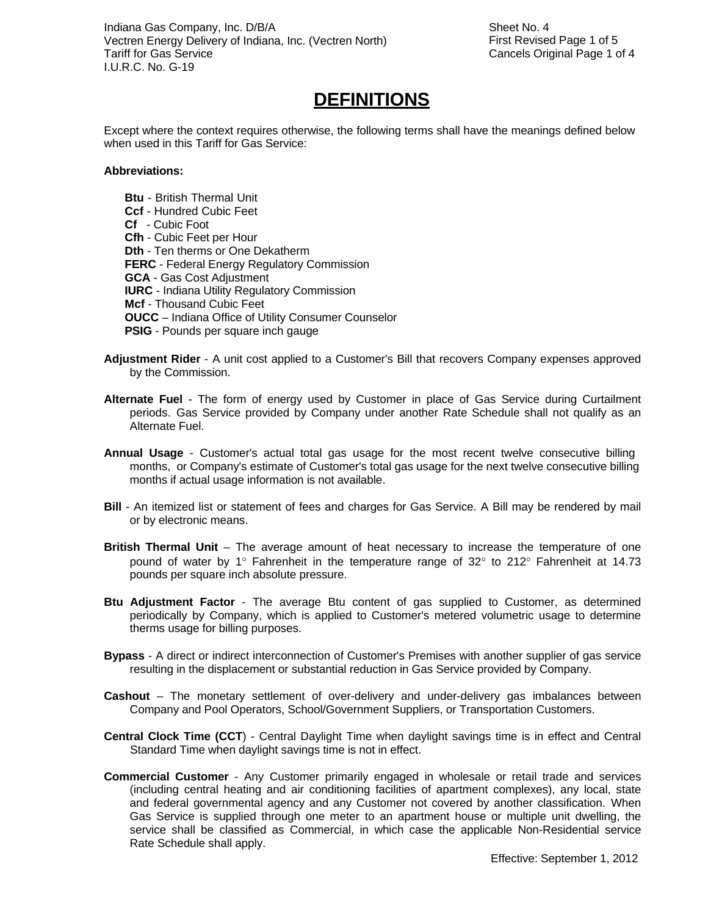# DEFINITIONS

Except where the context requires otherwise, the following terms shall have the meanings defined below when used in this Tariff for Gas Service:

**Abbreviations:**

- **Btu** - British Thermal Unit
- **Ccf** - Hundred Cubic Feet
- **Cf** - Cubic Foot
- **Cfh** - Cubic Feet per Hour
- **Dth** - Ten therms or One Dekatherm
- **FERC** - Federal Energy Regulatory Commission
- **GCA** - Gas Cost Adjustment
- **IURC** - Indiana Utility Regulatory Commission
- **Mcf** - Thousand Cubic Feet
- **OUCC** – Indiana Office of Utility Consumer Counselor
- **PSIG** - Pounds per square inch gauge

**Adjustment Rider** - A unit cost applied to a Customer's Bill that recovers Company expenses approved by the Commission.

**Alternate Fuel** - The form of energy used by Customer in place of Gas Service during Curtailment periods. Gas Service provided by Company under another Rate Schedule shall not qualify as an Alternate Fuel.

**Annual Usage** - Customer's actual total gas usage for the most recent twelve consecutive billing months, or Company's estimate of Customer's total gas usage for the next twelve consecutive billing months if actual usage information is not available.

**Bill** - An itemized list or statement of fees and charges for Gas Service. A Bill may be rendered by mail or by electronic means.

**British Thermal Unit** – The average amount of heat necessary to increase the temperature of one pound of water by 1° Fahrenheit in the temperature range of 32° to 212° Fahrenheit at 14.73 pounds per square inch absolute pressure.

**Btu Adjustment Factor** - The average Btu content of gas supplied to Customer, as determined periodically by Company, which is applied to Customer's metered volumetric usage to determine therms usage for billing purposes.

**Bypass** - A direct or indirect interconnection of Customer's Premises with another supplier of gas service resulting in the displacement or substantial reduction in Gas Service provided by Company.

**Cashout** – The monetary settlement of over-delivery and under-delivery gas imbalances between Company and Pool Operators, School/Government Suppliers, or Transportation Customers.

**Central Clock Time (CCT**) - Central Daylight Time when daylight savings time is in effect and Central Standard Time when daylight savings time is not in effect.

**Commercial Customer** - Any Customer primarily engaged in wholesale or retail trade and services (including central heating and air conditioning facilities of apartment complexes), any local, state and federal governmental agency and any Customer not covered by another classification. When Gas Service is supplied through one meter to an apartment house or multiple unit dwelling, the service shall be classified as Commercial, in which case the applicable Non-Residential service Rate Schedule shall apply.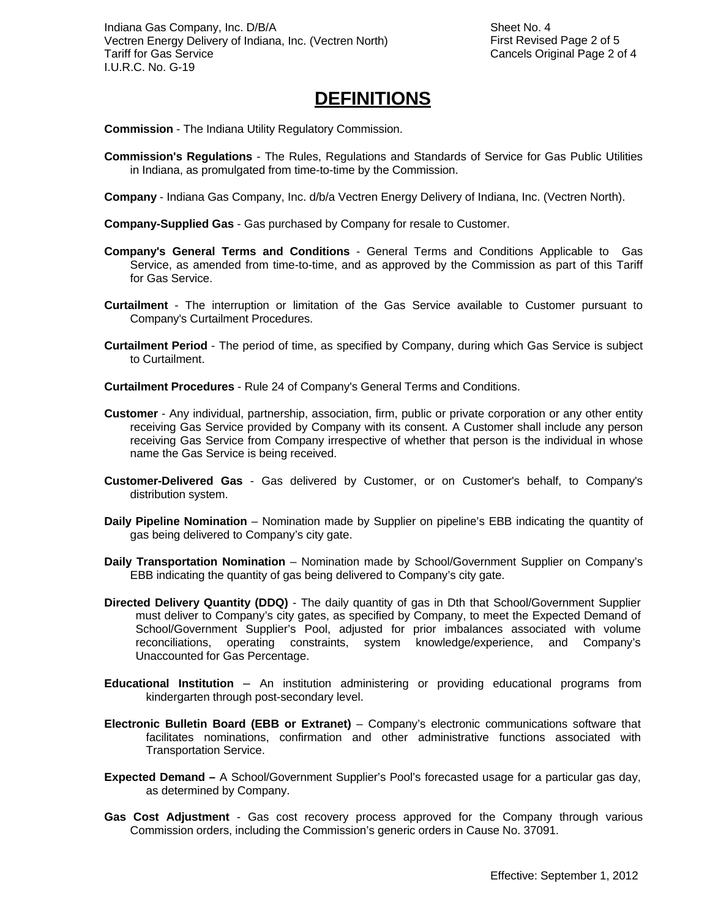# DEFINITIONS

**Commission** - The Indiana Utility Regulatory Commission.

**Commission's Regulations** - The Rules, Regulations and Standards of Service for Gas Public Utilities in Indiana, as promulgated from time-to-time by the Commission.

**Company** - Indiana Gas Company, Inc. d/b/a Vectren Energy Delivery of Indiana, Inc. (Vectren North).

**Company-Supplied Gas** - Gas purchased by Company for resale to Customer.

**Company's General Terms and Conditions** - General Terms and Conditions Applicable to Gas Service, as amended from time-to-time, and as approved by the Commission as part of this Tariff for Gas Service.

**Curtailment** - The interruption or limitation of the Gas Service available to Customer pursuant to Company's Curtailment Procedures.

**Curtailment Period** - The period of time, as specified by Company, during which Gas Service is subject to Curtailment.

**Curtailment Procedures** - Rule 24 of Company's General Terms and Conditions.

**Customer** - Any individual, partnership, association, firm, public or private corporation or any other entity receiving Gas Service provided by Company with its consent. A Customer shall include any person receiving Gas Service from Company irrespective of whether that person is the individual in whose name the Gas Service is being received.

**Customer-Delivered Gas** - Gas delivered by Customer, or on Customer's behalf, to Company's distribution system.

**Daily Pipeline Nomination** – Nomination made by Supplier on pipeline's EBB indicating the quantity of gas being delivered to Company's city gate.

**Daily Transportation Nomination** – Nomination made by School/Government Supplier on Company's EBB indicating the quantity of gas being delivered to Company's city gate.

**Directed Delivery Quantity (DDQ)** - The daily quantity of gas in Dth that School/Government Supplier must deliver to Company's city gates, as specified by Company, to meet the Expected Demand of School/Government Supplier's Pool, adjusted for prior imbalances associated with volume reconciliations, operating constraints, system knowledge/experience, and Company's Unaccounted for Gas Percentage.

**Educational Institution** – An institution administering or providing educational programs from kindergarten through post-secondary level.

**Electronic Bulletin Board (EBB or Extranet)** – Company's electronic communications software that facilitates nominations, confirmation and other administrative functions associated with Transportation Service.

**Expected Demand –** A School/Government Supplier's Pool's forecasted usage for a particular gas day, as determined by Company.

**Gas Cost Adjustment** - Gas cost recovery process approved for the Company through various Commission orders, including the Commission's generic orders in Cause No. 37091.

Effective: September 1, 2012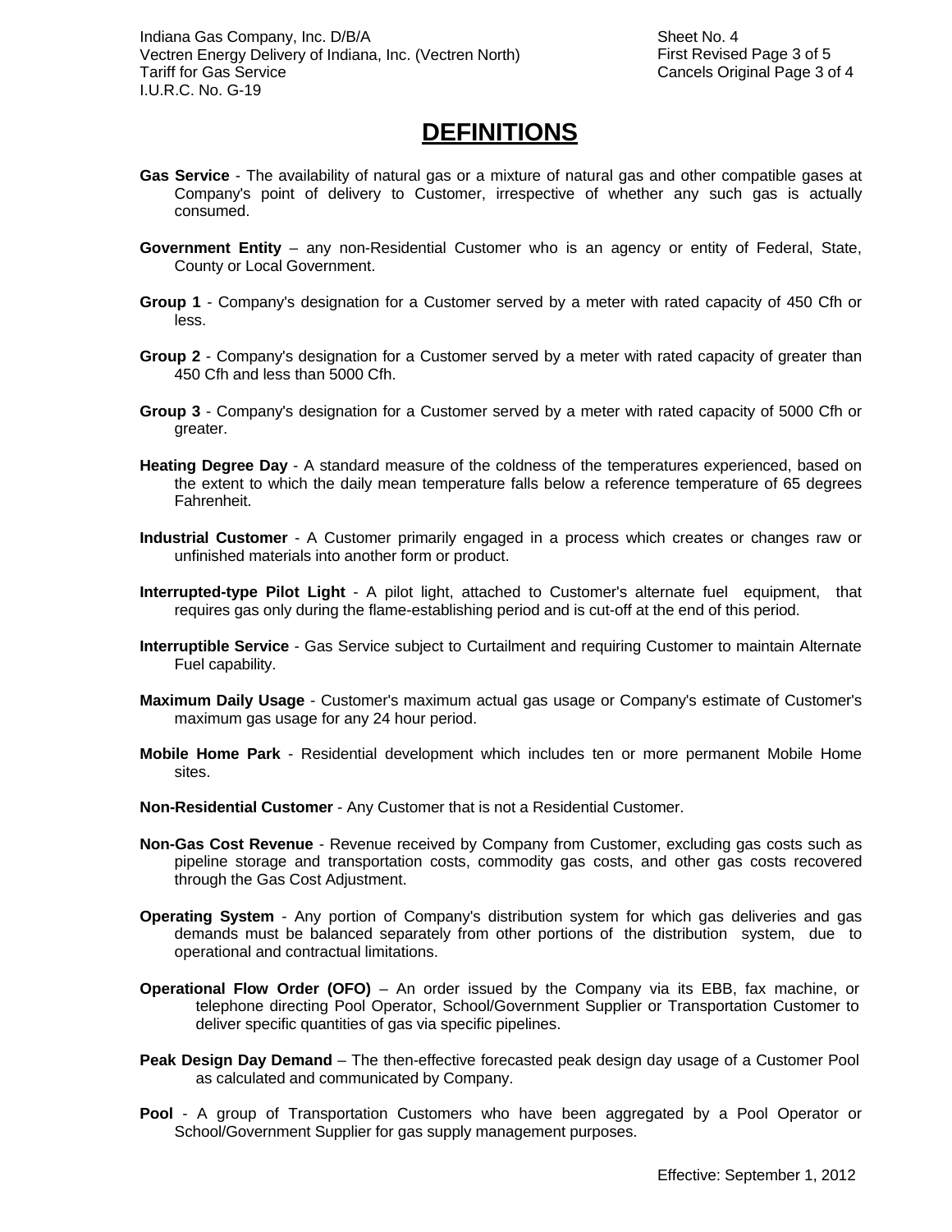# DEFINITIONS

**Gas Service** - The availability of natural gas or a mixture of natural gas and other compatible gases at Company's point of delivery to Customer, irrespective of whether any such gas is actually consumed.

**Government Entity** – any non-Residential Customer who is an agency or entity of Federal, State, County or Local Government.

**Group 1** - Company's designation for a Customer served by a meter with rated capacity of 450 Cfh or less.

**Group 2** - Company's designation for a Customer served by a meter with rated capacity of greater than 450 Cfh and less than 5000 Cfh.

**Group 3** - Company's designation for a Customer served by a meter with rated capacity of 5000 Cfh or greater.

**Heating Degree Day** - A standard measure of the coldness of the temperatures experienced, based on the extent to which the daily mean temperature falls below a reference temperature of 65 degrees Fahrenheit.

**Industrial Customer** - A Customer primarily engaged in a process which creates or changes raw or unfinished materials into another form or product.

**Interrupted-type Pilot Light** - A pilot light, attached to Customer's alternate fuel equipment, that requires gas only during the flame-establishing period and is cut-off at the end of this period.

**Interruptible Service** - Gas Service subject to Curtailment and requiring Customer to maintain Alternate Fuel capability.

**Maximum Daily Usage** - Customer's maximum actual gas usage or Company's estimate of Customer's maximum gas usage for any 24 hour period.

**Mobile Home Park** - Residential development which includes ten or more permanent Mobile Home sites.

**Non-Residential Customer** - Any Customer that is not a Residential Customer.

**Non-Gas Cost Revenue** - Revenue received by Company from Customer, excluding gas costs such as pipeline storage and transportation costs, commodity gas costs, and other gas costs recovered through the Gas Cost Adjustment.

**Operating System** - Any portion of Company's distribution system for which gas deliveries and gas demands must be balanced separately from other portions of the distribution system, due to operational and contractual limitations.

**Operational Flow Order (OFO)** – An order issued by the Company via its EBB, fax machine, or telephone directing Pool Operator, School/Government Supplier or Transportation Customer to deliver specific quantities of gas via specific pipelines.

**Peak Design Day Demand** – The then-effective forecasted peak design day usage of a Customer Pool as calculated and communicated by Company.

**Pool** - A group of Transportation Customers who have been aggregated by a Pool Operator or School/Government Supplier for gas supply management purposes.

Effective: September 1, 2012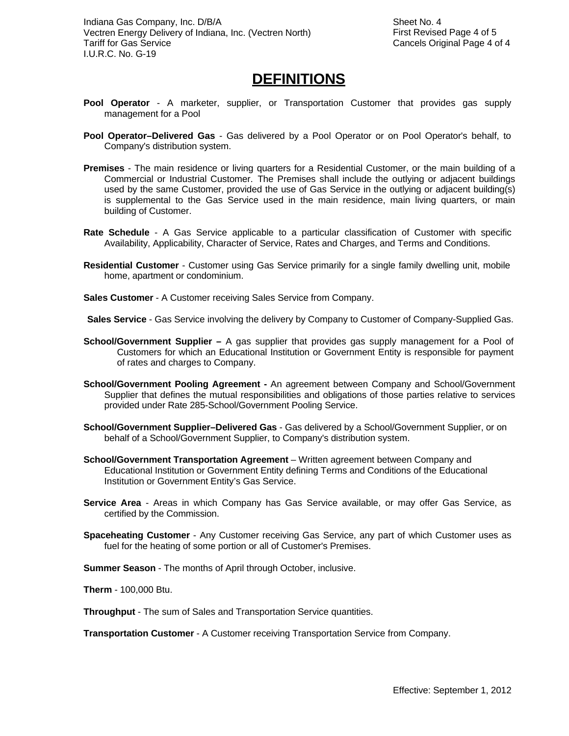# DEFINITIONS

**Pool Operator** - A marketer, supplier, or Transportation Customer that provides gas supply management for a Pool

**Pool Operator–Delivered Gas** - Gas delivered by a Pool Operator or on Pool Operator's behalf, to Company's distribution system.

**Premises** - The main residence or living quarters for a Residential Customer, or the main building of a Commercial or Industrial Customer. The Premises shall include the outlying or adjacent buildings used by the same Customer, provided the use of Gas Service in the outlying or adjacent building(s) is supplemental to the Gas Service used in the main residence, main living quarters, or main building of Customer.

**Rate Schedule** - A Gas Service applicable to a particular classification of Customer with specific Availability, Applicability, Character of Service, Rates and Charges, and Terms and Conditions.

**Residential Customer** - Customer using Gas Service primarily for a single family dwelling unit, mobile home, apartment or condominium.

**Sales Customer** - A Customer receiving Sales Service from Company.

**Sales Service** - Gas Service involving the delivery by Company to Customer of Company-Supplied Gas.

**School/Government Supplier –** A gas supplier that provides gas supply management for a Pool of Customers for which an Educational Institution or Government Entity is responsible for payment of rates and charges to Company.

**School/Government Pooling Agreement -** An agreement between Company and School/Government Supplier that defines the mutual responsibilities and obligations of those parties relative to services provided under Rate 285-School/Government Pooling Service.

**School/Government Supplier–Delivered Gas** - Gas delivered by a School/Government Supplier, or on behalf of a School/Government Supplier, to Company's distribution system.

**School/Government Transportation Agreement** – Written agreement between Company and Educational Institution or Government Entity defining Terms and Conditions of the Educational Institution or Government Entity's Gas Service.

**Service Area** - Areas in which Company has Gas Service available, or may offer Gas Service, as certified by the Commission.

**Spaceheating Customer** - Any Customer receiving Gas Service, any part of which Customer uses as fuel for the heating of some portion or all of Customer's Premises.

**Summer Season** - The months of April through October, inclusive.

**Therm** - 100,000 Btu.

**Throughput** - The sum of Sales and Transportation Service quantities.

**Transportation Customer** - A Customer receiving Transportation Service from Company.

Effective: September 1, 2012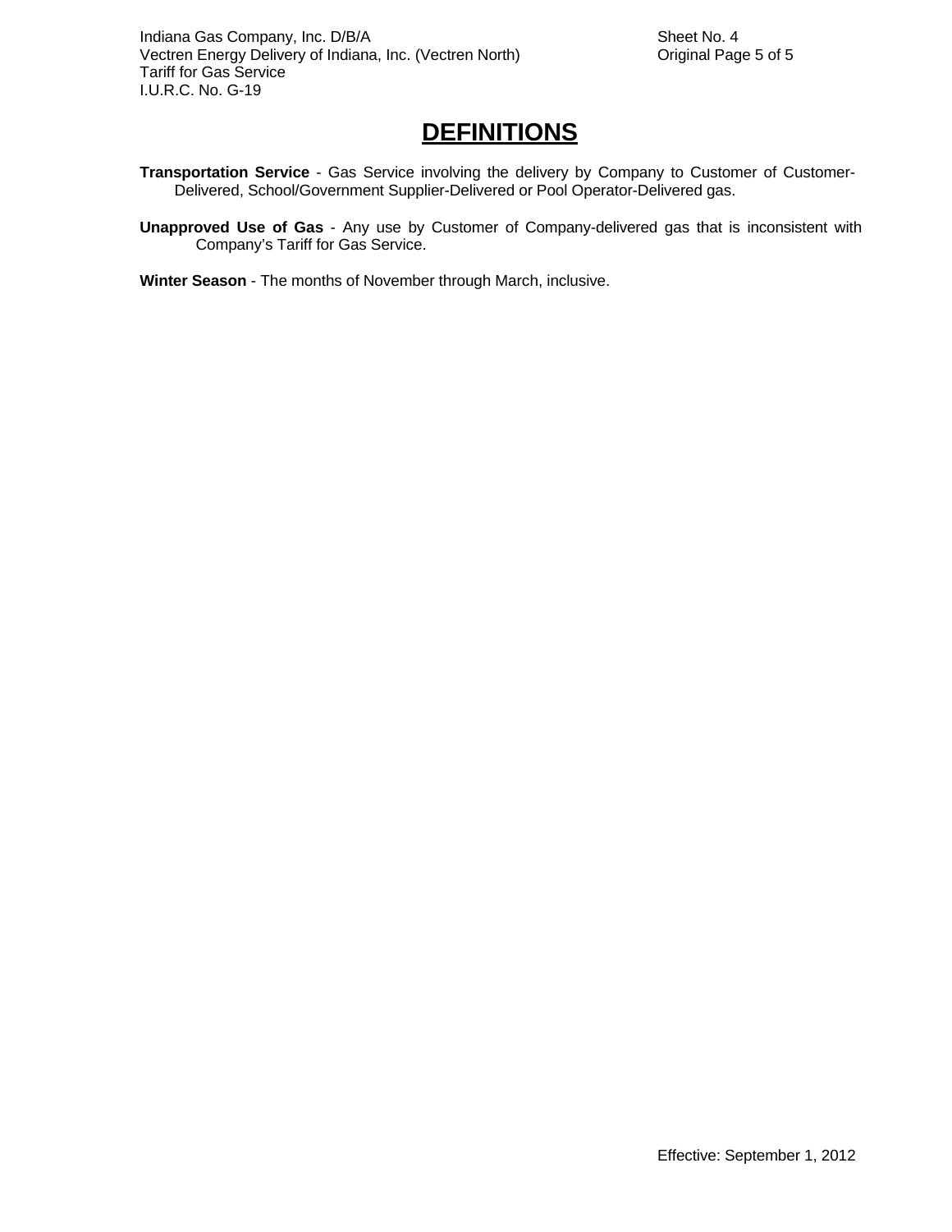# DEFINITIONS

**Transportation Service** - Gas Service involving the delivery by Company to Customer of Customer-Delivered, School/Government Supplier-Delivered or Pool Operator-Delivered gas.

**Unapproved Use of Gas** - Any use by Customer of Company-delivered gas that is inconsistent with Company's Tariff for Gas Service.

**Winter Season** - The months of November through March, inclusive.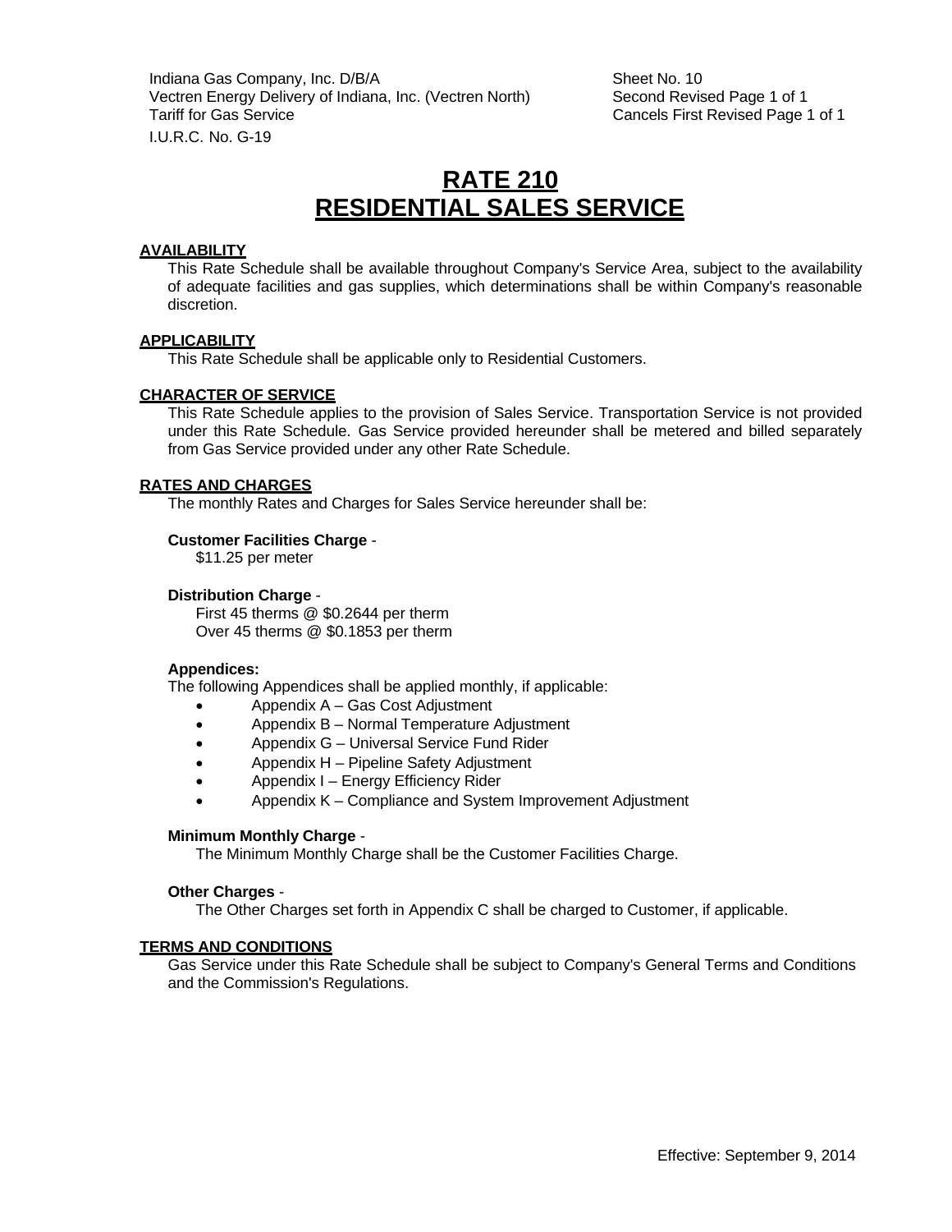Indiana Gas Company, Inc. D/B/A
Vectren Energy Delivery of Indiana, Inc. (Vectren North)
Tariff for Gas Service
I.U.R.C. No. G-19

Sheet No. 10
Second Revised Page 1 of 1
Cancels First Revised Page 1 of 1

# RATE 210
# RESIDENTIAL SALES SERVICE

## AVAILABILITY

This Rate Schedule shall be available throughout Company's Service Area, subject to the availability of adequate facilities and gas supplies, which determinations shall be within Company's reasonable discretion.

## APPLICABILITY

This Rate Schedule shall be applicable only to Residential Customers.

## CHARACTER OF SERVICE

This Rate Schedule applies to the provision of Sales Service. Transportation Service is not provided under this Rate Schedule. Gas Service provided hereunder shall be metered and billed separately from Gas Service provided under any other Rate Schedule.

## RATES AND CHARGES

The monthly Rates and Charges for Sales Service hereunder shall be:

**Customer Facilities Charge** -

$11.25 per meter

**Distribution Charge** -

First 45 therms @ $0.2644 per therm
Over 45 therms @ $0.1853 per therm

**Appendices:**

The following Appendices shall be applied monthly, if applicable:

- Appendix A – Gas Cost Adjustment
- Appendix B – Normal Temperature Adjustment
- Appendix G – Universal Service Fund Rider
- Appendix H – Pipeline Safety Adjustment
- Appendix I – Energy Efficiency Rider
- Appendix K – Compliance and System Improvement Adjustment

**Minimum Monthly Charge** -

The Minimum Monthly Charge shall be the Customer Facilities Charge.

**Other Charges** -

The Other Charges set forth in Appendix C shall be charged to Customer, if applicable.

## TERMS AND CONDITIONS

Gas Service under this Rate Schedule shall be subject to Company's General Terms and Conditions and the Commission's Regulations.

Effective: September 9, 2014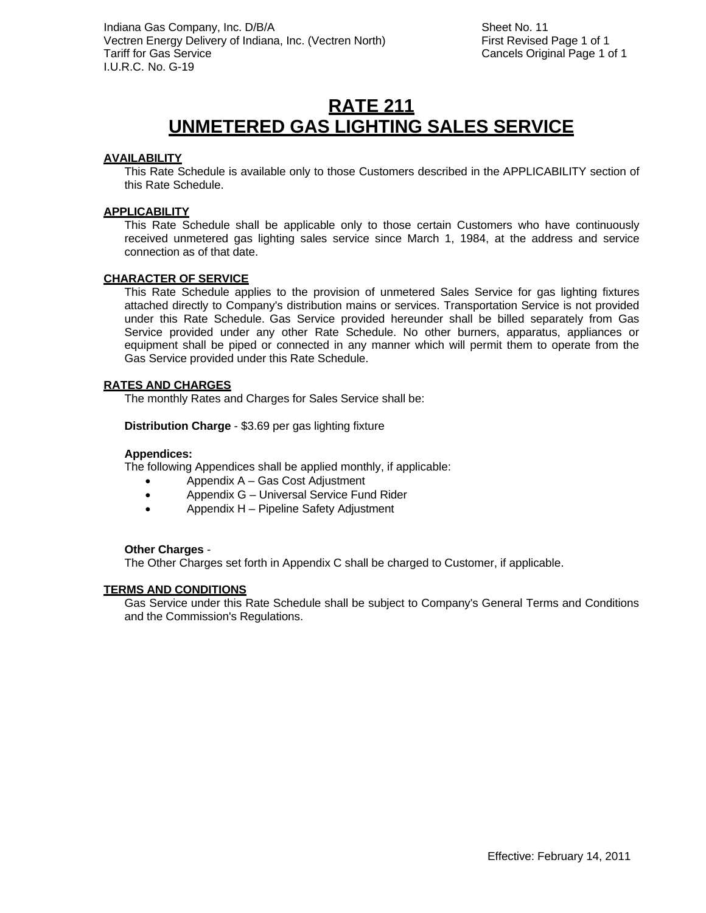# RATE 211
# UNMETERED GAS LIGHTING SALES SERVICE

**AVAILABILITY**

This Rate Schedule is available only to those Customers described in the APPLICABILITY section of this Rate Schedule.

**APPLICABILITY**

This Rate Schedule shall be applicable only to those certain Customers who have continuously received unmetered gas lighting sales service since March 1, 1984, at the address and service connection as of that date.

**CHARACTER OF SERVICE**

This Rate Schedule applies to the provision of unmetered Sales Service for gas lighting fixtures attached directly to Company's distribution mains or services. Transportation Service is not provided under this Rate Schedule. Gas Service provided hereunder shall be billed separately from Gas Service provided under any other Rate Schedule. No other burners, apparatus, appliances or equipment shall be piped or connected in any manner which will permit them to operate from the Gas Service provided under this Rate Schedule.

**RATES AND CHARGES**

The monthly Rates and Charges for Sales Service shall be:

**Distribution Charge** - $3.69 per gas lighting fixture

**Appendices:**

The following Appendices shall be applied monthly, if applicable:

- Appendix A – Gas Cost Adjustment
- Appendix G – Universal Service Fund Rider
- Appendix H – Pipeline Safety Adjustment

**Other Charges** -

The Other Charges set forth in Appendix C shall be charged to Customer, if applicable.

**TERMS AND CONDITIONS**

Gas Service under this Rate Schedule shall be subject to Company's General Terms and Conditions and the Commission's Regulations.

Effective: February 14, 2011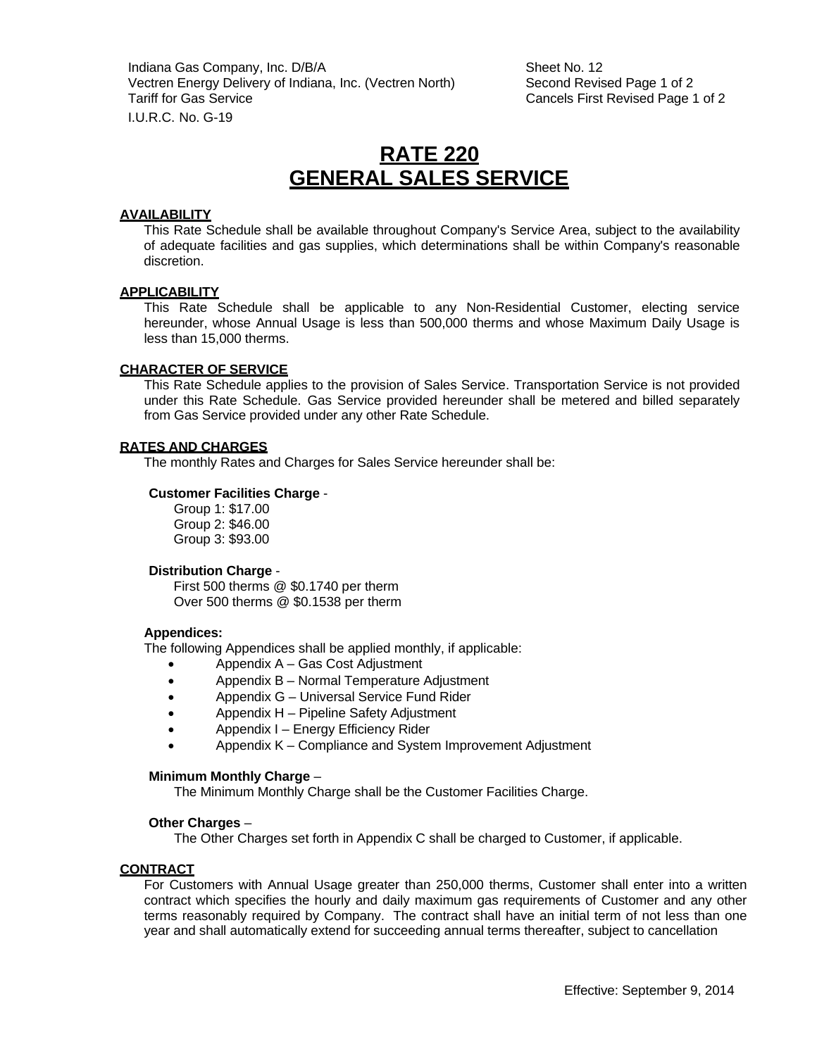Indiana Gas Company, Inc. D/B/A
Vectren Energy Delivery of Indiana, Inc. (Vectren North)
Tariff for Gas Service
I.U.R.C. No. G-19

Sheet No. 12
Second Revised Page 1 of 2
Cancels First Revised Page 1 of 2

# RATE 220
# GENERAL SALES SERVICE

## AVAILABILITY

This Rate Schedule shall be available throughout Company's Service Area, subject to the availability of adequate facilities and gas supplies, which determinations shall be within Company's reasonable discretion.

## APPLICABILITY

This Rate Schedule shall be applicable to any Non-Residential Customer, electing service hereunder, whose Annual Usage is less than 500,000 therms and whose Maximum Daily Usage is less than 15,000 therms.

## CHARACTER OF SERVICE

This Rate Schedule applies to the provision of Sales Service. Transportation Service is not provided under this Rate Schedule. Gas Service provided hereunder shall be metered and billed separately from Gas Service provided under any other Rate Schedule.

## RATES AND CHARGES

The monthly Rates and Charges for Sales Service hereunder shall be:

**Customer Facilities Charge** -

Group 1: $17.00
Group 2: $46.00
Group 3: $93.00

**Distribution Charge** -

First 500 therms @ $0.1740 per therm
Over 500 therms @ $0.1538 per therm

**Appendices:**

The following Appendices shall be applied monthly, if applicable:

- Appendix A – Gas Cost Adjustment
- Appendix B – Normal Temperature Adjustment
- Appendix G – Universal Service Fund Rider
- Appendix H – Pipeline Safety Adjustment
- Appendix I – Energy Efficiency Rider
- Appendix K – Compliance and System Improvement Adjustment

**Minimum Monthly Charge** –

The Minimum Monthly Charge shall be the Customer Facilities Charge.

**Other Charges** –

The Other Charges set forth in Appendix C shall be charged to Customer, if applicable.

## CONTRACT

For Customers with Annual Usage greater than 250,000 therms, Customer shall enter into a written contract which specifies the hourly and daily maximum gas requirements of Customer and any other terms reasonably required by Company. The contract shall have an initial term of not less than one year and shall automatically extend for succeeding annual terms thereafter, subject to cancellation

Effective: September 9, 2014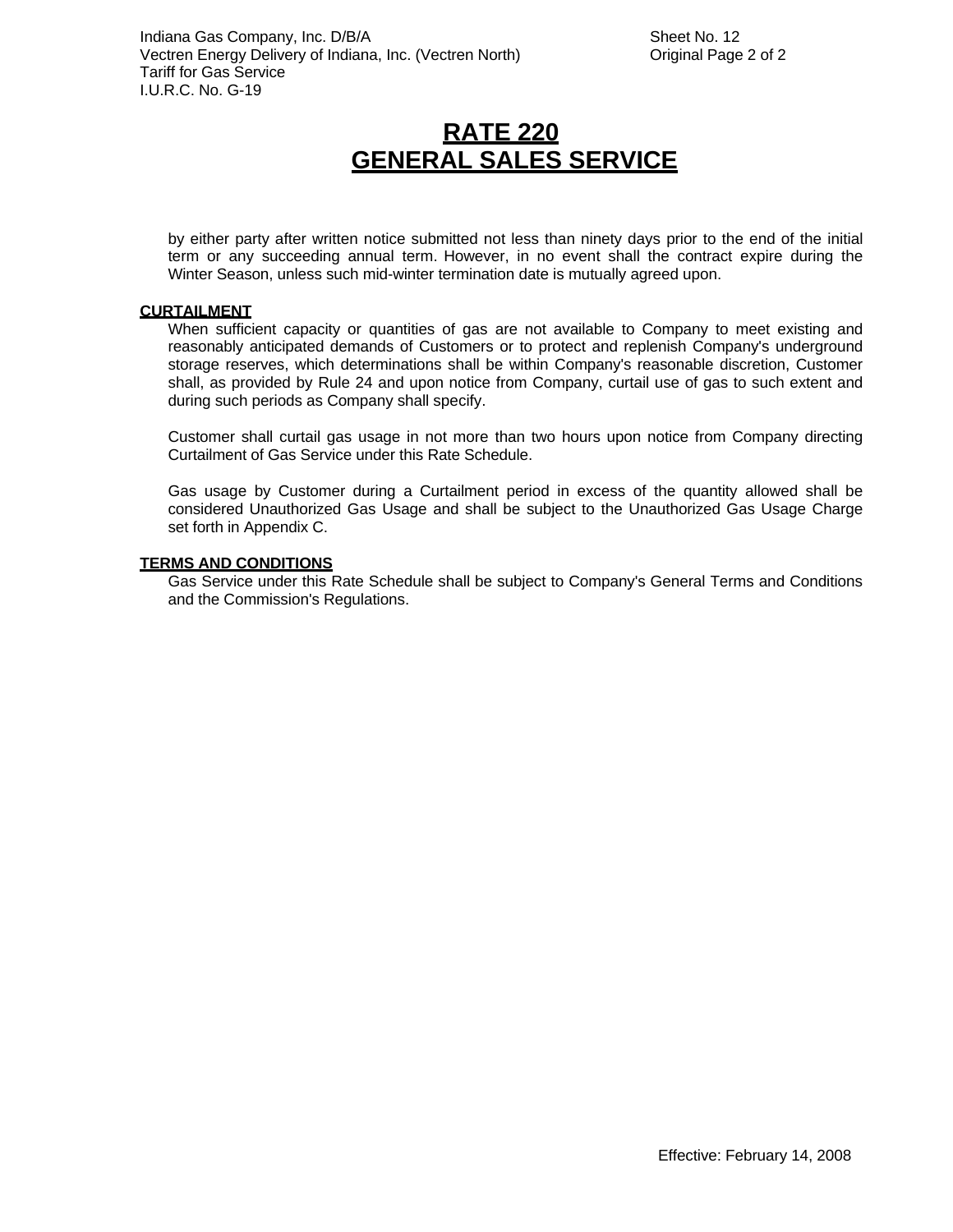# RATE 220
# GENERAL SALES SERVICE

by either party after written notice submitted not less than ninety days prior to the end of the initial term or any succeeding annual term. However, in no event shall the contract expire during the Winter Season, unless such mid-winter termination date is mutually agreed upon.

**CURTAILMENT**

When sufficient capacity or quantities of gas are not available to Company to meet existing and reasonably anticipated demands of Customers or to protect and replenish Company's underground storage reserves, which determinations shall be within Company's reasonable discretion, Customer shall, as provided by Rule 24 and upon notice from Company, curtail use of gas to such extent and during such periods as Company shall specify.

Customer shall curtail gas usage in not more than two hours upon notice from Company directing Curtailment of Gas Service under this Rate Schedule.

Gas usage by Customer during a Curtailment period in excess of the quantity allowed shall be considered Unauthorized Gas Usage and shall be subject to the Unauthorized Gas Usage Charge set forth in Appendix C.

**TERMS AND CONDITIONS**

Gas Service under this Rate Schedule shall be subject to Company's General Terms and Conditions and the Commission's Regulations.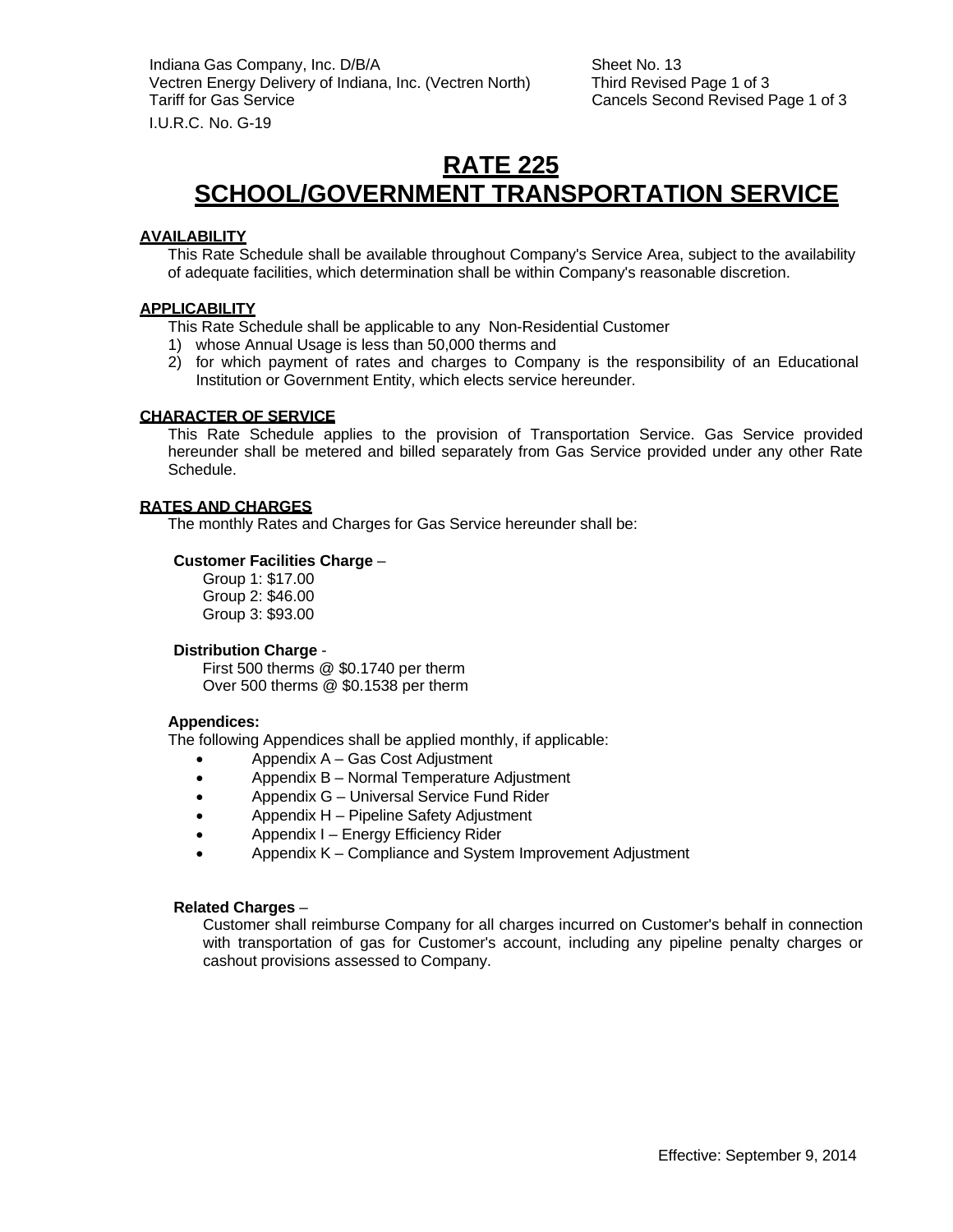# RATE 225
# SCHOOL/GOVERNMENT TRANSPORTATION SERVICE

## AVAILABILITY

This Rate Schedule shall be available throughout Company's Service Area, subject to the availability of adequate facilities, which determination shall be within Company's reasonable discretion.

## APPLICABILITY

This Rate Schedule shall be applicable to any Non-Residential Customer

1) whose Annual Usage is less than 50,000 therms and
2) for which payment of rates and charges to Company is the responsibility of an Educational Institution or Government Entity, which elects service hereunder.

## CHARACTER OF SERVICE

This Rate Schedule applies to the provision of Transportation Service. Gas Service provided hereunder shall be metered and billed separately from Gas Service provided under any other Rate Schedule.

## RATES AND CHARGES

The monthly Rates and Charges for Gas Service hereunder shall be:

**Customer Facilities Charge** –

Group 1: $17.00
Group 2: $46.00
Group 3: $93.00

**Distribution Charge** -

First 500 therms @ $0.1740 per therm
Over 500 therms @ $0.1538 per therm

**Appendices:**

The following Appendices shall be applied monthly, if applicable:

- Appendix A – Gas Cost Adjustment
- Appendix B – Normal Temperature Adjustment
- Appendix G – Universal Service Fund Rider
- Appendix H – Pipeline Safety Adjustment
- Appendix I – Energy Efficiency Rider
- Appendix K – Compliance and System Improvement Adjustment

**Related Charges** –

Customer shall reimburse Company for all charges incurred on Customer's behalf in connection with transportation of gas for Customer's account, including any pipeline penalty charges or cashout provisions assessed to Company.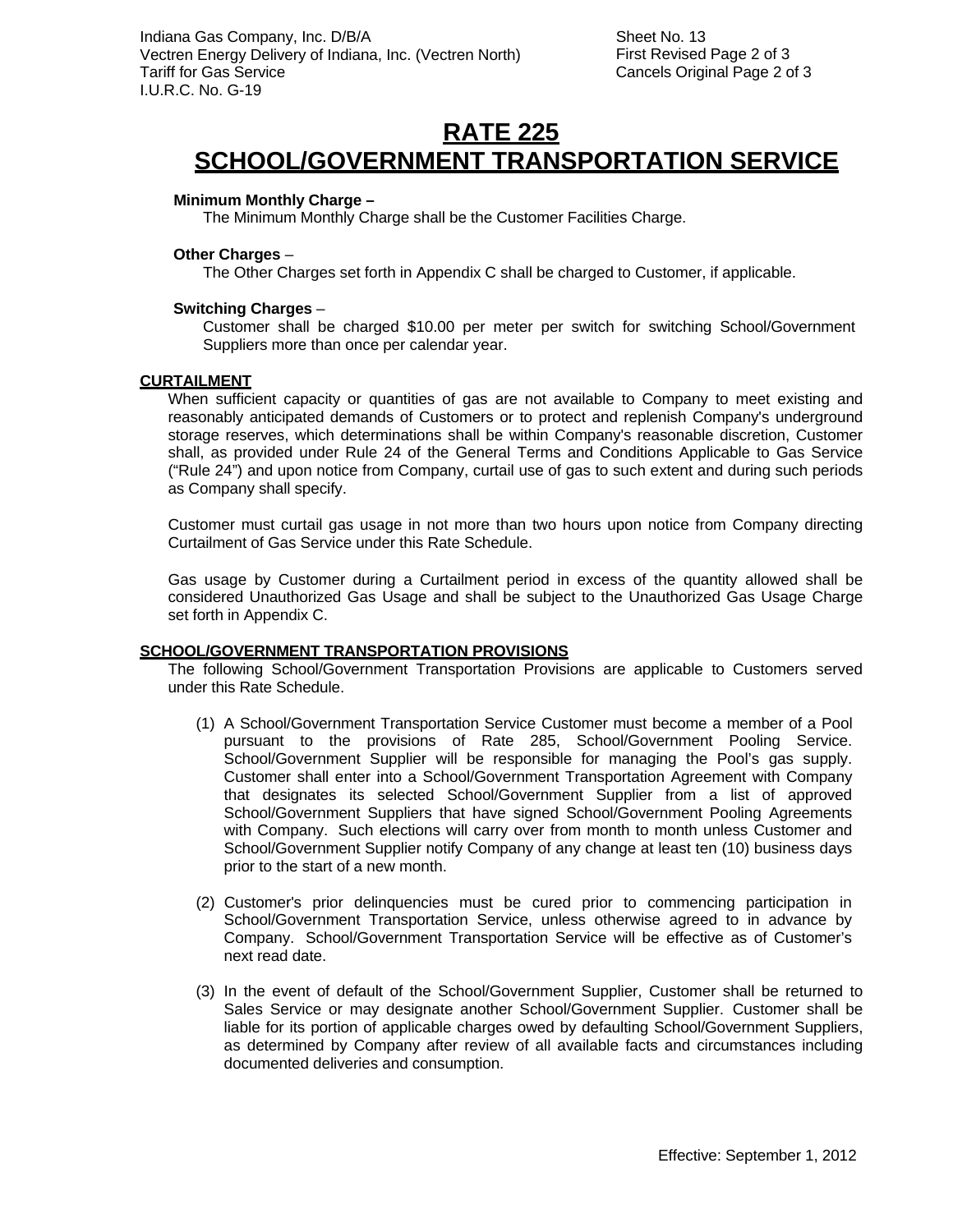# RATE 225
# SCHOOL/GOVERNMENT TRANSPORTATION SERVICE

**Minimum Monthly Charge –**
The Minimum Monthly Charge shall be the Customer Facilities Charge.

**Other Charges** –
The Other Charges set forth in Appendix C shall be charged to Customer, if applicable.

**Switching Charges** –
Customer shall be charged $10.00 per meter per switch for switching School/Government Suppliers more than once per calendar year.

## CURTAILMENT

When sufficient capacity or quantities of gas are not available to Company to meet existing and reasonably anticipated demands of Customers or to protect and replenish Company's underground storage reserves, which determinations shall be within Company's reasonable discretion, Customer shall, as provided under Rule 24 of the General Terms and Conditions Applicable to Gas Service ("Rule 24") and upon notice from Company, curtail use of gas to such extent and during such periods as Company shall specify.

Customer must curtail gas usage in not more than two hours upon notice from Company directing Curtailment of Gas Service under this Rate Schedule.

Gas usage by Customer during a Curtailment period in excess of the quantity allowed shall be considered Unauthorized Gas Usage and shall be subject to the Unauthorized Gas Usage Charge set forth in Appendix C.

## SCHOOL/GOVERNMENT TRANSPORTATION PROVISIONS

The following School/Government Transportation Provisions are applicable to Customers served under this Rate Schedule.

(1) A School/Government Transportation Service Customer must become a member of a Pool pursuant to the provisions of Rate 285, School/Government Pooling Service. School/Government Supplier will be responsible for managing the Pool's gas supply. Customer shall enter into a School/Government Transportation Agreement with Company that designates its selected School/Government Supplier from a list of approved School/Government Suppliers that have signed School/Government Pooling Agreements with Company. Such elections will carry over from month to month unless Customer and School/Government Supplier notify Company of any change at least ten (10) business days prior to the start of a new month.

(2) Customer's prior delinquencies must be cured prior to commencing participation in School/Government Transportation Service, unless otherwise agreed to in advance by Company. School/Government Transportation Service will be effective as of Customer's next read date.

(3) In the event of default of the School/Government Supplier, Customer shall be returned to Sales Service or may designate another School/Government Supplier. Customer shall be liable for its portion of applicable charges owed by defaulting School/Government Suppliers, as determined by Company after review of all available facts and circumstances including documented deliveries and consumption.

Effective: September 1, 2012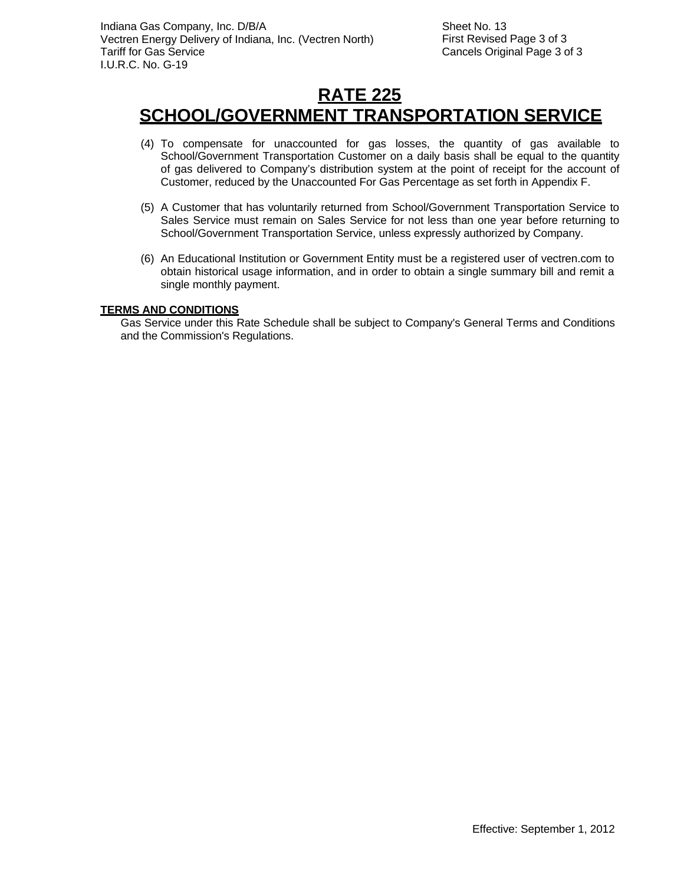# RATE 225
# SCHOOL/GOVERNMENT TRANSPORTATION SERVICE

(4) To compensate for unaccounted for gas losses, the quantity of gas available to School/Government Transportation Customer on a daily basis shall be equal to the quantity of gas delivered to Company's distribution system at the point of receipt for the account of Customer, reduced by the Unaccounted For Gas Percentage as set forth in Appendix F.

(5) A Customer that has voluntarily returned from School/Government Transportation Service to Sales Service must remain on Sales Service for not less than one year before returning to School/Government Transportation Service, unless expressly authorized by Company.

(6) An Educational Institution or Government Entity must be a registered user of vectren.com to obtain historical usage information, and in order to obtain a single summary bill and remit a single monthly payment.

**TERMS AND CONDITIONS**

Gas Service under this Rate Schedule shall be subject to Company's General Terms and Conditions and the Commission's Regulations.

Effective: September 1, 2012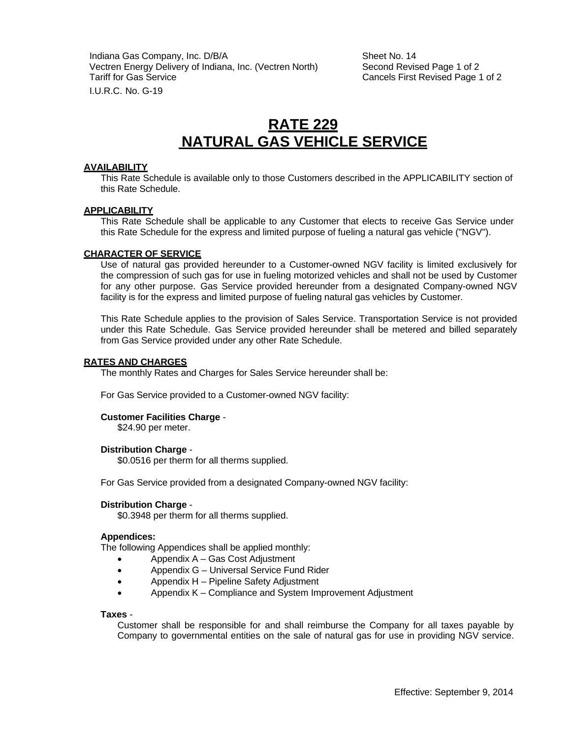Indiana Gas Company, Inc. D/B/A
Vectren Energy Delivery of Indiana, Inc. (Vectren North)
Tariff for Gas Service
I.U.R.C. No. G-19

Sheet No. 14
Second Revised Page 1 of 2
Cancels First Revised Page 1 of 2

# RATE 229
# NATURAL GAS VEHICLE SERVICE

## AVAILABILITY

This Rate Schedule is available only to those Customers described in the APPLICABILITY section of this Rate Schedule.

## APPLICABILITY

This Rate Schedule shall be applicable to any Customer that elects to receive Gas Service under this Rate Schedule for the express and limited purpose of fueling a natural gas vehicle ("NGV").

## CHARACTER OF SERVICE

Use of natural gas provided hereunder to a Customer-owned NGV facility is limited exclusively for the compression of such gas for use in fueling motorized vehicles and shall not be used by Customer for any other purpose. Gas Service provided hereunder from a designated Company-owned NGV facility is for the express and limited purpose of fueling natural gas vehicles by Customer.

This Rate Schedule applies to the provision of Sales Service. Transportation Service is not provided under this Rate Schedule. Gas Service provided hereunder shall be metered and billed separately from Gas Service provided under any other Rate Schedule.

## RATES AND CHARGES

The monthly Rates and Charges for Sales Service hereunder shall be:

For Gas Service provided to a Customer-owned NGV facility:

**Customer Facilities Charge** -
$24.90 per meter.

**Distribution Charge** -
$0.0516 per therm for all therms supplied.

For Gas Service provided from a designated Company-owned NGV facility:

**Distribution Charge** -
$0.3948 per therm for all therms supplied.

**Appendices:**
The following Appendices shall be applied monthly:

- Appendix A – Gas Cost Adjustment
- Appendix G – Universal Service Fund Rider
- Appendix H – Pipeline Safety Adjustment
- Appendix K – Compliance and System Improvement Adjustment

**Taxes** -
Customer shall be responsible for and shall reimburse the Company for all taxes payable by Company to governmental entities on the sale of natural gas for use in providing NGV service.

Effective: September 9, 2014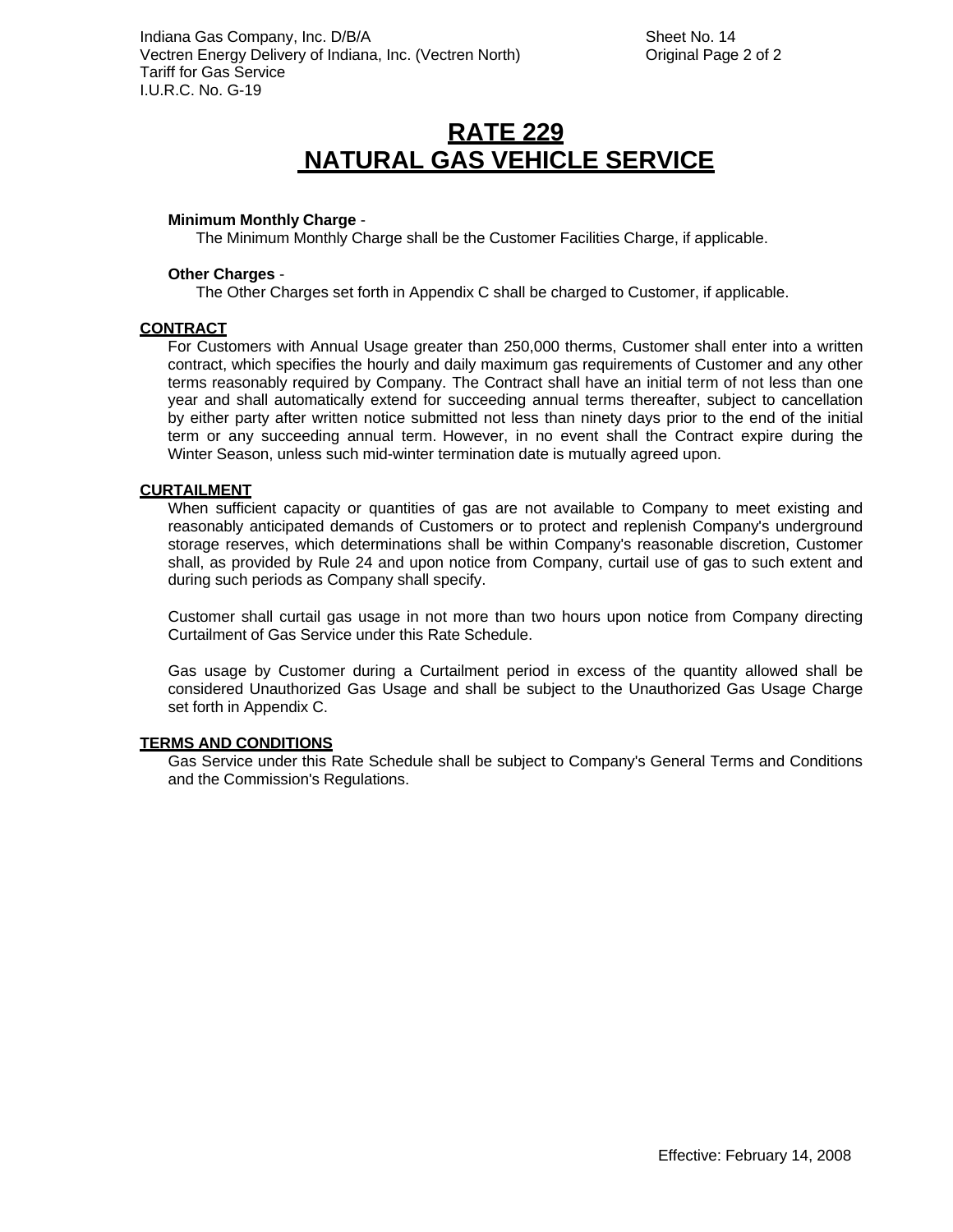# RATE 229
# NATURAL GAS VEHICLE SERVICE

**Minimum Monthly Charge** -

The Minimum Monthly Charge shall be the Customer Facilities Charge, if applicable.

**Other Charges** -

The Other Charges set forth in Appendix C shall be charged to Customer, if applicable.

## CONTRACT

For Customers with Annual Usage greater than 250,000 therms, Customer shall enter into a written contract, which specifies the hourly and daily maximum gas requirements of Customer and any other terms reasonably required by Company. The Contract shall have an initial term of not less than one year and shall automatically extend for succeeding annual terms thereafter, subject to cancellation by either party after written notice submitted not less than ninety days prior to the end of the initial term or any succeeding annual term. However, in no event shall the Contract expire during the Winter Season, unless such mid-winter termination date is mutually agreed upon.

## CURTAILMENT

When sufficient capacity or quantities of gas are not available to Company to meet existing and reasonably anticipated demands of Customers or to protect and replenish Company's underground storage reserves, which determinations shall be within Company's reasonable discretion, Customer shall, as provided by Rule 24 and upon notice from Company, curtail use of gas to such extent and during such periods as Company shall specify.

Customer shall curtail gas usage in not more than two hours upon notice from Company directing Curtailment of Gas Service under this Rate Schedule.

Gas usage by Customer during a Curtailment period in excess of the quantity allowed shall be considered Unauthorized Gas Usage and shall be subject to the Unauthorized Gas Usage Charge set forth in Appendix C.

## TERMS AND CONDITIONS

Gas Service under this Rate Schedule shall be subject to Company's General Terms and Conditions and the Commission's Regulations.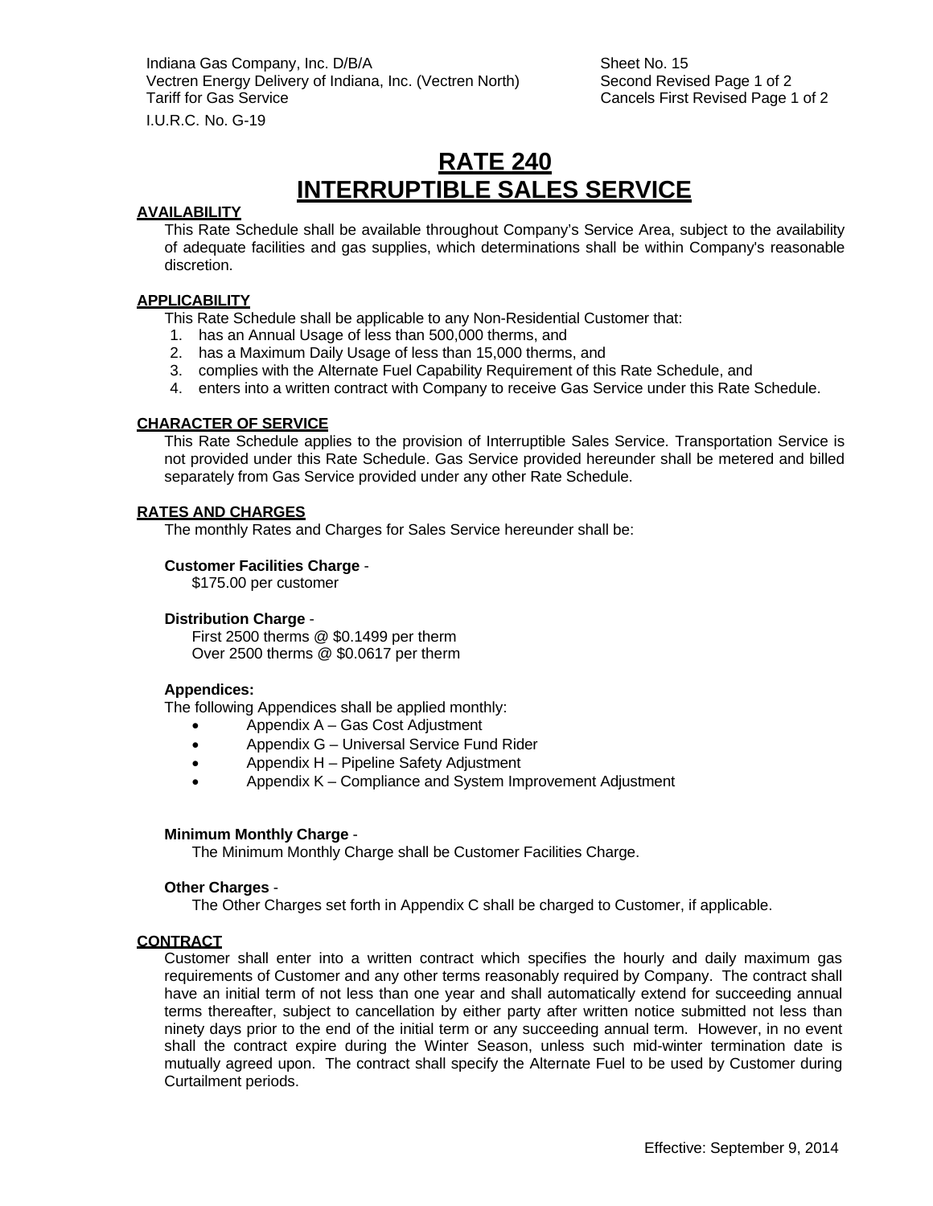# RATE 240
# INTERRUPTIBLE SALES SERVICE

## AVAILABILITY

This Rate Schedule shall be available throughout Company's Service Area, subject to the availability of adequate facilities and gas supplies, which determinations shall be within Company's reasonable discretion.

## APPLICABILITY

This Rate Schedule shall be applicable to any Non-Residential Customer that:

1. has an Annual Usage of less than 500,000 therms, and
2. has a Maximum Daily Usage of less than 15,000 therms, and
3. complies with the Alternate Fuel Capability Requirement of this Rate Schedule, and
4. enters into a written contract with Company to receive Gas Service under this Rate Schedule.

## CHARACTER OF SERVICE

This Rate Schedule applies to the provision of Interruptible Sales Service. Transportation Service is not provided under this Rate Schedule. Gas Service provided hereunder shall be metered and billed separately from Gas Service provided under any other Rate Schedule.

## RATES AND CHARGES

The monthly Rates and Charges for Sales Service hereunder shall be:

**Customer Facilities Charge** -
$175.00 per customer

**Distribution Charge** -
First 2500 therms @ $0.1499 per therm
Over 2500 therms @ $0.0617 per therm

**Appendices:**
The following Appendices shall be applied monthly:

- Appendix A – Gas Cost Adjustment
- Appendix G – Universal Service Fund Rider
- Appendix H – Pipeline Safety Adjustment
- Appendix K – Compliance and System Improvement Adjustment

**Minimum Monthly Charge** -
The Minimum Monthly Charge shall be Customer Facilities Charge.

**Other Charges** -
The Other Charges set forth in Appendix C shall be charged to Customer, if applicable.

## CONTRACT

Customer shall enter into a written contract which specifies the hourly and daily maximum gas requirements of Customer and any other terms reasonably required by Company. The contract shall have an initial term of not less than one year and shall automatically extend for succeeding annual terms thereafter, subject to cancellation by either party after written notice submitted not less than ninety days prior to the end of the initial term or any succeeding annual term. However, in no event shall the contract expire during the Winter Season, unless such mid-winter termination date is mutually agreed upon. The contract shall specify the Alternate Fuel to be used by Customer during Curtailment periods.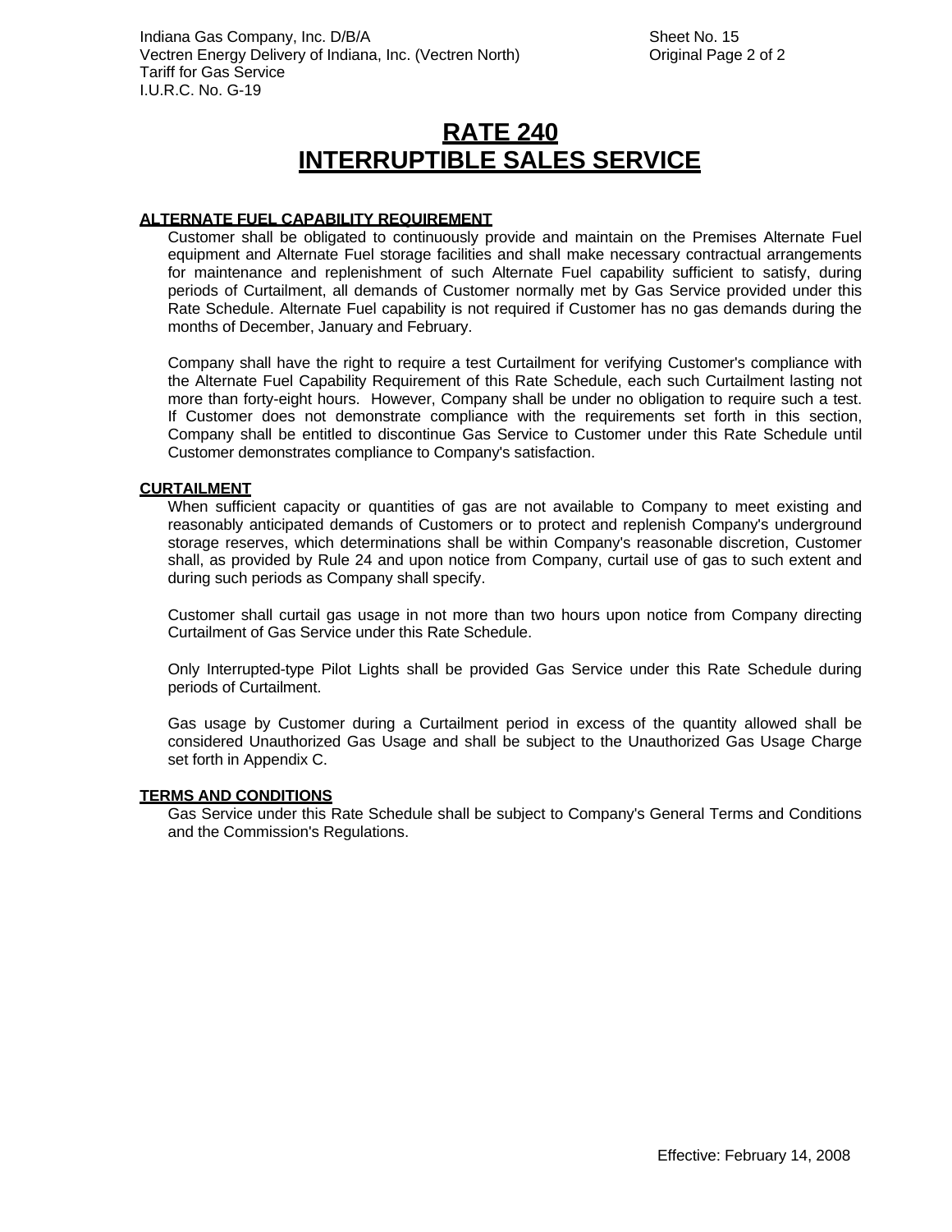# RATE 240
# INTERRUPTIBLE SALES SERVICE

**ALTERNATE FUEL CAPABILITY REQUIREMENT**

Customer shall be obligated to continuously provide and maintain on the Premises Alternate Fuel equipment and Alternate Fuel storage facilities and shall make necessary contractual arrangements for maintenance and replenishment of such Alternate Fuel capability sufficient to satisfy, during periods of Curtailment, all demands of Customer normally met by Gas Service provided under this Rate Schedule. Alternate Fuel capability is not required if Customer has no gas demands during the months of December, January and February.

Company shall have the right to require a test Curtailment for verifying Customer's compliance with the Alternate Fuel Capability Requirement of this Rate Schedule, each such Curtailment lasting not more than forty-eight hours. However, Company shall be under no obligation to require such a test. If Customer does not demonstrate compliance with the requirements set forth in this section, Company shall be entitled to discontinue Gas Service to Customer under this Rate Schedule until Customer demonstrates compliance to Company's satisfaction.

**CURTAILMENT**

When sufficient capacity or quantities of gas are not available to Company to meet existing and reasonably anticipated demands of Customers or to protect and replenish Company's underground storage reserves, which determinations shall be within Company's reasonable discretion, Customer shall, as provided by Rule 24 and upon notice from Company, curtail use of gas to such extent and during such periods as Company shall specify.

Customer shall curtail gas usage in not more than two hours upon notice from Company directing Curtailment of Gas Service under this Rate Schedule.

Only Interrupted-type Pilot Lights shall be provided Gas Service under this Rate Schedule during periods of Curtailment.

Gas usage by Customer during a Curtailment period in excess of the quantity allowed shall be considered Unauthorized Gas Usage and shall be subject to the Unauthorized Gas Usage Charge set forth in Appendix C.

**TERMS AND CONDITIONS**

Gas Service under this Rate Schedule shall be subject to Company's General Terms and Conditions and the Commission's Regulations.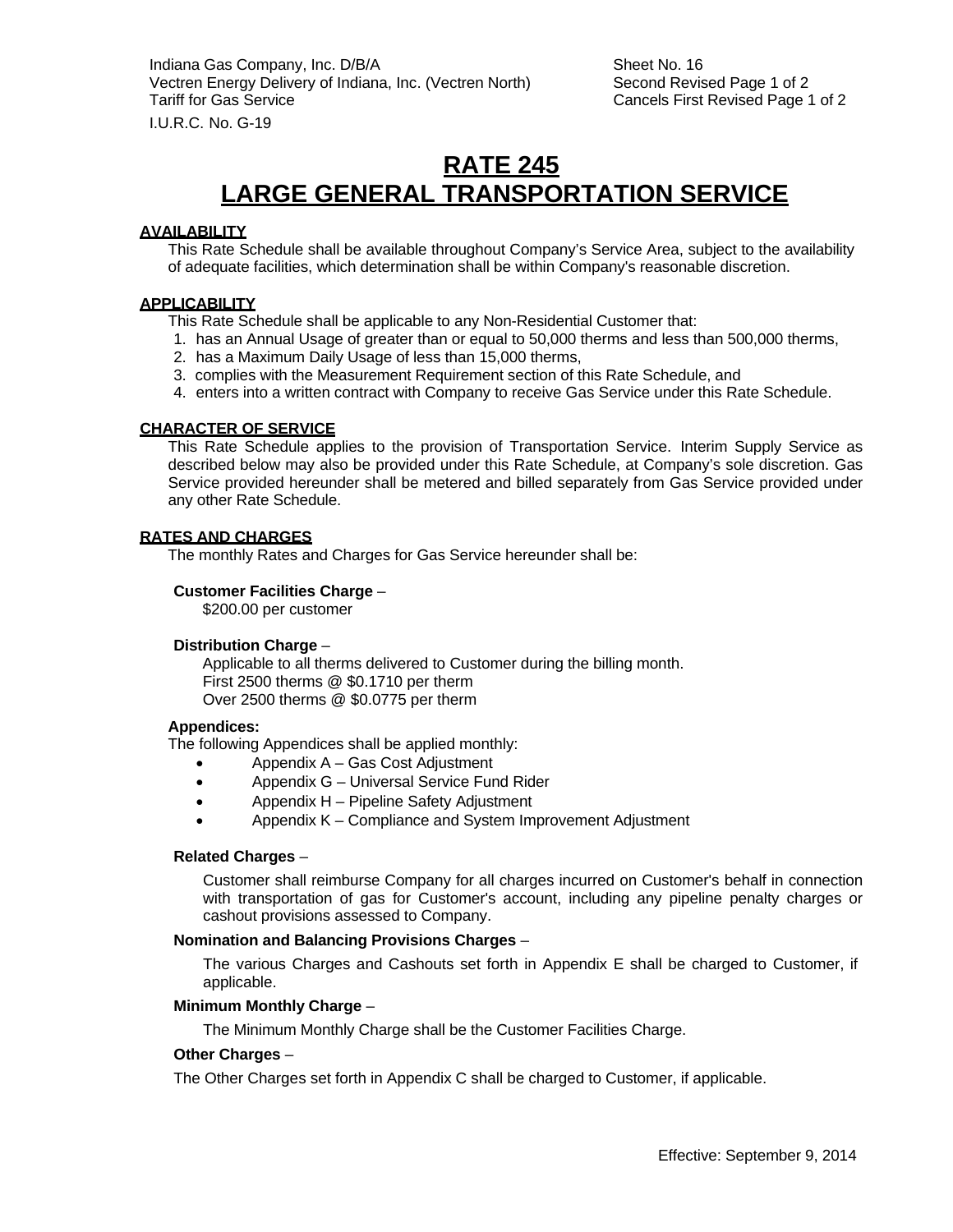Indiana Gas Company, Inc. D/B/A
Vectren Energy Delivery of Indiana, Inc. (Vectren North)
Tariff for Gas Service

I.U.R.C. No. G-19

Sheet No. 16
Second Revised Page 1 of 2
Cancels First Revised Page 1 of 2

# RATE 245
# LARGE GENERAL TRANSPORTATION SERVICE

## AVAILABILITY

This Rate Schedule shall be available throughout Company's Service Area, subject to the availability of adequate facilities, which determination shall be within Company's reasonable discretion.

## APPLICABILITY

This Rate Schedule shall be applicable to any Non-Residential Customer that:

1. has an Annual Usage of greater than or equal to 50,000 therms and less than 500,000 therms,
2. has a Maximum Daily Usage of less than 15,000 therms,
3. complies with the Measurement Requirement section of this Rate Schedule, and
4. enters into a written contract with Company to receive Gas Service under this Rate Schedule.

## CHARACTER OF SERVICE

This Rate Schedule applies to the provision of Transportation Service. Interim Supply Service as described below may also be provided under this Rate Schedule, at Company's sole discretion. Gas Service provided hereunder shall be metered and billed separately from Gas Service provided under any other Rate Schedule.

## RATES AND CHARGES

The monthly Rates and Charges for Gas Service hereunder shall be:

**Customer Facilities Charge** –

$200.00 per customer

**Distribution Charge** –

Applicable to all therms delivered to Customer during the billing month.
First 2500 therms @ $0.1710 per therm
Over 2500 therms @ $0.0775 per therm

**Appendices:**

The following Appendices shall be applied monthly:

- Appendix A – Gas Cost Adjustment
- Appendix G – Universal Service Fund Rider
- Appendix H – Pipeline Safety Adjustment
- Appendix K – Compliance and System Improvement Adjustment

**Related Charges** –

Customer shall reimburse Company for all charges incurred on Customer's behalf in connection with transportation of gas for Customer's account, including any pipeline penalty charges or cashout provisions assessed to Company.

**Nomination and Balancing Provisions Charges** –

The various Charges and Cashouts set forth in Appendix E shall be charged to Customer, if applicable.

**Minimum Monthly Charge** –

The Minimum Monthly Charge shall be the Customer Facilities Charge.

**Other Charges** –

The Other Charges set forth in Appendix C shall be charged to Customer, if applicable.

Effective: September 9, 2014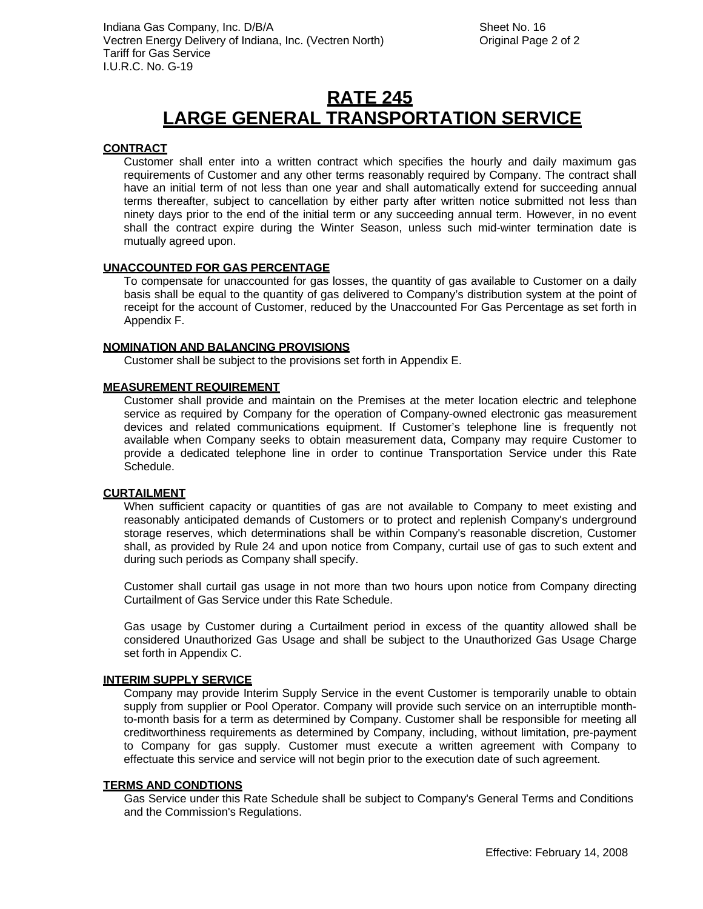# RATE 245
# LARGE GENERAL TRANSPORTATION SERVICE

**CONTRACT**

Customer shall enter into a written contract which specifies the hourly and daily maximum gas requirements of Customer and any other terms reasonably required by Company. The contract shall have an initial term of not less than one year and shall automatically extend for succeeding annual terms thereafter, subject to cancellation by either party after written notice submitted not less than ninety days prior to the end of the initial term or any succeeding annual term. However, in no event shall the contract expire during the Winter Season, unless such mid-winter termination date is mutually agreed upon.

**UNACCOUNTED FOR GAS PERCENTAGE**

To compensate for unaccounted for gas losses, the quantity of gas available to Customer on a daily basis shall be equal to the quantity of gas delivered to Company's distribution system at the point of receipt for the account of Customer, reduced by the Unaccounted For Gas Percentage as set forth in Appendix F.

**NOMINATION AND BALANCING PROVISIONS**

Customer shall be subject to the provisions set forth in Appendix E.

**MEASUREMENT REQUIREMENT**

Customer shall provide and maintain on the Premises at the meter location electric and telephone service as required by Company for the operation of Company-owned electronic gas measurement devices and related communications equipment. If Customer's telephone line is frequently not available when Company seeks to obtain measurement data, Company may require Customer to provide a dedicated telephone line in order to continue Transportation Service under this Rate Schedule.

**CURTAILMENT**

When sufficient capacity or quantities of gas are not available to Company to meet existing and reasonably anticipated demands of Customers or to protect and replenish Company's underground storage reserves, which determinations shall be within Company's reasonable discretion, Customer shall, as provided by Rule 24 and upon notice from Company, curtail use of gas to such extent and during such periods as Company shall specify.

Customer shall curtail gas usage in not more than two hours upon notice from Company directing Curtailment of Gas Service under this Rate Schedule.

Gas usage by Customer during a Curtailment period in excess of the quantity allowed shall be considered Unauthorized Gas Usage and shall be subject to the Unauthorized Gas Usage Charge set forth in Appendix C.

**INTERIM SUPPLY SERVICE**

Company may provide Interim Supply Service in the event Customer is temporarily unable to obtain supply from supplier or Pool Operator. Company will provide such service on an interruptible month-to-month basis for a term as determined by Company. Customer shall be responsible for meeting all creditworthiness requirements as determined by Company, including, without limitation, pre-payment to Company for gas supply. Customer must execute a written agreement with Company to effectuate this service and service will not begin prior to the execution date of such agreement.

**TERMS AND CONDTIONS**

Gas Service under this Rate Schedule shall be subject to Company's General Terms and Conditions and the Commission's Regulations.

Effective: February 14, 2008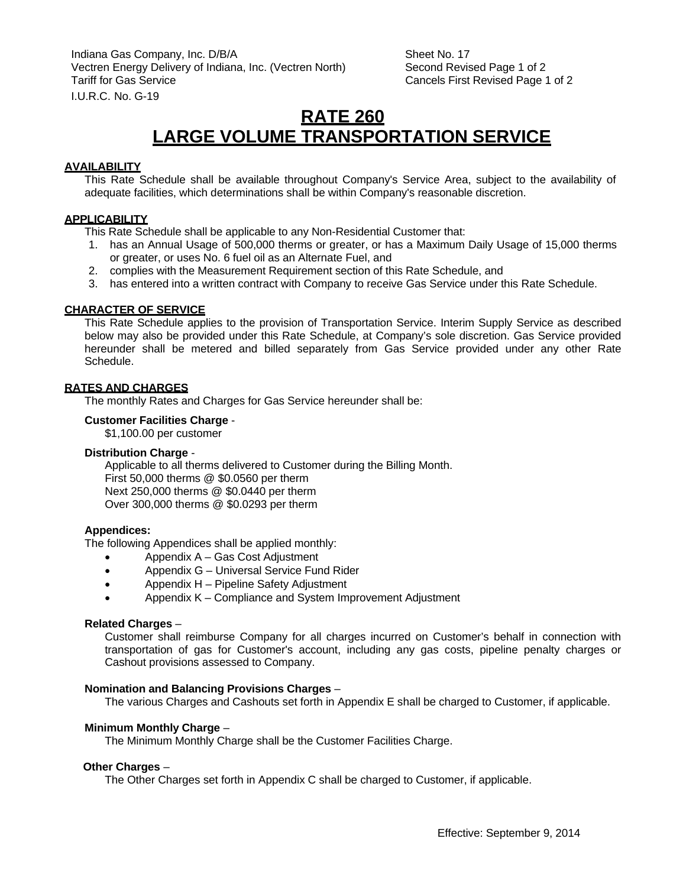Indiana Gas Company, Inc. D/B/A
Vectren Energy Delivery of Indiana, Inc. (Vectren North)
Tariff for Gas Service
I.U.R.C. No. G-19

Sheet No. 17
Second Revised Page 1 of 2
Cancels First Revised Page 1 of 2

# RATE 260
# LARGE VOLUME TRANSPORTATION SERVICE

## AVAILABILITY

This Rate Schedule shall be available throughout Company's Service Area, subject to the availability of adequate facilities, which determinations shall be within Company's reasonable discretion.

## APPLICABILITY

This Rate Schedule shall be applicable to any Non-Residential Customer that:

1. has an Annual Usage of 500,000 therms or greater, or has a Maximum Daily Usage of 15,000 therms or greater, or uses No. 6 fuel oil as an Alternate Fuel, and
2. complies with the Measurement Requirement section of this Rate Schedule, and
3. has entered into a written contract with Company to receive Gas Service under this Rate Schedule.

## CHARACTER OF SERVICE

This Rate Schedule applies to the provision of Transportation Service. Interim Supply Service as described below may also be provided under this Rate Schedule, at Company's sole discretion. Gas Service provided hereunder shall be metered and billed separately from Gas Service provided under any other Rate Schedule.

## RATES AND CHARGES

The monthly Rates and Charges for Gas Service hereunder shall be:

**Customer Facilities Charge** -
$1,100.00 per customer

**Distribution Charge** -
Applicable to all therms delivered to Customer during the Billing Month.
First 50,000 therms @ $0.0560 per therm
Next 250,000 therms @ $0.0440 per therm
Over 300,000 therms @ $0.0293 per therm

**Appendices:**

The following Appendices shall be applied monthly:

- Appendix A – Gas Cost Adjustment
- Appendix G – Universal Service Fund Rider
- Appendix H – Pipeline Safety Adjustment
- Appendix K – Compliance and System Improvement Adjustment

**Related Charges** –
Customer shall reimburse Company for all charges incurred on Customer's behalf in connection with transportation of gas for Customer's account, including any gas costs, pipeline penalty charges or Cashout provisions assessed to Company.

**Nomination and Balancing Provisions Charges** –
The various Charges and Cashouts set forth in Appendix E shall be charged to Customer, if applicable.

**Minimum Monthly Charge** –
The Minimum Monthly Charge shall be the Customer Facilities Charge.

**Other Charges** –
The Other Charges set forth in Appendix C shall be charged to Customer, if applicable.

Effective: September 9, 2014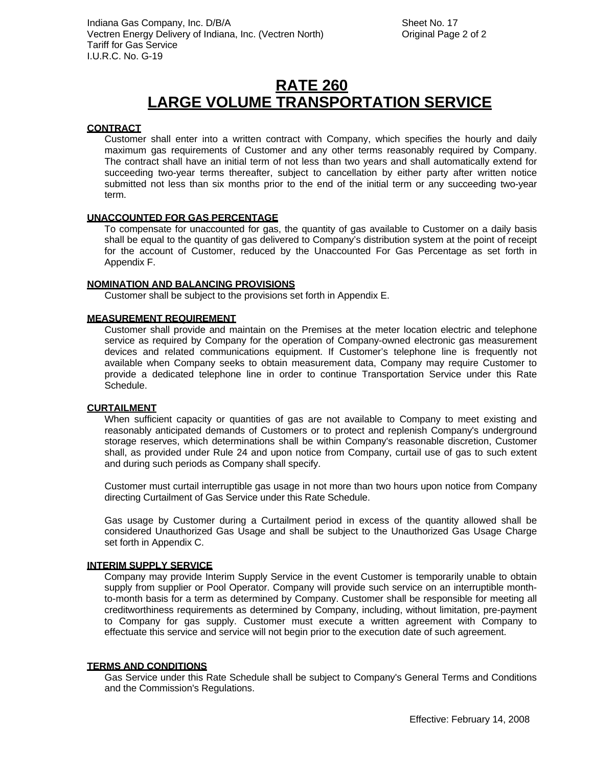# RATE 260
# LARGE VOLUME TRANSPORTATION SERVICE

**CONTRACT**

Customer shall enter into a written contract with Company, which specifies the hourly and daily maximum gas requirements of Customer and any other terms reasonably required by Company. The contract shall have an initial term of not less than two years and shall automatically extend for succeeding two-year terms thereafter, subject to cancellation by either party after written notice submitted not less than six months prior to the end of the initial term or any succeeding two-year term.

**UNACCOUNTED FOR GAS PERCENTAGE**

To compensate for unaccounted for gas, the quantity of gas available to Customer on a daily basis shall be equal to the quantity of gas delivered to Company's distribution system at the point of receipt for the account of Customer, reduced by the Unaccounted For Gas Percentage as set forth in Appendix F.

**NOMINATION AND BALANCING PROVISIONS**

Customer shall be subject to the provisions set forth in Appendix E.

**MEASUREMENT REQUIREMENT**

Customer shall provide and maintain on the Premises at the meter location electric and telephone service as required by Company for the operation of Company-owned electronic gas measurement devices and related communications equipment. If Customer's telephone line is frequently not available when Company seeks to obtain measurement data, Company may require Customer to provide a dedicated telephone line in order to continue Transportation Service under this Rate Schedule.

**CURTAILMENT**

When sufficient capacity or quantities of gas are not available to Company to meet existing and reasonably anticipated demands of Customers or to protect and replenish Company's underground storage reserves, which determinations shall be within Company's reasonable discretion, Customer shall, as provided under Rule 24 and upon notice from Company, curtail use of gas to such extent and during such periods as Company shall specify.

Customer must curtail interruptible gas usage in not more than two hours upon notice from Company directing Curtailment of Gas Service under this Rate Schedule.

Gas usage by Customer during a Curtailment period in excess of the quantity allowed shall be considered Unauthorized Gas Usage and shall be subject to the Unauthorized Gas Usage Charge set forth in Appendix C.

**INTERIM SUPPLY SERVICE**

Company may provide Interim Supply Service in the event Customer is temporarily unable to obtain supply from supplier or Pool Operator. Company will provide such service on an interruptible month-to-month basis for a term as determined by Company. Customer shall be responsible for meeting all creditworthiness requirements as determined by Company, including, without limitation, pre-payment to Company for gas supply. Customer must execute a written agreement with Company to effectuate this service and service will not begin prior to the execution date of such agreement.

**TERMS AND CONDITIONS**

Gas Service under this Rate Schedule shall be subject to Company's General Terms and Conditions and the Commission's Regulations.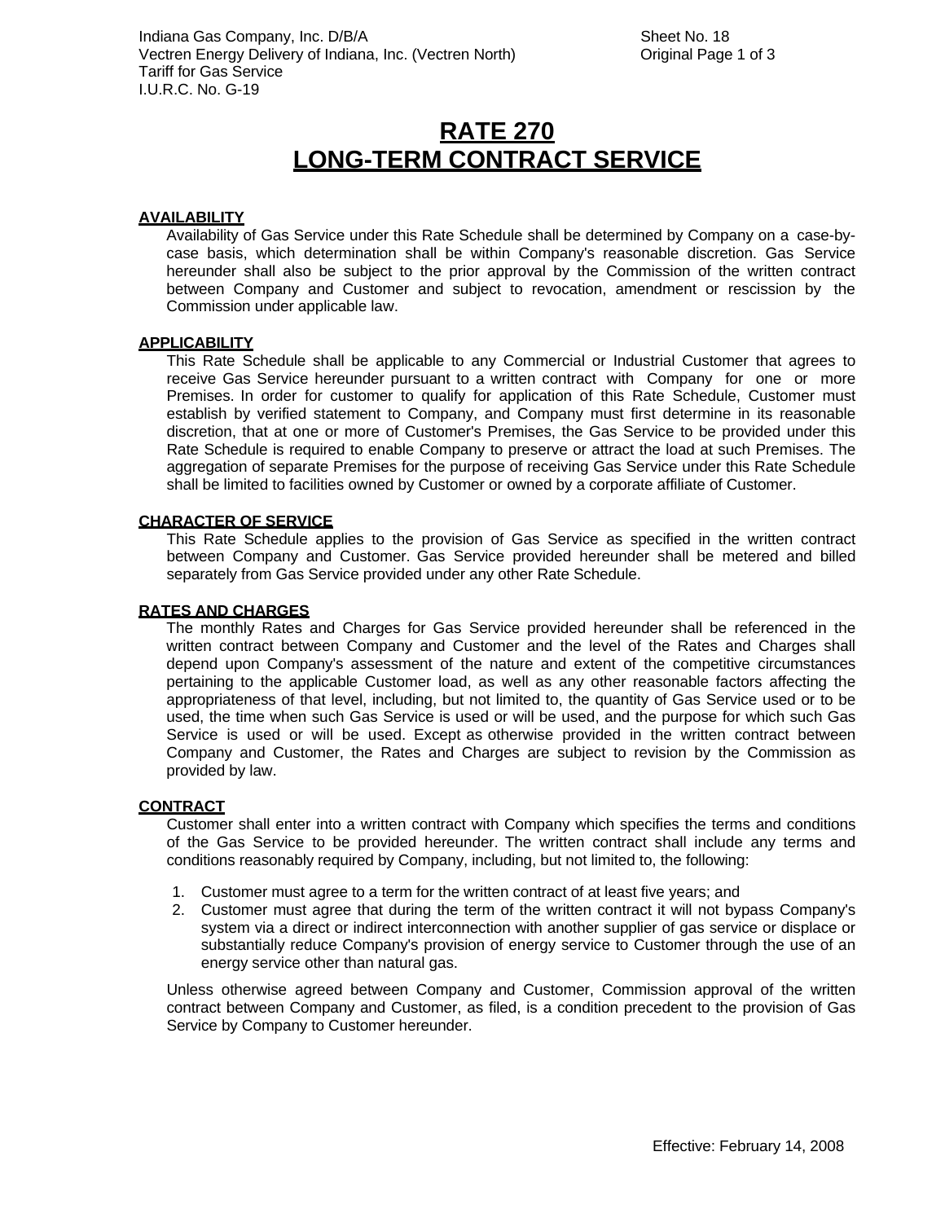# RATE 270
# LONG-TERM CONTRACT SERVICE

## AVAILABILITY

Availability of Gas Service under this Rate Schedule shall be determined by Company on a case-by-case basis, which determination shall be within Company's reasonable discretion. Gas Service hereunder shall also be subject to the prior approval by the Commission of the written contract between Company and Customer and subject to revocation, amendment or rescission by the Commission under applicable law.

## APPLICABILITY

This Rate Schedule shall be applicable to any Commercial or Industrial Customer that agrees to receive Gas Service hereunder pursuant to a written contract with Company for one or more Premises. In order for customer to qualify for application of this Rate Schedule, Customer must establish by verified statement to Company, and Company must first determine in its reasonable discretion, that at one or more of Customer's Premises, the Gas Service to be provided under this Rate Schedule is required to enable Company to preserve or attract the load at such Premises. The aggregation of separate Premises for the purpose of receiving Gas Service under this Rate Schedule shall be limited to facilities owned by Customer or owned by a corporate affiliate of Customer.

## CHARACTER OF SERVICE

This Rate Schedule applies to the provision of Gas Service as specified in the written contract between Company and Customer. Gas Service provided hereunder shall be metered and billed separately from Gas Service provided under any other Rate Schedule.

## RATES AND CHARGES

The monthly Rates and Charges for Gas Service provided hereunder shall be referenced in the written contract between Company and Customer and the level of the Rates and Charges shall depend upon Company's assessment of the nature and extent of the competitive circumstances pertaining to the applicable Customer load, as well as any other reasonable factors affecting the appropriateness of that level, including, but not limited to, the quantity of Gas Service used or to be used, the time when such Gas Service is used or will be used, and the purpose for which such Gas Service is used or will be used. Except as otherwise provided in the written contract between Company and Customer, the Rates and Charges are subject to revision by the Commission as provided by law.

## CONTRACT

Customer shall enter into a written contract with Company which specifies the terms and conditions of the Gas Service to be provided hereunder. The written contract shall include any terms and conditions reasonably required by Company, including, but not limited to, the following:

1. Customer must agree to a term for the written contract of at least five years; and
2. Customer must agree that during the term of the written contract it will not bypass Company's system via a direct or indirect interconnection with another supplier of gas service or displace or substantially reduce Company's provision of energy service to Customer through the use of an energy service other than natural gas.

Unless otherwise agreed between Company and Customer, Commission approval of the written contract between Company and Customer, as filed, is a condition precedent to the provision of Gas Service by Company to Customer hereunder.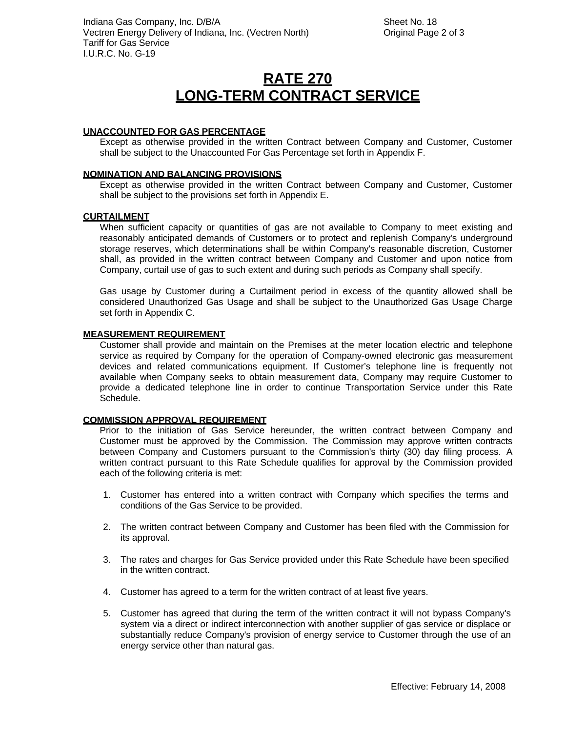# RATE 270
# LONG-TERM CONTRACT SERVICE

**UNACCOUNTED FOR GAS PERCENTAGE**

Except as otherwise provided in the written Contract between Company and Customer, Customer shall be subject to the Unaccounted For Gas Percentage set forth in Appendix F.

**NOMINATION AND BALANCING PROVISIONS**

Except as otherwise provided in the written Contract between Company and Customer, Customer shall be subject to the provisions set forth in Appendix E.

**CURTAILMENT**

When sufficient capacity or quantities of gas are not available to Company to meet existing and reasonably anticipated demands of Customers or to protect and replenish Company's underground storage reserves, which determinations shall be within Company's reasonable discretion, Customer shall, as provided in the written contract between Company and Customer and upon notice from Company, curtail use of gas to such extent and during such periods as Company shall specify.

Gas usage by Customer during a Curtailment period in excess of the quantity allowed shall be considered Unauthorized Gas Usage and shall be subject to the Unauthorized Gas Usage Charge set forth in Appendix C.

**MEASUREMENT REQUIREMENT**

Customer shall provide and maintain on the Premises at the meter location electric and telephone service as required by Company for the operation of Company-owned electronic gas measurement devices and related communications equipment. If Customer's telephone line is frequently not available when Company seeks to obtain measurement data, Company may require Customer to provide a dedicated telephone line in order to continue Transportation Service under this Rate Schedule.

**COMMISSION APPROVAL REQUIREMENT**

Prior to the initiation of Gas Service hereunder, the written contract between Company and Customer must be approved by the Commission. The Commission may approve written contracts between Company and Customers pursuant to the Commission's thirty (30) day filing process. A written contract pursuant to this Rate Schedule qualifies for approval by the Commission provided each of the following criteria is met:

1. Customer has entered into a written contract with Company which specifies the terms and conditions of the Gas Service to be provided.
2. The written contract between Company and Customer has been filed with the Commission for its approval.
3. The rates and charges for Gas Service provided under this Rate Schedule have been specified in the written contract.
4. Customer has agreed to a term for the written contract of at least five years.
5. Customer has agreed that during the term of the written contract it will not bypass Company's system via a direct or indirect interconnection with another supplier of gas service or displace or substantially reduce Company's provision of energy service to Customer through the use of an energy service other than natural gas.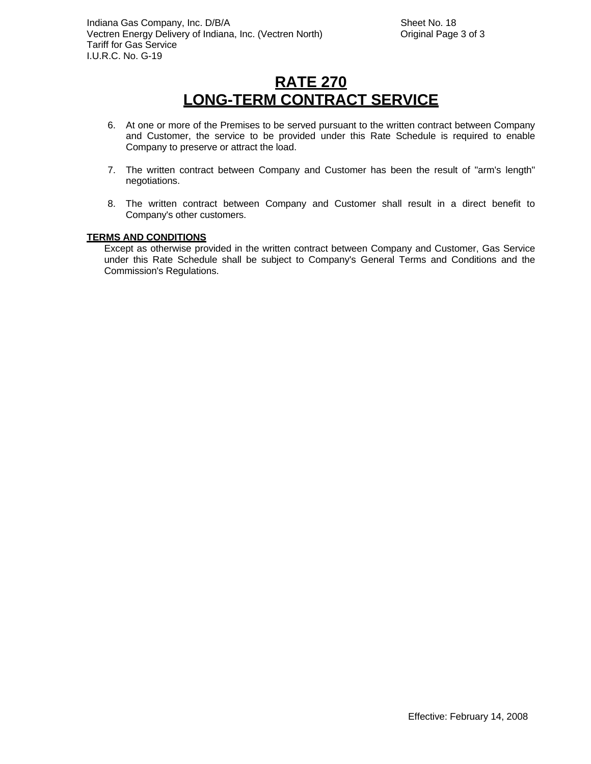# RATE 270
# LONG-TERM CONTRACT SERVICE

6. At one or more of the Premises to be served pursuant to the written contract between Company and Customer, the service to be provided under this Rate Schedule is required to enable Company to preserve or attract the load.

7. The written contract between Company and Customer has been the result of "arm's length" negotiations.

8. The written contract between Company and Customer shall result in a direct benefit to Company's other customers.

**TERMS AND CONDITIONS**

Except as otherwise provided in the written contract between Company and Customer, Gas Service under this Rate Schedule shall be subject to Company's General Terms and Conditions and the Commission's Regulations.

Effective: February 14, 2008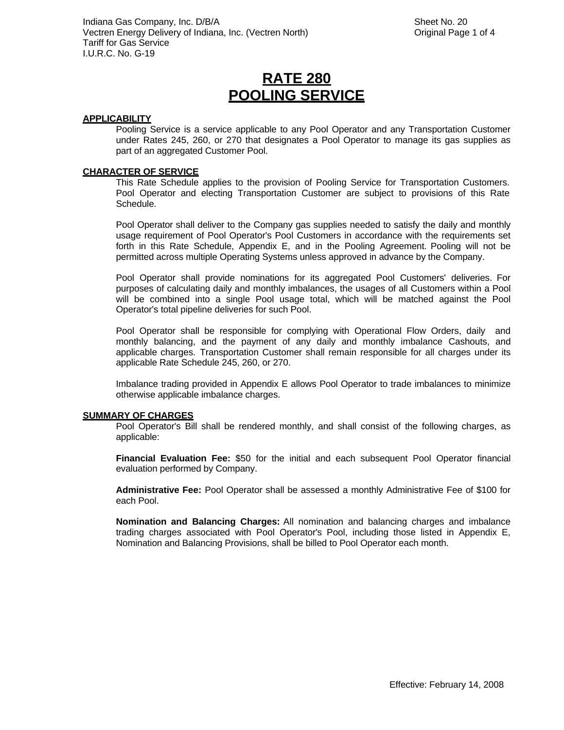# RATE 280
# POOLING SERVICE

**APPLICABILITY**

Pooling Service is a service applicable to any Pool Operator and any Transportation Customer under Rates 245, 260, or 270 that designates a Pool Operator to manage its gas supplies as part of an aggregated Customer Pool.

**CHARACTER OF SERVICE**

This Rate Schedule applies to the provision of Pooling Service for Transportation Customers. Pool Operator and electing Transportation Customer are subject to provisions of this Rate Schedule.

Pool Operator shall deliver to the Company gas supplies needed to satisfy the daily and monthly usage requirement of Pool Operator's Pool Customers in accordance with the requirements set forth in this Rate Schedule, Appendix E, and in the Pooling Agreement. Pooling will not be permitted across multiple Operating Systems unless approved in advance by the Company.

Pool Operator shall provide nominations for its aggregated Pool Customers' deliveries. For purposes of calculating daily and monthly imbalances, the usages of all Customers within a Pool will be combined into a single Pool usage total, which will be matched against the Pool Operator's total pipeline deliveries for such Pool.

Pool Operator shall be responsible for complying with Operational Flow Orders, daily and monthly balancing, and the payment of any daily and monthly imbalance Cashouts, and applicable charges. Transportation Customer shall remain responsible for all charges under its applicable Rate Schedule 245, 260, or 270.

Imbalance trading provided in Appendix E allows Pool Operator to trade imbalances to minimize otherwise applicable imbalance charges.

**SUMMARY OF CHARGES**

Pool Operator's Bill shall be rendered monthly, and shall consist of the following charges, as applicable:

**Financial Evaluation Fee:** $50 for the initial and each subsequent Pool Operator financial evaluation performed by Company.

**Administrative Fee:** Pool Operator shall be assessed a monthly Administrative Fee of $100 for each Pool.

**Nomination and Balancing Charges:** All nomination and balancing charges and imbalance trading charges associated with Pool Operator's Pool, including those listed in Appendix E, Nomination and Balancing Provisions, shall be billed to Pool Operator each month.

Effective: February 14, 2008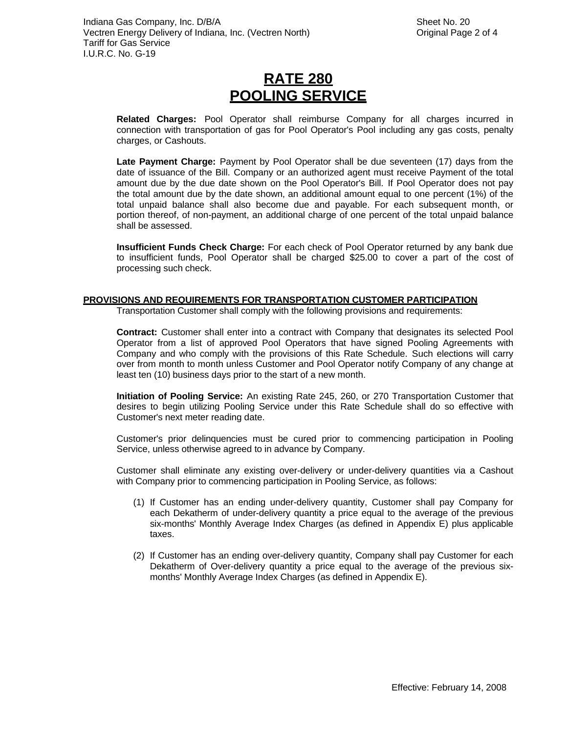# RATE 280
# POOLING SERVICE

**Related Charges:** Pool Operator shall reimburse Company for all charges incurred in connection with transportation of gas for Pool Operator's Pool including any gas costs, penalty charges, or Cashouts.

**Late Payment Charge:** Payment by Pool Operator shall be due seventeen (17) days from the date of issuance of the Bill. Company or an authorized agent must receive Payment of the total amount due by the due date shown on the Pool Operator's Bill. If Pool Operator does not pay the total amount due by the date shown, an additional amount equal to one percent (1%) of the total unpaid balance shall also become due and payable. For each subsequent month, or portion thereof, of non-payment, an additional charge of one percent of the total unpaid balance shall be assessed.

**Insufficient Funds Check Charge:** For each check of Pool Operator returned by any bank due to insufficient funds, Pool Operator shall be charged $25.00 to cover a part of the cost of processing such check.

## PROVISIONS AND REQUIREMENTS FOR TRANSPORTATION CUSTOMER PARTICIPATION

Transportation Customer shall comply with the following provisions and requirements:

**Contract:** Customer shall enter into a contract with Company that designates its selected Pool Operator from a list of approved Pool Operators that have signed Pooling Agreements with Company and who comply with the provisions of this Rate Schedule. Such elections will carry over from month to month unless Customer and Pool Operator notify Company of any change at least ten (10) business days prior to the start of a new month.

**Initiation of Pooling Service:** An existing Rate 245, 260, or 270 Transportation Customer that desires to begin utilizing Pooling Service under this Rate Schedule shall do so effective with Customer's next meter reading date.

Customer's prior delinquencies must be cured prior to commencing participation in Pooling Service, unless otherwise agreed to in advance by Company.

Customer shall eliminate any existing over-delivery or under-delivery quantities via a Cashout with Company prior to commencing participation in Pooling Service, as follows:

(1) If Customer has an ending under-delivery quantity, Customer shall pay Company for each Dekatherm of under-delivery quantity a price equal to the average of the previous six-months' Monthly Average Index Charges (as defined in Appendix E) plus applicable taxes.

(2) If Customer has an ending over-delivery quantity, Company shall pay Customer for each Dekatherm of Over-delivery quantity a price equal to the average of the previous six-months' Monthly Average Index Charges (as defined in Appendix E).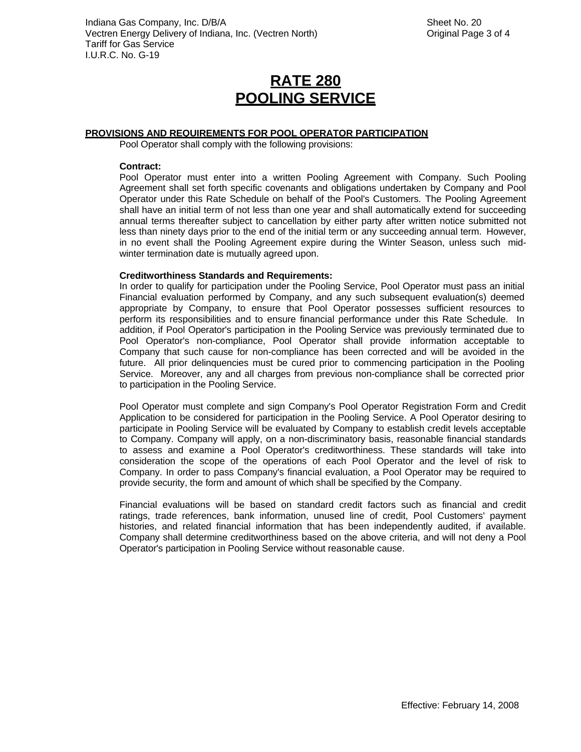# RATE 280
# POOLING SERVICE

**PROVISIONS AND REQUIREMENTS FOR POOL OPERATOR PARTICIPATION**

Pool Operator shall comply with the following provisions:

**Contract:**

Pool Operator must enter into a written Pooling Agreement with Company. Such Pooling Agreement shall set forth specific covenants and obligations undertaken by Company and Pool Operator under this Rate Schedule on behalf of the Pool's Customers. The Pooling Agreement shall have an initial term of not less than one year and shall automatically extend for succeeding annual terms thereafter subject to cancellation by either party after written notice submitted not less than ninety days prior to the end of the initial term or any succeeding annual term. However, in no event shall the Pooling Agreement expire during the Winter Season, unless such mid-winter termination date is mutually agreed upon.

**Creditworthiness Standards and Requirements:**

In order to qualify for participation under the Pooling Service, Pool Operator must pass an initial Financial evaluation performed by Company, and any such subsequent evaluation(s) deemed appropriate by Company, to ensure that Pool Operator possesses sufficient resources to perform its responsibilities and to ensure financial performance under this Rate Schedule. In addition, if Pool Operator's participation in the Pooling Service was previously terminated due to Pool Operator's non-compliance, Pool Operator shall provide information acceptable to Company that such cause for non-compliance has been corrected and will be avoided in the future. All prior delinquencies must be cured prior to commencing participation in the Pooling Service. Moreover, any and all charges from previous non-compliance shall be corrected prior to participation in the Pooling Service.

Pool Operator must complete and sign Company's Pool Operator Registration Form and Credit Application to be considered for participation in the Pooling Service. A Pool Operator desiring to participate in Pooling Service will be evaluated by Company to establish credit levels acceptable to Company. Company will apply, on a non-discriminatory basis, reasonable financial standards to assess and examine a Pool Operator's creditworthiness. These standards will take into consideration the scope of the operations of each Pool Operator and the level of risk to Company. In order to pass Company's financial evaluation, a Pool Operator may be required to provide security, the form and amount of which shall be specified by the Company.

Financial evaluations will be based on standard credit factors such as financial and credit ratings, trade references, bank information, unused line of credit, Pool Customers' payment histories, and related financial information that has been independently audited, if available. Company shall determine creditworthiness based on the above criteria, and will not deny a Pool Operator's participation in Pooling Service without reasonable cause.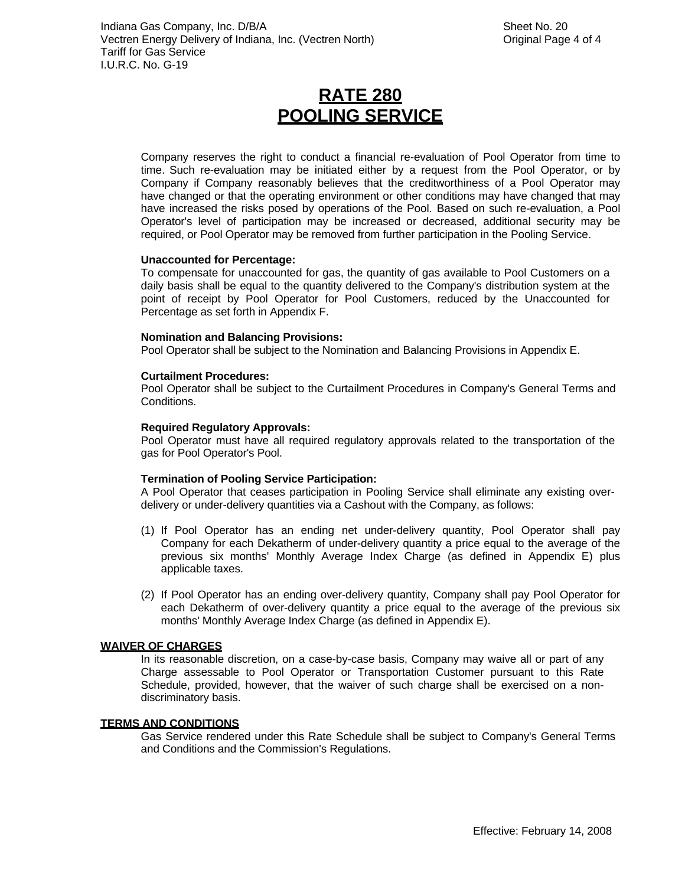# RATE 280
# POOLING SERVICE

Company reserves the right to conduct a financial re-evaluation of Pool Operator from time to time. Such re-evaluation may be initiated either by a request from the Pool Operator, or by Company if Company reasonably believes that the creditworthiness of a Pool Operator may have changed or that the operating environment or other conditions may have changed that may have increased the risks posed by operations of the Pool. Based on such re-evaluation, a Pool Operator's level of participation may be increased or decreased, additional security may be required, or Pool Operator may be removed from further participation in the Pooling Service.

**Unaccounted for Percentage:**
To compensate for unaccounted for gas, the quantity of gas available to Pool Customers on a daily basis shall be equal to the quantity delivered to the Company's distribution system at the point of receipt by Pool Operator for Pool Customers, reduced by the Unaccounted for Percentage as set forth in Appendix F.

**Nomination and Balancing Provisions:**
Pool Operator shall be subject to the Nomination and Balancing Provisions in Appendix E.

**Curtailment Procedures:**
Pool Operator shall be subject to the Curtailment Procedures in Company's General Terms and Conditions.

**Required Regulatory Approvals:**
Pool Operator must have all required regulatory approvals related to the transportation of the gas for Pool Operator's Pool.

**Termination of Pooling Service Participation:**
A Pool Operator that ceases participation in Pooling Service shall eliminate any existing over-delivery or under-delivery quantities via a Cashout with the Company, as follows:

(1) If Pool Operator has an ending net under-delivery quantity, Pool Operator shall pay Company for each Dekatherm of under-delivery quantity a price equal to the average of the previous six months' Monthly Average Index Charge (as defined in Appendix E) plus applicable taxes.

(2) If Pool Operator has an ending over-delivery quantity, Company shall pay Pool Operator for each Dekatherm of over-delivery quantity a price equal to the average of the previous six months' Monthly Average Index Charge (as defined in Appendix E).

## WAIVER OF CHARGES

In its reasonable discretion, on a case-by-case basis, Company may waive all or part of any Charge assessable to Pool Operator or Transportation Customer pursuant to this Rate Schedule, provided, however, that the waiver of such charge shall be exercised on a non-discriminatory basis.

## TERMS AND CONDITIONS

Gas Service rendered under this Rate Schedule shall be subject to Company's General Terms and Conditions and the Commission's Regulations.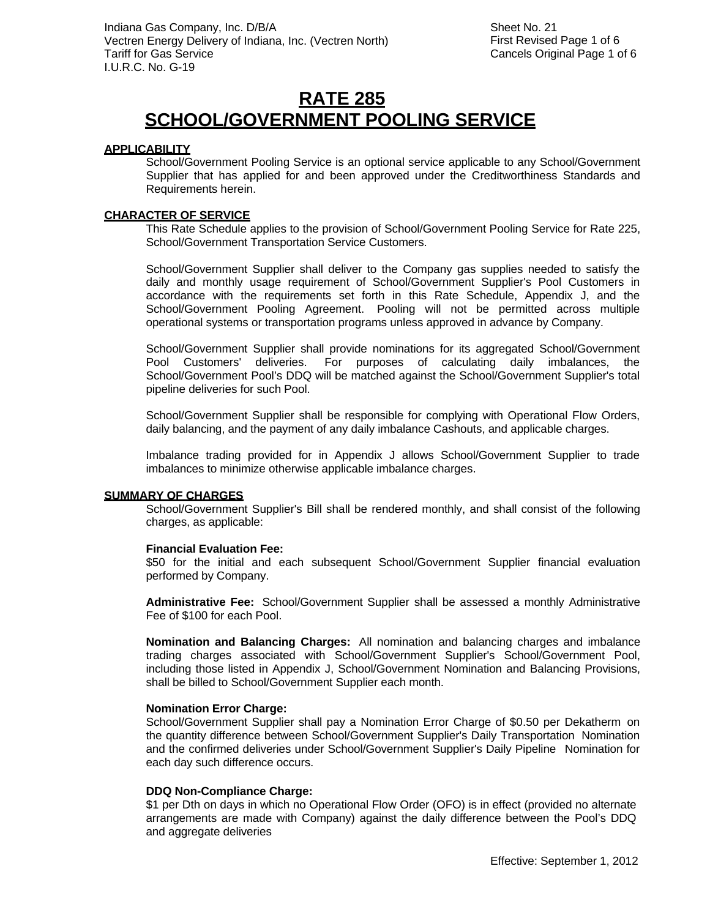# RATE 285
# SCHOOL/GOVERNMENT POOLING SERVICE

**APPLICABILITY**

School/Government Pooling Service is an optional service applicable to any School/Government Supplier that has applied for and been approved under the Creditworthiness Standards and Requirements herein.

**CHARACTER OF SERVICE**

This Rate Schedule applies to the provision of School/Government Pooling Service for Rate 225, School/Government Transportation Service Customers.

School/Government Supplier shall deliver to the Company gas supplies needed to satisfy the daily and monthly usage requirement of School/Government Supplier's Pool Customers in accordance with the requirements set forth in this Rate Schedule, Appendix J, and the School/Government Pooling Agreement. Pooling will not be permitted across multiple operational systems or transportation programs unless approved in advance by Company.

School/Government Supplier shall provide nominations for its aggregated School/Government Pool Customers' deliveries. For purposes of calculating daily imbalances, the School/Government Pool's DDQ will be matched against the School/Government Supplier's total pipeline deliveries for such Pool.

School/Government Supplier shall be responsible for complying with Operational Flow Orders, daily balancing, and the payment of any daily imbalance Cashouts, and applicable charges.

Imbalance trading provided for in Appendix J allows School/Government Supplier to trade imbalances to minimize otherwise applicable imbalance charges.

**SUMMARY OF CHARGES**

School/Government Supplier's Bill shall be rendered monthly, and shall consist of the following charges, as applicable:

**Financial Evaluation Fee:**
$50 for the initial and each subsequent School/Government Supplier financial evaluation performed by Company.

**Administrative Fee:** School/Government Supplier shall be assessed a monthly Administrative Fee of $100 for each Pool.

**Nomination and Balancing Charges:** All nomination and balancing charges and imbalance trading charges associated with School/Government Supplier's School/Government Pool, including those listed in Appendix J, School/Government Nomination and Balancing Provisions, shall be billed to School/Government Supplier each month.

**Nomination Error Charge:**
School/Government Supplier shall pay a Nomination Error Charge of $0.50 per Dekatherm on the quantity difference between School/Government Supplier's Daily Transportation Nomination and the confirmed deliveries under School/Government Supplier's Daily Pipeline Nomination for each day such difference occurs.

**DDQ Non-Compliance Charge:**
$1 per Dth on days in which no Operational Flow Order (OFO) is in effect (provided no alternate arrangements are made with Company) against the daily difference between the Pool's DDQ and aggregate deliveries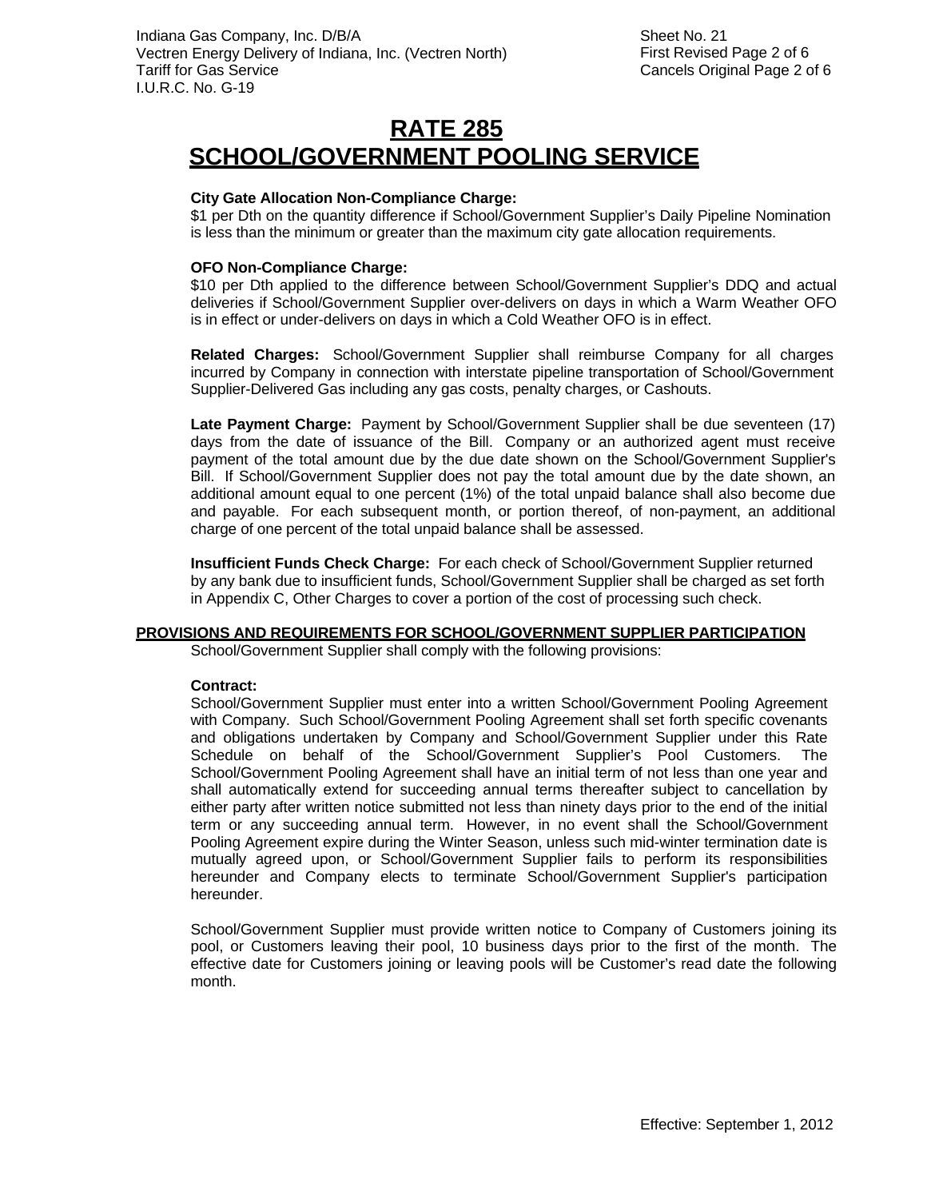# RATE 285
# SCHOOL/GOVERNMENT POOLING SERVICE

**City Gate Allocation Non-Compliance Charge:**
$1 per Dth on the quantity difference if School/Government Supplier's Daily Pipeline Nomination is less than the minimum or greater than the maximum city gate allocation requirements.

**OFO Non-Compliance Charge:**
$10 per Dth applied to the difference between School/Government Supplier's DDQ and actual deliveries if School/Government Supplier over-delivers on days in which a Warm Weather OFO is in effect or under-delivers on days in which a Cold Weather OFO is in effect.

**Related Charges:** School/Government Supplier shall reimburse Company for all charges incurred by Company in connection with interstate pipeline transportation of School/Government Supplier-Delivered Gas including any gas costs, penalty charges, or Cashouts.

**Late Payment Charge:** Payment by School/Government Supplier shall be due seventeen (17) days from the date of issuance of the Bill. Company or an authorized agent must receive payment of the total amount due by the due date shown on the School/Government Supplier's Bill. If School/Government Supplier does not pay the total amount due by the date shown, an additional amount equal to one percent (1%) of the total unpaid balance shall also become due and payable. For each subsequent month, or portion thereof, of non-payment, an additional charge of one percent of the total unpaid balance shall be assessed.

**Insufficient Funds Check Charge:** For each check of School/Government Supplier returned by any bank due to insufficient funds, School/Government Supplier shall be charged as set forth in Appendix C, Other Charges to cover a portion of the cost of processing such check.

## PROVISIONS AND REQUIREMENTS FOR SCHOOL/GOVERNMENT SUPPLIER PARTICIPATION

School/Government Supplier shall comply with the following provisions:

**Contract:**
School/Government Supplier must enter into a written School/Government Pooling Agreement with Company. Such School/Government Pooling Agreement shall set forth specific covenants and obligations undertaken by Company and School/Government Supplier under this Rate Schedule on behalf of the School/Government Supplier's Pool Customers. The School/Government Pooling Agreement shall have an initial term of not less than one year and shall automatically extend for succeeding annual terms thereafter subject to cancellation by either party after written notice submitted not less than ninety days prior to the end of the initial term or any succeeding annual term. However, in no event shall the School/Government Pooling Agreement expire during the Winter Season, unless such mid-winter termination date is mutually agreed upon, or School/Government Supplier fails to perform its responsibilities hereunder and Company elects to terminate School/Government Supplier's participation hereunder.

School/Government Supplier must provide written notice to Company of Customers joining its pool, or Customers leaving their pool, 10 business days prior to the first of the month. The effective date for Customers joining or leaving pools will be Customer's read date the following month.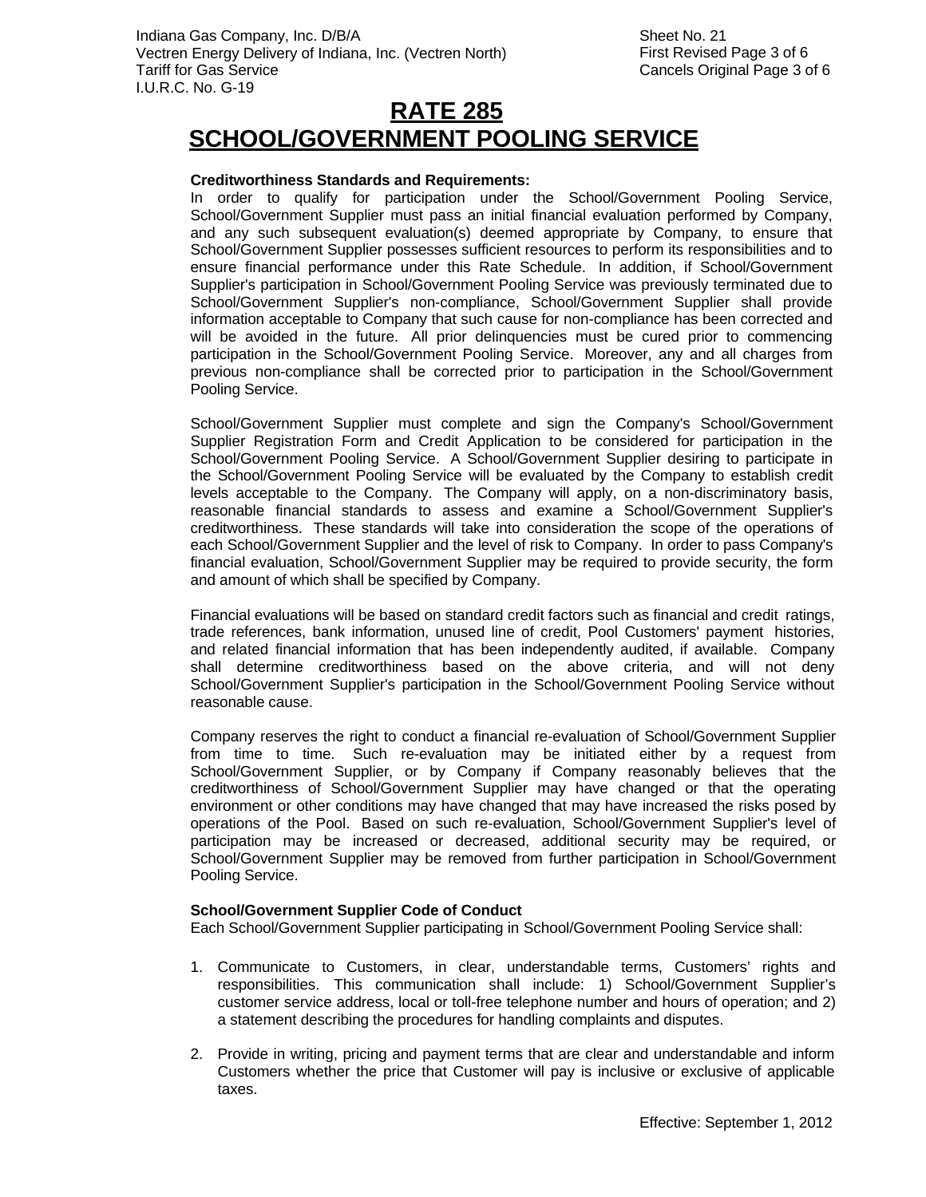# RATE 285
# SCHOOL/GOVERNMENT POOLING SERVICE

**Creditworthiness Standards and Requirements:**

In order to qualify for participation under the School/Government Pooling Service, School/Government Supplier must pass an initial financial evaluation performed by Company, and any such subsequent evaluation(s) deemed appropriate by Company, to ensure that School/Government Supplier possesses sufficient resources to perform its responsibilities and to ensure financial performance under this Rate Schedule. In addition, if School/Government Supplier's participation in School/Government Pooling Service was previously terminated due to School/Government Supplier's non-compliance, School/Government Supplier shall provide information acceptable to Company that such cause for non-compliance has been corrected and will be avoided in the future. All prior delinquencies must be cured prior to commencing participation in the School/Government Pooling Service. Moreover, any and all charges from previous non-compliance shall be corrected prior to participation in the School/Government Pooling Service.

School/Government Supplier must complete and sign the Company's School/Government Supplier Registration Form and Credit Application to be considered for participation in the School/Government Pooling Service. A School/Government Supplier desiring to participate in the School/Government Pooling Service will be evaluated by the Company to establish credit levels acceptable to the Company. The Company will apply, on a non-discriminatory basis, reasonable financial standards to assess and examine a School/Government Supplier's creditworthiness. These standards will take into consideration the scope of the operations of each School/Government Supplier and the level of risk to Company. In order to pass Company's financial evaluation, School/Government Supplier may be required to provide security, the form and amount of which shall be specified by Company.

Financial evaluations will be based on standard credit factors such as financial and credit ratings, trade references, bank information, unused line of credit, Pool Customers' payment histories, and related financial information that has been independently audited, if available. Company shall determine creditworthiness based on the above criteria, and will not deny School/Government Supplier's participation in the School/Government Pooling Service without reasonable cause.

Company reserves the right to conduct a financial re-evaluation of School/Government Supplier from time to time. Such re-evaluation may be initiated either by a request from School/Government Supplier, or by Company if Company reasonably believes that the creditworthiness of School/Government Supplier may have changed or that the operating environment or other conditions may have changed that may have increased the risks posed by operations of the Pool. Based on such re-evaluation, School/Government Supplier's level of participation may be increased or decreased, additional security may be required, or School/Government Supplier may be removed from further participation in School/Government Pooling Service.

**School/Government Supplier Code of Conduct**

Each School/Government Supplier participating in School/Government Pooling Service shall:

1. Communicate to Customers, in clear, understandable terms, Customers' rights and responsibilities. This communication shall include: 1) School/Government Supplier's customer service address, local or toll-free telephone number and hours of operation; and 2) a statement describing the procedures for handling complaints and disputes.
2. Provide in writing, pricing and payment terms that are clear and understandable and inform Customers whether the price that Customer will pay is inclusive or exclusive of applicable taxes.

Effective: September 1, 2012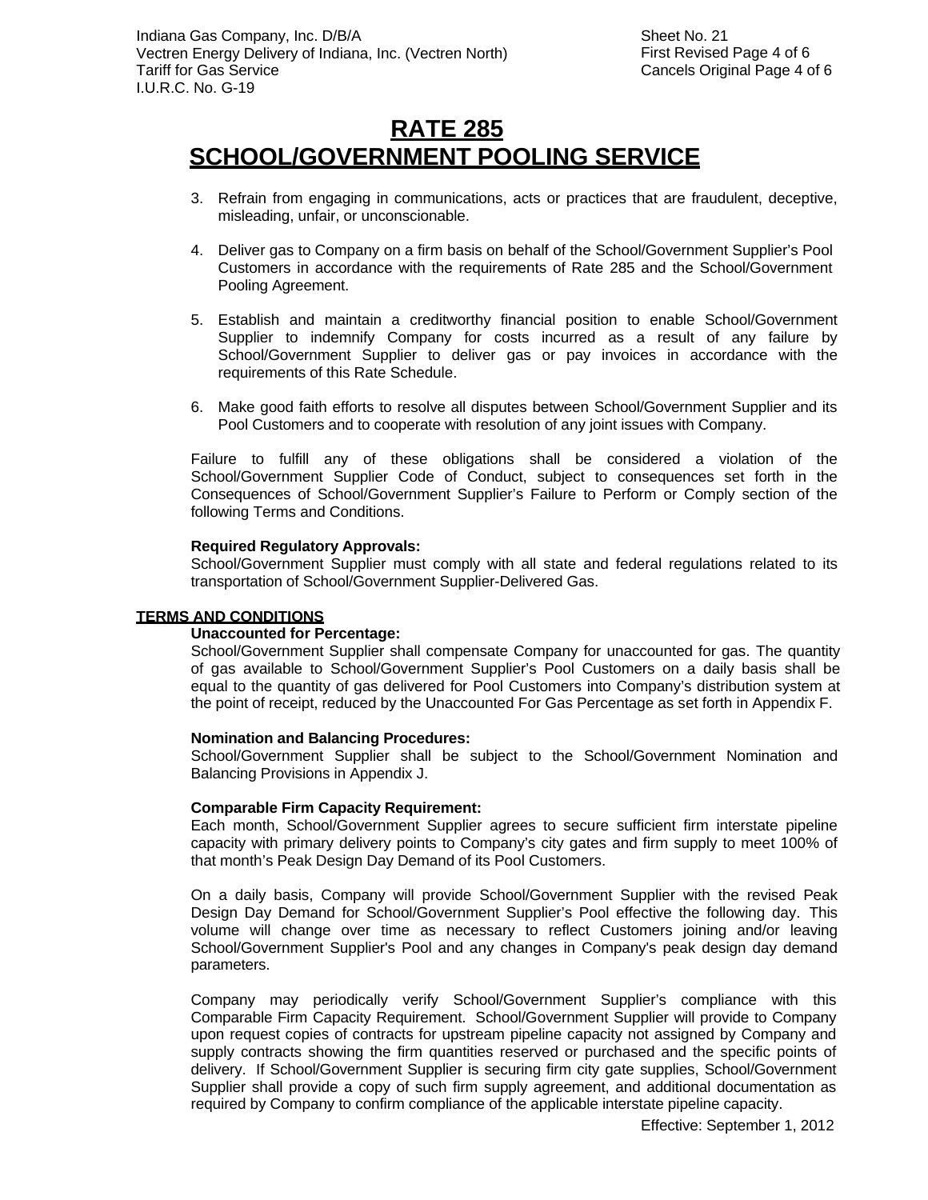# RATE 285
# SCHOOL/GOVERNMENT POOLING SERVICE

3. Refrain from engaging in communications, acts or practices that are fraudulent, deceptive, misleading, unfair, or unconscionable.

4. Deliver gas to Company on a firm basis on behalf of the School/Government Supplier's Pool Customers in accordance with the requirements of Rate 285 and the School/Government Pooling Agreement.

5. Establish and maintain a creditworthy financial position to enable School/Government Supplier to indemnify Company for costs incurred as a result of any failure by School/Government Supplier to deliver gas or pay invoices in accordance with the requirements of this Rate Schedule.

6. Make good faith efforts to resolve all disputes between School/Government Supplier and its Pool Customers and to cooperate with resolution of any joint issues with Company.

Failure to fulfill any of these obligations shall be considered a violation of the School/Government Supplier Code of Conduct, subject to consequences set forth in the Consequences of School/Government Supplier's Failure to Perform or Comply section of the following Terms and Conditions.

**Required Regulatory Approvals:**
School/Government Supplier must comply with all state and federal regulations related to its transportation of School/Government Supplier-Delivered Gas.

## TERMS AND CONDITIONS

**Unaccounted for Percentage:**
School/Government Supplier shall compensate Company for unaccounted for gas. The quantity of gas available to School/Government Supplier's Pool Customers on a daily basis shall be equal to the quantity of gas delivered for Pool Customers into Company's distribution system at the point of receipt, reduced by the Unaccounted For Gas Percentage as set forth in Appendix F.

**Nomination and Balancing Procedures:**
School/Government Supplier shall be subject to the School/Government Nomination and Balancing Provisions in Appendix J.

**Comparable Firm Capacity Requirement:**
Each month, School/Government Supplier agrees to secure sufficient firm interstate pipeline capacity with primary delivery points to Company's city gates and firm supply to meet 100% of that month's Peak Design Day Demand of its Pool Customers.

On a daily basis, Company will provide School/Government Supplier with the revised Peak Design Day Demand for School/Government Supplier's Pool effective the following day. This volume will change over time as necessary to reflect Customers joining and/or leaving School/Government Supplier's Pool and any changes in Company's peak design day demand parameters.

Company may periodically verify School/Government Supplier's compliance with this Comparable Firm Capacity Requirement. School/Government Supplier will provide to Company upon request copies of contracts for upstream pipeline capacity not assigned by Company and supply contracts showing the firm quantities reserved or purchased and the specific points of delivery. If School/Government Supplier is securing firm city gate supplies, School/Government Supplier shall provide a copy of such firm supply agreement, and additional documentation as required by Company to confirm compliance of the applicable interstate pipeline capacity.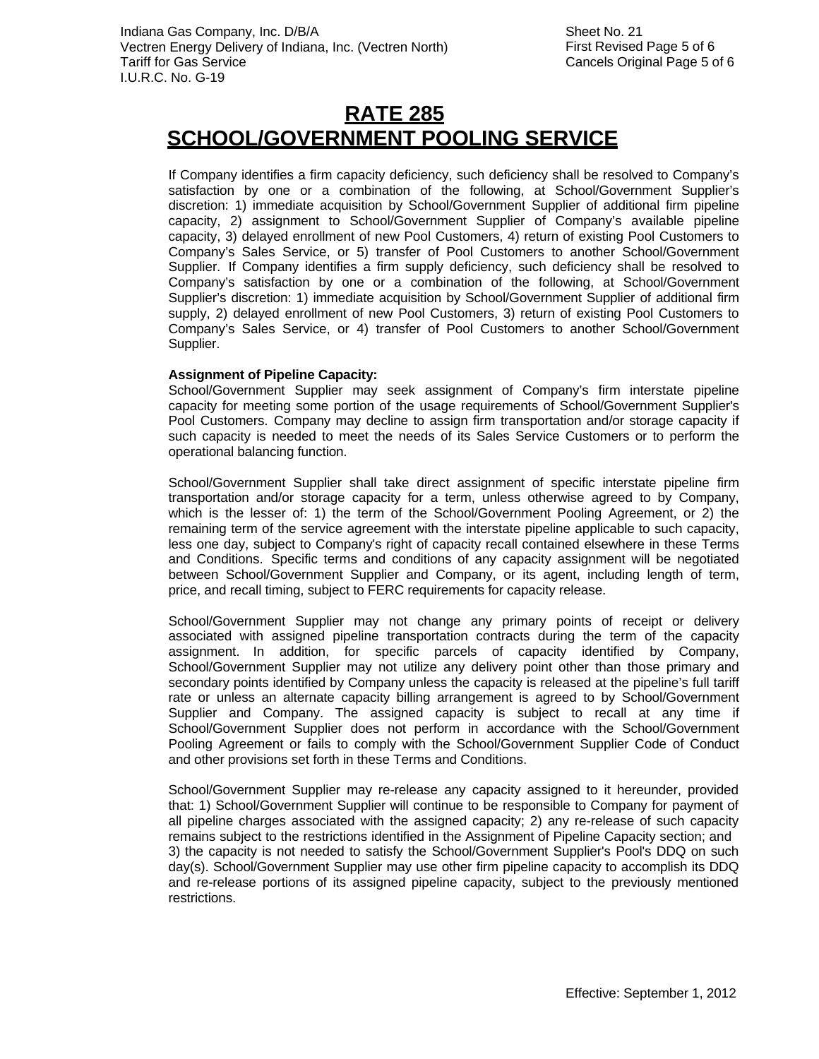# RATE 285
# SCHOOL/GOVERNMENT POOLING SERVICE

If Company identifies a firm capacity deficiency, such deficiency shall be resolved to Company's satisfaction by one or a combination of the following, at School/Government Supplier's discretion: 1) immediate acquisition by School/Government Supplier of additional firm pipeline capacity, 2) assignment to School/Government Supplier of Company's available pipeline capacity, 3) delayed enrollment of new Pool Customers, 4) return of existing Pool Customers to Company's Sales Service, or 5) transfer of Pool Customers to another School/Government Supplier. If Company identifies a firm supply deficiency, such deficiency shall be resolved to Company's satisfaction by one or a combination of the following, at School/Government Supplier's discretion: 1) immediate acquisition by School/Government Supplier of additional firm supply, 2) delayed enrollment of new Pool Customers, 3) return of existing Pool Customers to Company's Sales Service, or 4) transfer of Pool Customers to another School/Government Supplier.

**Assignment of Pipeline Capacity:**
School/Government Supplier may seek assignment of Company's firm interstate pipeline capacity for meeting some portion of the usage requirements of School/Government Supplier's Pool Customers. Company may decline to assign firm transportation and/or storage capacity if such capacity is needed to meet the needs of its Sales Service Customers or to perform the operational balancing function.

School/Government Supplier shall take direct assignment of specific interstate pipeline firm transportation and/or storage capacity for a term, unless otherwise agreed to by Company, which is the lesser of: 1) the term of the School/Government Pooling Agreement, or 2) the remaining term of the service agreement with the interstate pipeline applicable to such capacity, less one day, subject to Company's right of capacity recall contained elsewhere in these Terms and Conditions. Specific terms and conditions of any capacity assignment will be negotiated between School/Government Supplier and Company, or its agent, including length of term, price, and recall timing, subject to FERC requirements for capacity release.

School/Government Supplier may not change any primary points of receipt or delivery associated with assigned pipeline transportation contracts during the term of the capacity assignment. In addition, for specific parcels of capacity identified by Company, School/Government Supplier may not utilize any delivery point other than those primary and secondary points identified by Company unless the capacity is released at the pipeline's full tariff rate or unless an alternate capacity billing arrangement is agreed to by School/Government Supplier and Company. The assigned capacity is subject to recall at any time if School/Government Supplier does not perform in accordance with the School/Government Pooling Agreement or fails to comply with the School/Government Supplier Code of Conduct and other provisions set forth in these Terms and Conditions.

School/Government Supplier may re-release any capacity assigned to it hereunder, provided that: 1) School/Government Supplier will continue to be responsible to Company for payment of all pipeline charges associated with the assigned capacity; 2) any re-release of such capacity remains subject to the restrictions identified in the Assignment of Pipeline Capacity section; and 3) the capacity is not needed to satisfy the School/Government Supplier's Pool's DDQ on such day(s). School/Government Supplier may use other firm pipeline capacity to accomplish its DDQ and re-release portions of its assigned pipeline capacity, subject to the previously mentioned restrictions.

Effective: September 1, 2012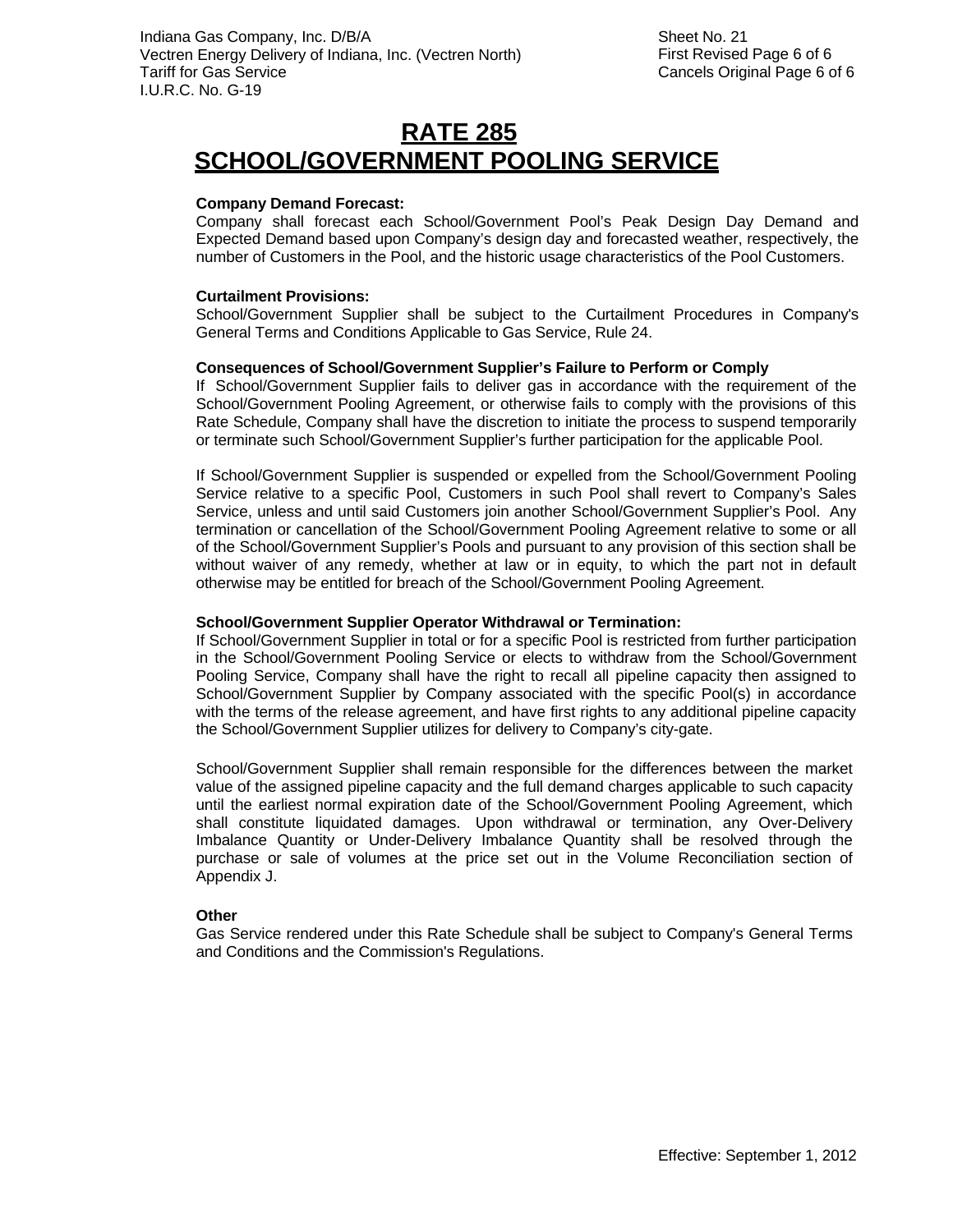# RATE 285
# SCHOOL/GOVERNMENT POOLING SERVICE

**Company Demand Forecast:**
Company shall forecast each School/Government Pool's Peak Design Day Demand and Expected Demand based upon Company's design day and forecasted weather, respectively, the number of Customers in the Pool, and the historic usage characteristics of the Pool Customers.

**Curtailment Provisions:**
School/Government Supplier shall be subject to the Curtailment Procedures in Company's General Terms and Conditions Applicable to Gas Service, Rule 24.

**Consequences of School/Government Supplier's Failure to Perform or Comply**
If School/Government Supplier fails to deliver gas in accordance with the requirement of the School/Government Pooling Agreement, or otherwise fails to comply with the provisions of this Rate Schedule, Company shall have the discretion to initiate the process to suspend temporarily or terminate such School/Government Supplier's further participation for the applicable Pool.

If School/Government Supplier is suspended or expelled from the School/Government Pooling Service relative to a specific Pool, Customers in such Pool shall revert to Company's Sales Service, unless and until said Customers join another School/Government Supplier's Pool. Any termination or cancellation of the School/Government Pooling Agreement relative to some or all of the School/Government Supplier's Pools and pursuant to any provision of this section shall be without waiver of any remedy, whether at law or in equity, to which the part not in default otherwise may be entitled for breach of the School/Government Pooling Agreement.

**School/Government Supplier Operator Withdrawal or Termination:**
If School/Government Supplier in total or for a specific Pool is restricted from further participation in the School/Government Pooling Service or elects to withdraw from the School/Government Pooling Service, Company shall have the right to recall all pipeline capacity then assigned to School/Government Supplier by Company associated with the specific Pool(s) in accordance with the terms of the release agreement, and have first rights to any additional pipeline capacity the School/Government Supplier utilizes for delivery to Company's city-gate.

School/Government Supplier shall remain responsible for the differences between the market value of the assigned pipeline capacity and the full demand charges applicable to such capacity until the earliest normal expiration date of the School/Government Pooling Agreement, which shall constitute liquidated damages. Upon withdrawal or termination, any Over-Delivery Imbalance Quantity or Under-Delivery Imbalance Quantity shall be resolved through the purchase or sale of volumes at the price set out in the Volume Reconciliation section of Appendix J.

**Other**
Gas Service rendered under this Rate Schedule shall be subject to Company's General Terms and Conditions and the Commission's Regulations.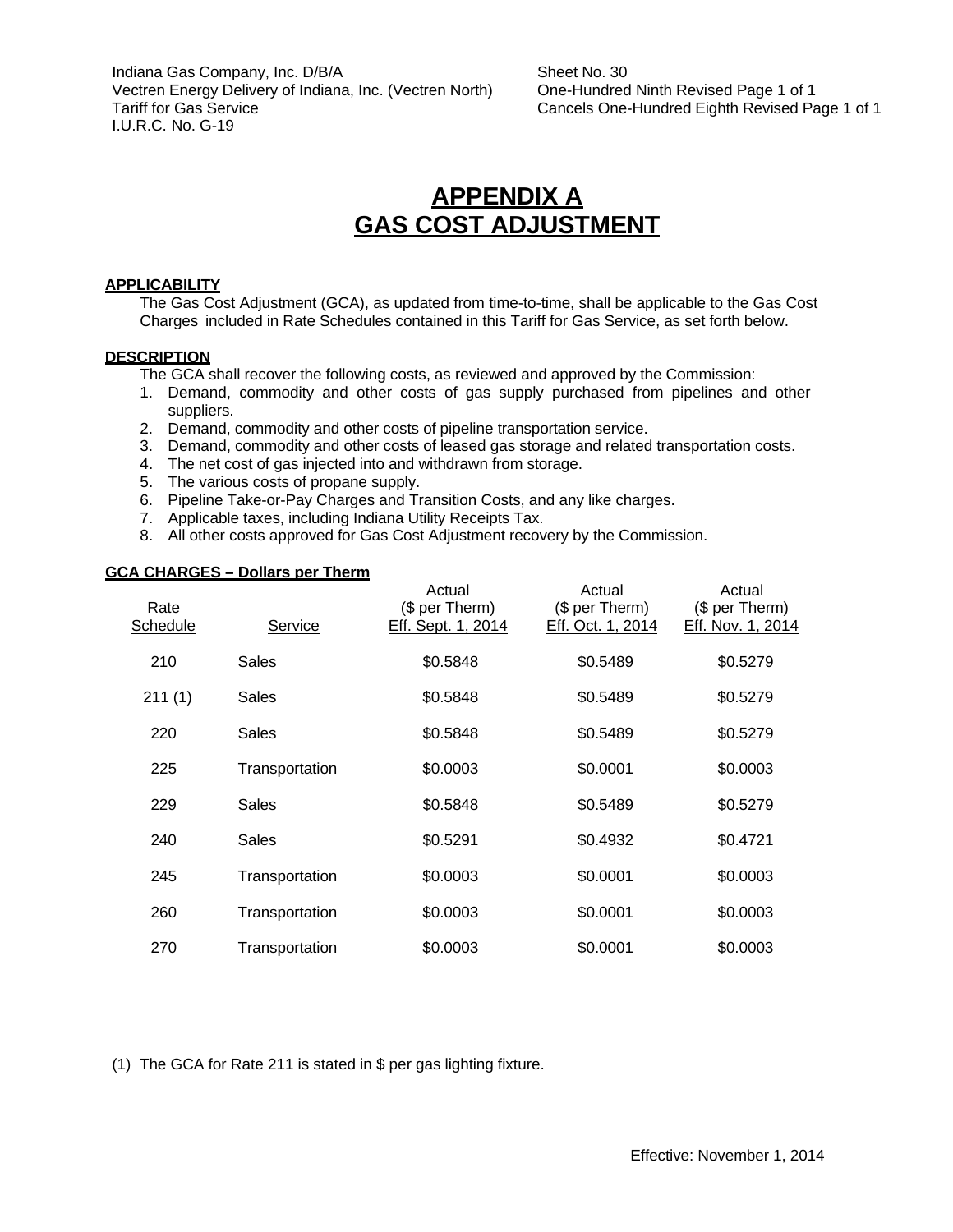Indiana Gas Company, Inc. D/B/A
Vectren Energy Delivery of Indiana, Inc. (Vectren North)
Tariff for Gas Service
I.U.R.C. No. G-19

Sheet No. 30
One-Hundred Ninth Revised Page 1 of 1
Cancels One-Hundred Eighth Revised Page 1 of 1

# APPENDIX A
# GAS COST ADJUSTMENT

**APPLICABILITY**

The Gas Cost Adjustment (GCA), as updated from time-to-time, shall be applicable to the Gas Cost Charges included in Rate Schedules contained in this Tariff for Gas Service, as set forth below.

**DESCRIPTION**

The GCA shall recover the following costs, as reviewed and approved by the Commission:

1. Demand, commodity and other costs of gas supply purchased from pipelines and other suppliers.
2. Demand, commodity and other costs of pipeline transportation service.
3. Demand, commodity and other costs of leased gas storage and related transportation costs.
4. The net cost of gas injected into and withdrawn from storage.
5. The various costs of propane supply.
6. Pipeline Take-or-Pay Charges and Transition Costs, and any like charges.
7. Applicable taxes, including Indiana Utility Receipts Tax.
8. All other costs approved for Gas Cost Adjustment recovery by the Commission.

**GCA CHARGES – Dollars per Therm**

| Rate Schedule | Service | Actual ($ per Therm) Eff. Sept. 1, 2014 | Actual ($ per Therm) Eff. Oct. 1, 2014 | Actual ($ per Therm) Eff. Nov. 1, 2014 |
|---|---|---|---|---|
| 210 | Sales | $0.5848 | $0.5489 | $0.5279 |
| 211 (1) | Sales | $0.5848 | $0.5489 | $0.5279 |
| 220 | Sales | $0.5848 | $0.5489 | $0.5279 |
| 225 | Transportation | $0.0003 | $0.0001 | $0.0003 |
| 229 | Sales | $0.5848 | $0.5489 | $0.5279 |
| 240 | Sales | $0.5291 | $0.4932 | $0.4721 |
| 245 | Transportation | $0.0003 | $0.0001 | $0.0003 |
| 260 | Transportation | $0.0003 | $0.0001 | $0.0003 |
| 270 | Transportation | $0.0003 | $0.0001 | $0.0003 |

(1) The GCA for Rate 211 is stated in $ per gas lighting fixture.

Effective: November 1, 2014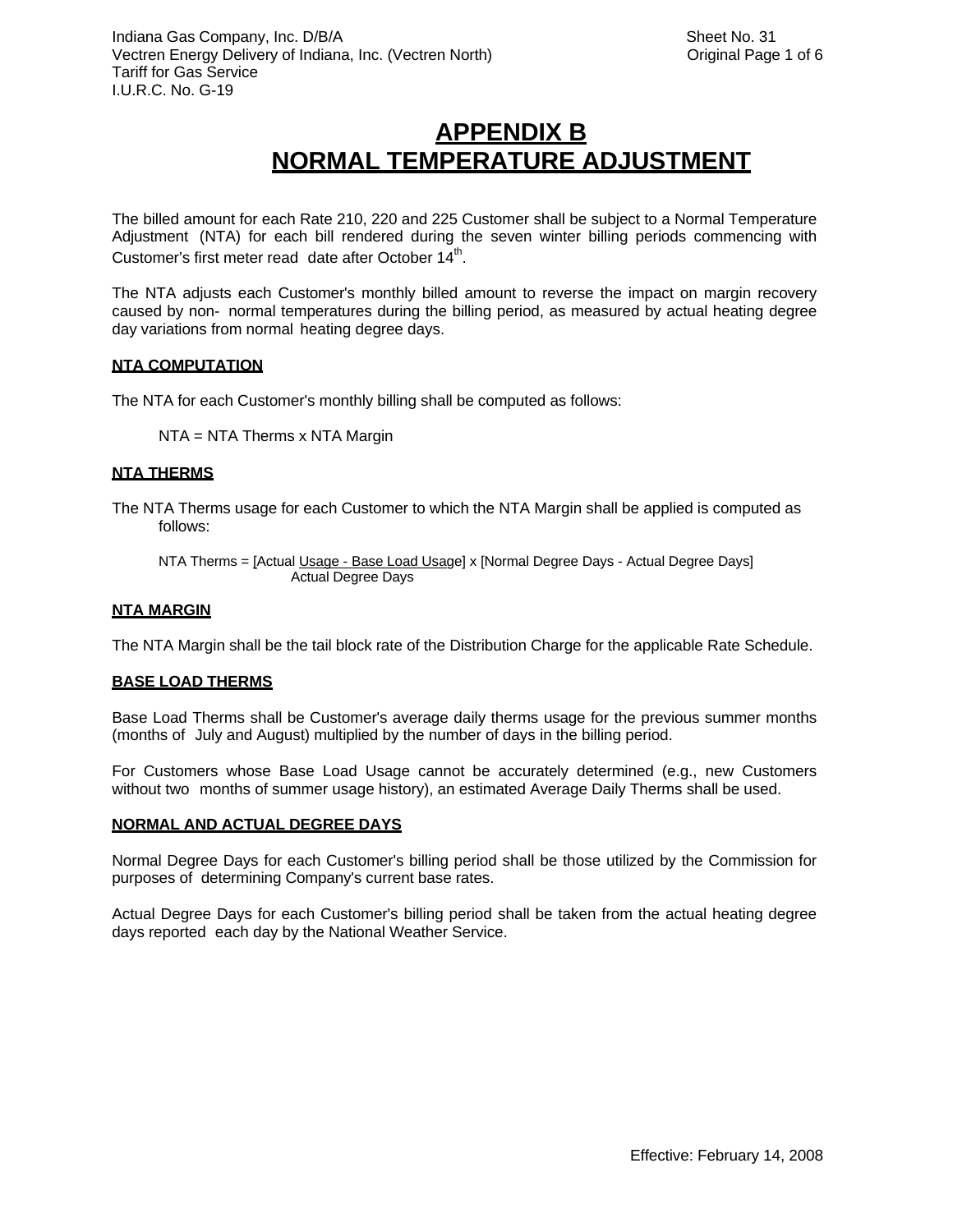# APPENDIX B
# NORMAL TEMPERATURE ADJUSTMENT

The billed amount for each Rate 210, 220 and 225 Customer shall be subject to a Normal Temperature Adjustment (NTA) for each bill rendered during the seven winter billing periods commencing with Customer's first meter read date after October 14th.

The NTA adjusts each Customer's monthly billed amount to reverse the impact on margin recovery caused by non- normal temperatures during the billing period, as measured by actual heating degree day variations from normal heating degree days.

**NTA COMPUTATION**

The NTA for each Customer's monthly billing shall be computed as follows:

NTA = NTA Therms x NTA Margin

**NTA THERMS**

The NTA Therms usage for each Customer to which the NTA Margin shall be applied is computed as follows:

$$\text{NTA Therms} = [\text{Actual Usage} - \text{Base Load Usage}] \times \frac{[\text{Normal Degree Days} - \text{Actual Degree Days}]}{\text{Actual Degree Days}}$$

**NTA MARGIN**

The NTA Margin shall be the tail block rate of the Distribution Charge for the applicable Rate Schedule.

**BASE LOAD THERMS**

Base Load Therms shall be Customer's average daily therms usage for the previous summer months (months of July and August) multiplied by the number of days in the billing period.

For Customers whose Base Load Usage cannot be accurately determined (e.g., new Customers without two months of summer usage history), an estimated Average Daily Therms shall be used.

**NORMAL AND ACTUAL DEGREE DAYS**

Normal Degree Days for each Customer's billing period shall be those utilized by the Commission for purposes of determining Company's current base rates.

Actual Degree Days for each Customer's billing period shall be taken from the actual heating degree days reported each day by the National Weather Service.

Effective: February 14, 2008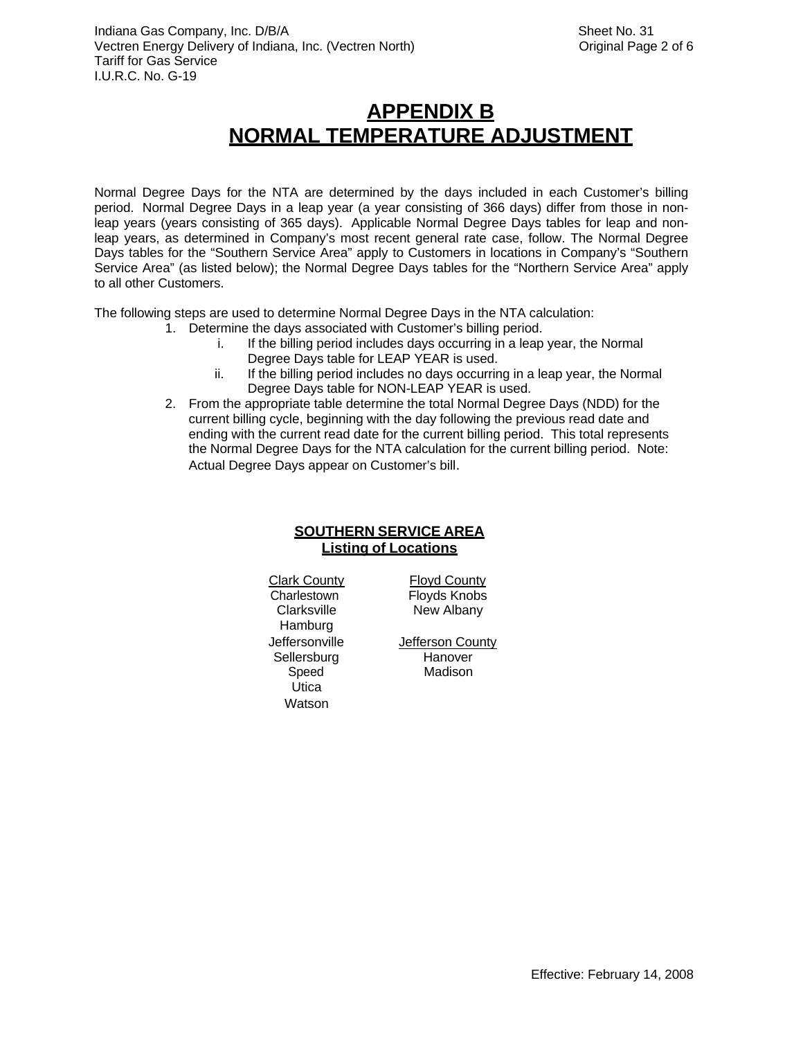# APPENDIX B
# NORMAL TEMPERATURE ADJUSTMENT

Normal Degree Days for the NTA are determined by the days included in each Customer's billing period. Normal Degree Days in a leap year (a year consisting of 366 days) differ from those in non-leap years (years consisting of 365 days). Applicable Normal Degree Days tables for leap and non-leap years, as determined in Company's most recent general rate case, follow. The Normal Degree Days tables for the "Southern Service Area" apply to Customers in locations in Company's "Southern Service Area" (as listed below); the Normal Degree Days tables for the "Northern Service Area" apply to all other Customers.

The following steps are used to determine Normal Degree Days in the NTA calculation:

1. Determine the days associated with Customer's billing period.
   - i. If the billing period includes days occurring in a leap year, the Normal Degree Days table for LEAP YEAR is used.
   - ii. If the billing period includes no days occurring in a leap year, the Normal Degree Days table for NON-LEAP YEAR is used.
2. From the appropriate table determine the total Normal Degree Days (NDD) for the current billing cycle, beginning with the day following the previous read date and ending with the current read date for the current billing period. This total represents the Normal Degree Days for the NTA calculation for the current billing period. Note: Actual Degree Days appear on Customer's bill.

## SOUTHERN SERVICE AREA
## Listing of Locations

**Clark County**
- Charlestown
- Clarksville
- Hamburg
- Jeffersonville
- Sellersburg
- Speed
- Utica
- Watson

**Floyd County**
- Floyds Knobs
- New Albany

**Jefferson County**
- Hanover
- Madison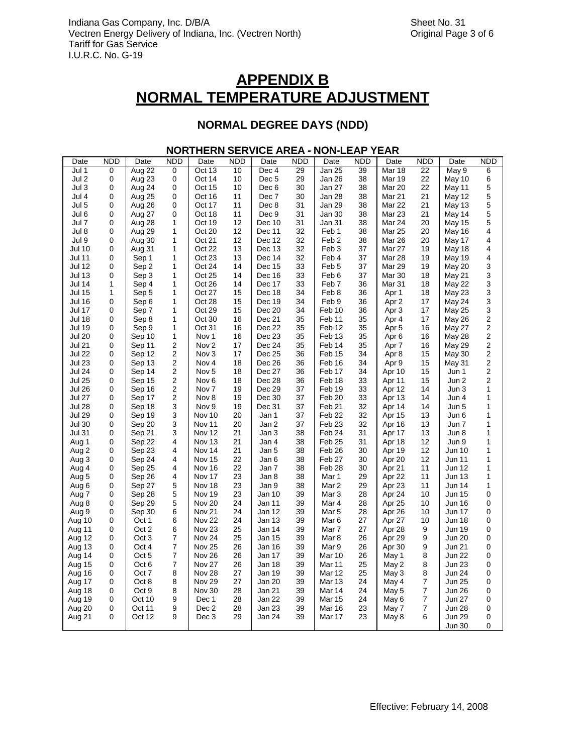Indiana Gas Company, Inc. D/B/A
Vectren Energy Delivery of Indiana, Inc. (Vectren North)
Tariff for Gas Service
I.U.R.C. No. G-19

Sheet No. 31
Original Page 3 of 6

# APPENDIX B
# NORMAL TEMPERATURE ADJUSTMENT

## NORMAL DEGREE DAYS (NDD)

### NORTHERN SERVICE AREA - NON-LEAP YEAR

| Date | NDD | Date | NDD | Date | NDD | Date | NDD | Date | NDD | Date | NDD | Date | NDD |
|---|---|---|---|---|---|---|---|---|---|---|---|---|---|
| Jul 1 | 0 | Aug 22 | 0 | Oct 13 | 10 | Dec 4 | 29 | Jan 25 | 39 | Mar 18 | 22 | May 9 | 6 |
| Jul 2 | 0 | Aug 23 | 0 | Oct 14 | 10 | Dec 5 | 29 | Jan 26 | 38 | Mar 19 | 22 | May 10 | 6 |
| Jul 3 | 0 | Aug 24 | 0 | Oct 15 | 10 | Dec 6 | 30 | Jan 27 | 38 | Mar 20 | 22 | May 11 | 5 |
| Jul 4 | 0 | Aug 25 | 0 | Oct 16 | 11 | Dec 7 | 30 | Jan 28 | 38 | Mar 21 | 21 | May 12 | 5 |
| Jul 5 | 0 | Aug 26 | 0 | Oct 17 | 11 | Dec 8 | 31 | Jan 29 | 38 | Mar 22 | 21 | May 13 | 5 |
| Jul 6 | 0 | Aug 27 | 0 | Oct 18 | 11 | Dec 9 | 31 | Jan 30 | 38 | Mar 23 | 21 | May 14 | 5 |
| Jul 7 | 0 | Aug 28 | 1 | Oct 19 | 12 | Dec 10 | 31 | Jan 31 | 38 | Mar 24 | 20 | May 15 | 5 |
| Jul 8 | 0 | Aug 29 | 1 | Oct 20 | 12 | Dec 11 | 32 | Feb 1 | 38 | Mar 25 | 20 | May 16 | 4 |
| Jul 9 | 0 | Aug 30 | 1 | Oct 21 | 12 | Dec 12 | 32 | Feb 2 | 38 | Mar 26 | 20 | May 17 | 4 |
| Jul 10 | 0 | Aug 31 | 1 | Oct 22 | 13 | Dec 13 | 32 | Feb 3 | 37 | Mar 27 | 19 | May 18 | 4 |
| Jul 11 | 0 | Sep 1 | 1 | Oct 23 | 13 | Dec 14 | 32 | Feb 4 | 37 | Mar 28 | 19 | May 19 | 4 |
| Jul 12 | 0 | Sep 2 | 1 | Oct 24 | 14 | Dec 15 | 33 | Feb 5 | 37 | Mar 29 | 19 | May 20 | 3 |
| Jul 13 | 0 | Sep 3 | 1 | Oct 25 | 14 | Dec 16 | 33 | Feb 6 | 37 | Mar 30 | 18 | May 21 | 3 |
| Jul 14 | 1 | Sep 4 | 1 | Oct 26 | 14 | Dec 17 | 33 | Feb 7 | 36 | Mar 31 | 18 | May 22 | 3 |
| Jul 15 | 1 | Sep 5 | 1 | Oct 27 | 15 | Dec 18 | 34 | Feb 8 | 36 | Apr 1 | 18 | May 23 | 3 |
| Jul 16 | 0 | Sep 6 | 1 | Oct 28 | 15 | Dec 19 | 34 | Feb 9 | 36 | Apr 2 | 17 | May 24 | 3 |
| Jul 17 | 0 | Sep 7 | 1 | Oct 29 | 15 | Dec 20 | 34 | Feb 10 | 36 | Apr 3 | 17 | May 25 | 3 |
| Jul 18 | 0 | Sep 8 | 1 | Oct 30 | 16 | Dec 21 | 35 | Feb 11 | 35 | Apr 4 | 17 | May 26 | 2 |
| Jul 19 | 0 | Sep 9 | 1 | Oct 31 | 16 | Dec 22 | 35 | Feb 12 | 35 | Apr 5 | 16 | May 27 | 2 |
| Jul 20 | 0 | Sep 10 | 1 | Nov 1 | 16 | Dec 23 | 35 | Feb 13 | 35 | Apr 6 | 16 | May 28 | 2 |
| Jul 21 | 0 | Sep 11 | 2 | Nov 2 | 17 | Dec 24 | 35 | Feb 14 | 35 | Apr 7 | 16 | May 29 | 2 |
| Jul 22 | 0 | Sep 12 | 2 | Nov 3 | 17 | Dec 25 | 36 | Feb 15 | 34 | Apr 8 | 15 | May 30 | 2 |
| Jul 23 | 0 | Sep 13 | 2 | Nov 4 | 18 | Dec 26 | 36 | Feb 16 | 34 | Apr 9 | 15 | May 31 | 2 |
| Jul 24 | 0 | Sep 14 | 2 | Nov 5 | 18 | Dec 27 | 36 | Feb 17 | 34 | Apr 10 | 15 | Jun 1 | 2 |
| Jul 25 | 0 | Sep 15 | 2 | Nov 6 | 18 | Dec 28 | 36 | Feb 18 | 33 | Apr 11 | 15 | Jun 2 | 2 |
| Jul 26 | 0 | Sep 16 | 2 | Nov 7 | 19 | Dec 29 | 37 | Feb 19 | 33 | Apr 12 | 14 | Jun 3 | 1 |
| Jul 27 | 0 | Sep 17 | 2 | Nov 8 | 19 | Dec 30 | 37 | Feb 20 | 33 | Apr 13 | 14 | Jun 4 | 1 |
| Jul 28 | 0 | Sep 18 | 3 | Nov 9 | 19 | Dec 31 | 37 | Feb 21 | 32 | Apr 14 | 14 | Jun 5 | 1 |
| Jul 29 | 0 | Sep 19 | 3 | Nov 10 | 20 | Jan 1 | 37 | Feb 22 | 32 | Apr 15 | 13 | Jun 6 | 1 |
| Jul 30 | 0 | Sep 20 | 3 | Nov 11 | 20 | Jan 2 | 37 | Feb 23 | 32 | Apr 16 | 13 | Jun 7 | 1 |
| Jul 31 | 0 | Sep 21 | 3 | Nov 12 | 21 | Jan 3 | 38 | Feb 24 | 31 | Apr 17 | 13 | Jun 8 | 1 |
| Aug 1 | 0 | Sep 22 | 4 | Nov 13 | 21 | Jan 4 | 38 | Feb 25 | 31 | Apr 18 | 12 | Jun 9 | 1 |
| Aug 2 | 0 | Sep 23 | 4 | Nov 14 | 21 | Jan 5 | 38 | Feb 26 | 30 | Apr 19 | 12 | Jun 10 | 1 |
| Aug 3 | 0 | Sep 24 | 4 | Nov 15 | 22 | Jan 6 | 38 | Feb 27 | 30 | Apr 20 | 12 | Jun 11 | 1 |
| Aug 4 | 0 | Sep 25 | 4 | Nov 16 | 22 | Jan 7 | 38 | Feb 28 | 30 | Apr 21 | 11 | Jun 12 | 1 |
| Aug 5 | 0 | Sep 26 | 4 | Nov 17 | 23 | Jan 8 | 38 | Mar 1 | 29 | Apr 22 | 11 | Jun 13 | 1 |
| Aug 6 | 0 | Sep 27 | 5 | Nov 18 | 23 | Jan 9 | 38 | Mar 2 | 29 | Apr 23 | 11 | Jun 14 | 1 |
| Aug 7 | 0 | Sep 28 | 5 | Nov 19 | 23 | Jan 10 | 39 | Mar 3 | 28 | Apr 24 | 10 | Jun 15 | 0 |
| Aug 8 | 0 | Sep 29 | 5 | Nov 20 | 24 | Jan 11 | 39 | Mar 4 | 28 | Apr 25 | 10 | Jun 16 | 0 |
| Aug 9 | 0 | Sep 30 | 6 | Nov 21 | 24 | Jan 12 | 39 | Mar 5 | 28 | Apr 26 | 10 | Jun 17 | 0 |
| Aug 10 | 0 | Oct 1 | 6 | Nov 22 | 24 | Jan 13 | 39 | Mar 6 | 27 | Apr 27 | 10 | Jun 18 | 0 |
| Aug 11 | 0 | Oct 2 | 6 | Nov 23 | 25 | Jan 14 | 39 | Mar 7 | 27 | Apr 28 | 9 | Jun 19 | 0 |
| Aug 12 | 0 | Oct 3 | 7 | Nov 24 | 25 | Jan 15 | 39 | Mar 8 | 26 | Apr 29 | 9 | Jun 20 | 0 |
| Aug 13 | 0 | Oct 4 | 7 | Nov 25 | 26 | Jan 16 | 39 | Mar 9 | 26 | Apr 30 | 9 | Jun 21 | 0 |
| Aug 14 | 0 | Oct 5 | 7 | Nov 26 | 26 | Jan 17 | 39 | Mar 10 | 26 | May 1 | 8 | Jun 22 | 0 |
| Aug 15 | 0 | Oct 6 | 7 | Nov 27 | 26 | Jan 18 | 39 | Mar 11 | 25 | May 2 | 8 | Jun 23 | 0 |
| Aug 16 | 0 | Oct 7 | 8 | Nov 28 | 27 | Jan 19 | 39 | Mar 12 | 25 | May 3 | 8 | Jun 24 | 0 |
| Aug 17 | 0 | Oct 8 | 8 | Nov 29 | 27 | Jan 20 | 39 | Mar 13 | 24 | May 4 | 7 | Jun 25 | 0 |
| Aug 18 | 0 | Oct 9 | 8 | Nov 30 | 28 | Jan 21 | 39 | Mar 14 | 24 | May 5 | 7 | Jun 26 | 0 |
| Aug 19 | 0 | Oct 10 | 9 | Dec 1 | 28 | Jan 22 | 39 | Mar 15 | 24 | May 6 | 7 | Jun 27 | 0 |
| Aug 20 | 0 | Oct 11 | 9 | Dec 2 | 28 | Jan 23 | 39 | Mar 16 | 23 | May 7 | 7 | Jun 28 | 0 |
| Aug 21 | 0 | Oct 12 | 9 | Dec 3 | 29 | Jan 24 | 39 | Mar 17 | 23 | May 8 | 6 | Jun 29 | 0 |
| | | | | | | | | | | | | Jun 30 | 0 |

Effective: February 14, 2008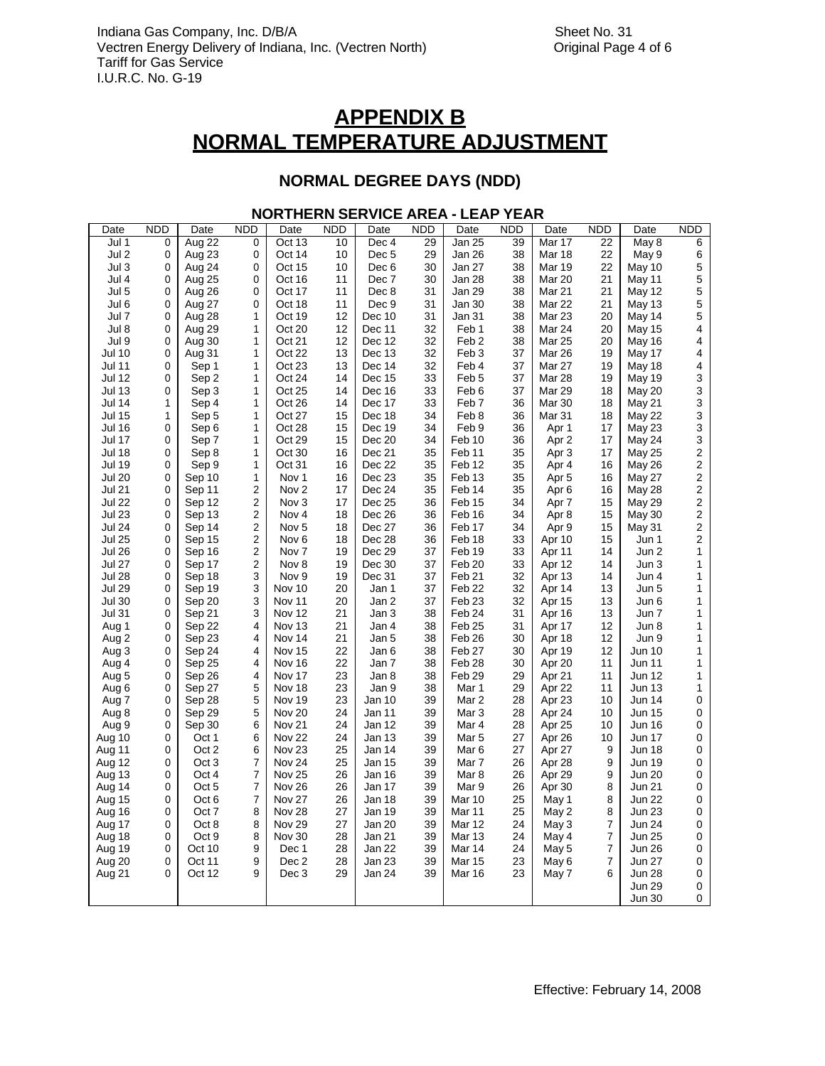Indiana Gas Company, Inc. D/B/A
Vectren Energy Delivery of Indiana, Inc. (Vectren North)
Tariff for Gas Service
I.U.R.C. No. G-19

Sheet No. 31
Original Page 4 of 6

# APPENDIX B
# NORMAL TEMPERATURE ADJUSTMENT

## NORMAL DEGREE DAYS (NDD)

### NORTHERN SERVICE AREA - LEAP YEAR

| Date | NDD | Date | NDD | Date | NDD | Date | NDD | Date | NDD | Date | NDD | Date | NDD |
|---|---|---|---|---|---|---|---|---|---|---|---|---|---|
| Jul 1 | 0 | Aug 22 | 0 | Oct 13 | 10 | Dec 4 | 29 | Jan 25 | 39 | Mar 17 | 22 | May 8 | 6 |
| Jul 2 | 0 | Aug 23 | 0 | Oct 14 | 10 | Dec 5 | 29 | Jan 26 | 38 | Mar 18 | 22 | May 9 | 6 |
| Jul 3 | 0 | Aug 24 | 0 | Oct 15 | 10 | Dec 6 | 30 | Jan 27 | 38 | Mar 19 | 22 | May 10 | 5 |
| Jul 4 | 0 | Aug 25 | 0 | Oct 16 | 11 | Dec 7 | 30 | Jan 28 | 38 | Mar 20 | 21 | May 11 | 5 |
| Jul 5 | 0 | Aug 26 | 0 | Oct 17 | 11 | Dec 8 | 31 | Jan 29 | 38 | Mar 21 | 21 | May 12 | 5 |
| Jul 6 | 0 | Aug 27 | 0 | Oct 18 | 11 | Dec 9 | 31 | Jan 30 | 38 | Mar 22 | 21 | May 13 | 5 |
| Jul 7 | 0 | Aug 28 | 1 | Oct 19 | 12 | Dec 10 | 31 | Jan 31 | 38 | Mar 23 | 20 | May 14 | 5 |
| Jul 8 | 0 | Aug 29 | 1 | Oct 20 | 12 | Dec 11 | 32 | Feb 1 | 38 | Mar 24 | 20 | May 15 | 4 |
| Jul 9 | 0 | Aug 30 | 1 | Oct 21 | 12 | Dec 12 | 32 | Feb 2 | 38 | Mar 25 | 20 | May 16 | 4 |
| Jul 10 | 0 | Aug 31 | 1 | Oct 22 | 13 | Dec 13 | 32 | Feb 3 | 37 | Mar 26 | 19 | May 17 | 4 |
| Jul 11 | 0 | Sep 1 | 1 | Oct 23 | 13 | Dec 14 | 32 | Feb 4 | 37 | Mar 27 | 19 | May 18 | 4 |
| Jul 12 | 0 | Sep 2 | 1 | Oct 24 | 14 | Dec 15 | 33 | Feb 5 | 37 | Mar 28 | 19 | May 19 | 3 |
| Jul 13 | 0 | Sep 3 | 1 | Oct 25 | 14 | Dec 16 | 33 | Feb 6 | 37 | Mar 29 | 18 | May 20 | 3 |
| Jul 14 | 1 | Sep 4 | 1 | Oct 26 | 14 | Dec 17 | 33 | Feb 7 | 36 | Mar 30 | 18 | May 21 | 3 |
| Jul 15 | 1 | Sep 5 | 1 | Oct 27 | 15 | Dec 18 | 34 | Feb 8 | 36 | Mar 31 | 18 | May 22 | 3 |
| Jul 16 | 0 | Sep 6 | 1 | Oct 28 | 15 | Dec 19 | 34 | Feb 9 | 36 | Apr 1 | 17 | May 23 | 3 |
| Jul 17 | 0 | Sep 7 | 1 | Oct 29 | 15 | Dec 20 | 34 | Feb 10 | 36 | Apr 2 | 17 | May 24 | 3 |
| Jul 18 | 0 | Sep 8 | 1 | Oct 30 | 16 | Dec 21 | 35 | Feb 11 | 35 | Apr 3 | 17 | May 25 | 2 |
| Jul 19 | 0 | Sep 9 | 1 | Oct 31 | 16 | Dec 22 | 35 | Feb 12 | 35 | Apr 4 | 16 | May 26 | 2 |
| Jul 20 | 0 | Sep 10 | 1 | Nov 1 | 16 | Dec 23 | 35 | Feb 13 | 35 | Apr 5 | 16 | May 27 | 2 |
| Jul 21 | 0 | Sep 11 | 2 | Nov 2 | 17 | Dec 24 | 35 | Feb 14 | 35 | Apr 6 | 16 | May 28 | 2 |
| Jul 22 | 0 | Sep 12 | 2 | Nov 3 | 17 | Dec 25 | 36 | Feb 15 | 34 | Apr 7 | 15 | May 29 | 2 |
| Jul 23 | 0 | Sep 13 | 2 | Nov 4 | 18 | Dec 26 | 36 | Feb 16 | 34 | Apr 8 | 15 | May 30 | 2 |
| Jul 24 | 0 | Sep 14 | 2 | Nov 5 | 18 | Dec 27 | 36 | Feb 17 | 34 | Apr 9 | 15 | May 31 | 2 |
| Jul 25 | 0 | Sep 15 | 2 | Nov 6 | 18 | Dec 28 | 36 | Feb 18 | 33 | Apr 10 | 15 | Jun 1 | 2 |
| Jul 26 | 0 | Sep 16 | 2 | Nov 7 | 19 | Dec 29 | 37 | Feb 19 | 33 | Apr 11 | 14 | Jun 2 | 1 |
| Jul 27 | 0 | Sep 17 | 2 | Nov 8 | 19 | Dec 30 | 37 | Feb 20 | 33 | Apr 12 | 14 | Jun 3 | 1 |
| Jul 28 | 0 | Sep 18 | 3 | Nov 9 | 19 | Dec 31 | 37 | Feb 21 | 32 | Apr 13 | 14 | Jun 4 | 1 |
| Jul 29 | 0 | Sep 19 | 3 | Nov 10 | 20 | Jan 1 | 37 | Feb 22 | 32 | Apr 14 | 13 | Jun 5 | 1 |
| Jul 30 | 0 | Sep 20 | 3 | Nov 11 | 20 | Jan 2 | 37 | Feb 23 | 32 | Apr 15 | 13 | Jun 6 | 1 |
| Jul 31 | 0 | Sep 21 | 3 | Nov 12 | 21 | Jan 3 | 38 | Feb 24 | 31 | Apr 16 | 13 | Jun 7 | 1 |
| Aug 1 | 0 | Sep 22 | 4 | Nov 13 | 21 | Jan 4 | 38 | Feb 25 | 31 | Apr 17 | 12 | Jun 8 | 1 |
| Aug 2 | 0 | Sep 23 | 4 | Nov 14 | 21 | Jan 5 | 38 | Feb 26 | 30 | Apr 18 | 12 | Jun 9 | 1 |
| Aug 3 | 0 | Sep 24 | 4 | Nov 15 | 22 | Jan 6 | 38 | Feb 27 | 30 | Apr 19 | 12 | Jun 10 | 1 |
| Aug 4 | 0 | Sep 25 | 4 | Nov 16 | 22 | Jan 7 | 38 | Feb 28 | 30 | Apr 20 | 11 | Jun 11 | 1 |
| Aug 5 | 0 | Sep 26 | 4 | Nov 17 | 23 | Jan 8 | 38 | Feb 29 | 29 | Apr 21 | 11 | Jun 12 | 1 |
| Aug 6 | 0 | Sep 27 | 5 | Nov 18 | 23 | Jan 9 | 38 | Mar 1 | 29 | Apr 22 | 11 | Jun 13 | 1 |
| Aug 7 | 0 | Sep 28 | 5 | Nov 19 | 23 | Jan 10 | 39 | Mar 2 | 28 | Apr 23 | 10 | Jun 14 | 0 |
| Aug 8 | 0 | Sep 29 | 5 | Nov 20 | 24 | Jan 11 | 39 | Mar 3 | 28 | Apr 24 | 10 | Jun 15 | 0 |
| Aug 9 | 0 | Sep 30 | 6 | Nov 21 | 24 | Jan 12 | 39 | Mar 4 | 28 | Apr 25 | 10 | Jun 16 | 0 |
| Aug 10 | 0 | Oct 1 | 6 | Nov 22 | 24 | Jan 13 | 39 | Mar 5 | 27 | Apr 26 | 10 | Jun 17 | 0 |
| Aug 11 | 0 | Oct 2 | 6 | Nov 23 | 25 | Jan 14 | 39 | Mar 6 | 27 | Apr 27 | 9 | Jun 18 | 0 |
| Aug 12 | 0 | Oct 3 | 7 | Nov 24 | 25 | Jan 15 | 39 | Mar 7 | 26 | Apr 28 | 9 | Jun 19 | 0 |
| Aug 13 | 0 | Oct 4 | 7 | Nov 25 | 26 | Jan 16 | 39 | Mar 8 | 26 | Apr 29 | 9 | Jun 20 | 0 |
| Aug 14 | 0 | Oct 5 | 7 | Nov 26 | 26 | Jan 17 | 39 | Mar 9 | 26 | Apr 30 | 8 | Jun 21 | 0 |
| Aug 15 | 0 | Oct 6 | 7 | Nov 27 | 26 | Jan 18 | 39 | Mar 10 | 25 | May 1 | 8 | Jun 22 | 0 |
| Aug 16 | 0 | Oct 7 | 8 | Nov 28 | 27 | Jan 19 | 39 | Mar 11 | 25 | May 2 | 8 | Jun 23 | 0 |
| Aug 17 | 0 | Oct 8 | 8 | Nov 29 | 27 | Jan 20 | 39 | Mar 12 | 24 | May 3 | 7 | Jun 24 | 0 |
| Aug 18 | 0 | Oct 9 | 8 | Nov 30 | 28 | Jan 21 | 39 | Mar 13 | 24 | May 4 | 7 | Jun 25 | 0 |
| Aug 19 | 0 | Oct 10 | 9 | Dec 1 | 28 | Jan 22 | 39 | Mar 14 | 24 | May 5 | 7 | Jun 26 | 0 |
| Aug 20 | 0 | Oct 11 | 9 | Dec 2 | 28 | Jan 23 | 39 | Mar 15 | 23 | May 6 | 7 | Jun 27 | 0 |
| Aug 21 | 0 | Oct 12 | 9 | Dec 3 | 29 | Jan 24 | 39 | Mar 16 | 23 | May 7 | 6 | Jun 28 | 0 |
| | | | | | | | | | | | | Jun 29 | 0 |
| | | | | | | | | | | | | Jun 30 | 0 |

Effective: February 14, 2008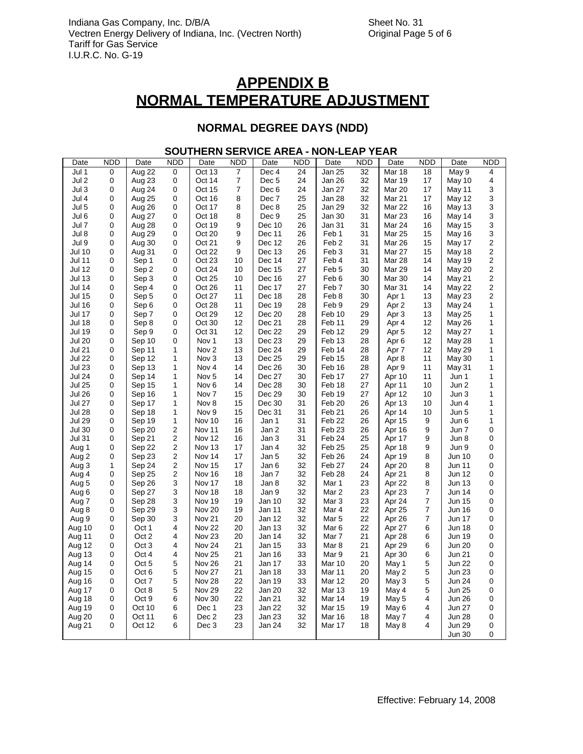Indiana Gas Company, Inc. D/B/A
Vectren Energy Delivery of Indiana, Inc. (Vectren North)
Tariff for Gas Service
I.U.R.C. No. G-19

Sheet No. 31
Original Page 5 of 6

# APPENDIX B
# NORMAL TEMPERATURE ADJUSTMENT

## NORMAL DEGREE DAYS (NDD)

### SOUTHERN SERVICE AREA - NON-LEAP YEAR

| Date | NDD | Date | NDD | Date | NDD | Date | NDD | Date | NDD | Date | NDD | Date | NDD |
|---|---|---|---|---|---|---|---|---|---|---|---|---|---|
| Jul 1 | 0 | Aug 22 | 0 | Oct 13 | 7 | Dec 4 | 24 | Jan 25 | 32 | Mar 18 | 18 | May 9 | 4 |
| Jul 2 | 0 | Aug 23 | 0 | Oct 14 | 7 | Dec 5 | 24 | Jan 26 | 32 | Mar 19 | 17 | May 10 | 4 |
| Jul 3 | 0 | Aug 24 | 0 | Oct 15 | 7 | Dec 6 | 24 | Jan 27 | 32 | Mar 20 | 17 | May 11 | 3 |
| Jul 4 | 0 | Aug 25 | 0 | Oct 16 | 8 | Dec 7 | 25 | Jan 28 | 32 | Mar 21 | 17 | May 12 | 3 |
| Jul 5 | 0 | Aug 26 | 0 | Oct 17 | 8 | Dec 8 | 25 | Jan 29 | 32 | Mar 22 | 16 | May 13 | 3 |
| Jul 6 | 0 | Aug 27 | 0 | Oct 18 | 8 | Dec 9 | 25 | Jan 30 | 31 | Mar 23 | 16 | May 14 | 3 |
| Jul 7 | 0 | Aug 28 | 0 | Oct 19 | 9 | Dec 10 | 26 | Jan 31 | 31 | Mar 24 | 16 | May 15 | 3 |
| Jul 8 | 0 | Aug 29 | 0 | Oct 20 | 9 | Dec 11 | 26 | Feb 1 | 31 | Mar 25 | 15 | May 16 | 3 |
| Jul 9 | 0 | Aug 30 | 0 | Oct 21 | 9 | Dec 12 | 26 | Feb 2 | 31 | Mar 26 | 15 | May 17 | 2 |
| Jul 10 | 0 | Aug 31 | 0 | Oct 22 | 9 | Dec 13 | 26 | Feb 3 | 31 | Mar 27 | 15 | May 18 | 2 |
| Jul 11 | 0 | Sep 1 | 0 | Oct 23 | 10 | Dec 14 | 27 | Feb 4 | 31 | Mar 28 | 14 | May 19 | 2 |
| Jul 12 | 0 | Sep 2 | 0 | Oct 24 | 10 | Dec 15 | 27 | Feb 5 | 30 | Mar 29 | 14 | May 20 | 2 |
| Jul 13 | 0 | Sep 3 | 0 | Oct 25 | 10 | Dec 16 | 27 | Feb 6 | 30 | Mar 30 | 14 | May 21 | 2 |
| Jul 14 | 0 | Sep 4 | 0 | Oct 26 | 11 | Dec 17 | 27 | Feb 7 | 30 | Mar 31 | 14 | May 22 | 2 |
| Jul 15 | 0 | Sep 5 | 0 | Oct 27 | 11 | Dec 18 | 28 | Feb 8 | 30 | Apr 1 | 13 | May 23 | 2 |
| Jul 16 | 0 | Sep 6 | 0 | Oct 28 | 11 | Dec 19 | 28 | Feb 9 | 29 | Apr 2 | 13 | May 24 | 1 |
| Jul 17 | 0 | Sep 7 | 0 | Oct 29 | 12 | Dec 20 | 28 | Feb 10 | 29 | Apr 3 | 13 | May 25 | 1 |
| Jul 18 | 0 | Sep 8 | 0 | Oct 30 | 12 | Dec 21 | 28 | Feb 11 | 29 | Apr 4 | 12 | May 26 | 1 |
| Jul 19 | 0 | Sep 9 | 0 | Oct 31 | 12 | Dec 22 | 29 | Feb 12 | 29 | Apr 5 | 12 | May 27 | 1 |
| Jul 20 | 0 | Sep 10 | 0 | Nov 1 | 13 | Dec 23 | 29 | Feb 13 | 28 | Apr 6 | 12 | May 28 | 1 |
| Jul 21 | 0 | Sep 11 | 1 | Nov 2 | 13 | Dec 24 | 29 | Feb 14 | 28 | Apr 7 | 12 | May 29 | 1 |
| Jul 22 | 0 | Sep 12 | 1 | Nov 3 | 13 | Dec 25 | 29 | Feb 15 | 28 | Apr 8 | 11 | May 30 | 1 |
| Jul 23 | 0 | Sep 13 | 1 | Nov 4 | 14 | Dec 26 | 30 | Feb 16 | 28 | Apr 9 | 11 | May 31 | 1 |
| Jul 24 | 0 | Sep 14 | 1 | Nov 5 | 14 | Dec 27 | 30 | Feb 17 | 27 | Apr 10 | 11 | Jun 1 | 1 |
| Jul 25 | 0 | Sep 15 | 1 | Nov 6 | 14 | Dec 28 | 30 | Feb 18 | 27 | Apr 11 | 10 | Jun 2 | 1 |
| Jul 26 | 0 | Sep 16 | 1 | Nov 7 | 15 | Dec 29 | 30 | Feb 19 | 27 | Apr 12 | 10 | Jun 3 | 1 |
| Jul 27 | 0 | Sep 17 | 1 | Nov 8 | 15 | Dec 30 | 31 | Feb 20 | 26 | Apr 13 | 10 | Jun 4 | 1 |
| Jul 28 | 0 | Sep 18 | 1 | Nov 9 | 15 | Dec 31 | 31 | Feb 21 | 26 | Apr 14 | 10 | Jun 5 | 1 |
| Jul 29 | 0 | Sep 19 | 1 | Nov 10 | 16 | Jan 1 | 31 | Feb 22 | 26 | Apr 15 | 9 | Jun 6 | 1 |
| Jul 30 | 0 | Sep 20 | 2 | Nov 11 | 16 | Jan 2 | 31 | Feb 23 | 26 | Apr 16 | 9 | Jun 7 | 0 |
| Jul 31 | 0 | Sep 21 | 2 | Nov 12 | 16 | Jan 3 | 31 | Feb 24 | 25 | Apr 17 | 9 | Jun 8 | 0 |
| Aug 1 | 0 | Sep 22 | 2 | Nov 13 | 17 | Jan 4 | 32 | Feb 25 | 25 | Apr 18 | 9 | Jun 9 | 0 |
| Aug 2 | 0 | Sep 23 | 2 | Nov 14 | 17 | Jan 5 | 32 | Feb 26 | 24 | Apr 19 | 8 | Jun 10 | 0 |
| Aug 3 | 1 | Sep 24 | 2 | Nov 15 | 17 | Jan 6 | 32 | Feb 27 | 24 | Apr 20 | 8 | Jun 11 | 0 |
| Aug 4 | 0 | Sep 25 | 2 | Nov 16 | 18 | Jan 7 | 32 | Feb 28 | 24 | Apr 21 | 8 | Jun 12 | 0 |
| Aug 5 | 0 | Sep 26 | 3 | Nov 17 | 18 | Jan 8 | 32 | Mar 1 | 23 | Apr 22 | 8 | Jun 13 | 0 |
| Aug 6 | 0 | Sep 27 | 3 | Nov 18 | 18 | Jan 9 | 32 | Mar 2 | 23 | Apr 23 | 7 | Jun 14 | 0 |
| Aug 7 | 0 | Sep 28 | 3 | Nov 19 | 19 | Jan 10 | 32 | Mar 3 | 23 | Apr 24 | 7 | Jun 15 | 0 |
| Aug 8 | 0 | Sep 29 | 3 | Nov 20 | 19 | Jan 11 | 32 | Mar 4 | 22 | Apr 25 | 7 | Jun 16 | 0 |
| Aug 9 | 0 | Sep 30 | 3 | Nov 21 | 20 | Jan 12 | 32 | Mar 5 | 22 | Apr 26 | 7 | Jun 17 | 0 |
| Aug 10 | 0 | Oct 1 | 4 | Nov 22 | 20 | Jan 13 | 32 | Mar 6 | 22 | Apr 27 | 6 | Jun 18 | 0 |
| Aug 11 | 0 | Oct 2 | 4 | Nov 23 | 20 | Jan 14 | 32 | Mar 7 | 21 | Apr 28 | 6 | Jun 19 | 0 |
| Aug 12 | 0 | Oct 3 | 4 | Nov 24 | 21 | Jan 15 | 33 | Mar 8 | 21 | Apr 29 | 6 | Jun 20 | 0 |
| Aug 13 | 0 | Oct 4 | 4 | Nov 25 | 21 | Jan 16 | 33 | Mar 9 | 21 | Apr 30 | 6 | Jun 21 | 0 |
| Aug 14 | 0 | Oct 5 | 5 | Nov 26 | 21 | Jan 17 | 33 | Mar 10 | 20 | May 1 | 5 | Jun 22 | 0 |
| Aug 15 | 0 | Oct 6 | 5 | Nov 27 | 21 | Jan 18 | 33 | Mar 11 | 20 | May 2 | 5 | Jun 23 | 0 |
| Aug 16 | 0 | Oct 7 | 5 | Nov 28 | 22 | Jan 19 | 33 | Mar 12 | 20 | May 3 | 5 | Jun 24 | 0 |
| Aug 17 | 0 | Oct 8 | 5 | Nov 29 | 22 | Jan 20 | 32 | Mar 13 | 19 | May 4 | 5 | Jun 25 | 0 |
| Aug 18 | 0 | Oct 9 | 6 | Nov 30 | 22 | Jan 21 | 32 | Mar 14 | 19 | May 5 | 4 | Jun 26 | 0 |
| Aug 19 | 0 | Oct 10 | 6 | Dec 1 | 23 | Jan 22 | 32 | Mar 15 | 19 | May 6 | 4 | Jun 27 | 0 |
| Aug 20 | 0 | Oct 11 | 6 | Dec 2 | 23 | Jan 23 | 32 | Mar 16 | 18 | May 7 | 4 | Jun 28 | 0 |
| Aug 21 | 0 | Oct 12 | 6 | Dec 3 | 23 | Jan 24 | 32 | Mar 17 | 18 | May 8 | 4 | Jun 29 | 0 |
| | | | | | | | | | | | | Jun 30 | 0 |

Effective: February 14, 2008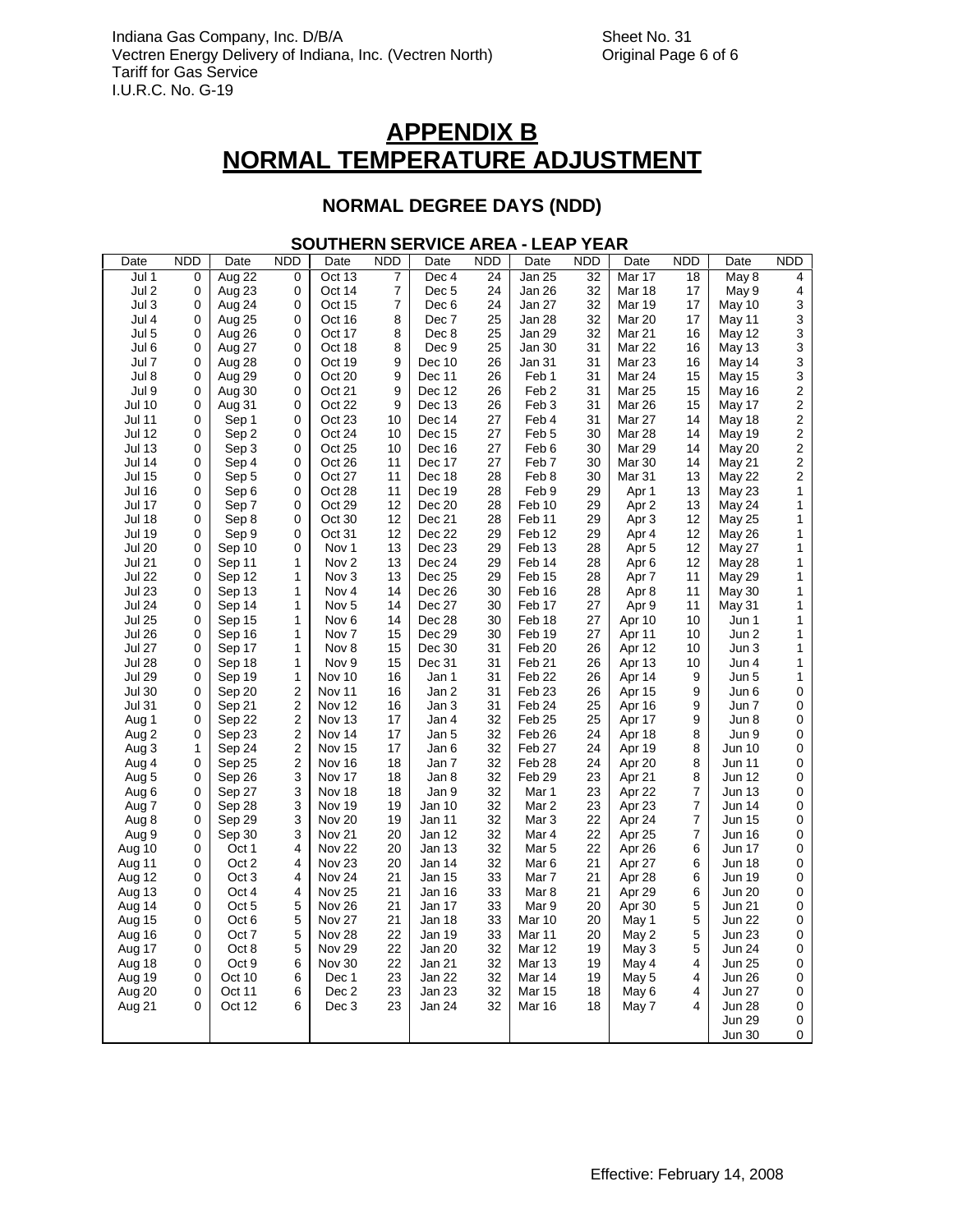Indiana Gas Company, Inc. D/B/A
Vectren Energy Delivery of Indiana, Inc. (Vectren North)
Tariff for Gas Service
I.U.R.C. No. G-19

Sheet No. 31
Original Page 6 of 6

# APPENDIX B
# NORMAL TEMPERATURE ADJUSTMENT

## NORMAL DEGREE DAYS (NDD)

### SOUTHERN SERVICE AREA - LEAP YEAR

| Date | NDD | Date | NDD | Date | NDD | Date | NDD | Date | NDD | Date | NDD | Date | NDD |
|---|---|---|---|---|---|---|---|---|---|---|---|---|---|
| Jul 1 | 0 | Aug 22 | 0 | Oct 13 | 7 | Dec 4 | 24 | Jan 25 | 32 | Mar 17 | 18 | May 8 | 4 |
| Jul 2 | 0 | Aug 23 | 0 | Oct 14 | 7 | Dec 5 | 24 | Jan 26 | 32 | Mar 18 | 17 | May 9 | 4 |
| Jul 3 | 0 | Aug 24 | 0 | Oct 15 | 7 | Dec 6 | 24 | Jan 27 | 32 | Mar 19 | 17 | May 10 | 3 |
| Jul 4 | 0 | Aug 25 | 0 | Oct 16 | 8 | Dec 7 | 25 | Jan 28 | 32 | Mar 20 | 17 | May 11 | 3 |
| Jul 5 | 0 | Aug 26 | 0 | Oct 17 | 8 | Dec 8 | 25 | Jan 29 | 32 | Mar 21 | 16 | May 12 | 3 |
| Jul 6 | 0 | Aug 27 | 0 | Oct 18 | 8 | Dec 9 | 25 | Jan 30 | 31 | Mar 22 | 16 | May 13 | 3 |
| Jul 7 | 0 | Aug 28 | 0 | Oct 19 | 9 | Dec 10 | 26 | Jan 31 | 31 | Mar 23 | 16 | May 14 | 3 |
| Jul 8 | 0 | Aug 29 | 0 | Oct 20 | 9 | Dec 11 | 26 | Feb 1 | 31 | Mar 24 | 15 | May 15 | 3 |
| Jul 9 | 0 | Aug 30 | 0 | Oct 21 | 9 | Dec 12 | 26 | Feb 2 | 31 | Mar 25 | 15 | May 16 | 2 |
| Jul 10 | 0 | Aug 31 | 0 | Oct 22 | 9 | Dec 13 | 26 | Feb 3 | 31 | Mar 26 | 15 | May 17 | 2 |
| Jul 11 | 0 | Sep 1 | 0 | Oct 23 | 10 | Dec 14 | 27 | Feb 4 | 31 | Mar 27 | 14 | May 18 | 2 |
| Jul 12 | 0 | Sep 2 | 0 | Oct 24 | 10 | Dec 15 | 27 | Feb 5 | 30 | Mar 28 | 14 | May 19 | 2 |
| Jul 13 | 0 | Sep 3 | 0 | Oct 25 | 10 | Dec 16 | 27 | Feb 6 | 30 | Mar 29 | 14 | May 20 | 2 |
| Jul 14 | 0 | Sep 4 | 0 | Oct 26 | 11 | Dec 17 | 27 | Feb 7 | 30 | Mar 30 | 14 | May 21 | 2 |
| Jul 15 | 0 | Sep 5 | 0 | Oct 27 | 11 | Dec 18 | 28 | Feb 8 | 30 | Mar 31 | 13 | May 22 | 2 |
| Jul 16 | 0 | Sep 6 | 0 | Oct 28 | 11 | Dec 19 | 28 | Feb 9 | 29 | Apr 1 | 13 | May 23 | 1 |
| Jul 17 | 0 | Sep 7 | 0 | Oct 29 | 12 | Dec 20 | 28 | Feb 10 | 29 | Apr 2 | 13 | May 24 | 1 |
| Jul 18 | 0 | Sep 8 | 0 | Oct 30 | 12 | Dec 21 | 28 | Feb 11 | 29 | Apr 3 | 12 | May 25 | 1 |
| Jul 19 | 0 | Sep 9 | 0 | Oct 31 | 12 | Dec 22 | 29 | Feb 12 | 29 | Apr 4 | 12 | May 26 | 1 |
| Jul 20 | 0 | Sep 10 | 0 | Nov 1 | 13 | Dec 23 | 29 | Feb 13 | 28 | Apr 5 | 12 | May 27 | 1 |
| Jul 21 | 0 | Sep 11 | 1 | Nov 2 | 13 | Dec 24 | 29 | Feb 14 | 28 | Apr 6 | 12 | May 28 | 1 |
| Jul 22 | 0 | Sep 12 | 1 | Nov 3 | 13 | Dec 25 | 29 | Feb 15 | 28 | Apr 7 | 11 | May 29 | 1 |
| Jul 23 | 0 | Sep 13 | 1 | Nov 4 | 14 | Dec 26 | 30 | Feb 16 | 28 | Apr 8 | 11 | May 30 | 1 |
| Jul 24 | 0 | Sep 14 | 1 | Nov 5 | 14 | Dec 27 | 30 | Feb 17 | 27 | Apr 9 | 11 | May 31 | 1 |
| Jul 25 | 0 | Sep 15 | 1 | Nov 6 | 14 | Dec 28 | 30 | Feb 18 | 27 | Apr 10 | 10 | Jun 1 | 1 |
| Jul 26 | 0 | Sep 16 | 1 | Nov 7 | 15 | Dec 29 | 30 | Feb 19 | 27 | Apr 11 | 10 | Jun 2 | 1 |
| Jul 27 | 0 | Sep 17 | 1 | Nov 8 | 15 | Dec 30 | 31 | Feb 20 | 26 | Apr 12 | 10 | Jun 3 | 1 |
| Jul 28 | 0 | Sep 18 | 1 | Nov 9 | 15 | Dec 31 | 31 | Feb 21 | 26 | Apr 13 | 10 | Jun 4 | 1 |
| Jul 29 | 0 | Sep 19 | 1 | Nov 10 | 16 | Jan 1 | 31 | Feb 22 | 26 | Apr 14 | 9 | Jun 5 | 1 |
| Jul 30 | 0 | Sep 20 | 2 | Nov 11 | 16 | Jan 2 | 31 | Feb 23 | 26 | Apr 15 | 9 | Jun 6 | 0 |
| Jul 31 | 0 | Sep 21 | 2 | Nov 12 | 16 | Jan 3 | 31 | Feb 24 | 25 | Apr 16 | 9 | Jun 7 | 0 |
| Aug 1 | 0 | Sep 22 | 2 | Nov 13 | 17 | Jan 4 | 32 | Feb 25 | 25 | Apr 17 | 9 | Jun 8 | 0 |
| Aug 2 | 0 | Sep 23 | 2 | Nov 14 | 17 | Jan 5 | 32 | Feb 26 | 24 | Apr 18 | 8 | Jun 9 | 0 |
| Aug 3 | 1 | Sep 24 | 2 | Nov 15 | 17 | Jan 6 | 32 | Feb 27 | 24 | Apr 19 | 8 | Jun 10 | 0 |
| Aug 4 | 0 | Sep 25 | 2 | Nov 16 | 18 | Jan 7 | 32 | Feb 28 | 24 | Apr 20 | 8 | Jun 11 | 0 |
| Aug 5 | 0 | Sep 26 | 3 | Nov 17 | 18 | Jan 8 | 32 | Feb 29 | 23 | Apr 21 | 8 | Jun 12 | 0 |
| Aug 6 | 0 | Sep 27 | 3 | Nov 18 | 18 | Jan 9 | 32 | Mar 1 | 23 | Apr 22 | 7 | Jun 13 | 0 |
| Aug 7 | 0 | Sep 28 | 3 | Nov 19 | 19 | Jan 10 | 32 | Mar 2 | 23 | Apr 23 | 7 | Jun 14 | 0 |
| Aug 8 | 0 | Sep 29 | 3 | Nov 20 | 19 | Jan 11 | 32 | Mar 3 | 22 | Apr 24 | 7 | Jun 15 | 0 |
| Aug 9 | 0 | Sep 30 | 3 | Nov 21 | 20 | Jan 12 | 32 | Mar 4 | 22 | Apr 25 | 7 | Jun 16 | 0 |
| Aug 10 | 0 | Oct 1 | 4 | Nov 22 | 20 | Jan 13 | 32 | Mar 5 | 22 | Apr 26 | 6 | Jun 17 | 0 |
| Aug 11 | 0 | Oct 2 | 4 | Nov 23 | 20 | Jan 14 | 32 | Mar 6 | 21 | Apr 27 | 6 | Jun 18 | 0 |
| Aug 12 | 0 | Oct 3 | 4 | Nov 24 | 21 | Jan 15 | 33 | Mar 7 | 21 | Apr 28 | 6 | Jun 19 | 0 |
| Aug 13 | 0 | Oct 4 | 4 | Nov 25 | 21 | Jan 16 | 33 | Mar 8 | 21 | Apr 29 | 6 | Jun 20 | 0 |
| Aug 14 | 0 | Oct 5 | 5 | Nov 26 | 21 | Jan 17 | 33 | Mar 9 | 20 | Apr 30 | 5 | Jun 21 | 0 |
| Aug 15 | 0 | Oct 6 | 5 | Nov 27 | 21 | Jan 18 | 33 | Mar 10 | 20 | May 1 | 5 | Jun 22 | 0 |
| Aug 16 | 0 | Oct 7 | 5 | Nov 28 | 22 | Jan 19 | 33 | Mar 11 | 20 | May 2 | 5 | Jun 23 | 0 |
| Aug 17 | 0 | Oct 8 | 5 | Nov 29 | 22 | Jan 20 | 32 | Mar 12 | 19 | May 3 | 5 | Jun 24 | 0 |
| Aug 18 | 0 | Oct 9 | 6 | Nov 30 | 22 | Jan 21 | 32 | Mar 13 | 19 | May 4 | 4 | Jun 25 | 0 |
| Aug 19 | 0 | Oct 10 | 6 | Dec 1 | 23 | Jan 22 | 32 | Mar 14 | 19 | May 5 | 4 | Jun 26 | 0 |
| Aug 20 | 0 | Oct 11 | 6 | Dec 2 | 23 | Jan 23 | 32 | Mar 15 | 18 | May 6 | 4 | Jun 27 | 0 |
| Aug 21 | 0 | Oct 12 | 6 | Dec 3 | 23 | Jan 24 | 32 | Mar 16 | 18 | May 7 | 4 | Jun 28 | 0 |
| | | | | | | | | | | | | Jun 29 | 0 |
| | | | | | | | | | | | | Jun 30 | 0 |

Effective: February 14, 2008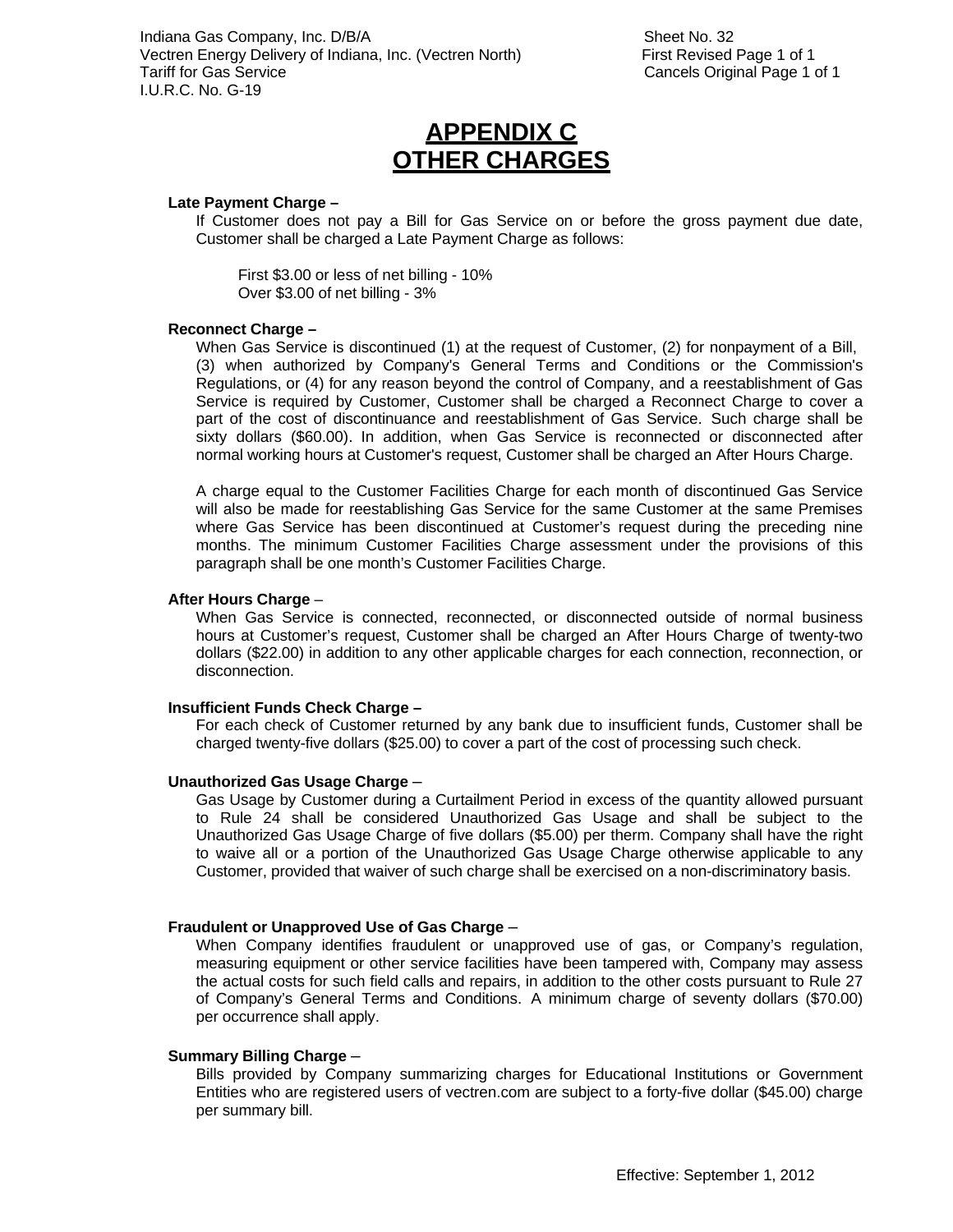# APPENDIX C
# OTHER CHARGES

**Late Payment Charge –**

If Customer does not pay a Bill for Gas Service on or before the gross payment due date, Customer shall be charged a Late Payment Charge as follows:

First $3.00 or less of net billing - 10%
Over $3.00 of net billing - 3%

**Reconnect Charge –**

When Gas Service is discontinued (1) at the request of Customer, (2) for nonpayment of a Bill, (3) when authorized by Company's General Terms and Conditions or the Commission's Regulations, or (4) for any reason beyond the control of Company, and a reestablishment of Gas Service is required by Customer, Customer shall be charged a Reconnect Charge to cover a part of the cost of discontinuance and reestablishment of Gas Service. Such charge shall be sixty dollars ($60.00). In addition, when Gas Service is reconnected or disconnected after normal working hours at Customer's request, Customer shall be charged an After Hours Charge.

A charge equal to the Customer Facilities Charge for each month of discontinued Gas Service will also be made for reestablishing Gas Service for the same Customer at the same Premises where Gas Service has been discontinued at Customer's request during the preceding nine months. The minimum Customer Facilities Charge assessment under the provisions of this paragraph shall be one month's Customer Facilities Charge.

**After Hours Charge** –

When Gas Service is connected, reconnected, or disconnected outside of normal business hours at Customer's request, Customer shall be charged an After Hours Charge of twenty-two dollars ($22.00) in addition to any other applicable charges for each connection, reconnection, or disconnection.

**Insufficient Funds Check Charge –**

For each check of Customer returned by any bank due to insufficient funds, Customer shall be charged twenty-five dollars ($25.00) to cover a part of the cost of processing such check.

**Unauthorized Gas Usage Charge** –

Gas Usage by Customer during a Curtailment Period in excess of the quantity allowed pursuant to Rule 24 shall be considered Unauthorized Gas Usage and shall be subject to the Unauthorized Gas Usage Charge of five dollars ($5.00) per therm. Company shall have the right to waive all or a portion of the Unauthorized Gas Usage Charge otherwise applicable to any Customer, provided that waiver of such charge shall be exercised on a non-discriminatory basis.

**Fraudulent or Unapproved Use of Gas Charge** –

When Company identifies fraudulent or unapproved use of gas, or Company's regulation, measuring equipment or other service facilities have been tampered with, Company may assess the actual costs for such field calls and repairs, in addition to the other costs pursuant to Rule 27 of Company's General Terms and Conditions. A minimum charge of seventy dollars ($70.00) per occurrence shall apply.

**Summary Billing Charge** –

Bills provided by Company summarizing charges for Educational Institutions or Government Entities who are registered users of vectren.com are subject to a forty-five dollar ($45.00) charge per summary bill.

Effective: September 1, 2012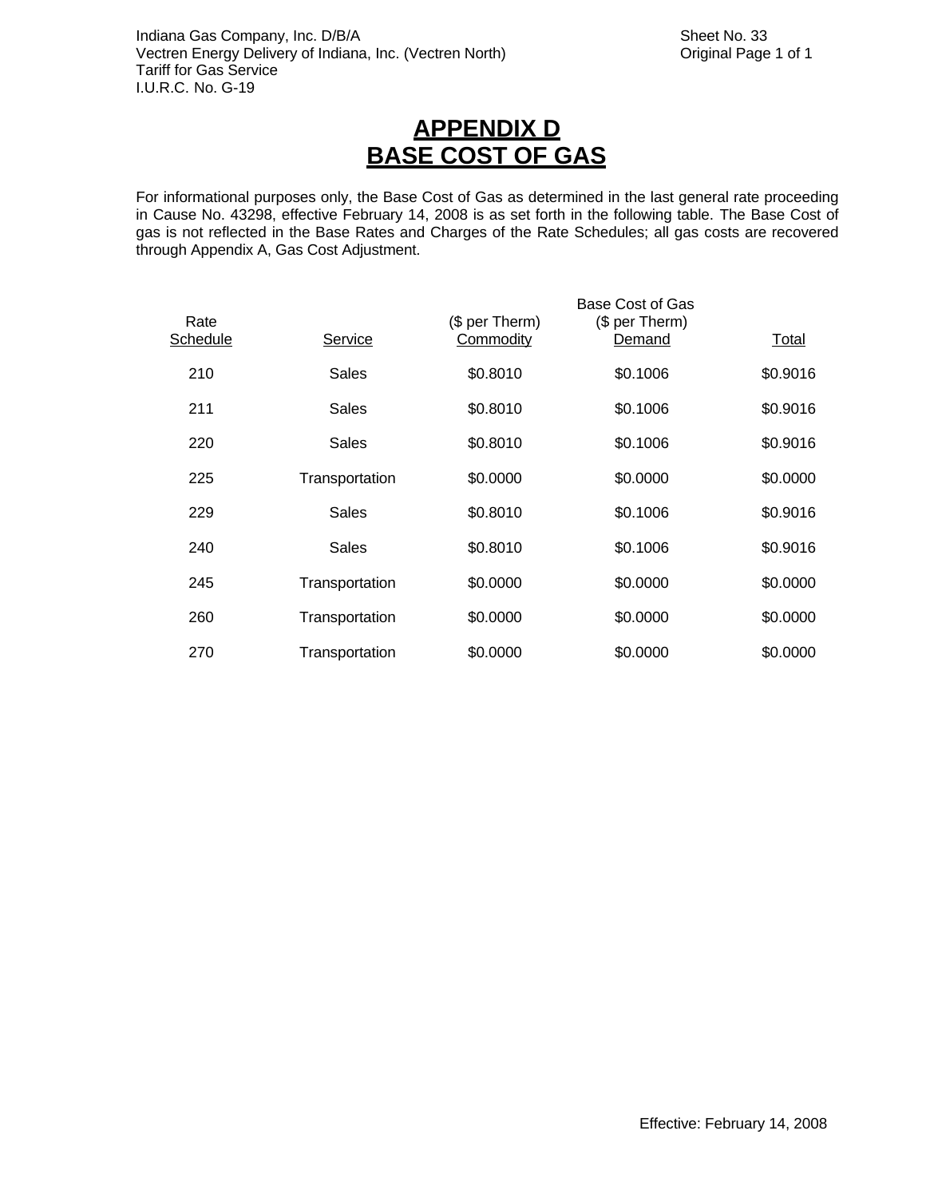# APPENDIX D
# BASE COST OF GAS

For informational purposes only, the Base Cost of Gas as determined in the last general rate proceeding in Cause No. 43298, effective February 14, 2008 is as set forth in the following table. The Base Cost of gas is not reflected in the Base Rates and Charges of the Rate Schedules; all gas costs are recovered through Appendix A, Gas Cost Adjustment.

| Rate Schedule | Service | ($ per Therm) Commodity | Base Cost of Gas ($ per Therm) Demand | Total |
|---|---|---|---|---|
| 210 | Sales | $0.8010 | $0.1006 | $0.9016 |
| 211 | Sales | $0.8010 | $0.1006 | $0.9016 |
| 220 | Sales | $0.8010 | $0.1006 | $0.9016 |
| 225 | Transportation | $0.0000 | $0.0000 | $0.0000 |
| 229 | Sales | $0.8010 | $0.1006 | $0.9016 |
| 240 | Sales | $0.8010 | $0.1006 | $0.9016 |
| 245 | Transportation | $0.0000 | $0.0000 | $0.0000 |
| 260 | Transportation | $0.0000 | $0.0000 | $0.0000 |
| 270 | Transportation | $0.0000 | $0.0000 | $0.0000 |

Effective: February 14, 2008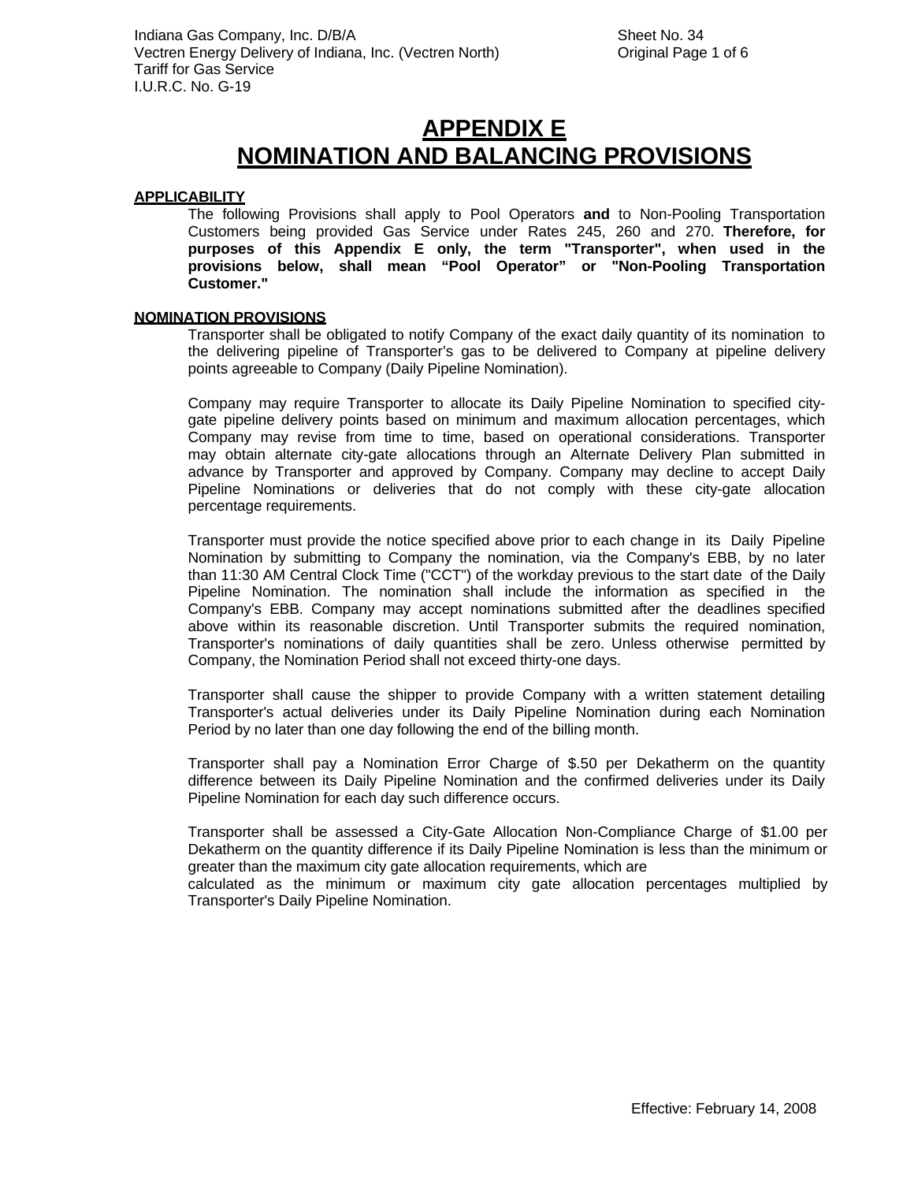# APPENDIX E
# NOMINATION AND BALANCING PROVISIONS

**APPLICABILITY**

The following Provisions shall apply to Pool Operators **and** to Non-Pooling Transportation Customers being provided Gas Service under Rates 245, 260 and 270. **Therefore, for purposes of this Appendix E only, the term "Transporter", when used in the provisions below, shall mean "Pool Operator" or "Non-Pooling Transportation Customer."**

**NOMINATION PROVISIONS**

Transporter shall be obligated to notify Company of the exact daily quantity of its nomination to the delivering pipeline of Transporter's gas to be delivered to Company at pipeline delivery points agreeable to Company (Daily Pipeline Nomination).

Company may require Transporter to allocate its Daily Pipeline Nomination to specified city-gate pipeline delivery points based on minimum and maximum allocation percentages, which Company may revise from time to time, based on operational considerations. Transporter may obtain alternate city-gate allocations through an Alternate Delivery Plan submitted in advance by Transporter and approved by Company. Company may decline to accept Daily Pipeline Nominations or deliveries that do not comply with these city-gate allocation percentage requirements.

Transporter must provide the notice specified above prior to each change in its Daily Pipeline Nomination by submitting to Company the nomination, via the Company's EBB, by no later than 11:30 AM Central Clock Time ("CCT") of the workday previous to the start date of the Daily Pipeline Nomination. The nomination shall include the information as specified in the Company's EBB. Company may accept nominations submitted after the deadlines specified above within its reasonable discretion. Until Transporter submits the required nomination, Transporter's nominations of daily quantities shall be zero. Unless otherwise permitted by Company, the Nomination Period shall not exceed thirty-one days.

Transporter shall cause the shipper to provide Company with a written statement detailing Transporter's actual deliveries under its Daily Pipeline Nomination during each Nomination Period by no later than one day following the end of the billing month.

Transporter shall pay a Nomination Error Charge of $.50 per Dekatherm on the quantity difference between its Daily Pipeline Nomination and the confirmed deliveries under its Daily Pipeline Nomination for each day such difference occurs.

Transporter shall be assessed a City-Gate Allocation Non-Compliance Charge of $1.00 per Dekatherm on the quantity difference if its Daily Pipeline Nomination is less than the minimum or greater than the maximum city gate allocation requirements, which are calculated as the minimum or maximum city gate allocation percentages multiplied by Transporter's Daily Pipeline Nomination.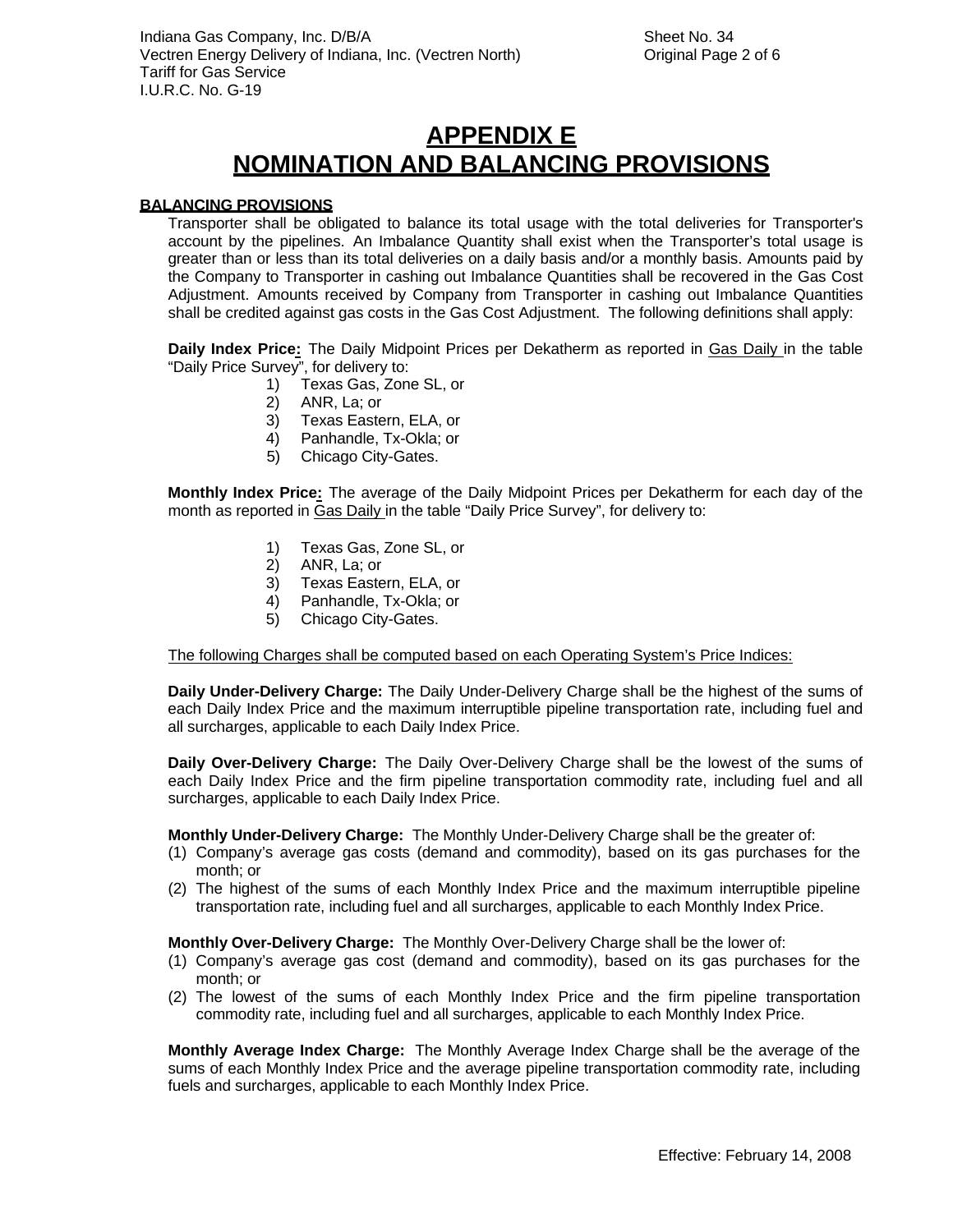# APPENDIX E
# NOMINATION AND BALANCING PROVISIONS

**BALANCING PROVISIONS**

Transporter shall be obligated to balance its total usage with the total deliveries for Transporter's account by the pipelines. An Imbalance Quantity shall exist when the Transporter's total usage is greater than or less than its total deliveries on a daily basis and/or a monthly basis. Amounts paid by the Company to Transporter in cashing out Imbalance Quantities shall be recovered in the Gas Cost Adjustment. Amounts received by Company from Transporter in cashing out Imbalance Quantities shall be credited against gas costs in the Gas Cost Adjustment. The following definitions shall apply:

**Daily Index Price:** The Daily Midpoint Prices per Dekatherm as reported in Gas Daily in the table "Daily Price Survey", for delivery to:

1) Texas Gas, Zone SL, or
2) ANR, La; or
3) Texas Eastern, ELA, or
4) Panhandle, Tx-Okla; or
5) Chicago City-Gates.

**Monthly Index Price:** The average of the Daily Midpoint Prices per Dekatherm for each day of the month as reported in Gas Daily in the table "Daily Price Survey", for delivery to:

1) Texas Gas, Zone SL, or
2) ANR, La; or
3) Texas Eastern, ELA, or
4) Panhandle, Tx-Okla; or
5) Chicago City-Gates.

The following Charges shall be computed based on each Operating System's Price Indices:

**Daily Under-Delivery Charge:** The Daily Under-Delivery Charge shall be the highest of the sums of each Daily Index Price and the maximum interruptible pipeline transportation rate, including fuel and all surcharges, applicable to each Daily Index Price.

**Daily Over-Delivery Charge:** The Daily Over-Delivery Charge shall be the lowest of the sums of each Daily Index Price and the firm pipeline transportation commodity rate, including fuel and all surcharges, applicable to each Daily Index Price.

**Monthly Under-Delivery Charge:** The Monthly Under-Delivery Charge shall be the greater of:

(1) Company's average gas costs (demand and commodity), based on its gas purchases for the month; or
(2) The highest of the sums of each Monthly Index Price and the maximum interruptible pipeline transportation rate, including fuel and all surcharges, applicable to each Monthly Index Price.

**Monthly Over-Delivery Charge:** The Monthly Over-Delivery Charge shall be the lower of:

(1) Company's average gas cost (demand and commodity), based on its gas purchases for the month; or
(2) The lowest of the sums of each Monthly Index Price and the firm pipeline transportation commodity rate, including fuel and all surcharges, applicable to each Monthly Index Price.

**Monthly Average Index Charge:** The Monthly Average Index Charge shall be the average of the sums of each Monthly Index Price and the average pipeline transportation commodity rate, including fuels and surcharges, applicable to each Monthly Index Price.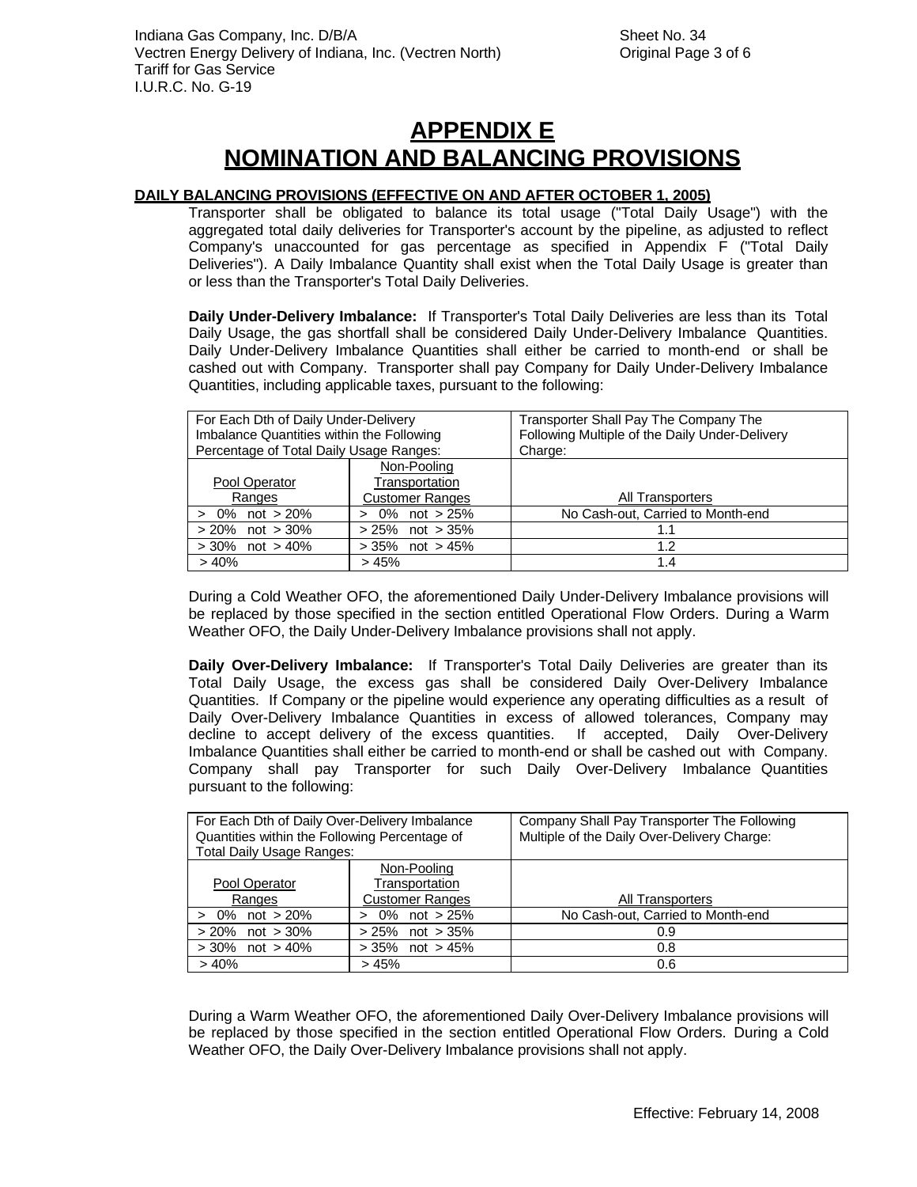# APPENDIX E
# NOMINATION AND BALANCING PROVISIONS

**DAILY BALANCING PROVISIONS (EFFECTIVE ON AND AFTER OCTOBER 1, 2005)**

Transporter shall be obligated to balance its total usage ("Total Daily Usage") with the aggregated total daily deliveries for Transporter's account by the pipeline, as adjusted to reflect Company's unaccounted for gas percentage as specified in Appendix F ("Total Daily Deliveries"). A Daily Imbalance Quantity shall exist when the Total Daily Usage is greater than or less than the Transporter's Total Daily Deliveries.

**Daily Under-Delivery Imbalance:** If Transporter's Total Daily Deliveries are less than its Total Daily Usage, the gas shortfall shall be considered Daily Under-Delivery Imbalance Quantities. Daily Under-Delivery Imbalance Quantities shall either be carried to month-end or shall be cashed out with Company. Transporter shall pay Company for Daily Under-Delivery Imbalance Quantities, including applicable taxes, pursuant to the following:

| For Each Dth of Daily Under-Delivery Imbalance Quantities within the Following Percentage of Total Daily Usage Ranges: | | Transporter Shall Pay The Company The Following Multiple of the Daily Under-Delivery Charge: |
|---|---|---|
| Pool Operator Ranges | Non-Pooling Transportation Customer Ranges | All Transporters |
| > 0% not > 20% | > 0% not > 25% | No Cash-out, Carried to Month-end |
| > 20% not > 30% | > 25% not > 35% | 1.1 |
| > 30% not > 40% | > 35% not > 45% | 1.2 |
| > 40% | > 45% | 1.4 |

During a Cold Weather OFO, the aforementioned Daily Under-Delivery Imbalance provisions will be replaced by those specified in the section entitled Operational Flow Orders. During a Warm Weather OFO, the Daily Under-Delivery Imbalance provisions shall not apply.

**Daily Over-Delivery Imbalance:** If Transporter's Total Daily Deliveries are greater than its Total Daily Usage, the excess gas shall be considered Daily Over-Delivery Imbalance Quantities. If Company or the pipeline would experience any operating difficulties as a result of Daily Over-Delivery Imbalance Quantities in excess of allowed tolerances, Company may decline to accept delivery of the excess quantities. If accepted, Daily Over-Delivery Imbalance Quantities shall either be carried to month-end or shall be cashed out with Company. Company shall pay Transporter for such Daily Over-Delivery Imbalance Quantities pursuant to the following:

| For Each Dth of Daily Over-Delivery Imbalance Quantities within the Following Percentage of Total Daily Usage Ranges: | | Company Shall Pay Transporter The Following Multiple of the Daily Over-Delivery Charge: |
|---|---|---|
| Pool Operator Ranges | Non-Pooling Transportation Customer Ranges | All Transporters |
| > 0% not > 20% | > 0% not > 25% | No Cash-out, Carried to Month-end |
| > 20% not > 30% | > 25% not > 35% | 0.9 |
| > 30% not > 40% | > 35% not > 45% | 0.8 |
| > 40% | > 45% | 0.6 |

During a Warm Weather OFO, the aforementioned Daily Over-Delivery Imbalance provisions will be replaced by those specified in the section entitled Operational Flow Orders. During a Cold Weather OFO, the Daily Over-Delivery Imbalance provisions shall not apply.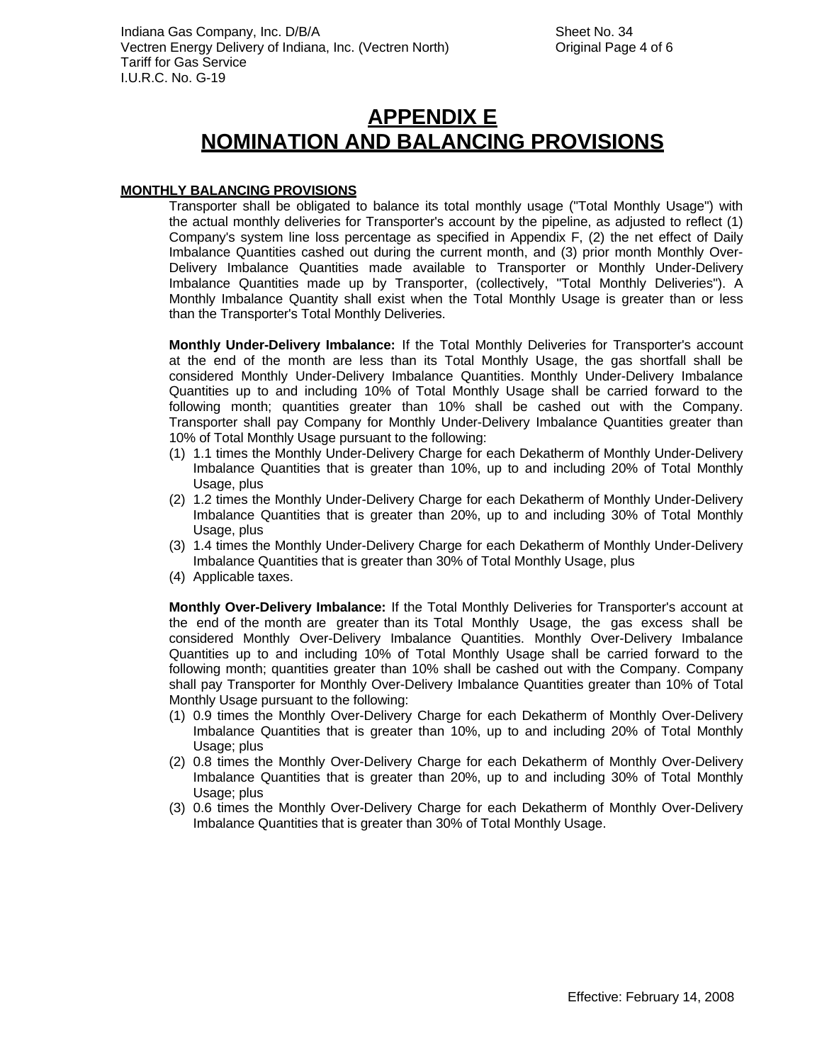# APPENDIX E
# NOMINATION AND BALANCING PROVISIONS

**MONTHLY BALANCING PROVISIONS**

Transporter shall be obligated to balance its total monthly usage ("Total Monthly Usage") with the actual monthly deliveries for Transporter's account by the pipeline, as adjusted to reflect (1) Company's system line loss percentage as specified in Appendix F, (2) the net effect of Daily Imbalance Quantities cashed out during the current month, and (3) prior month Monthly Over-Delivery Imbalance Quantities made available to Transporter or Monthly Under-Delivery Imbalance Quantities made up by Transporter, (collectively, "Total Monthly Deliveries"). A Monthly Imbalance Quantity shall exist when the Total Monthly Usage is greater than or less than the Transporter's Total Monthly Deliveries.

**Monthly Under-Delivery Imbalance:** If the Total Monthly Deliveries for Transporter's account at the end of the month are less than its Total Monthly Usage, the gas shortfall shall be considered Monthly Under-Delivery Imbalance Quantities. Monthly Under-Delivery Imbalance Quantities up to and including 10% of Total Monthly Usage shall be carried forward to the following month; quantities greater than 10% shall be cashed out with the Company. Transporter shall pay Company for Monthly Under-Delivery Imbalance Quantities greater than 10% of Total Monthly Usage pursuant to the following:

(1) 1.1 times the Monthly Under-Delivery Charge for each Dekatherm of Monthly Under-Delivery Imbalance Quantities that is greater than 10%, up to and including 20% of Total Monthly Usage, plus
(2) 1.2 times the Monthly Under-Delivery Charge for each Dekatherm of Monthly Under-Delivery Imbalance Quantities that is greater than 20%, up to and including 30% of Total Monthly Usage, plus
(3) 1.4 times the Monthly Under-Delivery Charge for each Dekatherm of Monthly Under-Delivery Imbalance Quantities that is greater than 30% of Total Monthly Usage, plus
(4) Applicable taxes.

**Monthly Over-Delivery Imbalance:** If the Total Monthly Deliveries for Transporter's account at the end of the month are greater than its Total Monthly Usage, the gas excess shall be considered Monthly Over-Delivery Imbalance Quantities. Monthly Over-Delivery Imbalance Quantities up to and including 10% of Total Monthly Usage shall be carried forward to the following month; quantities greater than 10% shall be cashed out with the Company. Company shall pay Transporter for Monthly Over-Delivery Imbalance Quantities greater than 10% of Total Monthly Usage pursuant to the following:

(1) 0.9 times the Monthly Over-Delivery Charge for each Dekatherm of Monthly Over-Delivery Imbalance Quantities that is greater than 10%, up to and including 20% of Total Monthly Usage; plus
(2) 0.8 times the Monthly Over-Delivery Charge for each Dekatherm of Monthly Over-Delivery Imbalance Quantities that is greater than 20%, up to and including 30% of Total Monthly Usage; plus
(3) 0.6 times the Monthly Over-Delivery Charge for each Dekatherm of Monthly Over-Delivery Imbalance Quantities that is greater than 30% of Total Monthly Usage.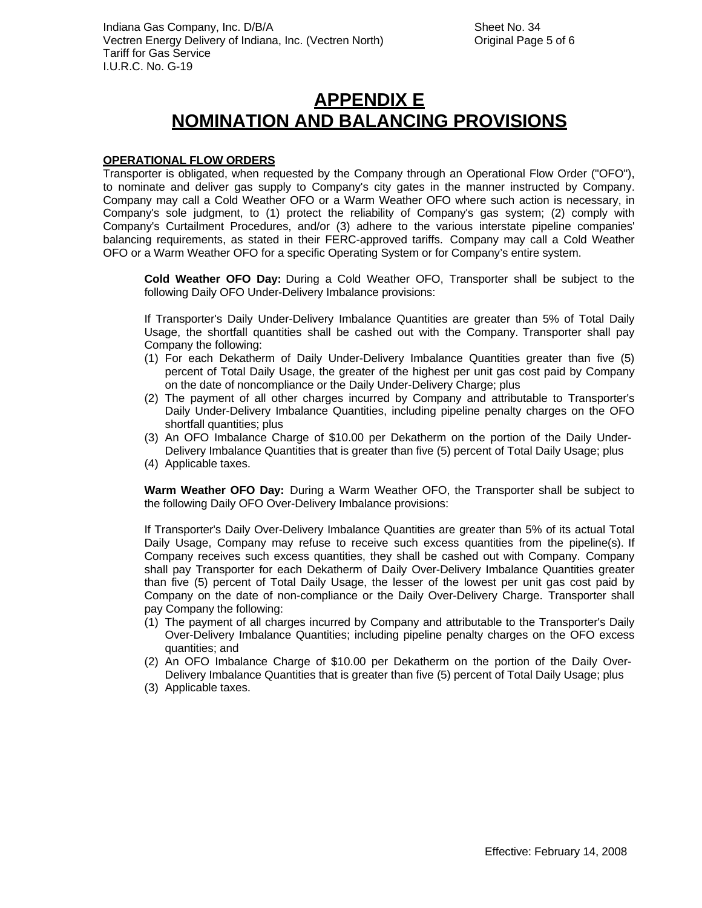# APPENDIX E
# NOMINATION AND BALANCING PROVISIONS

**OPERATIONAL FLOW ORDERS**

Transporter is obligated, when requested by the Company through an Operational Flow Order ("OFO"), to nominate and deliver gas supply to Company's city gates in the manner instructed by Company. Company may call a Cold Weather OFO or a Warm Weather OFO where such action is necessary, in Company's sole judgment, to (1) protect the reliability of Company's gas system; (2) comply with Company's Curtailment Procedures, and/or (3) adhere to the various interstate pipeline companies' balancing requirements, as stated in their FERC-approved tariffs. Company may call a Cold Weather OFO or a Warm Weather OFO for a specific Operating System or for Company's entire system.

**Cold Weather OFO Day:** During a Cold Weather OFO, Transporter shall be subject to the following Daily OFO Under-Delivery Imbalance provisions:

If Transporter's Daily Under-Delivery Imbalance Quantities are greater than 5% of Total Daily Usage, the shortfall quantities shall be cashed out with the Company. Transporter shall pay Company the following:

(1) For each Dekatherm of Daily Under-Delivery Imbalance Quantities greater than five (5) percent of Total Daily Usage, the greater of the highest per unit gas cost paid by Company on the date of noncompliance or the Daily Under-Delivery Charge; plus
(2) The payment of all other charges incurred by Company and attributable to Transporter's Daily Under-Delivery Imbalance Quantities, including pipeline penalty charges on the OFO shortfall quantities; plus
(3) An OFO Imbalance Charge of $10.00 per Dekatherm on the portion of the Daily Under-Delivery Imbalance Quantities that is greater than five (5) percent of Total Daily Usage; plus
(4) Applicable taxes.

**Warm Weather OFO Day:** During a Warm Weather OFO, the Transporter shall be subject to the following Daily OFO Over-Delivery Imbalance provisions:

If Transporter's Daily Over-Delivery Imbalance Quantities are greater than 5% of its actual Total Daily Usage, Company may refuse to receive such excess quantities from the pipeline(s). If Company receives such excess quantities, they shall be cashed out with Company. Company shall pay Transporter for each Dekatherm of Daily Over-Delivery Imbalance Quantities greater than five (5) percent of Total Daily Usage, the lesser of the lowest per unit gas cost paid by Company on the date of non-compliance or the Daily Over-Delivery Charge. Transporter shall pay Company the following:

(1) The payment of all charges incurred by Company and attributable to the Transporter's Daily Over-Delivery Imbalance Quantities; including pipeline penalty charges on the OFO excess quantities; and
(2) An OFO Imbalance Charge of $10.00 per Dekatherm on the portion of the Daily Over-Delivery Imbalance Quantities that is greater than five (5) percent of Total Daily Usage; plus
(3) Applicable taxes.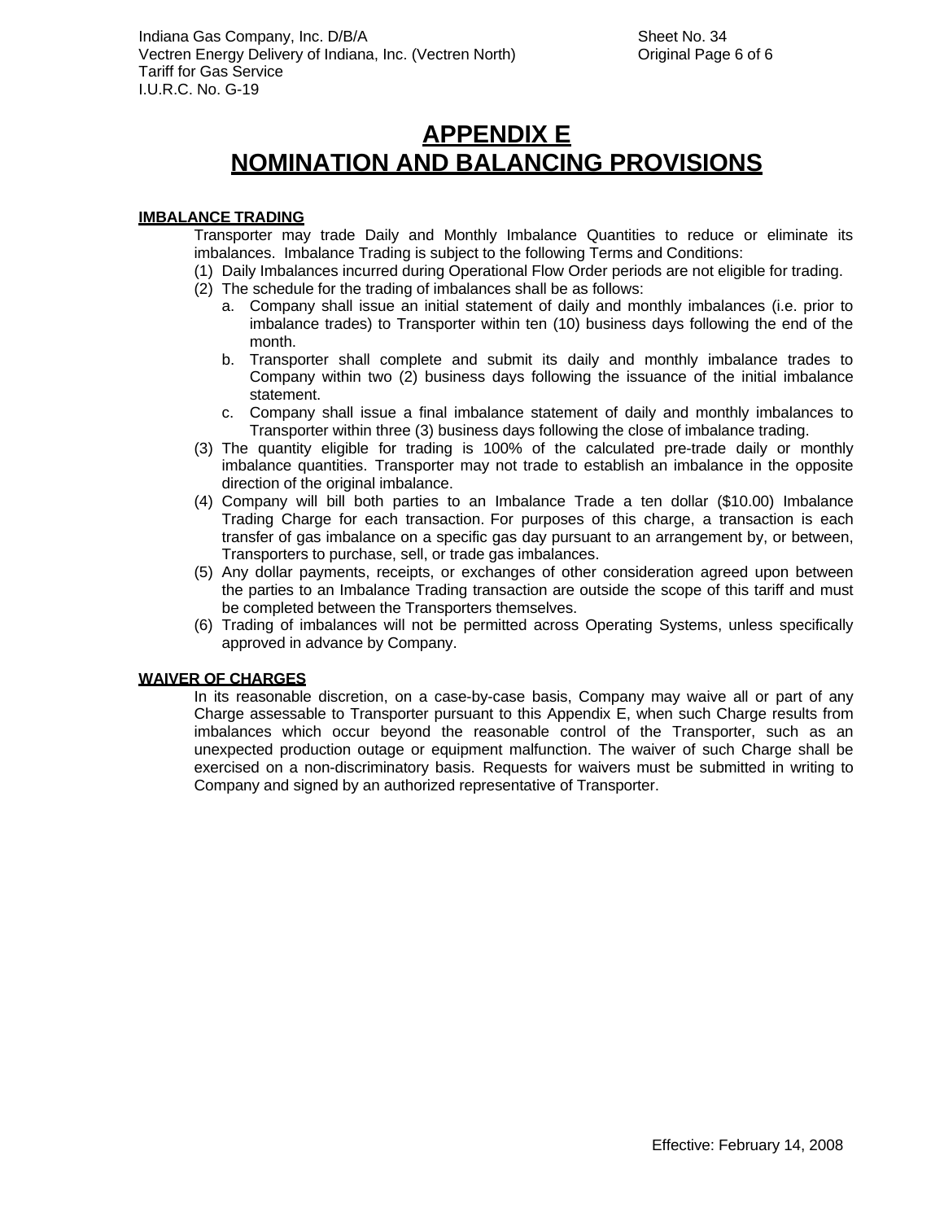# APPENDIX E
# NOMINATION AND BALANCING PROVISIONS

**IMBALANCE TRADING**

Transporter may trade Daily and Monthly Imbalance Quantities to reduce or eliminate its imbalances. Imbalance Trading is subject to the following Terms and Conditions:

(1) Daily Imbalances incurred during Operational Flow Order periods are not eligible for trading.

(2) The schedule for the trading of imbalances shall be as follows:
   a. Company shall issue an initial statement of daily and monthly imbalances (i.e. prior to imbalance trades) to Transporter within ten (10) business days following the end of the month.
   b. Transporter shall complete and submit its daily and monthly imbalance trades to Company within two (2) business days following the issuance of the initial imbalance statement.
   c. Company shall issue a final imbalance statement of daily and monthly imbalances to Transporter within three (3) business days following the close of imbalance trading.

(3) The quantity eligible for trading is 100% of the calculated pre-trade daily or monthly imbalance quantities. Transporter may not trade to establish an imbalance in the opposite direction of the original imbalance.

(4) Company will bill both parties to an Imbalance Trade a ten dollar ($10.00) Imbalance Trading Charge for each transaction. For purposes of this charge, a transaction is each transfer of gas imbalance on a specific gas day pursuant to an arrangement by, or between, Transporters to purchase, sell, or trade gas imbalances.

(5) Any dollar payments, receipts, or exchanges of other consideration agreed upon between the parties to an Imbalance Trading transaction are outside the scope of this tariff and must be completed between the Transporters themselves.

(6) Trading of imbalances will not be permitted across Operating Systems, unless specifically approved in advance by Company.

**WAIVER OF CHARGES**

In its reasonable discretion, on a case-by-case basis, Company may waive all or part of any Charge assessable to Transporter pursuant to this Appendix E, when such Charge results from imbalances which occur beyond the reasonable control of the Transporter, such as an unexpected production outage or equipment malfunction. The waiver of such Charge shall be exercised on a non-discriminatory basis. Requests for waivers must be submitted in writing to Company and signed by an authorized representative of Transporter.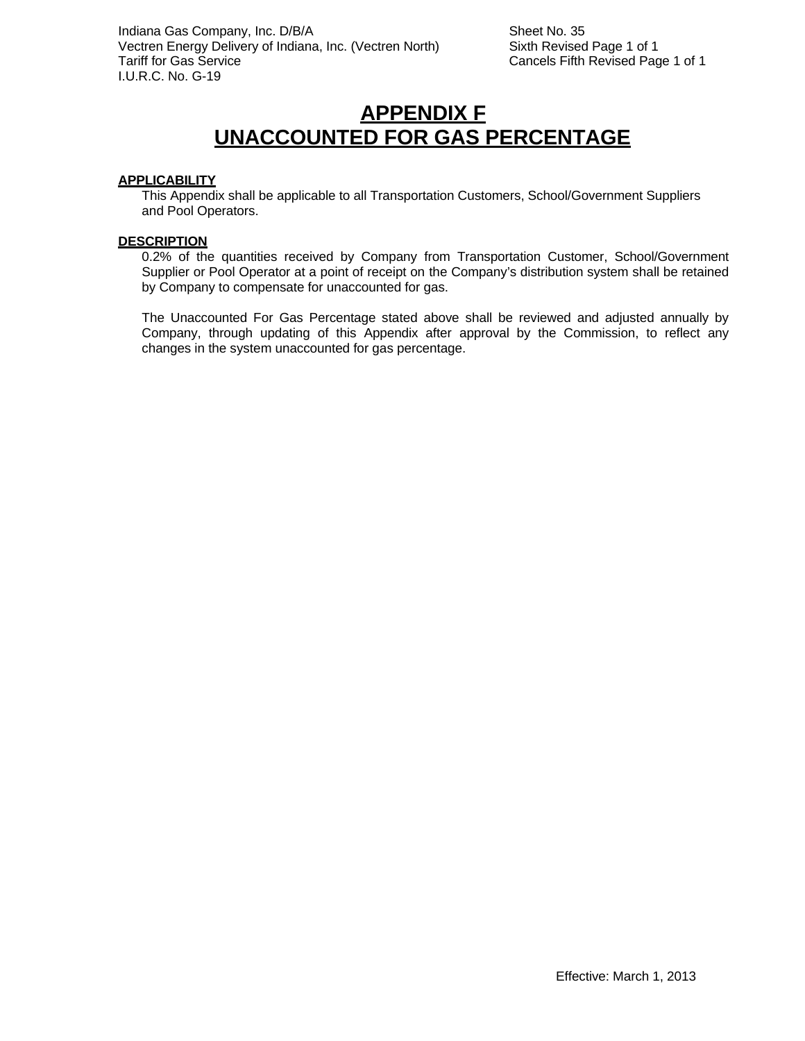Indiana Gas Company, Inc. D/B/A
Vectren Energy Delivery of Indiana, Inc. (Vectren North)
Tariff for Gas Service
I.U.R.C. No. G-19

Sheet No. 35
Sixth Revised Page 1 of 1
Cancels Fifth Revised Page 1 of 1

# APPENDIX F
# UNACCOUNTED FOR GAS PERCENTAGE

**APPLICABILITY**

This Appendix shall be applicable to all Transportation Customers, School/Government Suppliers and Pool Operators.

**DESCRIPTION**

0.2% of the quantities received by Company from Transportation Customer, School/Government Supplier or Pool Operator at a point of receipt on the Company's distribution system shall be retained by Company to compensate for unaccounted for gas.

The Unaccounted For Gas Percentage stated above shall be reviewed and adjusted annually by Company, through updating of this Appendix after approval by the Commission, to reflect any changes in the system unaccounted for gas percentage.

Effective: March 1, 2013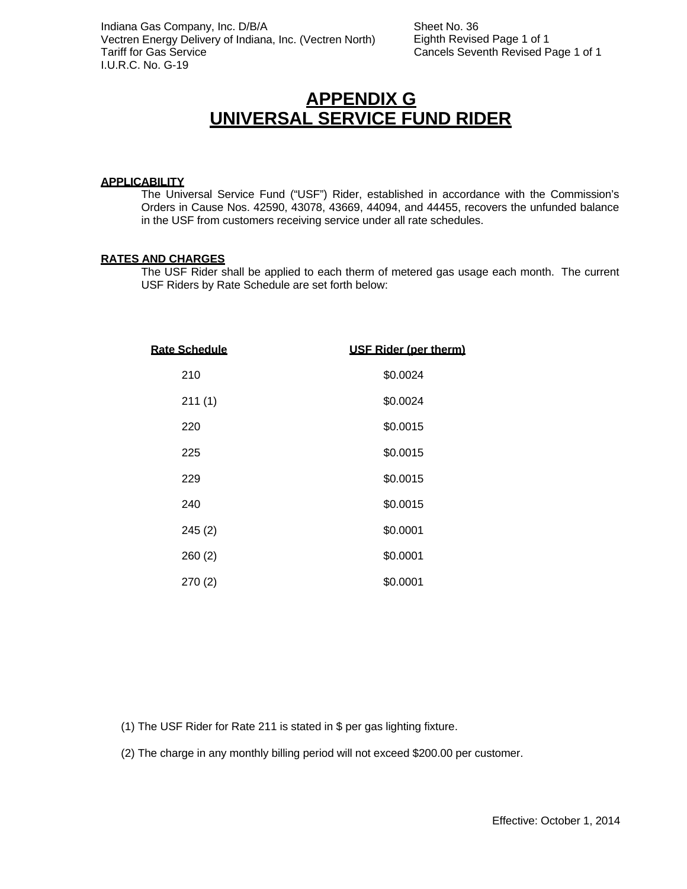# APPENDIX G
# UNIVERSAL SERVICE FUND RIDER

**APPLICABILITY**

The Universal Service Fund ("USF") Rider, established in accordance with the Commission's Orders in Cause Nos. 42590, 43078, 43669, 44094, and 44455, recovers the unfunded balance in the USF from customers receiving service under all rate schedules.

**RATES AND CHARGES**

The USF Rider shall be applied to each therm of metered gas usage each month. The current USF Riders by Rate Schedule are set forth below:

| Rate Schedule | USF Rider (per therm) |
|---|---|
| 210 | $0.0024 |
| 211 (1) | $0.0024 |
| 220 | $0.0015 |
| 225 | $0.0015 |
| 229 | $0.0015 |
| 240 | $0.0015 |
| 245 (2) | $0.0001 |
| 260 (2) | $0.0001 |
| 270 (2) | $0.0001 |

(1) The USF Rider for Rate 211 is stated in $ per gas lighting fixture.

(2) The charge in any monthly billing period will not exceed $200.00 per customer.

Effective: October 1, 2014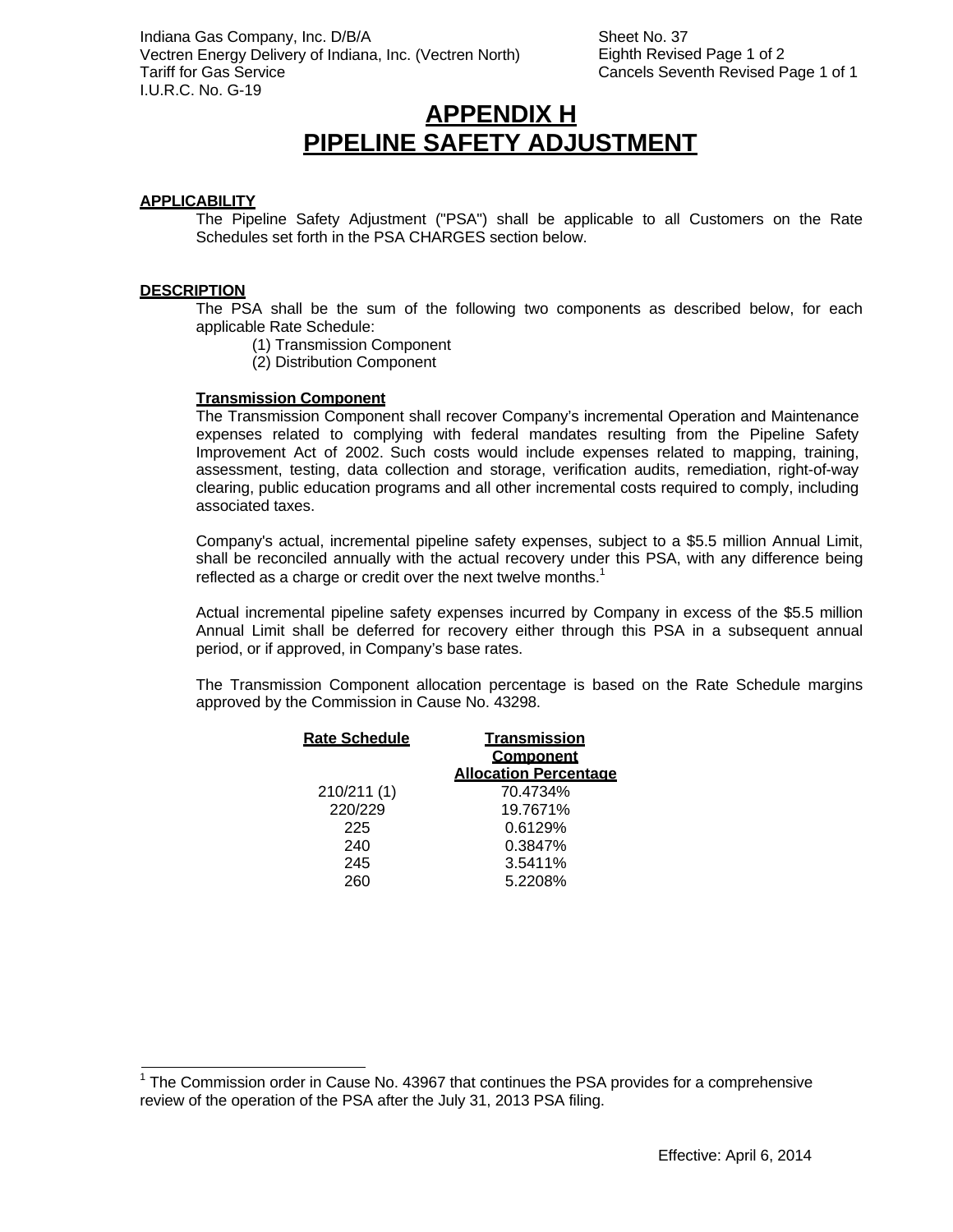Indiana Gas Company, Inc. D/B/A
Vectren Energy Delivery of Indiana, Inc. (Vectren North)
Tariff for Gas Service
I.U.R.C. No. G-19

Sheet No. 37
Eighth Revised Page 1 of 2
Cancels Seventh Revised Page 1 of 1

# APPENDIX H
# PIPELINE SAFETY ADJUSTMENT

**APPLICABILITY**

The Pipeline Safety Adjustment ("PSA") shall be applicable to all Customers on the Rate Schedules set forth in the PSA CHARGES section below.

**DESCRIPTION**

The PSA shall be the sum of the following two components as described below, for each applicable Rate Schedule:

(1) Transmission Component
(2) Distribution Component

**Transmission Component**

The Transmission Component shall recover Company's incremental Operation and Maintenance expenses related to complying with federal mandates resulting from the Pipeline Safety Improvement Act of 2002. Such costs would include expenses related to mapping, training, assessment, testing, data collection and storage, verification audits, remediation, right-of-way clearing, public education programs and all other incremental costs required to comply, including associated taxes.

Company's actual, incremental pipeline safety expenses, subject to a $5.5 million Annual Limit, shall be reconciled annually with the actual recovery under this PSA, with any difference being reflected as a charge or credit over the next twelve months.[1]

Actual incremental pipeline safety expenses incurred by Company in excess of the $5.5 million Annual Limit shall be deferred for recovery either through this PSA in a subsequent annual period, or if approved, in Company's base rates.

The Transmission Component allocation percentage is based on the Rate Schedule margins approved by the Commission in Cause No. 43298.

| Rate Schedule | Transmission Component Allocation Percentage |
|---|---|
| 210/211 (1) | 70.4734% |
| 220/229 | 19.7671% |
| 225 | 0.6129% |
| 240 | 0.3847% |
| 245 | 3.5411% |
| 260 | 5.2208% |

[1] The Commission order in Cause No. 43967 that continues the PSA provides for a comprehensive review of the operation of the PSA after the July 31, 2013 PSA filing.

Effective: April 6, 2014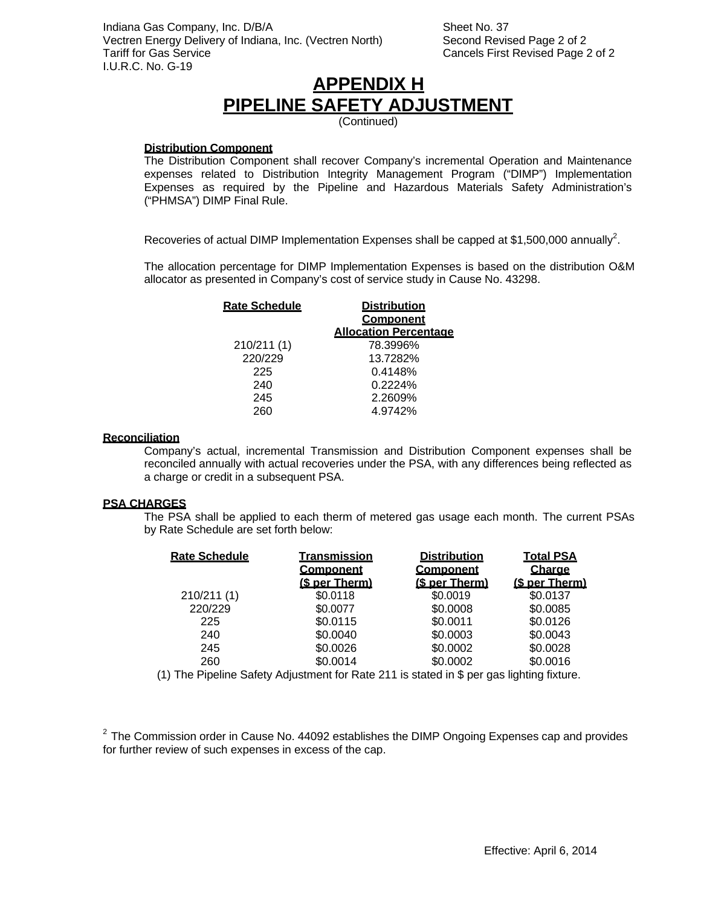Indiana Gas Company, Inc. D/B/A
Vectren Energy Delivery of Indiana, Inc. (Vectren North)
Tariff for Gas Service
I.U.R.C. No. G-19

Sheet No. 37
Second Revised Page 2 of 2
Cancels First Revised Page 2 of 2

# APPENDIX H
# PIPELINE SAFETY ADJUSTMENT

(Continued)

**Distribution Component**

The Distribution Component shall recover Company's incremental Operation and Maintenance expenses related to Distribution Integrity Management Program ("DIMP") Implementation Expenses as required by the Pipeline and Hazardous Materials Safety Administration's ("PHMSA") DIMP Final Rule.

Recoveries of actual DIMP Implementation Expenses shall be capped at $1,500,000 annually[2].

The allocation percentage for DIMP Implementation Expenses is based on the distribution O&M allocator as presented in Company's cost of service study in Cause No. 43298.

| Rate Schedule | Distribution Component Allocation Percentage |
|---|---|
| 210/211 (1) | 78.3996% |
| 220/229 | 13.7282% |
| 225 | 0.4148% |
| 240 | 0.2224% |
| 245 | 2.2609% |
| 260 | 4.9742% |

**Reconciliation**

Company's actual, incremental Transmission and Distribution Component expenses shall be reconciled annually with actual recoveries under the PSA, with any differences being reflected as a charge or credit in a subsequent PSA.

**PSA CHARGES**

The PSA shall be applied to each therm of metered gas usage each month. The current PSAs by Rate Schedule are set forth below:

| Rate Schedule | Transmission Component ($ per Therm) | Distribution Component ($ per Therm) | Total PSA Charge ($ per Therm) |
|---|---|---|---|
| 210/211 (1) | $0.0118 | $0.0019 | $0.0137 |
| 220/229 | $0.0077 | $0.0008 | $0.0085 |
| 225 | $0.0115 | $0.0011 | $0.0126 |
| 240 | $0.0040 | $0.0003 | $0.0043 |
| 245 | $0.0026 | $0.0002 | $0.0028 |
| 260 | $0.0014 | $0.0002 | $0.0016 |

(1) The Pipeline Safety Adjustment for Rate 211 is stated in $ per gas lighting fixture.

[2] The Commission order in Cause No. 44092 establishes the DIMP Ongoing Expenses cap and provides for further review of such expenses in excess of the cap.

Effective: April 6, 2014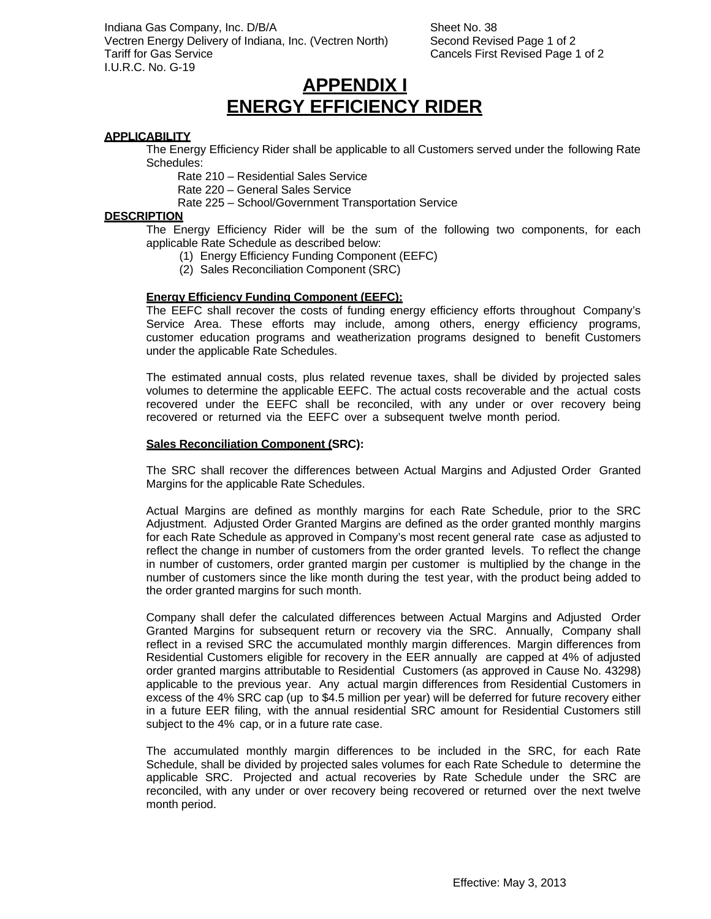# APPENDIX I
# ENERGY EFFICIENCY RIDER

**APPLICABILITY**

The Energy Efficiency Rider shall be applicable to all Customers served under the following Rate Schedules:

Rate 210 – Residential Sales Service
Rate 220 – General Sales Service
Rate 225 – School/Government Transportation Service

**DESCRIPTION**

The Energy Efficiency Rider will be the sum of the following two components, for each applicable Rate Schedule as described below:

(1) Energy Efficiency Funding Component (EEFC)
(2) Sales Reconciliation Component (SRC)

**Energy Efficiency Funding Component (EEFC):**

The EEFC shall recover the costs of funding energy efficiency efforts throughout Company's Service Area. These efforts may include, among others, energy efficiency programs, customer education programs and weatherization programs designed to benefit Customers under the applicable Rate Schedules.

The estimated annual costs, plus related revenue taxes, shall be divided by projected sales volumes to determine the applicable EEFC. The actual costs recoverable and the actual costs recovered under the EEFC shall be reconciled, with any under or over recovery being recovered or returned via the EEFC over a subsequent twelve month period.

**Sales Reconciliation Component (SRC):**

The SRC shall recover the differences between Actual Margins and Adjusted Order Granted Margins for the applicable Rate Schedules.

Actual Margins are defined as monthly margins for each Rate Schedule, prior to the SRC Adjustment. Adjusted Order Granted Margins are defined as the order granted monthly margins for each Rate Schedule as approved in Company's most recent general rate case as adjusted to reflect the change in number of customers from the order granted levels. To reflect the change in number of customers, order granted margin per customer is multiplied by the change in the number of customers since the like month during the test year, with the product being added to the order granted margins for such month.

Company shall defer the calculated differences between Actual Margins and Adjusted Order Granted Margins for subsequent return or recovery via the SRC. Annually, Company shall reflect in a revised SRC the accumulated monthly margin differences. Margin differences from Residential Customers eligible for recovery in the EER annually are capped at 4% of adjusted order granted margins attributable to Residential Customers (as approved in Cause No. 43298) applicable to the previous year. Any actual margin differences from Residential Customers in excess of the 4% SRC cap (up to $4.5 million per year) will be deferred for future recovery either in a future EER filing, with the annual residential SRC amount for Residential Customers still subject to the 4% cap, or in a future rate case.

The accumulated monthly margin differences to be included in the SRC, for each Rate Schedule, shall be divided by projected sales volumes for each Rate Schedule to determine the applicable SRC. Projected and actual recoveries by Rate Schedule under the SRC are reconciled, with any under or over recovery being recovered or returned over the next twelve month period.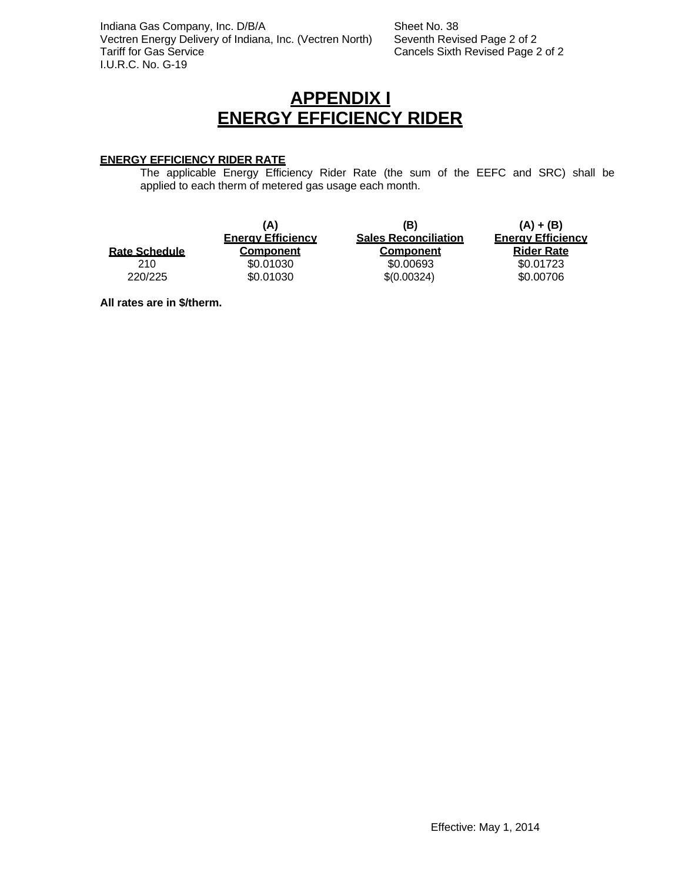Indiana Gas Company, Inc. D/B/A
Vectren Energy Delivery of Indiana, Inc. (Vectren North)
Tariff for Gas Service
I.U.R.C. No. G-19

Sheet No. 38
Seventh Revised Page 2 of 2
Cancels Sixth Revised Page 2 of 2

# APPENDIX I
# ENERGY EFFICIENCY RIDER

**ENERGY EFFICIENCY RIDER RATE**

The applicable Energy Efficiency Rider Rate (the sum of the EEFC and SRC) shall be applied to each therm of metered gas usage each month.

| Rate Schedule | (A) Energy Efficiency Component | (B) Sales Reconciliation Component | (A) + (B) Energy Efficiency Rider Rate |
|---|---|---|---|
| 210 | $0.01030 | $0.00693 | $0.01723 |
| 220/225 | $0.01030 | $(0.00324) | $0.00706 |

**All rates are in $/therm.**

Effective: May 1, 2014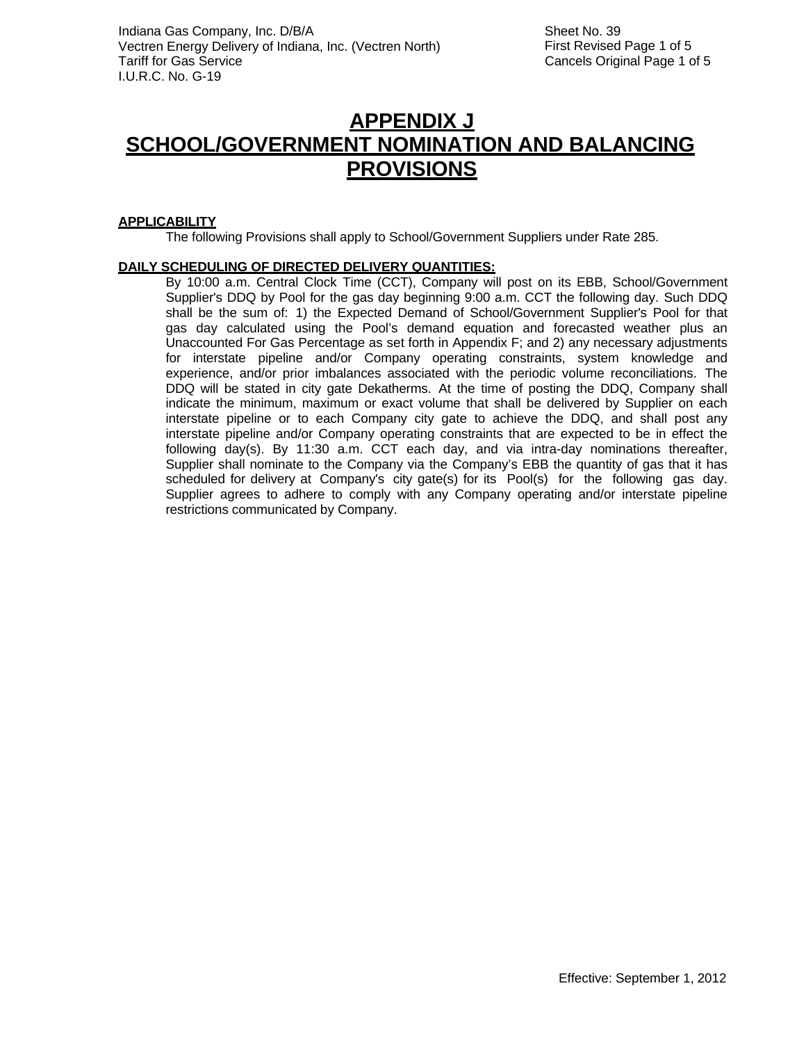# APPENDIX J
# SCHOOL/GOVERNMENT NOMINATION AND BALANCING PROVISIONS

**APPLICABILITY**

The following Provisions shall apply to School/Government Suppliers under Rate 285.

**DAILY SCHEDULING OF DIRECTED DELIVERY QUANTITIES:**

By 10:00 a.m. Central Clock Time (CCT), Company will post on its EBB, School/Government Supplier's DDQ by Pool for the gas day beginning 9:00 a.m. CCT the following day. Such DDQ shall be the sum of: 1) the Expected Demand of School/Government Supplier's Pool for that gas day calculated using the Pool's demand equation and forecasted weather plus an Unaccounted For Gas Percentage as set forth in Appendix F; and 2) any necessary adjustments for interstate pipeline and/or Company operating constraints, system knowledge and experience, and/or prior imbalances associated with the periodic volume reconciliations. The DDQ will be stated in city gate Dekatherms. At the time of posting the DDQ, Company shall indicate the minimum, maximum or exact volume that shall be delivered by Supplier on each interstate pipeline or to each Company city gate to achieve the DDQ, and shall post any interstate pipeline and/or Company operating constraints that are expected to be in effect the following day(s). By 11:30 a.m. CCT each day, and via intra-day nominations thereafter, Supplier shall nominate to the Company via the Company's EBB the quantity of gas that it has scheduled for delivery at Company's city gate(s) for its Pool(s) for the following gas day. Supplier agrees to adhere to comply with any Company operating and/or interstate pipeline restrictions communicated by Company.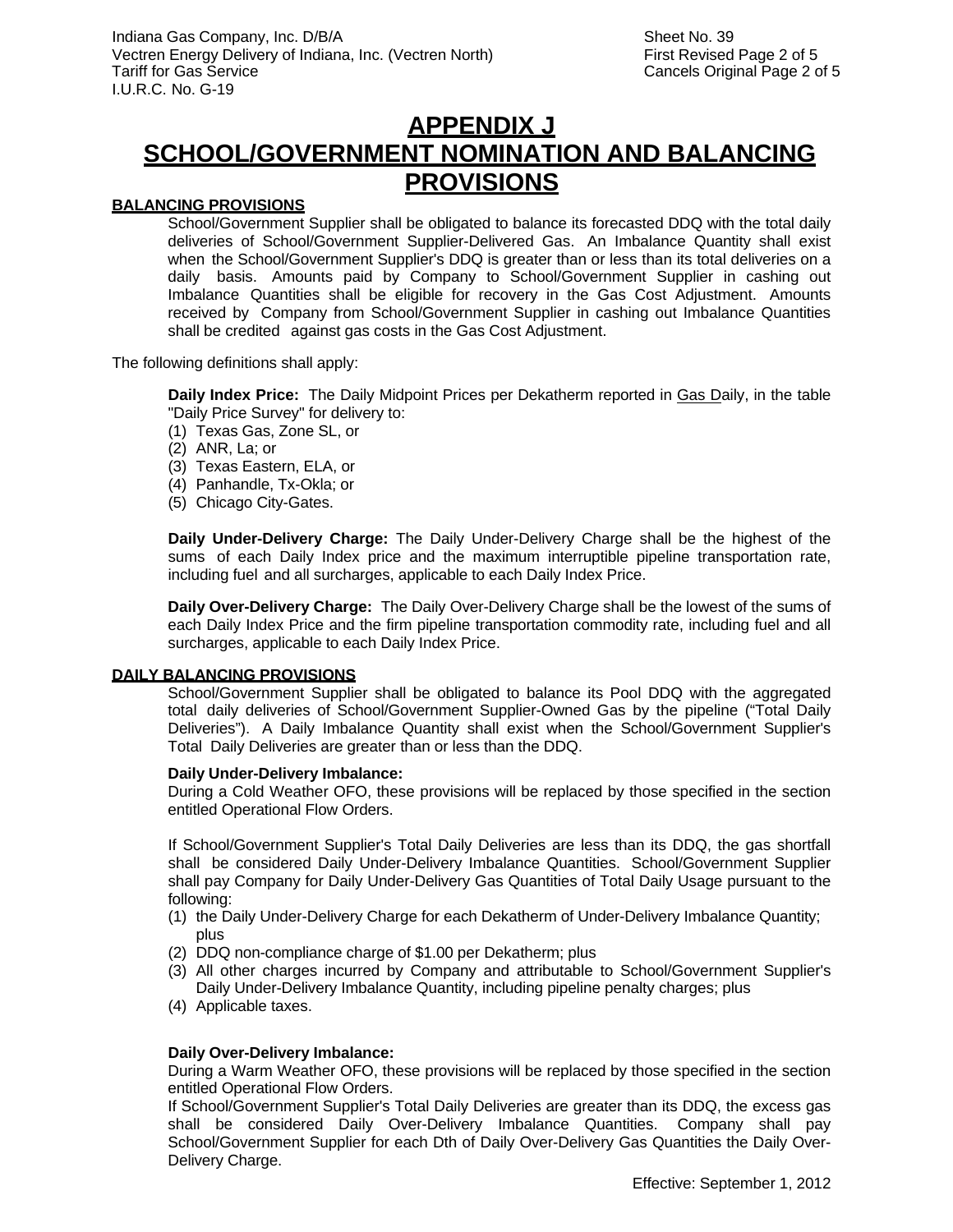# APPENDIX J
# SCHOOL/GOVERNMENT NOMINATION AND BALANCING PROVISIONS

**BALANCING PROVISIONS**

School/Government Supplier shall be obligated to balance its forecasted DDQ with the total daily deliveries of School/Government Supplier-Delivered Gas. An Imbalance Quantity shall exist when the School/Government Supplier's DDQ is greater than or less than its total deliveries on a daily basis. Amounts paid by Company to School/Government Supplier in cashing out Imbalance Quantities shall be eligible for recovery in the Gas Cost Adjustment. Amounts received by Company from School/Government Supplier in cashing out Imbalance Quantities shall be credited against gas costs in the Gas Cost Adjustment.

The following definitions shall apply:

**Daily Index Price:** The Daily Midpoint Prices per Dekatherm reported in Gas Daily, in the table "Daily Price Survey" for delivery to:
(1) Texas Gas, Zone SL, or
(2) ANR, La; or
(3) Texas Eastern, ELA, or
(4) Panhandle, Tx-Okla; or
(5) Chicago City-Gates.

**Daily Under-Delivery Charge:** The Daily Under-Delivery Charge shall be the highest of the sums of each Daily Index price and the maximum interruptible pipeline transportation rate, including fuel and all surcharges, applicable to each Daily Index Price.

**Daily Over-Delivery Charge:** The Daily Over-Delivery Charge shall be the lowest of the sums of each Daily Index Price and the firm pipeline transportation commodity rate, including fuel and all surcharges, applicable to each Daily Index Price.

**DAILY BALANCING PROVISIONS**

School/Government Supplier shall be obligated to balance its Pool DDQ with the aggregated total daily deliveries of School/Government Supplier-Owned Gas by the pipeline ("Total Daily Deliveries"). A Daily Imbalance Quantity shall exist when the School/Government Supplier's Total Daily Deliveries are greater than or less than the DDQ.

**Daily Under-Delivery Imbalance:**

During a Cold Weather OFO, these provisions will be replaced by those specified in the section entitled Operational Flow Orders.

If School/Government Supplier's Total Daily Deliveries are less than its DDQ, the gas shortfall shall be considered Daily Under-Delivery Imbalance Quantities. School/Government Supplier shall pay Company for Daily Under-Delivery Gas Quantities of Total Daily Usage pursuant to the following:
(1) the Daily Under-Delivery Charge for each Dekatherm of Under-Delivery Imbalance Quantity; plus
(2) DDQ non-compliance charge of $1.00 per Dekatherm; plus
(3) All other charges incurred by Company and attributable to School/Government Supplier's Daily Under-Delivery Imbalance Quantity, including pipeline penalty charges; plus
(4) Applicable taxes.

**Daily Over-Delivery Imbalance:**

During a Warm Weather OFO, these provisions will be replaced by those specified in the section entitled Operational Flow Orders.
If School/Government Supplier's Total Daily Deliveries are greater than its DDQ, the excess gas shall be considered Daily Over-Delivery Imbalance Quantities. Company shall pay School/Government Supplier for each Dth of Daily Over-Delivery Gas Quantities the Daily Over-Delivery Charge.

Effective: September 1, 2012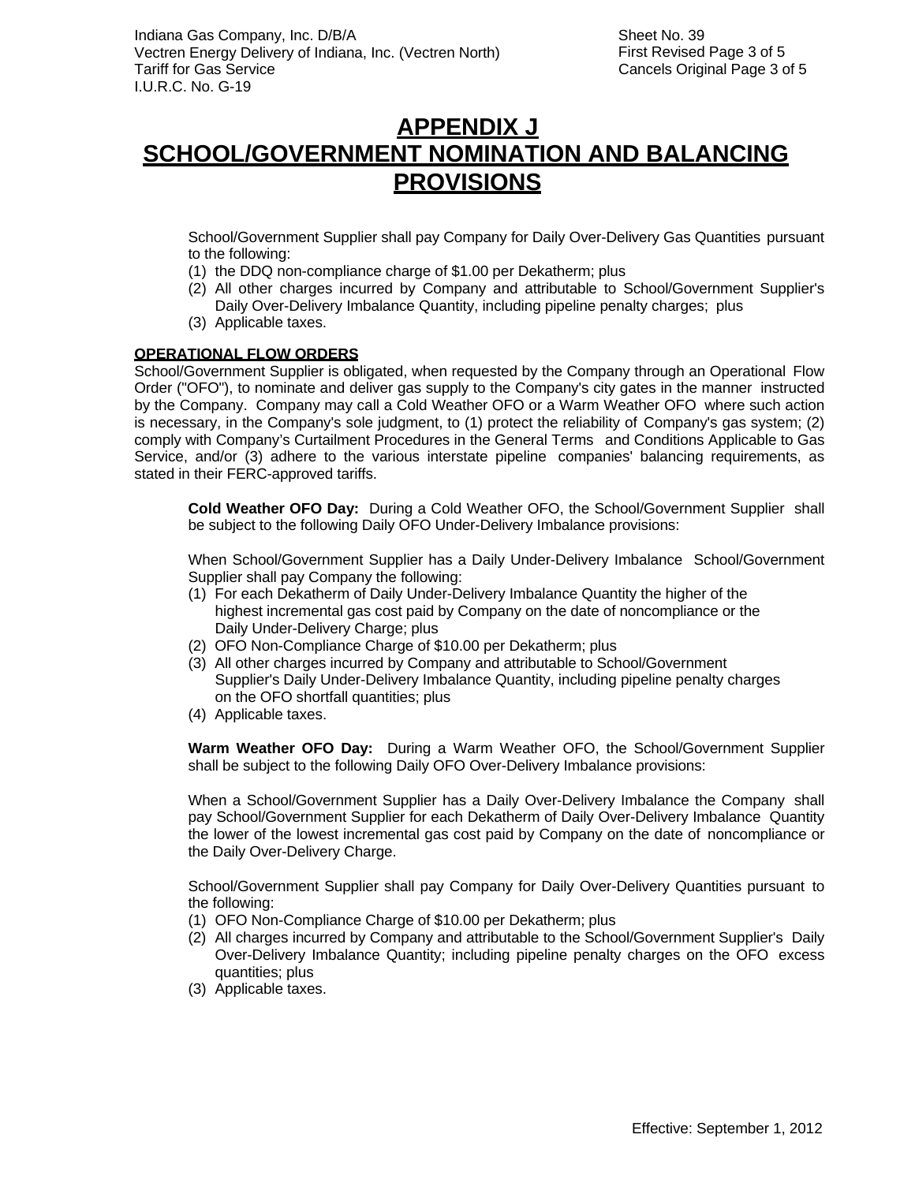# APPENDIX J
# SCHOOL/GOVERNMENT NOMINATION AND BALANCING PROVISIONS

School/Government Supplier shall pay Company for Daily Over-Delivery Gas Quantities pursuant to the following:

(1) the DDQ non-compliance charge of $1.00 per Dekatherm; plus
(2) All other charges incurred by Company and attributable to School/Government Supplier's Daily Over-Delivery Imbalance Quantity, including pipeline penalty charges; plus
(3) Applicable taxes.

**OPERATIONAL FLOW ORDERS**

School/Government Supplier is obligated, when requested by the Company through an Operational Flow Order ("OFO"), to nominate and deliver gas supply to the Company's city gates in the manner instructed by the Company. Company may call a Cold Weather OFO or a Warm Weather OFO where such action is necessary, in the Company's sole judgment, to (1) protect the reliability of Company's gas system; (2) comply with Company's Curtailment Procedures in the General Terms and Conditions Applicable to Gas Service, and/or (3) adhere to the various interstate pipeline companies' balancing requirements, as stated in their FERC-approved tariffs.

**Cold Weather OFO Day:** During a Cold Weather OFO, the School/Government Supplier shall be subject to the following Daily OFO Under-Delivery Imbalance provisions:

When School/Government Supplier has a Daily Under-Delivery Imbalance School/Government Supplier shall pay Company the following:

(1) For each Dekatherm of Daily Under-Delivery Imbalance Quantity the higher of the highest incremental gas cost paid by Company on the date of noncompliance or the Daily Under-Delivery Charge; plus
(2) OFO Non-Compliance Charge of $10.00 per Dekatherm; plus
(3) All other charges incurred by Company and attributable to School/Government Supplier's Daily Under-Delivery Imbalance Quantity, including pipeline penalty charges on the OFO shortfall quantities; plus
(4) Applicable taxes.

**Warm Weather OFO Day:** During a Warm Weather OFO, the School/Government Supplier shall be subject to the following Daily OFO Over-Delivery Imbalance provisions:

When a School/Government Supplier has a Daily Over-Delivery Imbalance the Company shall pay School/Government Supplier for each Dekatherm of Daily Over-Delivery Imbalance Quantity the lower of the lowest incremental gas cost paid by Company on the date of noncompliance or the Daily Over-Delivery Charge.

School/Government Supplier shall pay Company for Daily Over-Delivery Quantities pursuant to the following:

(1) OFO Non-Compliance Charge of $10.00 per Dekatherm; plus
(2) All charges incurred by Company and attributable to the School/Government Supplier's Daily Over-Delivery Imbalance Quantity; including pipeline penalty charges on the OFO excess quantities; plus
(3) Applicable taxes.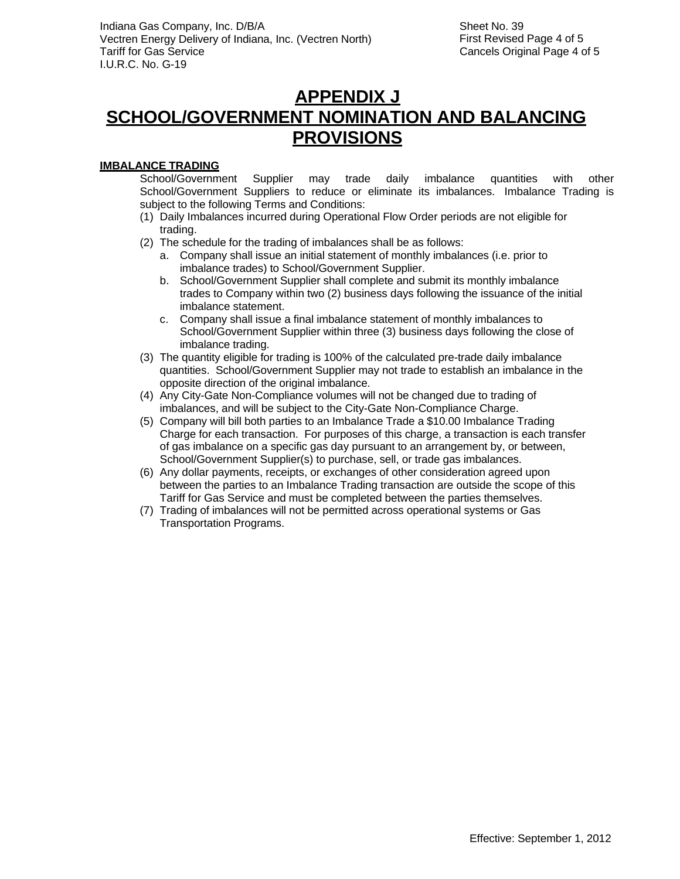# APPENDIX J
# SCHOOL/GOVERNMENT NOMINATION AND BALANCING PROVISIONS

**IMBALANCE TRADING**

School/Government Supplier may trade daily imbalance quantities with other School/Government Suppliers to reduce or eliminate its imbalances. Imbalance Trading is subject to the following Terms and Conditions:

(1) Daily Imbalances incurred during Operational Flow Order periods are not eligible for trading.

(2) The schedule for the trading of imbalances shall be as follows:
   a. Company shall issue an initial statement of monthly imbalances (i.e. prior to imbalance trades) to School/Government Supplier.
   b. School/Government Supplier shall complete and submit its monthly imbalance trades to Company within two (2) business days following the issuance of the initial imbalance statement.
   c. Company shall issue a final imbalance statement of monthly imbalances to School/Government Supplier within three (3) business days following the close of imbalance trading.

(3) The quantity eligible for trading is 100% of the calculated pre-trade daily imbalance quantities. School/Government Supplier may not trade to establish an imbalance in the opposite direction of the original imbalance.

(4) Any City-Gate Non-Compliance volumes will not be changed due to trading of imbalances, and will be subject to the City-Gate Non-Compliance Charge.

(5) Company will bill both parties to an Imbalance Trade a $10.00 Imbalance Trading Charge for each transaction. For purposes of this charge, a transaction is each transfer of gas imbalance on a specific gas day pursuant to an arrangement by, or between, School/Government Supplier(s) to purchase, sell, or trade gas imbalances.

(6) Any dollar payments, receipts, or exchanges of other consideration agreed upon between the parties to an Imbalance Trading transaction are outside the scope of this Tariff for Gas Service and must be completed between the parties themselves.

(7) Trading of imbalances will not be permitted across operational systems or Gas Transportation Programs.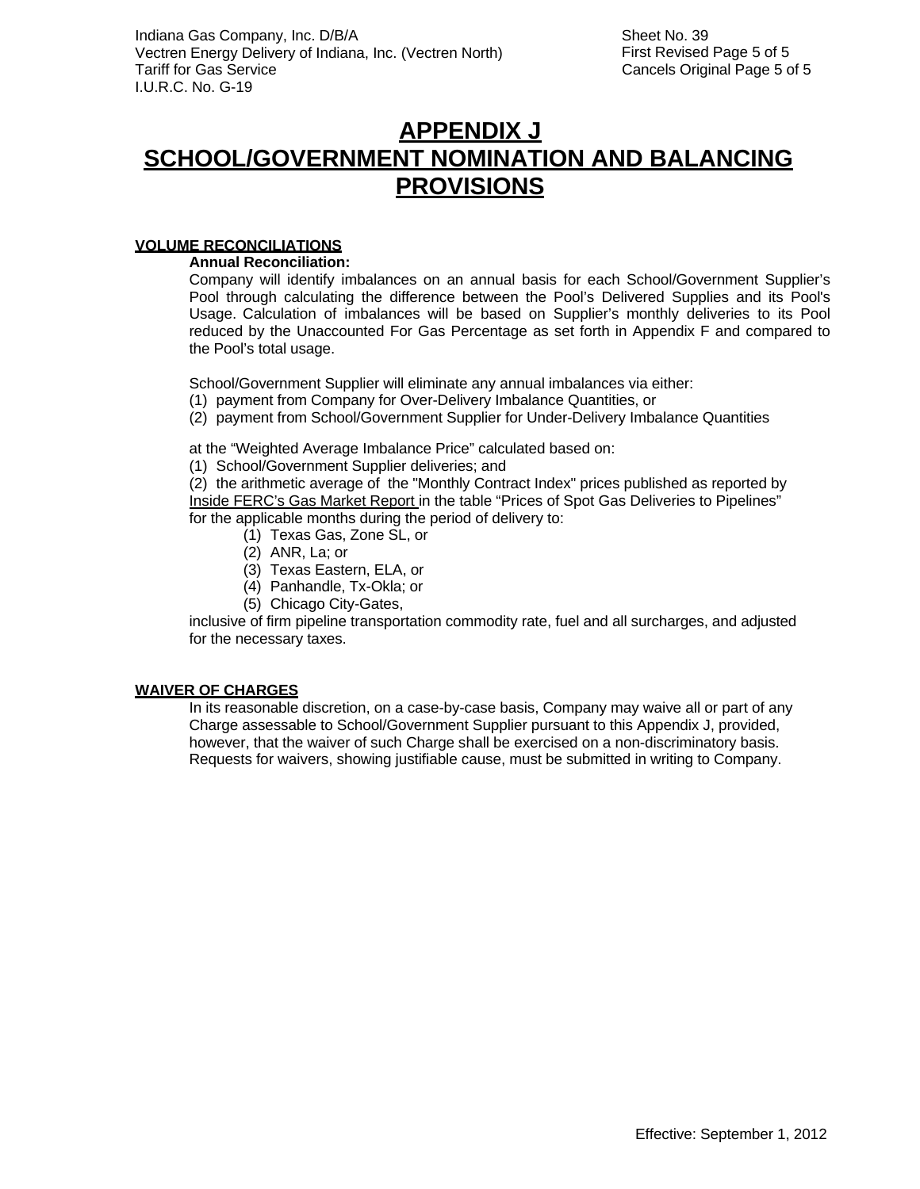# APPENDIX J
# SCHOOL/GOVERNMENT NOMINATION AND BALANCING PROVISIONS

## VOLUME RECONCILIATIONS

**Annual Reconciliation:**

Company will identify imbalances on an annual basis for each School/Government Supplier's Pool through calculating the difference between the Pool's Delivered Supplies and its Pool's Usage. Calculation of imbalances will be based on Supplier's monthly deliveries to its Pool reduced by the Unaccounted For Gas Percentage as set forth in Appendix F and compared to the Pool's total usage.

School/Government Supplier will eliminate any annual imbalances via either:
(1) payment from Company for Over-Delivery Imbalance Quantities, or
(2) payment from School/Government Supplier for Under-Delivery Imbalance Quantities

at the "Weighted Average Imbalance Price" calculated based on:
(1) School/Government Supplier deliveries; and
(2) the arithmetic average of the "Monthly Contract Index" prices published as reported by Inside FERC's Gas Market Report in the table "Prices of Spot Gas Deliveries to Pipelines" for the applicable months during the period of delivery to:

(1) Texas Gas, Zone SL, or
(2) ANR, La; or
(3) Texas Eastern, ELA, or
(4) Panhandle, Tx-Okla; or
(5) Chicago City-Gates,

inclusive of firm pipeline transportation commodity rate, fuel and all surcharges, and adjusted for the necessary taxes.

## WAIVER OF CHARGES

In its reasonable discretion, on a case-by-case basis, Company may waive all or part of any Charge assessable to School/Government Supplier pursuant to this Appendix J, provided, however, that the waiver of such Charge shall be exercised on a non-discriminatory basis. Requests for waivers, showing justifiable cause, must be submitted in writing to Company.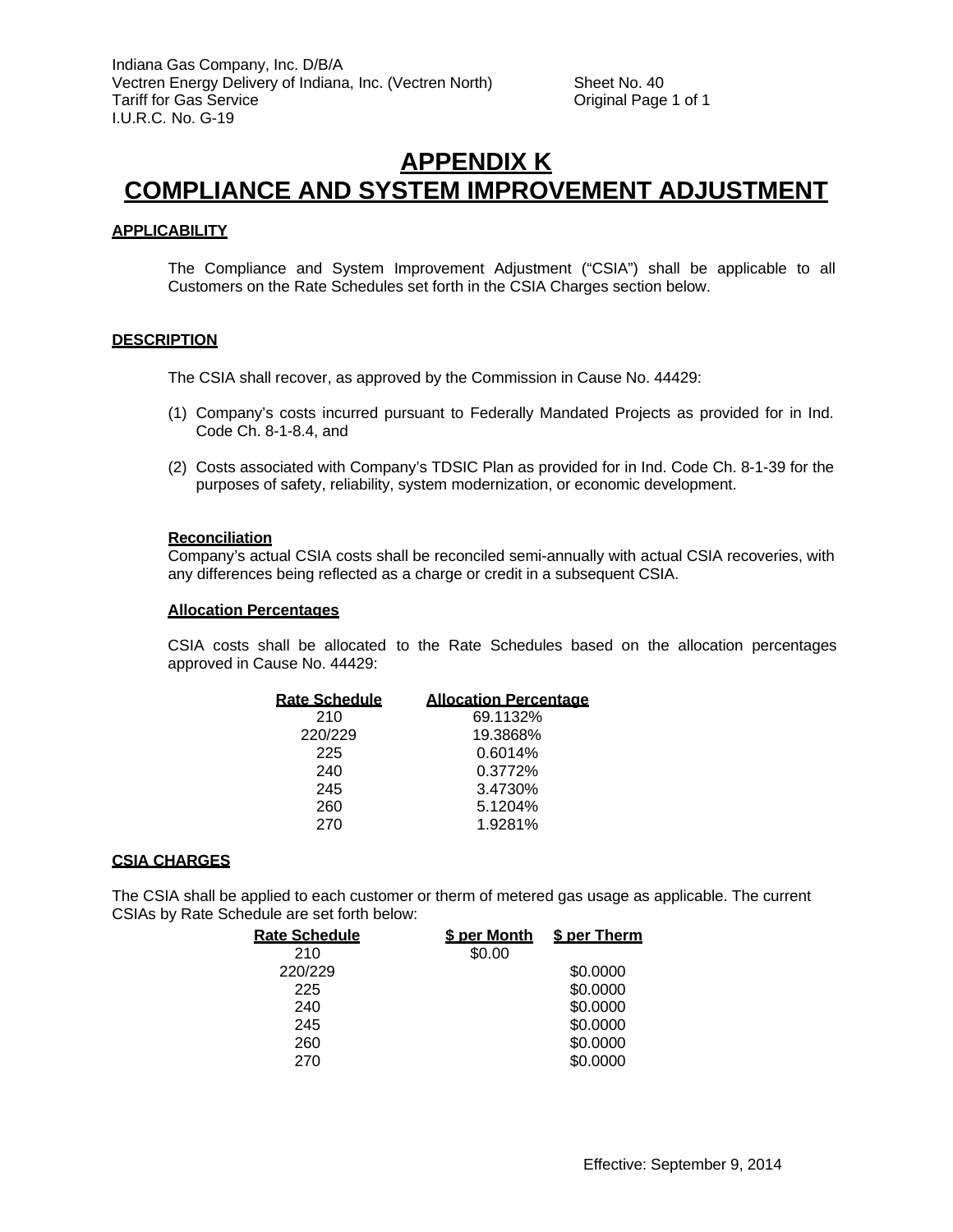Indana Gas Company, Inc. D/B/A
Vectren Energy Delivery of Indiana, Inc. (Vectren North)
Tariff for Gas Service
I.U.R.C. No. G-19

Sheet No. 40
Original Page 1 of 1

# APPENDIX K
# COMPLIANCE AND SYSTEM IMPROVEMENT ADJUSTMENT

## APPLICABILITY

The Compliance and System Improvement Adjustment ("CSIA") shall be applicable to all Customers on the Rate Schedules set forth in the CSIA Charges section below.

## DESCRIPTION

The CSIA shall recover, as approved by the Commission in Cause No. 44429:

(1) Company's costs incurred pursuant to Federally Mandated Projects as provided for in Ind. Code Ch. 8-1-8.4, and

(2) Costs associated with Company's TDSIC Plan as provided for in Ind. Code Ch. 8-1-39 for the purposes of safety, reliability, system modernization, or economic development.

### Reconciliation

Company's actual CSIA costs shall be reconciled semi-annually with actual CSIA recoveries, with any differences being reflected as a charge or credit in a subsequent CSIA.

### Allocation Percentages

CSIA costs shall be allocated to the Rate Schedules based on the allocation percentages approved in Cause No. 44429:

| Rate Schedule | Allocation Percentage |
|---|---|
| 210 | 69.1132% |
| 220/229 | 19.3868% |
| 225 | 0.6014% |
| 240 | 0.3772% |
| 245 | 3.4730% |
| 260 | 5.1204% |
| 270 | 1.9281% |

## CSIA CHARGES

The CSIA shall be applied to each customer or therm of metered gas usage as applicable. The current CSIAs by Rate Schedule are set forth below:

| Rate Schedule | $ per Month | $ per Therm |
|---|---|---|
| 210 | $0.00 | |
| 220/229 | | $0.0000 |
| 225 | | $0.0000 |
| 240 | | $0.0000 |
| 245 | | $0.0000 |
| 260 | | $0.0000 |
| 270 | | $0.0000 |

Effective: September 9, 2014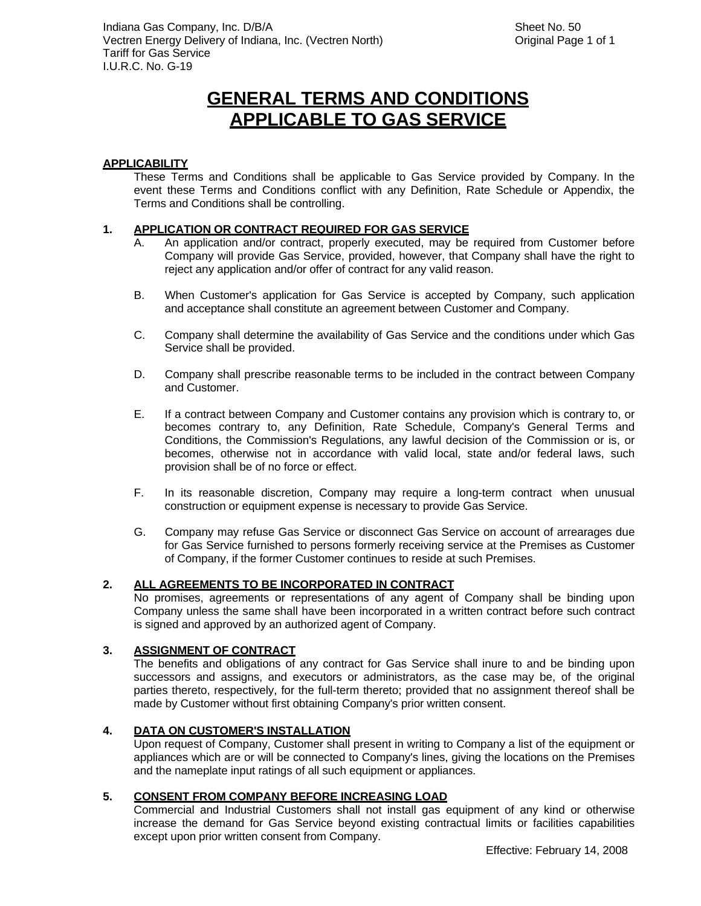# GENERAL TERMS AND CONDITIONS APPLICABLE TO GAS SERVICE

## APPLICABILITY

These Terms and Conditions shall be applicable to Gas Service provided by Company. In the event these Terms and Conditions conflict with any Definition, Rate Schedule or Appendix, the Terms and Conditions shall be controlling.

## 1. APPLICATION OR CONTRACT REQUIRED FOR GAS SERVICE

A. An application and/or contract, properly executed, may be required from Customer before Company will provide Gas Service, provided, however, that Company shall have the right to reject any application and/or offer of contract for any valid reason.

B. When Customer's application for Gas Service is accepted by Company, such application and acceptance shall constitute an agreement between Customer and Company.

C. Company shall determine the availability of Gas Service and the conditions under which Gas Service shall be provided.

D. Company shall prescribe reasonable terms to be included in the contract between Company and Customer.

E. If a contract between Company and Customer contains any provision which is contrary to, or becomes contrary to, any Definition, Rate Schedule, Company's General Terms and Conditions, the Commission's Regulations, any lawful decision of the Commission or is, or becomes, otherwise not in accordance with valid local, state and/or federal laws, such provision shall be of no force or effect.

F. In its reasonable discretion, Company may require a long-term contract when unusual construction or equipment expense is necessary to provide Gas Service.

G. Company may refuse Gas Service or disconnect Gas Service on account of arrearages due for Gas Service furnished to persons formerly receiving service at the Premises as Customer of Company, if the former Customer continues to reside at such Premises.

## 2. ALL AGREEMENTS TO BE INCORPORATED IN CONTRACT

No promises, agreements or representations of any agent of Company shall be binding upon Company unless the same shall have been incorporated in a written contract before such contract is signed and approved by an authorized agent of Company.

## 3. ASSIGNMENT OF CONTRACT

The benefits and obligations of any contract for Gas Service shall inure to and be binding upon successors and assigns, and executors or administrators, as the case may be, of the original parties thereto, respectively, for the full-term thereto; provided that no assignment thereof shall be made by Customer without first obtaining Company's prior written consent.

## 4. DATA ON CUSTOMER'S INSTALLATION

Upon request of Company, Customer shall present in writing to Company a list of the equipment or appliances which are or will be connected to Company's lines, giving the locations on the Premises and the nameplate input ratings of all such equipment or appliances.

## 5. CONSENT FROM COMPANY BEFORE INCREASING LOAD

Commercial and Industrial Customers shall not install gas equipment of any kind or otherwise increase the demand for Gas Service beyond existing contractual limits or facilities capabilities except upon prior written consent from Company.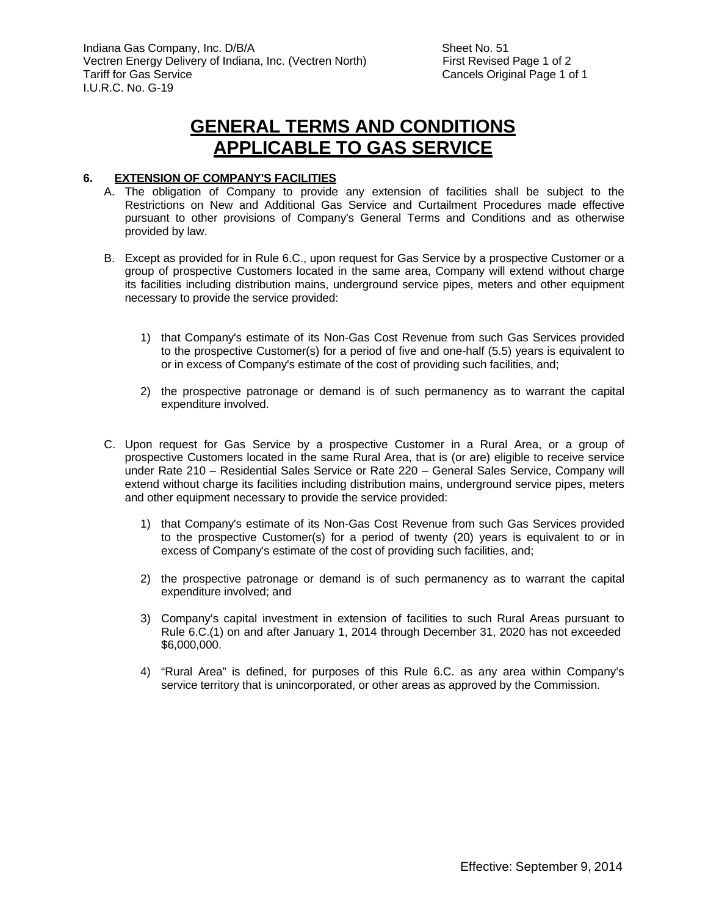# GENERAL TERMS AND CONDITIONS APPLICABLE TO GAS SERVICE

**6. EXTENSION OF COMPANY'S FACILITIES**

A. The obligation of Company to provide any extension of facilities shall be subject to the Restrictions on New and Additional Gas Service and Curtailment Procedures made effective pursuant to other provisions of Company's General Terms and Conditions and as otherwise provided by law.

B. Except as provided for in Rule 6.C., upon request for Gas Service by a prospective Customer or a group of prospective Customers located in the same area, Company will extend without charge its facilities including distribution mains, underground service pipes, meters and other equipment necessary to provide the service provided:

   1) that Company's estimate of its Non-Gas Cost Revenue from such Gas Services provided to the prospective Customer(s) for a period of five and one-half (5.5) years is equivalent to or in excess of Company's estimate of the cost of providing such facilities, and;

   2) the prospective patronage or demand is of such permanency as to warrant the capital expenditure involved.

C. Upon request for Gas Service by a prospective Customer in a Rural Area, or a group of prospective Customers located in the same Rural Area, that is (or are) eligible to receive service under Rate 210 – Residential Sales Service or Rate 220 – General Sales Service, Company will extend without charge its facilities including distribution mains, underground service pipes, meters and other equipment necessary to provide the service provided:

   1) that Company's estimate of its Non-Gas Cost Revenue from such Gas Services provided to the prospective Customer(s) for a period of twenty (20) years is equivalent to or in excess of Company's estimate of the cost of providing such facilities, and;

   2) the prospective patronage or demand is of such permanency as to warrant the capital expenditure involved; and

   3) Company's capital investment in extension of facilities to such Rural Areas pursuant to Rule 6.C.(1) on and after January 1, 2014 through December 31, 2020 has not exceeded $6,000,000.

   4) "Rural Area" is defined, for purposes of this Rule 6.C. as any area within Company's service territory that is unincorporated, or other areas as approved by the Commission.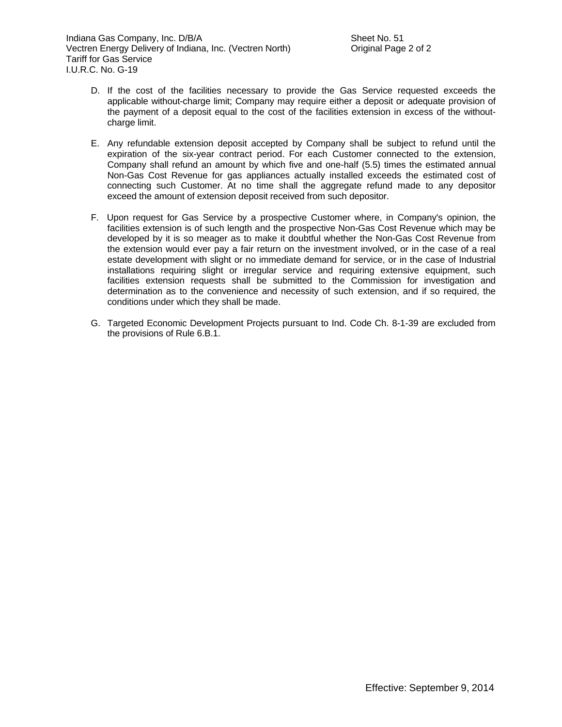D. If the cost of the facilities necessary to provide the Gas Service requested exceeds the applicable without-charge limit; Company may require either a deposit or adequate provision of the payment of a deposit equal to the cost of the facilities extension in excess of the without-charge limit.

E. Any refundable extension deposit accepted by Company shall be subject to refund until the expiration of the six-year contract period. For each Customer connected to the extension, Company shall refund an amount by which five and one-half (5.5) times the estimated annual Non-Gas Cost Revenue for gas appliances actually installed exceeds the estimated cost of connecting such Customer. At no time shall the aggregate refund made to any depositor exceed the amount of extension deposit received from such depositor.

F. Upon request for Gas Service by a prospective Customer where, in Company's opinion, the facilities extension is of such length and the prospective Non-Gas Cost Revenue which may be developed by it is so meager as to make it doubtful whether the Non-Gas Cost Revenue from the extension would ever pay a fair return on the investment involved, or in the case of a real estate development with slight or no immediate demand for service, or in the case of Industrial installations requiring slight or irregular service and requiring extensive equipment, such facilities extension requests shall be submitted to the Commission for investigation and determination as to the convenience and necessity of such extension, and if so required, the conditions under which they shall be made.

G. Targeted Economic Development Projects pursuant to Ind. Code Ch. 8-1-39 are excluded from the provisions of Rule 6.B.1.

Effective: September 9, 2014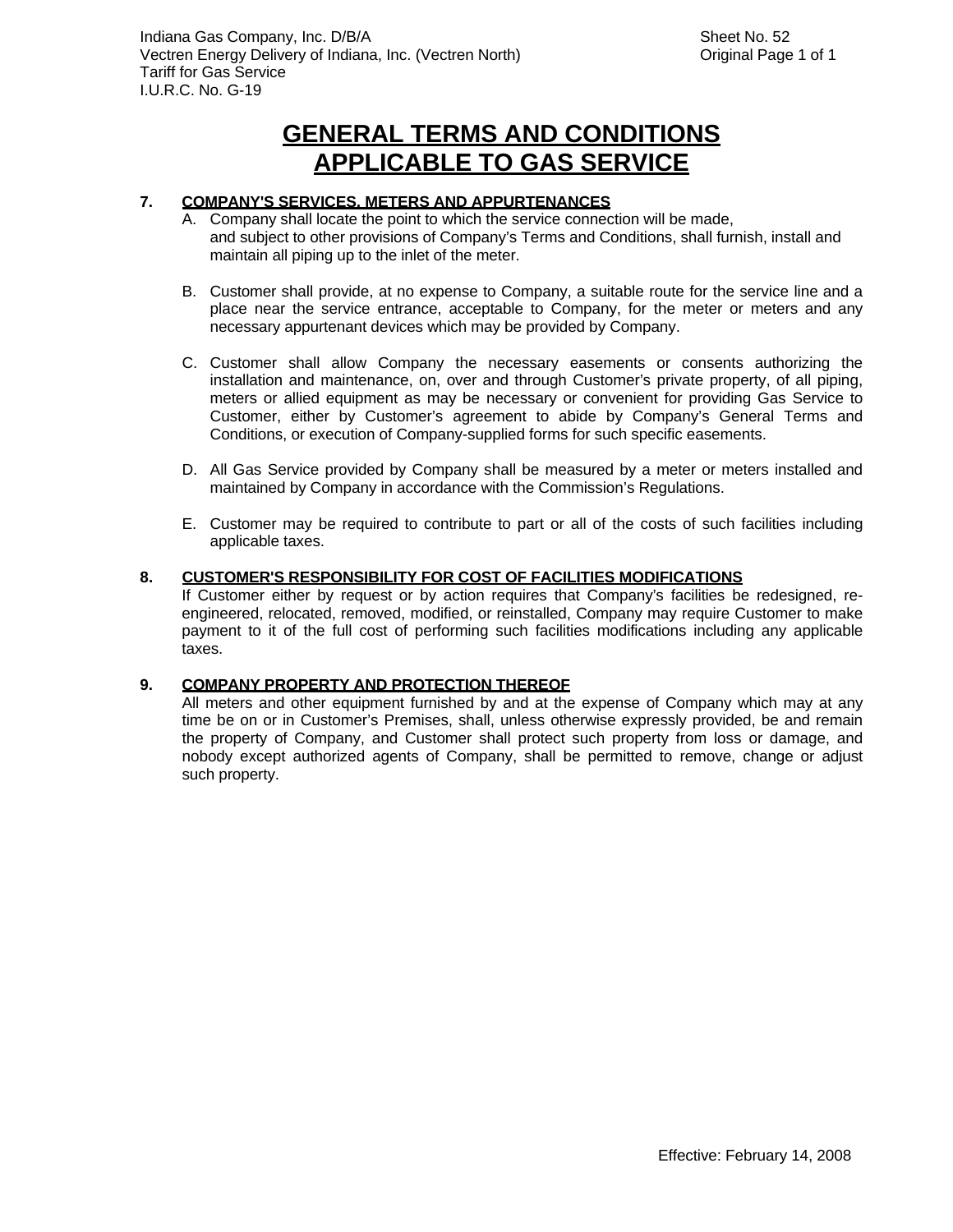# GENERAL TERMS AND CONDITIONS APPLICABLE TO GAS SERVICE

**7. COMPANY'S SERVICES, METERS AND APPURTENANCES**

A. Company shall locate the point to which the service connection will be made, and subject to other provisions of Company's Terms and Conditions, shall furnish, install and maintain all piping up to the inlet of the meter.

B. Customer shall provide, at no expense to Company, a suitable route for the service line and a place near the service entrance, acceptable to Company, for the meter or meters and any necessary appurtenant devices which may be provided by Company.

C. Customer shall allow Company the necessary easements or consents authorizing the installation and maintenance, on, over and through Customer's private property, of all piping, meters or allied equipment as may be necessary or convenient for providing Gas Service to Customer, either by Customer's agreement to abide by Company's General Terms and Conditions, or execution of Company-supplied forms for such specific easements.

D. All Gas Service provided by Company shall be measured by a meter or meters installed and maintained by Company in accordance with the Commission's Regulations.

E. Customer may be required to contribute to part or all of the costs of such facilities including applicable taxes.

**8. CUSTOMER'S RESPONSIBILITY FOR COST OF FACILITIES MODIFICATIONS**

If Customer either by request or by action requires that Company's facilities be redesigned, re-engineered, relocated, removed, modified, or reinstalled, Company may require Customer to make payment to it of the full cost of performing such facilities modifications including any applicable taxes.

**9. COMPANY PROPERTY AND PROTECTION THEREOF**

All meters and other equipment furnished by and at the expense of Company which may at any time be on or in Customer's Premises, shall, unless otherwise expressly provided, be and remain the property of Company, and Customer shall protect such property from loss or damage, and nobody except authorized agents of Company, shall be permitted to remove, change or adjust such property.

Effective: February 14, 2008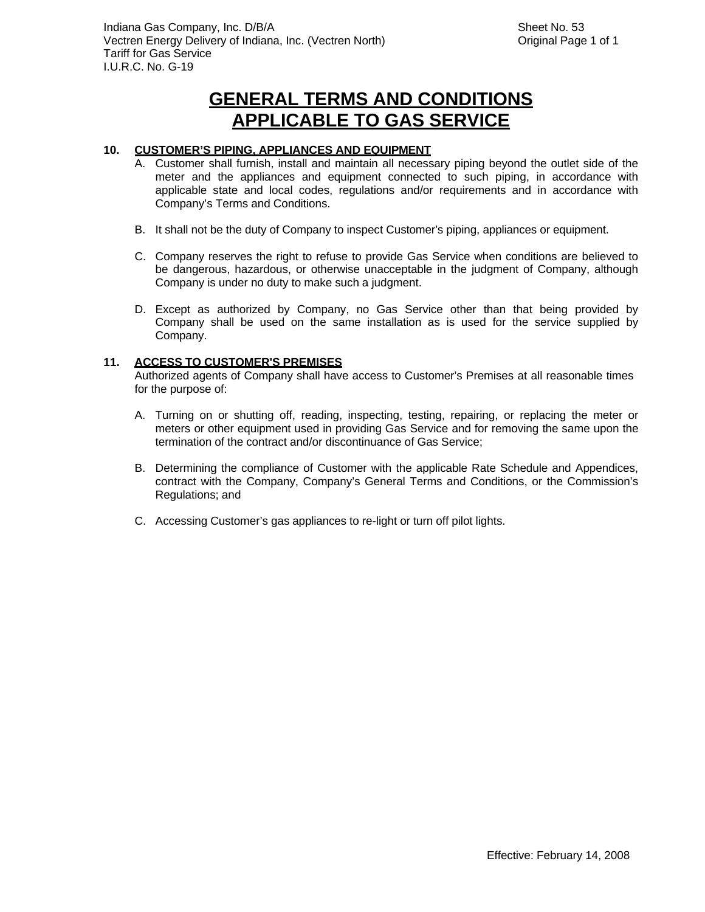# GENERAL TERMS AND CONDITIONS APPLICABLE TO GAS SERVICE

**10. CUSTOMER'S PIPING, APPLIANCES AND EQUIPMENT**

A. Customer shall furnish, install and maintain all necessary piping beyond the outlet side of the meter and the appliances and equipment connected to such piping, in accordance with applicable state and local codes, regulations and/or requirements and in accordance with Company's Terms and Conditions.

B. It shall not be the duty of Company to inspect Customer's piping, appliances or equipment.

C. Company reserves the right to refuse to provide Gas Service when conditions are believed to be dangerous, hazardous, or otherwise unacceptable in the judgment of Company, although Company is under no duty to make such a judgment.

D. Except as authorized by Company, no Gas Service other than that being provided by Company shall be used on the same installation as is used for the service supplied by Company.

**11. ACCESS TO CUSTOMER'S PREMISES**

Authorized agents of Company shall have access to Customer's Premises at all reasonable times for the purpose of:

A. Turning on or shutting off, reading, inspecting, testing, repairing, or replacing the meter or meters or other equipment used in providing Gas Service and for removing the same upon the termination of the contract and/or discontinuance of Gas Service;

B. Determining the compliance of Customer with the applicable Rate Schedule and Appendices, contract with the Company, Company's General Terms and Conditions, or the Commission's Regulations; and

C. Accessing Customer's gas appliances to re-light or turn off pilot lights.

Effective: February 14, 2008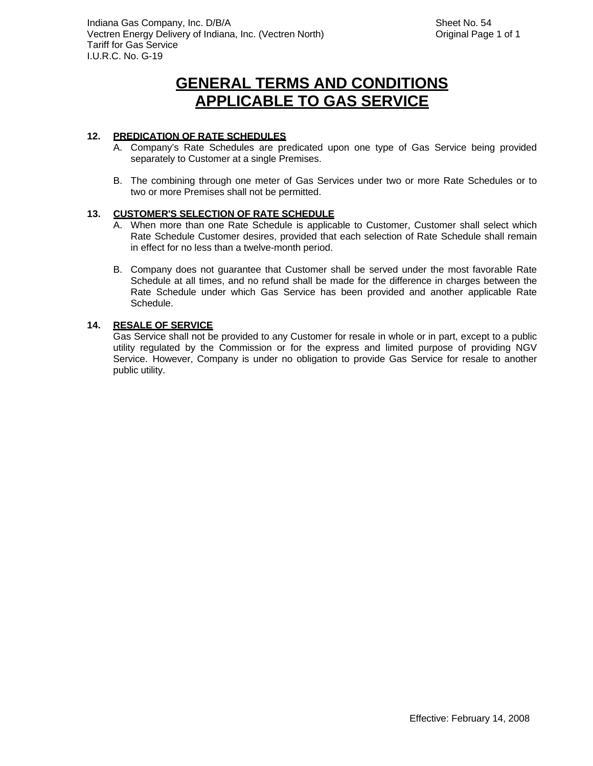# GENERAL TERMS AND CONDITIONS APPLICABLE TO GAS SERVICE

## 12. PREDICATION OF RATE SCHEDULES

A. Company's Rate Schedules are predicated upon one type of Gas Service being provided separately to Customer at a single Premises.

B. The combining through one meter of Gas Services under two or more Rate Schedules or to two or more Premises shall not be permitted.

## 13. CUSTOMER'S SELECTION OF RATE SCHEDULE

A. When more than one Rate Schedule is applicable to Customer, Customer shall select which Rate Schedule Customer desires, provided that each selection of Rate Schedule shall remain in effect for no less than a twelve-month period.

B. Company does not guarantee that Customer shall be served under the most favorable Rate Schedule at all times, and no refund shall be made for the difference in charges between the Rate Schedule under which Gas Service has been provided and another applicable Rate Schedule.

## 14. RESALE OF SERVICE

Gas Service shall not be provided to any Customer for resale in whole or in part, except to a public utility regulated by the Commission or for the express and limited purpose of providing NGV Service. However, Company is under no obligation to provide Gas Service for resale to another public utility.

Effective: February 14, 2008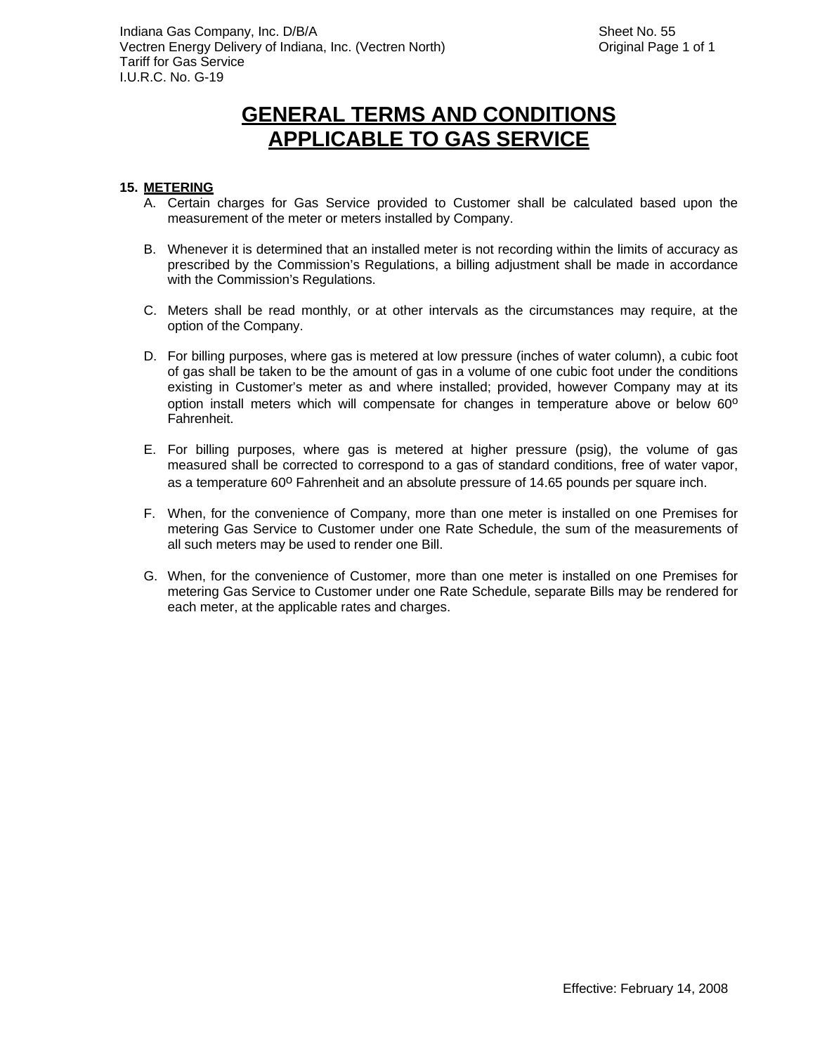# GENERAL TERMS AND CONDITIONS APPLICABLE TO GAS SERVICE

**15. METERING**

A. Certain charges for Gas Service provided to Customer shall be calculated based upon the measurement of the meter or meters installed by Company.

B. Whenever it is determined that an installed meter is not recording within the limits of accuracy as prescribed by the Commission's Regulations, a billing adjustment shall be made in accordance with the Commission's Regulations.

C. Meters shall be read monthly, or at other intervals as the circumstances may require, at the option of the Company.

D. For billing purposes, where gas is metered at low pressure (inches of water column), a cubic foot of gas shall be taken to be the amount of gas in a volume of one cubic foot under the conditions existing in Customer's meter as and where installed; provided, however Company may at its option install meters which will compensate for changes in temperature above or below 60$^{o}$ Fahrenheit.

E. For billing purposes, where gas is metered at higher pressure (psig), the volume of gas measured shall be corrected to correspond to a gas of standard conditions, free of water vapor, as a temperature 60$^{o}$ Fahrenheit and an absolute pressure of 14.65 pounds per square inch.

F. When, for the convenience of Company, more than one meter is installed on one Premises for metering Gas Service to Customer under one Rate Schedule, the sum of the measurements of all such meters may be used to render one Bill.

G. When, for the convenience of Customer, more than one meter is installed on one Premises for metering Gas Service to Customer under one Rate Schedule, separate Bills may be rendered for each meter, at the applicable rates and charges.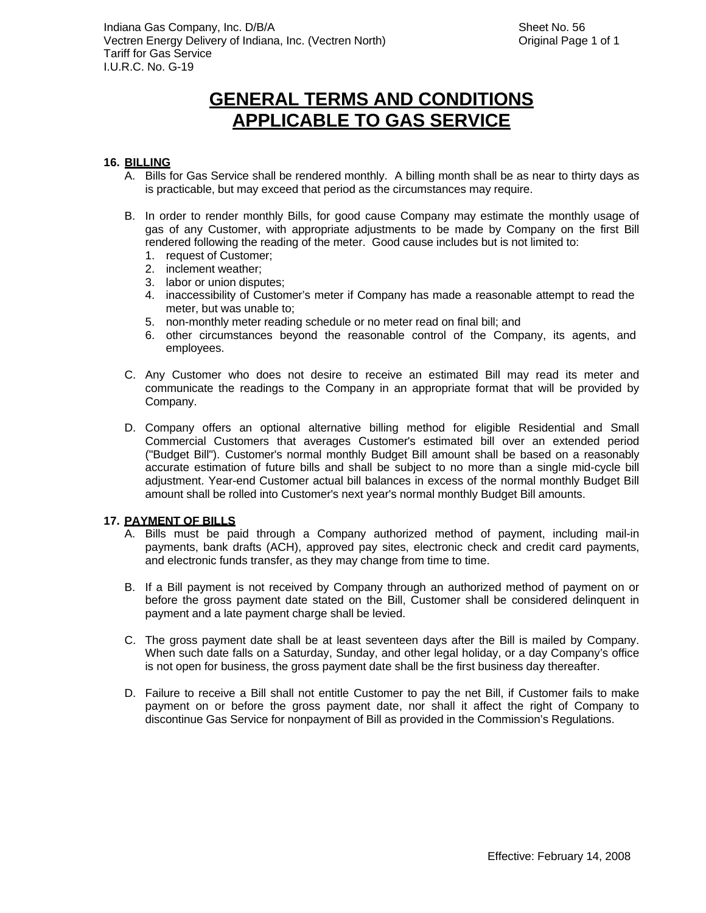# GENERAL TERMS AND CONDITIONS APPLICABLE TO GAS SERVICE

**16. BILLING**

A. Bills for Gas Service shall be rendered monthly. A billing month shall be as near to thirty days as is practicable, but may exceed that period as the circumstances may require.

B. In order to render monthly Bills, for good cause Company may estimate the monthly usage of gas of any Customer, with appropriate adjustments to be made by Company on the first Bill rendered following the reading of the meter. Good cause includes but is not limited to:
   1. request of Customer;
   2. inclement weather;
   3. labor or union disputes;
   4. inaccessibility of Customer's meter if Company has made a reasonable attempt to read the meter, but was unable to;
   5. non-monthly meter reading schedule or no meter read on final bill; and
   6. other circumstances beyond the reasonable control of the Company, its agents, and employees.

C. Any Customer who does not desire to receive an estimated Bill may read its meter and communicate the readings to the Company in an appropriate format that will be provided by Company.

D. Company offers an optional alternative billing method for eligible Residential and Small Commercial Customers that averages Customer's estimated bill over an extended period ("Budget Bill"). Customer's normal monthly Budget Bill amount shall be based on a reasonably accurate estimation of future bills and shall be subject to no more than a single mid-cycle bill adjustment. Year-end Customer actual bill balances in excess of the normal monthly Budget Bill amount shall be rolled into Customer's next year's normal monthly Budget Bill amounts.

**17. PAYMENT OF BILLS**

A. Bills must be paid through a Company authorized method of payment, including mail-in payments, bank drafts (ACH), approved pay sites, electronic check and credit card payments, and electronic funds transfer, as they may change from time to time.

B. If a Bill payment is not received by Company through an authorized method of payment on or before the gross payment date stated on the Bill, Customer shall be considered delinquent in payment and a late payment charge shall be levied.

C. The gross payment date shall be at least seventeen days after the Bill is mailed by Company. When such date falls on a Saturday, Sunday, and other legal holiday, or a day Company's office is not open for business, the gross payment date shall be the first business day thereafter.

D. Failure to receive a Bill shall not entitle Customer to pay the net Bill, if Customer fails to make payment on or before the gross payment date, nor shall it affect the right of Company to discontinue Gas Service for nonpayment of Bill as provided in the Commission's Regulations.

Effective: February 14, 2008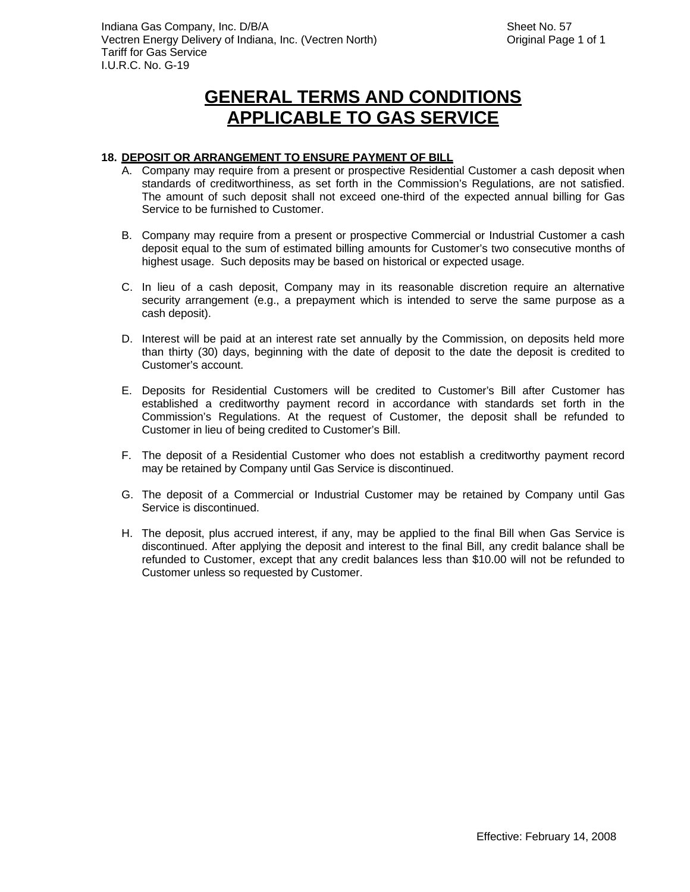# GENERAL TERMS AND CONDITIONS APPLICABLE TO GAS SERVICE

**18. DEPOSIT OR ARRANGEMENT TO ENSURE PAYMENT OF BILL**

A. Company may require from a present or prospective Residential Customer a cash deposit when standards of creditworthiness, as set forth in the Commission's Regulations, are not satisfied. The amount of such deposit shall not exceed one-third of the expected annual billing for Gas Service to be furnished to Customer.

B. Company may require from a present or prospective Commercial or Industrial Customer a cash deposit equal to the sum of estimated billing amounts for Customer's two consecutive months of highest usage. Such deposits may be based on historical or expected usage.

C. In lieu of a cash deposit, Company may in its reasonable discretion require an alternative security arrangement (e.g., a prepayment which is intended to serve the same purpose as a cash deposit).

D. Interest will be paid at an interest rate set annually by the Commission, on deposits held more than thirty (30) days, beginning with the date of deposit to the date the deposit is credited to Customer's account.

E. Deposits for Residential Customers will be credited to Customer's Bill after Customer has established a creditworthy payment record in accordance with standards set forth in the Commission's Regulations. At the request of Customer, the deposit shall be refunded to Customer in lieu of being credited to Customer's Bill.

F. The deposit of a Residential Customer who does not establish a creditworthy payment record may be retained by Company until Gas Service is discontinued.

G. The deposit of a Commercial or Industrial Customer may be retained by Company until Gas Service is discontinued.

H. The deposit, plus accrued interest, if any, may be applied to the final Bill when Gas Service is discontinued. After applying the deposit and interest to the final Bill, any credit balance shall be refunded to Customer, except that any credit balances less than $10.00 will not be refunded to Customer unless so requested by Customer.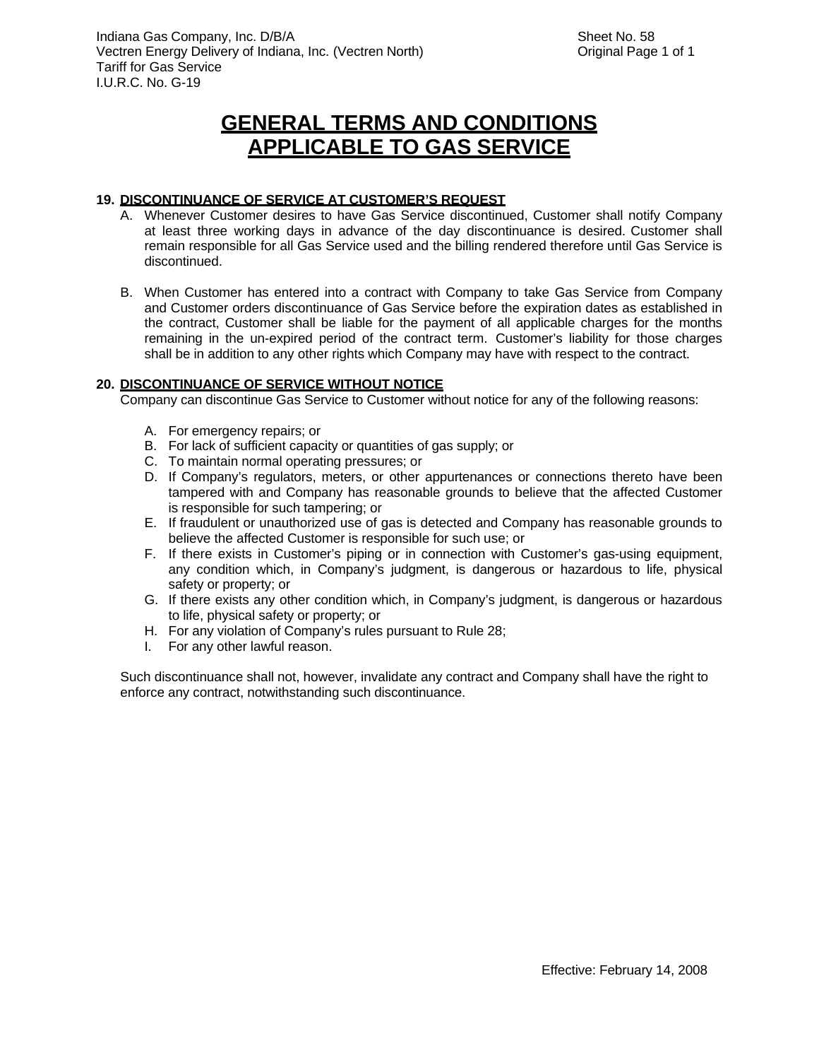# GENERAL TERMS AND CONDITIONS APPLICABLE TO GAS SERVICE

## 19. DISCONTINUANCE OF SERVICE AT CUSTOMER'S REQUEST

A. Whenever Customer desires to have Gas Service discontinued, Customer shall notify Company at least three working days in advance of the day discontinuance is desired. Customer shall remain responsible for all Gas Service used and the billing rendered therefore until Gas Service is discontinued.

B. When Customer has entered into a contract with Company to take Gas Service from Company and Customer orders discontinuance of Gas Service before the expiration dates as established in the contract, Customer shall be liable for the payment of all applicable charges for the months remaining in the un-expired period of the contract term. Customer's liability for those charges shall be in addition to any other rights which Company may have with respect to the contract.

## 20. DISCONTINUANCE OF SERVICE WITHOUT NOTICE

Company can discontinue Gas Service to Customer without notice for any of the following reasons:

A. For emergency repairs; or
B. For lack of sufficient capacity or quantities of gas supply; or
C. To maintain normal operating pressures; or
D. If Company's regulators, meters, or other appurtenances or connections thereto have been tampered with and Company has reasonable grounds to believe that the affected Customer is responsible for such tampering; or
E. If fraudulent or unauthorized use of gas is detected and Company has reasonable grounds to believe the affected Customer is responsible for such use; or
F. If there exists in Customer's piping or in connection with Customer's gas-using equipment, any condition which, in Company's judgment, is dangerous or hazardous to life, physical safety or property; or
G. If there exists any other condition which, in Company's judgment, is dangerous or hazardous to life, physical safety or property; or
H. For any violation of Company's rules pursuant to Rule 28;
I. For any other lawful reason.

Such discontinuance shall not, however, invalidate any contract and Company shall have the right to enforce any contract, notwithstanding such discontinuance.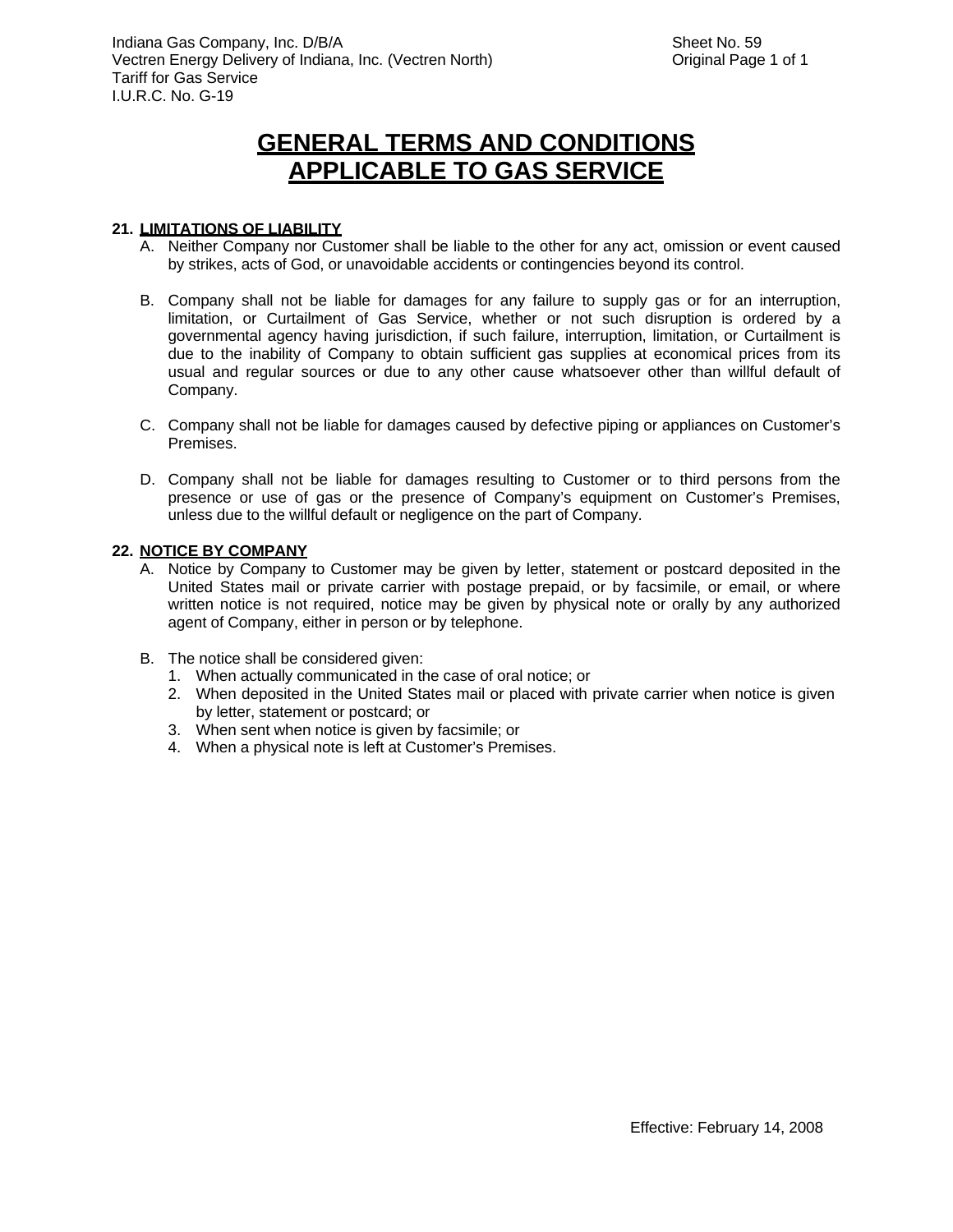# GENERAL TERMS AND CONDITIONS APPLICABLE TO GAS SERVICE

## 21. LIMITATIONS OF LIABILITY

A. Neither Company nor Customer shall be liable to the other for any act, omission or event caused by strikes, acts of God, or unavoidable accidents or contingencies beyond its control.

B. Company shall not be liable for damages for any failure to supply gas or for an interruption, limitation, or Curtailment of Gas Service, whether or not such disruption is ordered by a governmental agency having jurisdiction, if such failure, interruption, limitation, or Curtailment is due to the inability of Company to obtain sufficient gas supplies at economical prices from its usual and regular sources or due to any other cause whatsoever other than willful default of Company.

C. Company shall not be liable for damages caused by defective piping or appliances on Customer's Premises.

D. Company shall not be liable for damages resulting to Customer or to third persons from the presence or use of gas or the presence of Company's equipment on Customer's Premises, unless due to the willful default or negligence on the part of Company.

## 22. NOTICE BY COMPANY

A. Notice by Company to Customer may be given by letter, statement or postcard deposited in the United States mail or private carrier with postage prepaid, or by facsimile, or email, or where written notice is not required, notice may be given by physical note or orally by any authorized agent of Company, either in person or by telephone.

B. The notice shall be considered given:
   1. When actually communicated in the case of oral notice; or
   2. When deposited in the United States mail or placed with private carrier when notice is given by letter, statement or postcard; or
   3. When sent when notice is given by facsimile; or
   4. When a physical note is left at Customer's Premises.

Effective: February 14, 2008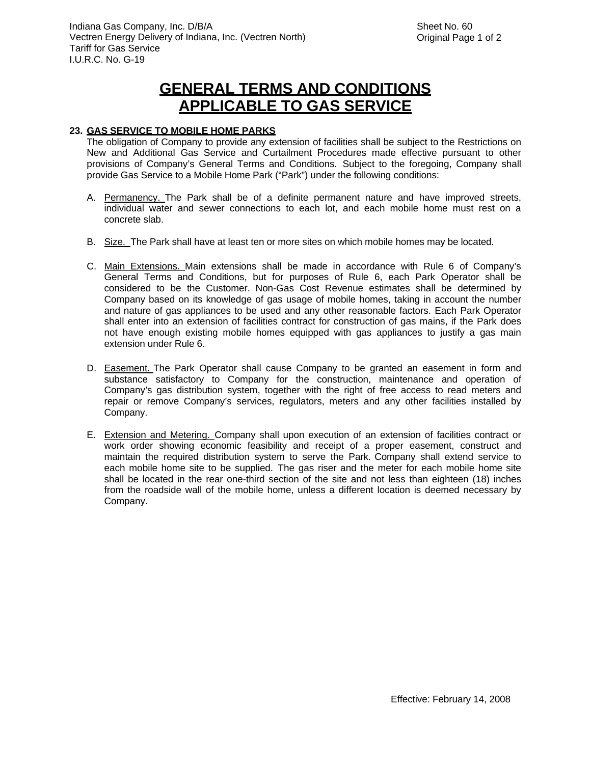# GENERAL TERMS AND CONDITIONS APPLICABLE TO GAS SERVICE

**23. GAS SERVICE TO MOBILE HOME PARKS**

The obligation of Company to provide any extension of facilities shall be subject to the Restrictions on New and Additional Gas Service and Curtailment Procedures made effective pursuant to other provisions of Company's General Terms and Conditions. Subject to the foregoing, Company shall provide Gas Service to a Mobile Home Park ("Park") under the following conditions:

A. Permanency. The Park shall be of a definite permanent nature and have improved streets, individual water and sewer connections to each lot, and each mobile home must rest on a concrete slab.

B. Size. The Park shall have at least ten or more sites on which mobile homes may be located.

C. Main Extensions. Main extensions shall be made in accordance with Rule 6 of Company's General Terms and Conditions, but for purposes of Rule 6, each Park Operator shall be considered to be the Customer. Non-Gas Cost Revenue estimates shall be determined by Company based on its knowledge of gas usage of mobile homes, taking in account the number and nature of gas appliances to be used and any other reasonable factors. Each Park Operator shall enter into an extension of facilities contract for construction of gas mains, if the Park does not have enough existing mobile homes equipped with gas appliances to justify a gas main extension under Rule 6.

D. Easement. The Park Operator shall cause Company to be granted an easement in form and substance satisfactory to Company for the construction, maintenance and operation of Company's gas distribution system, together with the right of free access to read meters and repair or remove Company's services, regulators, meters and any other facilities installed by Company.

E. Extension and Metering. Company shall upon execution of an extension of facilities contract or work order showing economic feasibility and receipt of a proper easement, construct and maintain the required distribution system to serve the Park. Company shall extend service to each mobile home site to be supplied. The gas riser and the meter for each mobile home site shall be located in the rear one-third section of the site and not less than eighteen (18) inches from the roadside wall of the mobile home, unless a different location is deemed necessary by Company.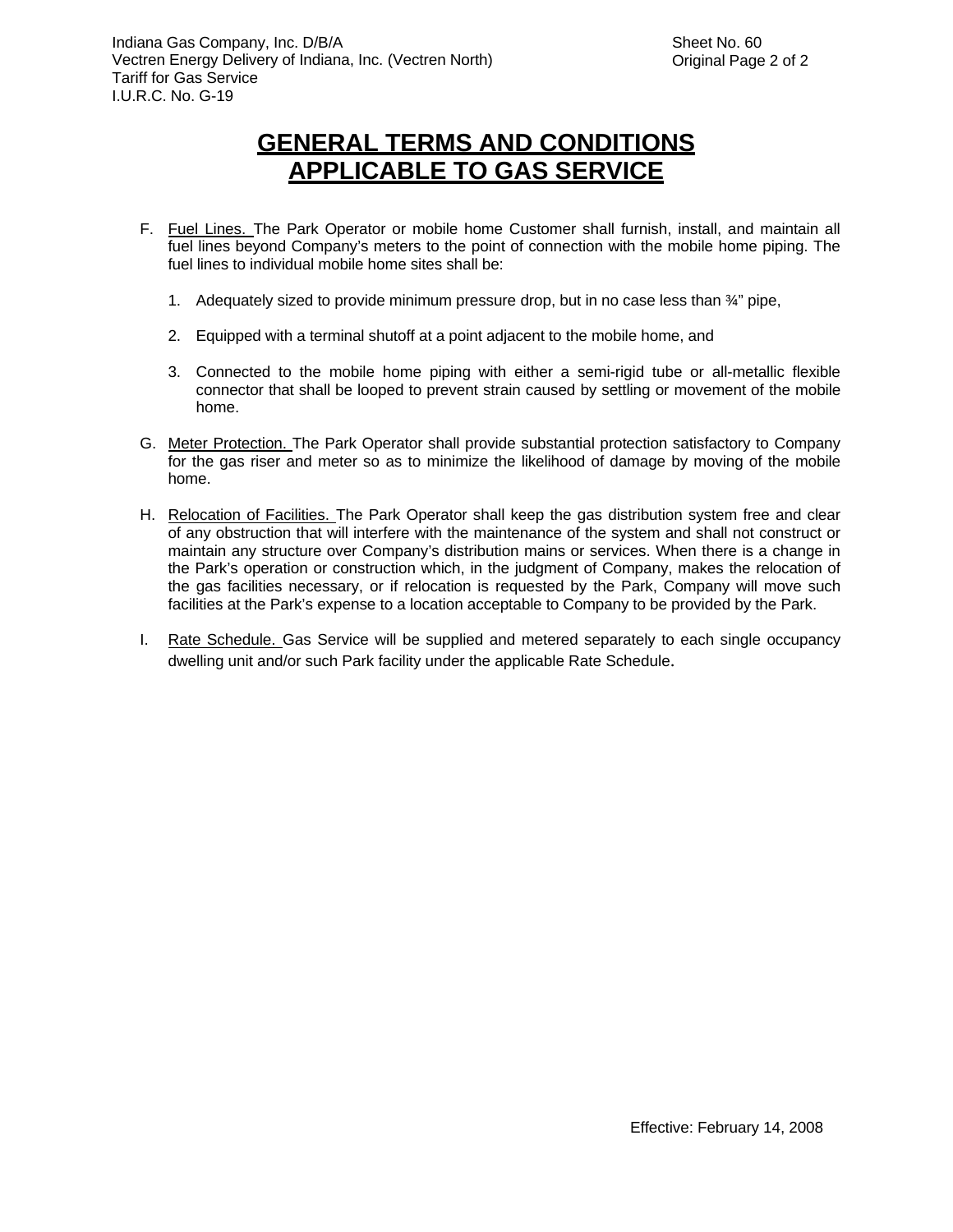# GENERAL TERMS AND CONDITIONS APPLICABLE TO GAS SERVICE

F. Fuel Lines. The Park Operator or mobile home Customer shall furnish, install, and maintain all fuel lines beyond Company's meters to the point of connection with the mobile home piping. The fuel lines to individual mobile home sites shall be:

1. Adequately sized to provide minimum pressure drop, but in no case less than ¾" pipe,
2. Equipped with a terminal shutoff at a point adjacent to the mobile home, and
3. Connected to the mobile home piping with either a semi-rigid tube or all-metallic flexible connector that shall be looped to prevent strain caused by settling or movement of the mobile home.

G. Meter Protection. The Park Operator shall provide substantial protection satisfactory to Company for the gas riser and meter so as to minimize the likelihood of damage by moving of the mobile home.

H. Relocation of Facilities. The Park Operator shall keep the gas distribution system free and clear of any obstruction that will interfere with the maintenance of the system and shall not construct or maintain any structure over Company's distribution mains or services. When there is a change in the Park's operation or construction which, in the judgment of Company, makes the relocation of the gas facilities necessary, or if relocation is requested by the Park, Company will move such facilities at the Park's expense to a location acceptable to Company to be provided by the Park.

I. Rate Schedule. Gas Service will be supplied and metered separately to each single occupancy dwelling unit and/or such Park facility under the applicable Rate Schedule.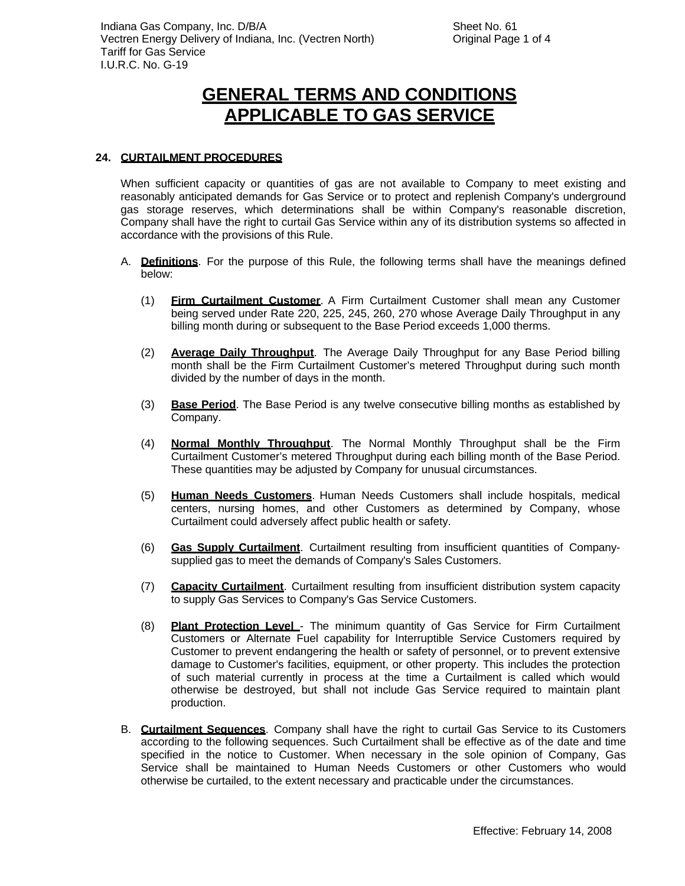# GENERAL TERMS AND CONDITIONS APPLICABLE TO GAS SERVICE

**24. CURTAILMENT PROCEDURES**

When sufficient capacity or quantities of gas are not available to Company to meet existing and reasonably anticipated demands for Gas Service or to protect and replenish Company's underground gas storage reserves, which determinations shall be within Company's reasonable discretion, Company shall have the right to curtail Gas Service within any of its distribution systems so affected in accordance with the provisions of this Rule.

A. **Definitions**. For the purpose of this Rule, the following terms shall have the meanings defined below:

(1) **Firm Curtailment Customer**. A Firm Curtailment Customer shall mean any Customer being served under Rate 220, 225, 245, 260, 270 whose Average Daily Throughput in any billing month during or subsequent to the Base Period exceeds 1,000 therms.

(2) **Average Daily Throughput**. The Average Daily Throughput for any Base Period billing month shall be the Firm Curtailment Customer's metered Throughput during such month divided by the number of days in the month.

(3) **Base Period**. The Base Period is any twelve consecutive billing months as established by Company.

(4) **Normal Monthly Throughput**. The Normal Monthly Throughput shall be the Firm Curtailment Customer's metered Throughput during each billing month of the Base Period. These quantities may be adjusted by Company for unusual circumstances.

(5) **Human Needs Customers**. Human Needs Customers shall include hospitals, medical centers, nursing homes, and other Customers as determined by Company, whose Curtailment could adversely affect public health or safety.

(6) **Gas Supply Curtailment**. Curtailment resulting from insufficient quantities of Company-supplied gas to meet the demands of Company's Sales Customers.

(7) **Capacity Curtailment**. Curtailment resulting from insufficient distribution system capacity to supply Gas Services to Company's Gas Service Customers.

(8) **Plant Protection Level** - The minimum quantity of Gas Service for Firm Curtailment Customers or Alternate Fuel capability for Interruptible Service Customers required by Customer to prevent endangering the health or safety of personnel, or to prevent extensive damage to Customer's facilities, equipment, or other property. This includes the protection of such material currently in process at the time a Curtailment is called which would otherwise be destroyed, but shall not include Gas Service required to maintain plant production.

B. **Curtailment Sequences**. Company shall have the right to curtail Gas Service to its Customers according to the following sequences. Such Curtailment shall be effective as of the date and time specified in the notice to Customer. When necessary in the sole opinion of Company, Gas Service shall be maintained to Human Needs Customers or other Customers who would otherwise be curtailed, to the extent necessary and practicable under the circumstances.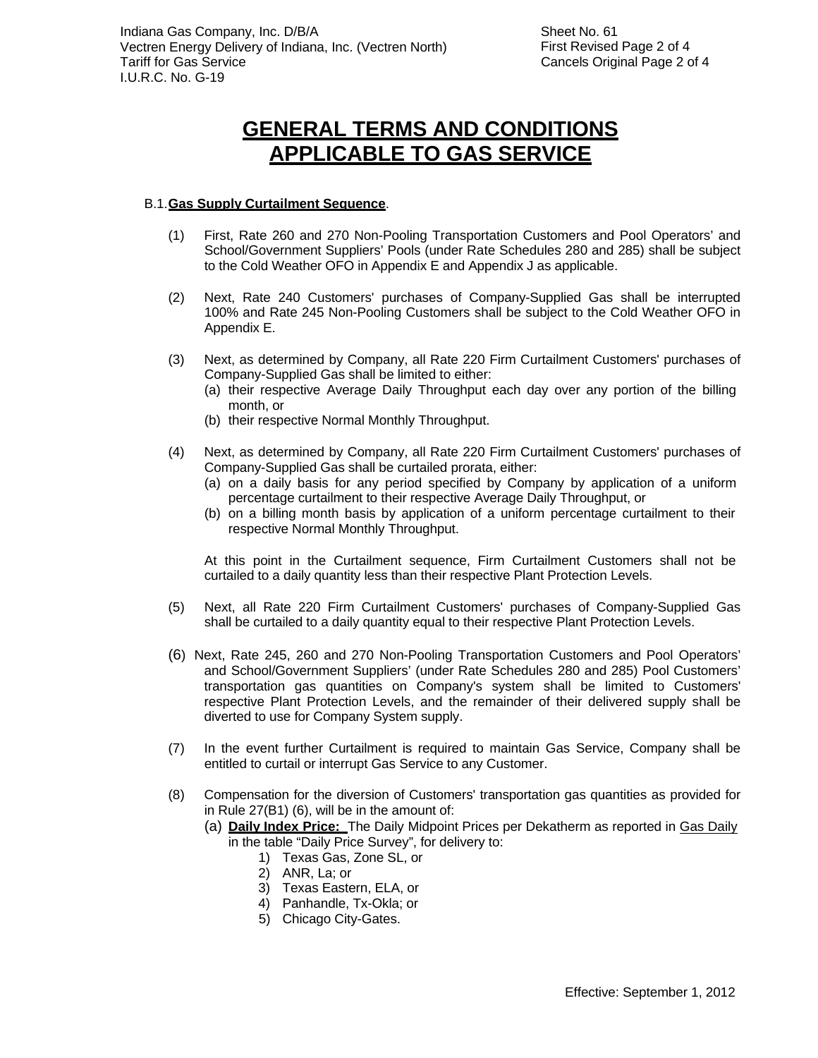# GENERAL TERMS AND CONDITIONS APPLICABLE TO GAS SERVICE

B.1. **Gas Supply Curtailment Sequence**.

(1) First, Rate 260 and 270 Non-Pooling Transportation Customers and Pool Operators' and School/Government Suppliers' Pools (under Rate Schedules 280 and 285) shall be subject to the Cold Weather OFO in Appendix E and Appendix J as applicable.

(2) Next, Rate 240 Customers' purchases of Company-Supplied Gas shall be interrupted 100% and Rate 245 Non-Pooling Customers shall be subject to the Cold Weather OFO in Appendix E.

(3) Next, as determined by Company, all Rate 220 Firm Curtailment Customers' purchases of Company-Supplied Gas shall be limited to either:
   - (a) their respective Average Daily Throughput each day over any portion of the billing month, or
   - (b) their respective Normal Monthly Throughput.

(4) Next, as determined by Company, all Rate 220 Firm Curtailment Customers' purchases of Company-Supplied Gas shall be curtailed prorata, either:
   - (a) on a daily basis for any period specified by Company by application of a uniform percentage curtailment to their respective Average Daily Throughput, or
   - (b) on a billing month basis by application of a uniform percentage curtailment to their respective Normal Monthly Throughput.

   At this point in the Curtailment sequence, Firm Curtailment Customers shall not be curtailed to a daily quantity less than their respective Plant Protection Levels.

(5) Next, all Rate 220 Firm Curtailment Customers' purchases of Company-Supplied Gas shall be curtailed to a daily quantity equal to their respective Plant Protection Levels.

(6) Next, Rate 245, 260 and 270 Non-Pooling Transportation Customers and Pool Operators' and School/Government Suppliers' (under Rate Schedules 280 and 285) Pool Customers' transportation gas quantities on Company's system shall be limited to Customers' respective Plant Protection Levels, and the remainder of their delivered supply shall be diverted to use for Company System supply.

(7) In the event further Curtailment is required to maintain Gas Service, Company shall be entitled to curtail or interrupt Gas Service to any Customer.

(8) Compensation for the diversion of Customers' transportation gas quantities as provided for in Rule 27(B1) (6), will be in the amount of:
   - (a) **Daily Index Price:** The Daily Midpoint Prices per Dekatherm as reported in Gas Daily in the table "Daily Price Survey", for delivery to:
      1) Texas Gas, Zone SL, or
      2) ANR, La; or
      3) Texas Eastern, ELA, or
      4) Panhandle, Tx-Okla; or
      5) Chicago City-Gates.

Effective: September 1, 2012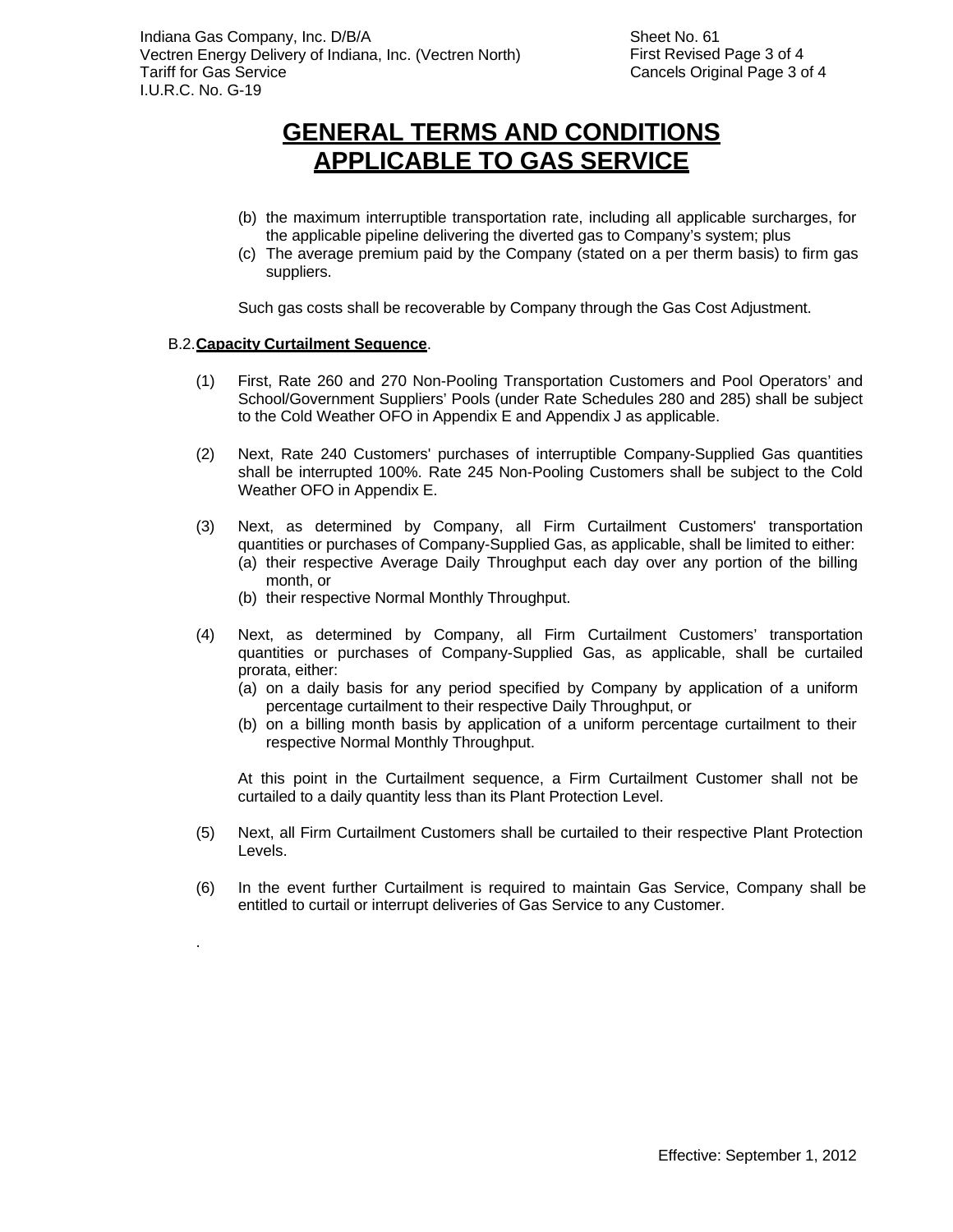# GENERAL TERMS AND CONDITIONS APPLICABLE TO GAS SERVICE

(b) the maximum interruptible transportation rate, including all applicable surcharges, for the applicable pipeline delivering the diverted gas to Company's system; plus

(c) The average premium paid by the Company (stated on a per therm basis) to firm gas suppliers.

Such gas costs shall be recoverable by Company through the Gas Cost Adjustment.

B.2. **Capacity Curtailment Sequence**.

(1) First, Rate 260 and 270 Non-Pooling Transportation Customers and Pool Operators' and School/Government Suppliers' Pools (under Rate Schedules 280 and 285) shall be subject to the Cold Weather OFO in Appendix E and Appendix J as applicable.

(2) Next, Rate 240 Customers' purchases of interruptible Company-Supplied Gas quantities shall be interrupted 100%. Rate 245 Non-Pooling Customers shall be subject to the Cold Weather OFO in Appendix E.

(3) Next, as determined by Company, all Firm Curtailment Customers' transportation quantities or purchases of Company-Supplied Gas, as applicable, shall be limited to either:
   (a) their respective Average Daily Throughput each day over any portion of the billing month, or
   (b) their respective Normal Monthly Throughput.

(4) Next, as determined by Company, all Firm Curtailment Customers' transportation quantities or purchases of Company-Supplied Gas, as applicable, shall be curtailed prorata, either:
   (a) on a daily basis for any period specified by Company by application of a uniform percentage curtailment to their respective Daily Throughput, or
   (b) on a billing month basis by application of a uniform percentage curtailment to their respective Normal Monthly Throughput.

   At this point in the Curtailment sequence, a Firm Curtailment Customer shall not be curtailed to a daily quantity less than its Plant Protection Level.

(5) Next, all Firm Curtailment Customers shall be curtailed to their respective Plant Protection Levels.

(6) In the event further Curtailment is required to maintain Gas Service, Company shall be entitled to curtail or interrupt deliveries of Gas Service to any Customer.

.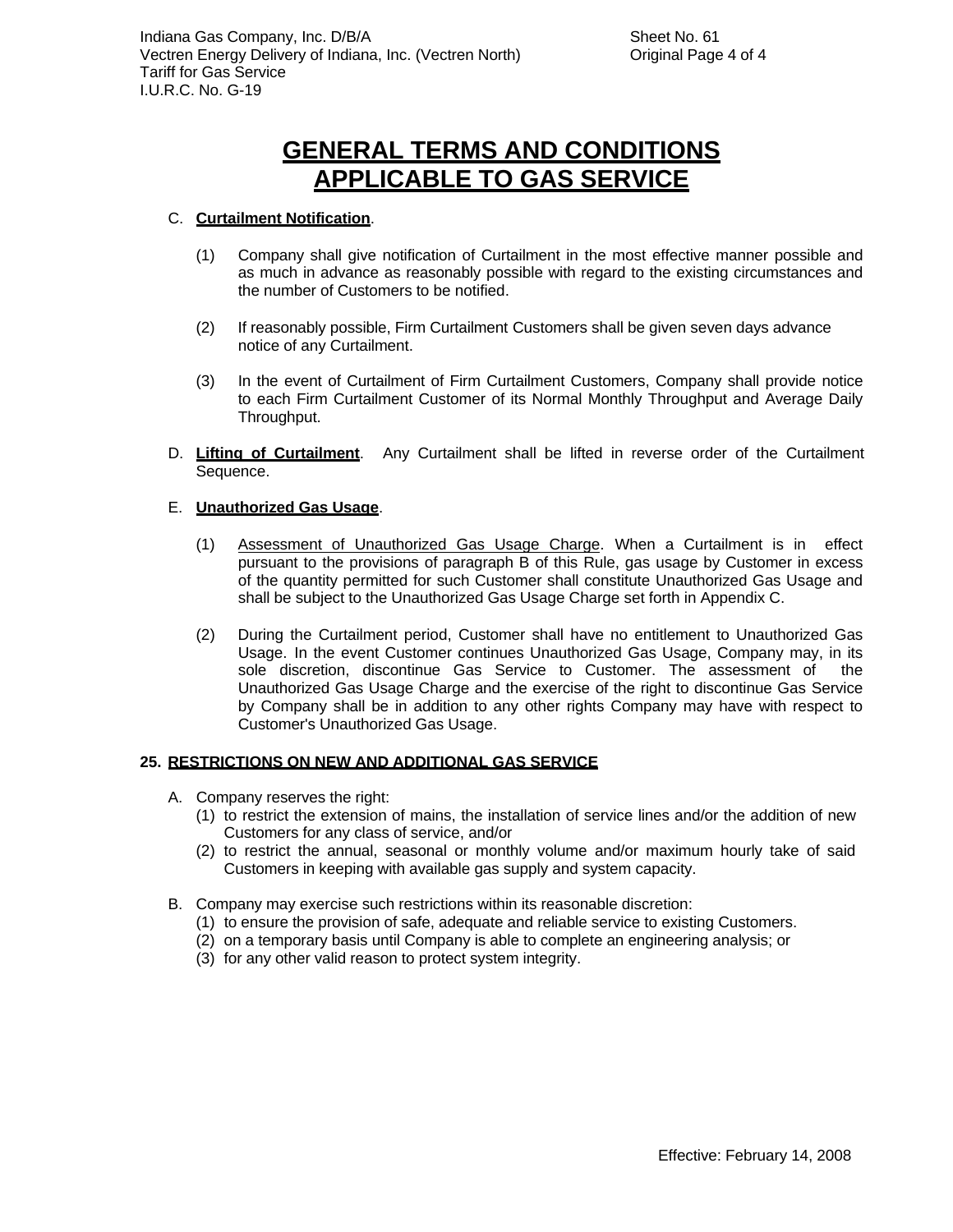# GENERAL TERMS AND CONDITIONS APPLICABLE TO GAS SERVICE

C. **Curtailment Notification**.

(1) Company shall give notification of Curtailment in the most effective manner possible and as much in advance as reasonably possible with regard to the existing circumstances and the number of Customers to be notified.

(2) If reasonably possible, Firm Curtailment Customers shall be given seven days advance notice of any Curtailment.

(3) In the event of Curtailment of Firm Curtailment Customers, Company shall provide notice to each Firm Curtailment Customer of its Normal Monthly Throughput and Average Daily Throughput.

D. **Lifting of Curtailment**. Any Curtailment shall be lifted in reverse order of the Curtailment Sequence.

E. **Unauthorized Gas Usage**.

(1) Assessment of Unauthorized Gas Usage Charge. When a Curtailment is in effect pursuant to the provisions of paragraph B of this Rule, gas usage by Customer in excess of the quantity permitted for such Customer shall constitute Unauthorized Gas Usage and shall be subject to the Unauthorized Gas Usage Charge set forth in Appendix C.

(2) During the Curtailment period, Customer shall have no entitlement to Unauthorized Gas Usage. In the event Customer continues Unauthorized Gas Usage, Company may, in its sole discretion, discontinue Gas Service to Customer. The assessment of the Unauthorized Gas Usage Charge and the exercise of the right to discontinue Gas Service by Company shall be in addition to any other rights Company may have with respect to Customer's Unauthorized Gas Usage.

**25. RESTRICTIONS ON NEW AND ADDITIONAL GAS SERVICE**

A. Company reserves the right:
   (1) to restrict the extension of mains, the installation of service lines and/or the addition of new Customers for any class of service, and/or
   (2) to restrict the annual, seasonal or monthly volume and/or maximum hourly take of said Customers in keeping with available gas supply and system capacity.

B. Company may exercise such restrictions within its reasonable discretion:
   (1) to ensure the provision of safe, adequate and reliable service to existing Customers.
   (2) on a temporary basis until Company is able to complete an engineering analysis; or
   (3) for any other valid reason to protect system integrity.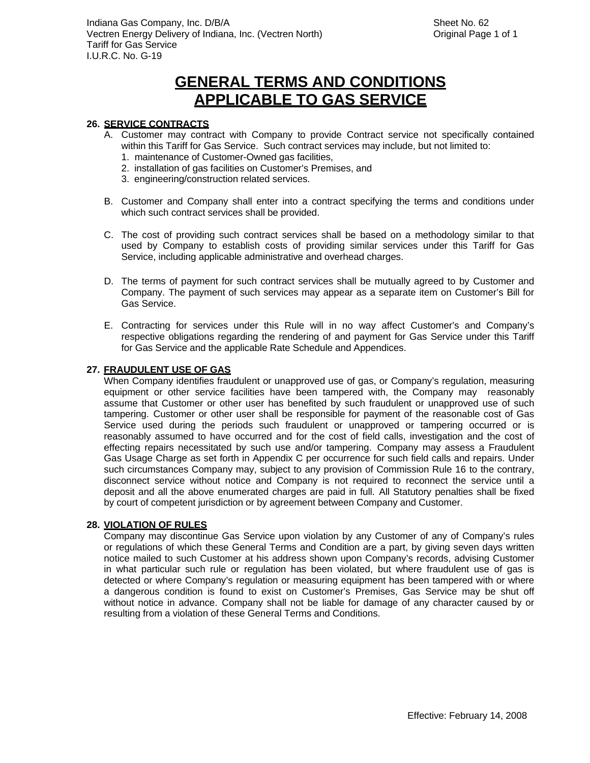# GENERAL TERMS AND CONDITIONS APPLICABLE TO GAS SERVICE

**26. SERVICE CONTRACTS**

A. Customer may contract with Company to provide Contract service not specifically contained within this Tariff for Gas Service. Such contract services may include, but not limited to:
   1. maintenance of Customer-Owned gas facilities,
   2. installation of gas facilities on Customer's Premises, and
   3. engineering/construction related services.

B. Customer and Company shall enter into a contract specifying the terms and conditions under which such contract services shall be provided.

C. The cost of providing such contract services shall be based on a methodology similar to that used by Company to establish costs of providing similar services under this Tariff for Gas Service, including applicable administrative and overhead charges.

D. The terms of payment for such contract services shall be mutually agreed to by Customer and Company. The payment of such services may appear as a separate item on Customer's Bill for Gas Service.

E. Contracting for services under this Rule will in no way affect Customer's and Company's respective obligations regarding the rendering of and payment for Gas Service under this Tariff for Gas Service and the applicable Rate Schedule and Appendices.

**27. FRAUDULENT USE OF GAS**

When Company identifies fraudulent or unapproved use of gas, or Company's regulation, measuring equipment or other service facilities have been tampered with, the Company may reasonably assume that Customer or other user has benefited by such fraudulent or unapproved use of such tampering. Customer or other user shall be responsible for payment of the reasonable cost of Gas Service used during the periods such fraudulent or unapproved or tampering occurred or is reasonably assumed to have occurred and for the cost of field calls, investigation and the cost of effecting repairs necessitated by such use and/or tampering. Company may assess a Fraudulent Gas Usage Charge as set forth in Appendix C per occurrence for such field calls and repairs. Under such circumstances Company may, subject to any provision of Commission Rule 16 to the contrary, disconnect service without notice and Company is not required to reconnect the service until a deposit and all the above enumerated charges are paid in full. All Statutory penalties shall be fixed by court of competent jurisdiction or by agreement between Company and Customer.

**28. VIOLATION OF RULES**

Company may discontinue Gas Service upon violation by any Customer of any of Company's rules or regulations of which these General Terms and Condition are a part, by giving seven days written notice mailed to such Customer at his address shown upon Company's records, advising Customer in what particular such rule or regulation has been violated, but where fraudulent use of gas is detected or where Company's regulation or measuring equipment has been tampered with or where a dangerous condition is found to exist on Customer's Premises, Gas Service may be shut off without notice in advance. Company shall not be liable for damage of any character caused by or resulting from a violation of these General Terms and Conditions.

Effective: February 14, 2008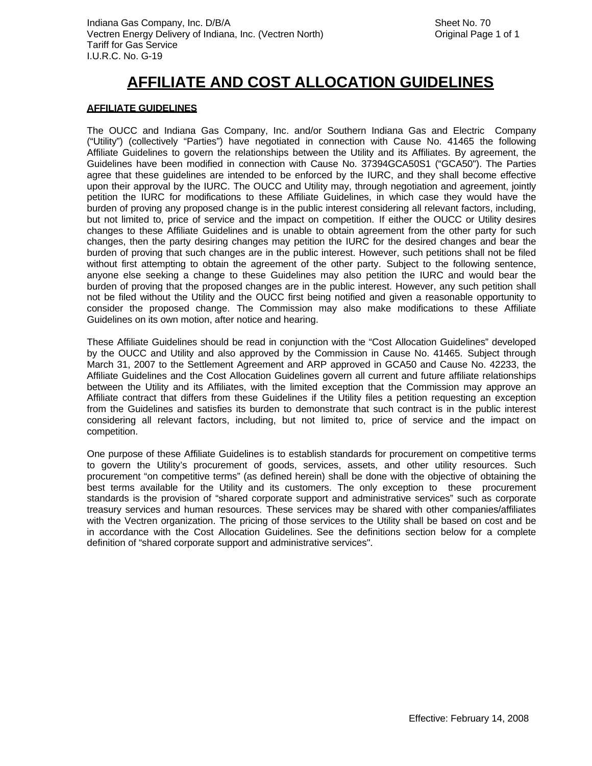# AFFILIATE AND COST ALLOCATION GUIDELINES

## AFFILIATE GUIDELINES

The OUCC and Indiana Gas Company, Inc. and/or Southern Indiana Gas and Electric Company ("Utility") (collectively "Parties") have negotiated in connection with Cause No. 41465 the following Affiliate Guidelines to govern the relationships between the Utility and its Affiliates. By agreement, the Guidelines have been modified in connection with Cause No. 37394GCA50S1 ("GCA50"). The Parties agree that these guidelines are intended to be enforced by the IURC, and they shall become effective upon their approval by the IURC. The OUCC and Utility may, through negotiation and agreement, jointly petition the IURC for modifications to these Affiliate Guidelines, in which case they would have the burden of proving any proposed change is in the public interest considering all relevant factors, including, but not limited to, price of service and the impact on competition. If either the OUCC or Utility desires changes to these Affiliate Guidelines and is unable to obtain agreement from the other party for such changes, then the party desiring changes may petition the IURC for the desired changes and bear the burden of proving that such changes are in the public interest. However, such petitions shall not be filed without first attempting to obtain the agreement of the other party. Subject to the following sentence, anyone else seeking a change to these Guidelines may also petition the IURC and would bear the burden of proving that the proposed changes are in the public interest. However, any such petition shall not be filed without the Utility and the OUCC first being notified and given a reasonable opportunity to consider the proposed change. The Commission may also make modifications to these Affiliate Guidelines on its own motion, after notice and hearing.

These Affiliate Guidelines should be read in conjunction with the "Cost Allocation Guidelines" developed by the OUCC and Utility and also approved by the Commission in Cause No. 41465. Subject through March 31, 2007 to the Settlement Agreement and ARP approved in GCA50 and Cause No. 42233, the Affiliate Guidelines and the Cost Allocation Guidelines govern all current and future affiliate relationships between the Utility and its Affiliates, with the limited exception that the Commission may approve an Affiliate contract that differs from these Guidelines if the Utility files a petition requesting an exception from the Guidelines and satisfies its burden to demonstrate that such contract is in the public interest considering all relevant factors, including, but not limited to, price of service and the impact on competition.

One purpose of these Affiliate Guidelines is to establish standards for procurement on competitive terms to govern the Utility's procurement of goods, services, assets, and other utility resources. Such procurement "on competitive terms" (as defined herein) shall be done with the objective of obtaining the best terms available for the Utility and its customers. The only exception to these procurement standards is the provision of "shared corporate support and administrative services" such as corporate treasury services and human resources. These services may be shared with other companies/affiliates with the Vectren organization. The pricing of those services to the Utility shall be based on cost and be in accordance with the Cost Allocation Guidelines. See the definitions section below for a complete definition of "shared corporate support and administrative services".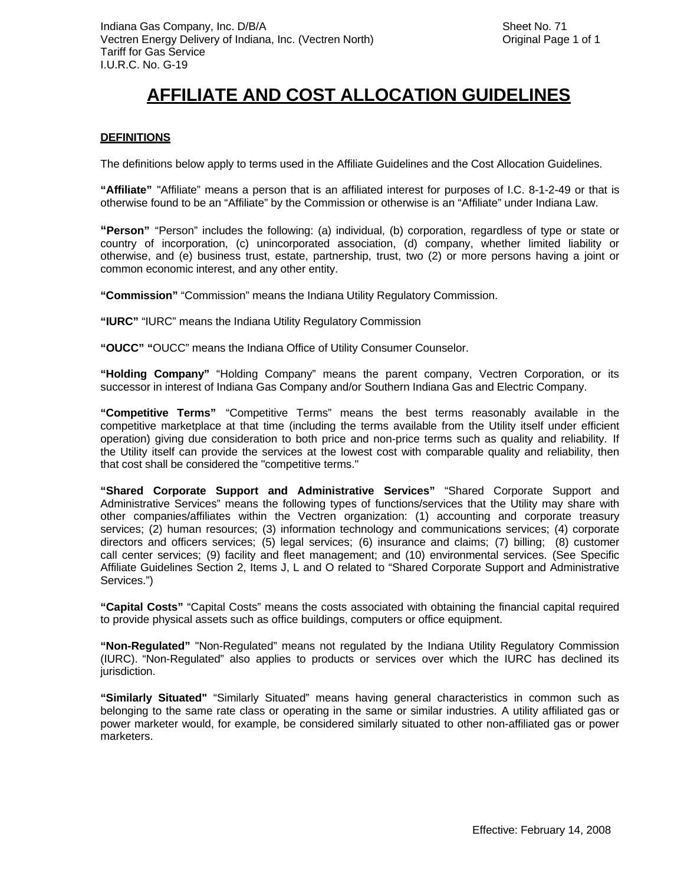# AFFILIATE AND COST ALLOCATION GUIDELINES

**DEFINITIONS**

The definitions below apply to terms used in the Affiliate Guidelines and the Cost Allocation Guidelines.

**"Affiliate"** "Affiliate" means a person that is an affiliated interest for purposes of I.C. 8-1-2-49 or that is otherwise found to be an "Affiliate" by the Commission or otherwise is an "Affiliate" under Indiana Law.

**"Person"** "Person" includes the following: (a) individual, (b) corporation, regardless of type or state or country of incorporation, (c) unincorporated association, (d) company, whether limited liability or otherwise, and (e) business trust, estate, partnership, trust, two (2) or more persons having a joint or common economic interest, and any other entity.

**"Commission"** "Commission" means the Indiana Utility Regulatory Commission.

**"IURC"** "IURC" means the Indiana Utility Regulatory Commission

**"OUCC" "**OUCC" means the Indiana Office of Utility Consumer Counselor.

**"Holding Company"** "Holding Company" means the parent company, Vectren Corporation, or its successor in interest of Indiana Gas Company and/or Southern Indiana Gas and Electric Company.

**"Competitive Terms"** "Competitive Terms" means the best terms reasonably available in the competitive marketplace at that time (including the terms available from the Utility itself under efficient operation) giving due consideration to both price and non-price terms such as quality and reliability. If the Utility itself can provide the services at the lowest cost with comparable quality and reliability, then that cost shall be considered the "competitive terms."

**"Shared Corporate Support and Administrative Services"** "Shared Corporate Support and Administrative Services" means the following types of functions/services that the Utility may share with other companies/affiliates within the Vectren organization: (1) accounting and corporate treasury services; (2) human resources; (3) information technology and communications services; (4) corporate directors and officers services; (5) legal services; (6) insurance and claims; (7) billing; (8) customer call center services; (9) facility and fleet management; and (10) environmental services. (See Specific Affiliate Guidelines Section 2, Items J, L and O related to "Shared Corporate Support and Administrative Services.")

**"Capital Costs"** "Capital Costs" means the costs associated with obtaining the financial capital required to provide physical assets such as office buildings, computers or office equipment.

**"Non-Regulated"** "Non-Regulated" means not regulated by the Indiana Utility Regulatory Commission (IURC). "Non-Regulated" also applies to products or services over which the IURC has declined its jurisdiction.

**"Similarly Situated"** "Similarly Situated" means having general characteristics in common such as belonging to the same rate class or operating in the same or similar industries. A utility affiliated gas or power marketer would, for example, be considered similarly situated to other non-affiliated gas or power marketers.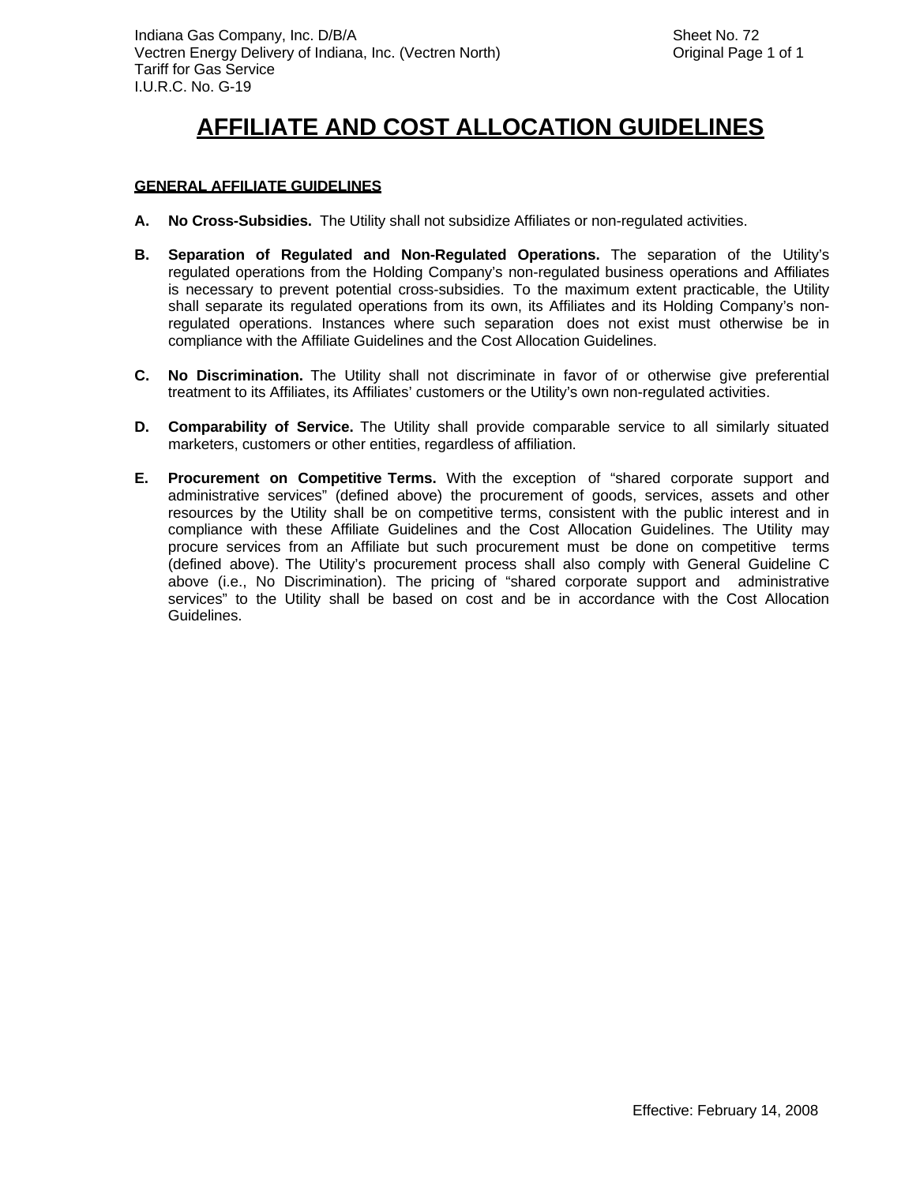# AFFILIATE AND COST ALLOCATION GUIDELINES

## GENERAL AFFILIATE GUIDELINES

**A. No Cross-Subsidies.** The Utility shall not subsidize Affiliates or non-regulated activities.

**B. Separation of Regulated and Non-Regulated Operations.** The separation of the Utility's regulated operations from the Holding Company's non-regulated business operations and Affiliates is necessary to prevent potential cross-subsidies. To the maximum extent practicable, the Utility shall separate its regulated operations from its own, its Affiliates and its Holding Company's non-regulated operations. Instances where such separation does not exist must otherwise be in compliance with the Affiliate Guidelines and the Cost Allocation Guidelines.

**C. No Discrimination.** The Utility shall not discriminate in favor of or otherwise give preferential treatment to its Affiliates, its Affiliates' customers or the Utility's own non-regulated activities.

**D. Comparability of Service.** The Utility shall provide comparable service to all similarly situated marketers, customers or other entities, regardless of affiliation.

**E. Procurement on Competitive Terms.** With the exception of "shared corporate support and administrative services" (defined above) the procurement of goods, services, assets and other resources by the Utility shall be on competitive terms, consistent with the public interest and in compliance with these Affiliate Guidelines and the Cost Allocation Guidelines. The Utility may procure services from an Affiliate but such procurement must be done on competitive terms (defined above). The Utility's procurement process shall also comply with General Guideline C above (i.e., No Discrimination). The pricing of "shared corporate support and administrative services" to the Utility shall be based on cost and be in accordance with the Cost Allocation Guidelines.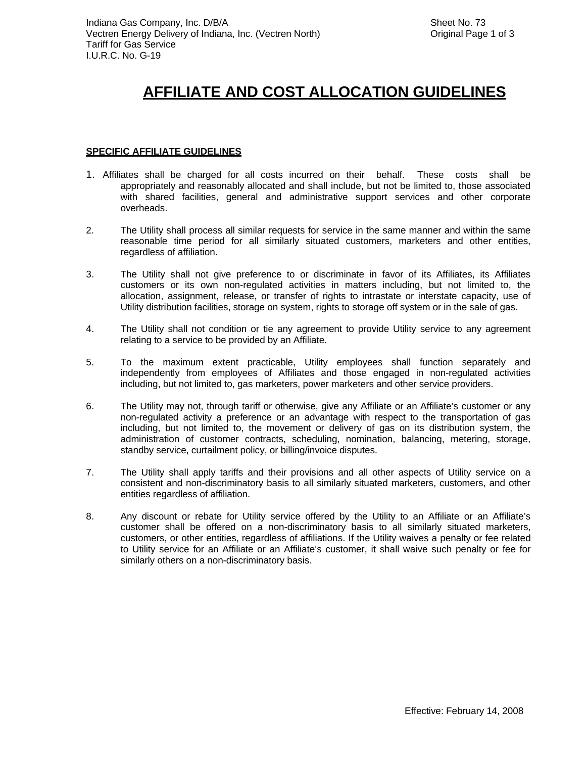# AFFILIATE AND COST ALLOCATION GUIDELINES

**SPECIFIC AFFILIATE GUIDELINES**

1. Affiliates shall be charged for all costs incurred on their behalf. These costs shall be appropriately and reasonably allocated and shall include, but not be limited to, those associated with shared facilities, general and administrative support services and other corporate overheads.

2. The Utility shall process all similar requests for service in the same manner and within the same reasonable time period for all similarly situated customers, marketers and other entities, regardless of affiliation.

3. The Utility shall not give preference to or discriminate in favor of its Affiliates, its Affiliates customers or its own non-regulated activities in matters including, but not limited to, the allocation, assignment, release, or transfer of rights to intrastate or interstate capacity, use of Utility distribution facilities, storage on system, rights to storage off system or in the sale of gas.

4. The Utility shall not condition or tie any agreement to provide Utility service to any agreement relating to a service to be provided by an Affiliate.

5. To the maximum extent practicable, Utility employees shall function separately and independently from employees of Affiliates and those engaged in non-regulated activities including, but not limited to, gas marketers, power marketers and other service providers.

6. The Utility may not, through tariff or otherwise, give any Affiliate or an Affiliate's customer or any non-regulated activity a preference or an advantage with respect to the transportation of gas including, but not limited to, the movement or delivery of gas on its distribution system, the administration of customer contracts, scheduling, nomination, balancing, metering, storage, standby service, curtailment policy, or billing/invoice disputes.

7. The Utility shall apply tariffs and their provisions and all other aspects of Utility service on a consistent and non-discriminatory basis to all similarly situated marketers, customers, and other entities regardless of affiliation.

8. Any discount or rebate for Utility service offered by the Utility to an Affiliate or an Affiliate's customer shall be offered on a non-discriminatory basis to all similarly situated marketers, customers, or other entities, regardless of affiliations. If the Utility waives a penalty or fee related to Utility service for an Affiliate or an Affiliate's customer, it shall waive such penalty or fee for similarly others on a non-discriminatory basis.

Effective: February 14, 2008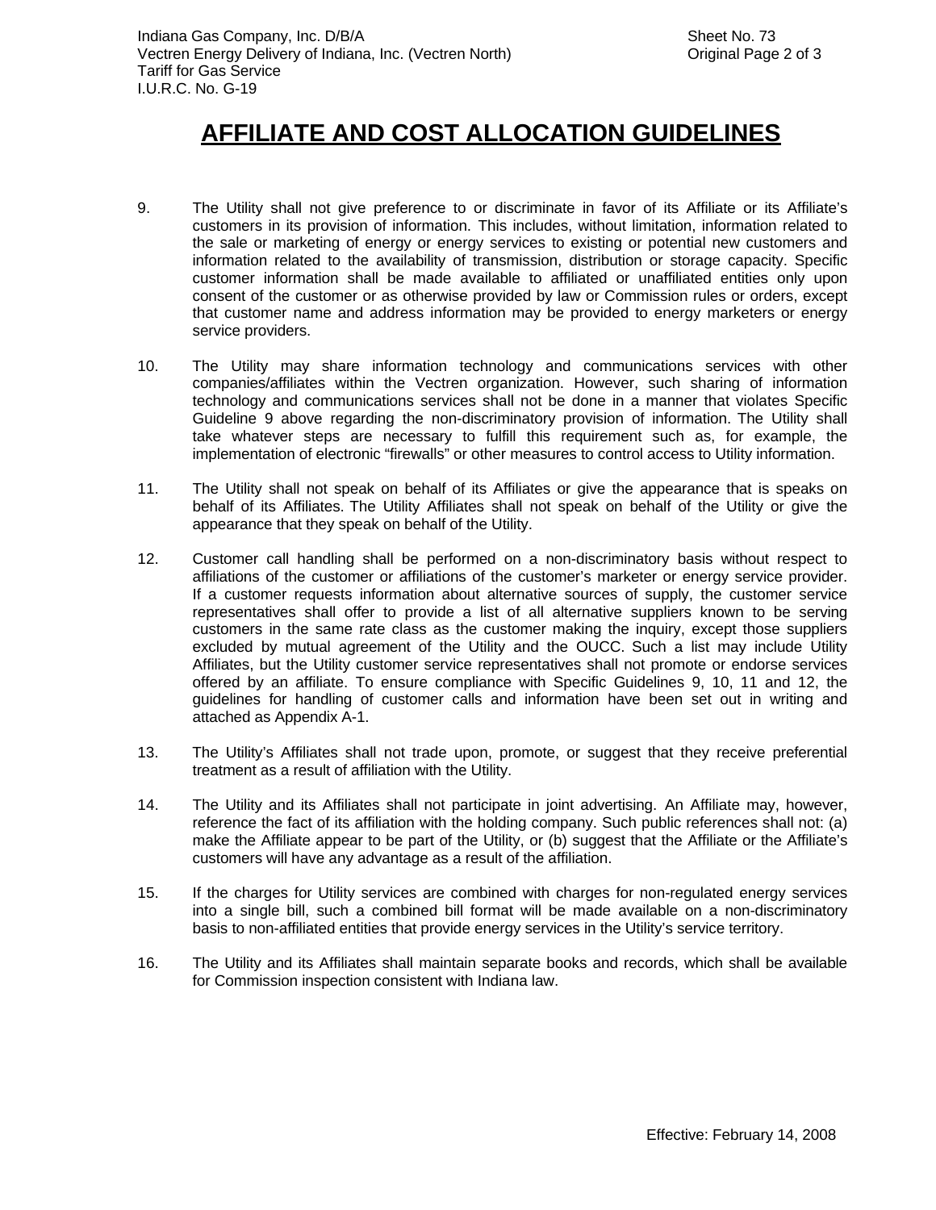# AFFILIATE AND COST ALLOCATION GUIDELINES

9. The Utility shall not give preference to or discriminate in favor of its Affiliate or its Affiliate's customers in its provision of information. This includes, without limitation, information related to the sale or marketing of energy or energy services to existing or potential new customers and information related to the availability of transmission, distribution or storage capacity. Specific customer information shall be made available to affiliated or unaffiliated entities only upon consent of the customer or as otherwise provided by law or Commission rules or orders, except that customer name and address information may be provided to energy marketers or energy service providers.

10. The Utility may share information technology and communications services with other companies/affiliates within the Vectren organization. However, such sharing of information technology and communications services shall not be done in a manner that violates Specific Guideline 9 above regarding the non-discriminatory provision of information. The Utility shall take whatever steps are necessary to fulfill this requirement such as, for example, the implementation of electronic "firewalls" or other measures to control access to Utility information.

11. The Utility shall not speak on behalf of its Affiliates or give the appearance that is speaks on behalf of its Affiliates. The Utility Affiliates shall not speak on behalf of the Utility or give the appearance that they speak on behalf of the Utility.

12. Customer call handling shall be performed on a non-discriminatory basis without respect to affiliations of the customer or affiliations of the customer's marketer or energy service provider. If a customer requests information about alternative sources of supply, the customer service representatives shall offer to provide a list of all alternative suppliers known to be serving customers in the same rate class as the customer making the inquiry, except those suppliers excluded by mutual agreement of the Utility and the OUCC. Such a list may include Utility Affiliates, but the Utility customer service representatives shall not promote or endorse services offered by an affiliate. To ensure compliance with Specific Guidelines 9, 10, 11 and 12, the guidelines for handling of customer calls and information have been set out in writing and attached as Appendix A-1.

13. The Utility's Affiliates shall not trade upon, promote, or suggest that they receive preferential treatment as a result of affiliation with the Utility.

14. The Utility and its Affiliates shall not participate in joint advertising. An Affiliate may, however, reference the fact of its affiliation with the holding company. Such public references shall not: (a) make the Affiliate appear to be part of the Utility, or (b) suggest that the Affiliate or the Affiliate's customers will have any advantage as a result of the affiliation.

15. If the charges for Utility services are combined with charges for non-regulated energy services into a single bill, such a combined bill format will be made available on a non-discriminatory basis to non-affiliated entities that provide energy services in the Utility's service territory.

16. The Utility and its Affiliates shall maintain separate books and records, which shall be available for Commission inspection consistent with Indiana law.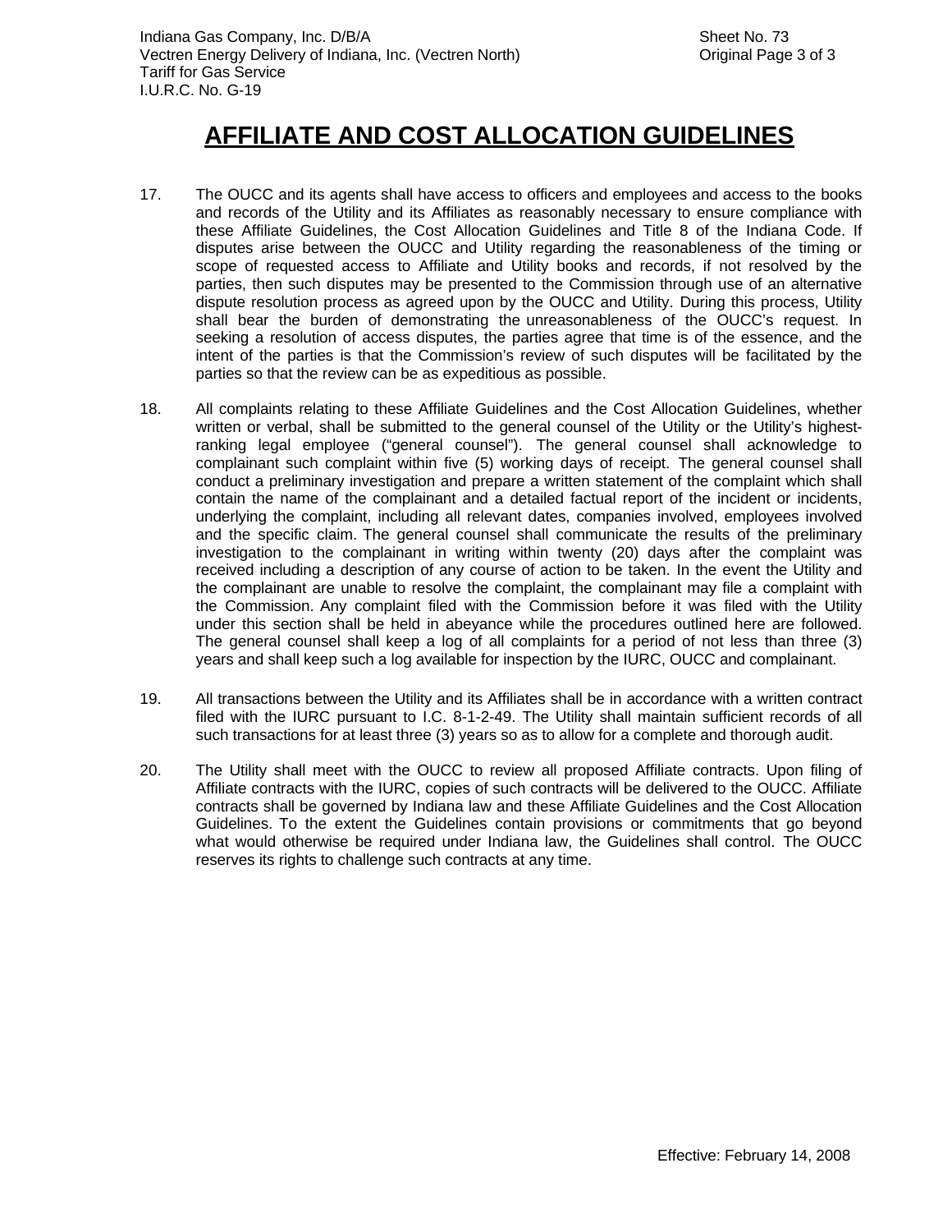# AFFILIATE AND COST ALLOCATION GUIDELINES

17. The OUCC and its agents shall have access to officers and employees and access to the books and records of the Utility and its Affiliates as reasonably necessary to ensure compliance with these Affiliate Guidelines, the Cost Allocation Guidelines and Title 8 of the Indiana Code. If disputes arise between the OUCC and Utility regarding the reasonableness of the timing or scope of requested access to Affiliate and Utility books and records, if not resolved by the parties, then such disputes may be presented to the Commission through use of an alternative dispute resolution process as agreed upon by the OUCC and Utility. During this process, Utility shall bear the burden of demonstrating the unreasonableness of the OUCC's request. In seeking a resolution of access disputes, the parties agree that time is of the essence, and the intent of the parties is that the Commission's review of such disputes will be facilitated by the parties so that the review can be as expeditious as possible.

18. All complaints relating to these Affiliate Guidelines and the Cost Allocation Guidelines, whether written or verbal, shall be submitted to the general counsel of the Utility or the Utility's highest-ranking legal employee ("general counsel"). The general counsel shall acknowledge to complainant such complaint within five (5) working days of receipt. The general counsel shall conduct a preliminary investigation and prepare a written statement of the complaint which shall contain the name of the complainant and a detailed factual report of the incident or incidents, underlying the complaint, including all relevant dates, companies involved, employees involved and the specific claim. The general counsel shall communicate the results of the preliminary investigation to the complainant in writing within twenty (20) days after the complaint was received including a description of any course of action to be taken. In the event the Utility and the complainant are unable to resolve the complaint, the complainant may file a complaint with the Commission. Any complaint filed with the Commission before it was filed with the Utility under this section shall be held in abeyance while the procedures outlined here are followed. The general counsel shall keep a log of all complaints for a period of not less than three (3) years and shall keep such a log available for inspection by the IURC, OUCC and complainant.

19. All transactions between the Utility and its Affiliates shall be in accordance with a written contract filed with the IURC pursuant to I.C. 8-1-2-49. The Utility shall maintain sufficient records of all such transactions for at least three (3) years so as to allow for a complete and thorough audit.

20. The Utility shall meet with the OUCC to review all proposed Affiliate contracts. Upon filing of Affiliate contracts with the IURC, copies of such contracts will be delivered to the OUCC. Affiliate contracts shall be governed by Indiana law and these Affiliate Guidelines and the Cost Allocation Guidelines. To the extent the Guidelines contain provisions or commitments that go beyond what would otherwise be required under Indiana law, the Guidelines shall control. The OUCC reserves its rights to challenge such contracts at any time.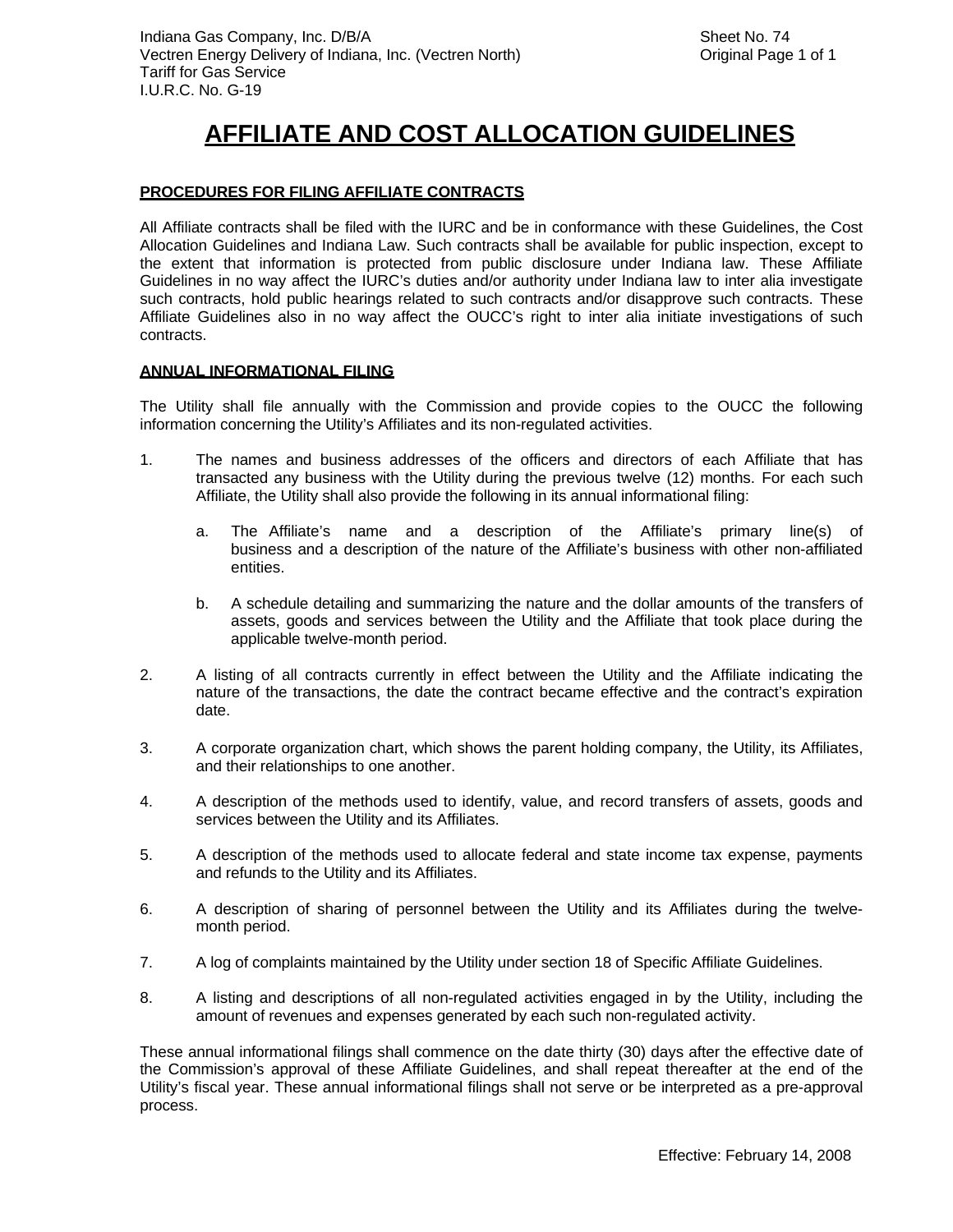# AFFILIATE AND COST ALLOCATION GUIDELINES

### PROCEDURES FOR FILING AFFILIATE CONTRACTS

All Affiliate contracts shall be filed with the IURC and be in conformance with these Guidelines, the Cost Allocation Guidelines and Indiana Law. Such contracts shall be available for public inspection, except to the extent that information is protected from public disclosure under Indiana law. These Affiliate Guidelines in no way affect the IURC's duties and/or authority under Indiana law to inter alia investigate such contracts, hold public hearings related to such contracts and/or disapprove such contracts. These Affiliate Guidelines also in no way affect the OUCC's right to inter alia initiate investigations of such contracts.

### ANNUAL INFORMATIONAL FILING

The Utility shall file annually with the Commission and provide copies to the OUCC the following information concerning the Utility's Affiliates and its non-regulated activities.

1. The names and business addresses of the officers and directors of each Affiliate that has transacted any business with the Utility during the previous twelve (12) months. For each such Affiliate, the Utility shall also provide the following in its annual informational filing:

   a. The Affiliate's name and a description of the Affiliate's primary line(s) of business and a description of the nature of the Affiliate's business with other non-affiliated entities.

   b. A schedule detailing and summarizing the nature and the dollar amounts of the transfers of assets, goods and services between the Utility and the Affiliate that took place during the applicable twelve-month period.

2. A listing of all contracts currently in effect between the Utility and the Affiliate indicating the nature of the transactions, the date the contract became effective and the contract's expiration date.

3. A corporate organization chart, which shows the parent holding company, the Utility, its Affiliates, and their relationships to one another.

4. A description of the methods used to identify, value, and record transfers of assets, goods and services between the Utility and its Affiliates.

5. A description of the methods used to allocate federal and state income tax expense, payments and refunds to the Utility and its Affiliates.

6. A description of sharing of personnel between the Utility and its Affiliates during the twelve-month period.

7. A log of complaints maintained by the Utility under section 18 of Specific Affiliate Guidelines.

8. A listing and descriptions of all non-regulated activities engaged in by the Utility, including the amount of revenues and expenses generated by each such non-regulated activity.

These annual informational filings shall commence on the date thirty (30) days after the effective date of the Commission's approval of these Affiliate Guidelines, and shall repeat thereafter at the end of the Utility's fiscal year. These annual informational filings shall not serve or be interpreted as a pre-approval process.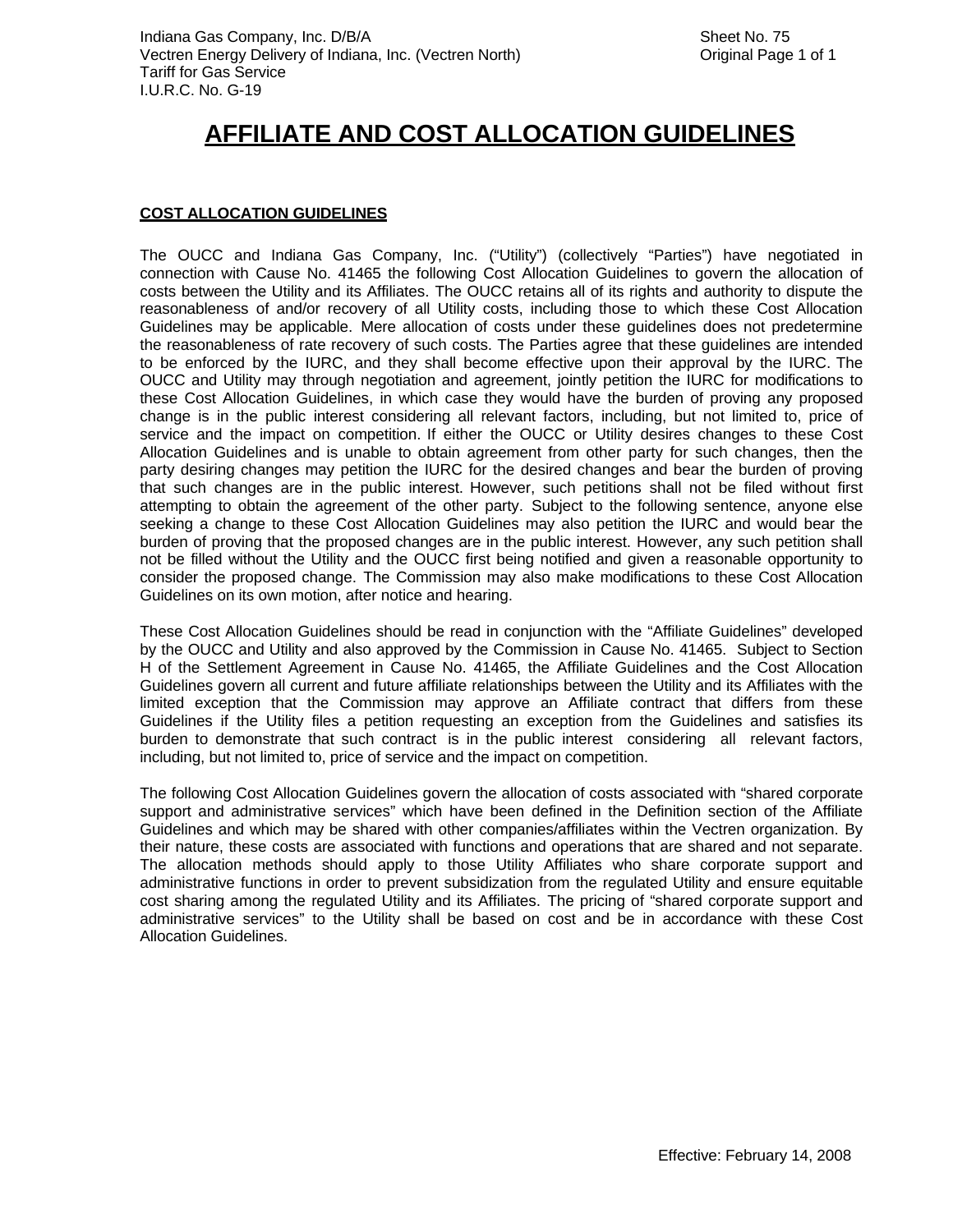# AFFILIATE AND COST ALLOCATION GUIDELINES

## COST ALLOCATION GUIDELINES

The OUCC and Indiana Gas Company, Inc. ("Utility") (collectively "Parties") have negotiated in connection with Cause No. 41465 the following Cost Allocation Guidelines to govern the allocation of costs between the Utility and its Affiliates. The OUCC retains all of its rights and authority to dispute the reasonableness of and/or recovery of all Utility costs, including those to which these Cost Allocation Guidelines may be applicable. Mere allocation of costs under these guidelines does not predetermine the reasonableness of rate recovery of such costs. The Parties agree that these guidelines are intended to be enforced by the IURC, and they shall become effective upon their approval by the IURC. The OUCC and Utility may through negotiation and agreement, jointly petition the IURC for modifications to these Cost Allocation Guidelines, in which case they would have the burden of proving any proposed change is in the public interest considering all relevant factors, including, but not limited to, price of service and the impact on competition. If either the OUCC or Utility desires changes to these Cost Allocation Guidelines and is unable to obtain agreement from other party for such changes, then the party desiring changes may petition the IURC for the desired changes and bear the burden of proving that such changes are in the public interest. However, such petitions shall not be filed without first attempting to obtain the agreement of the other party. Subject to the following sentence, anyone else seeking a change to these Cost Allocation Guidelines may also petition the IURC and would bear the burden of proving that the proposed changes are in the public interest. However, any such petition shall not be filled without the Utility and the OUCC first being notified and given a reasonable opportunity to consider the proposed change. The Commission may also make modifications to these Cost Allocation Guidelines on its own motion, after notice and hearing.

These Cost Allocation Guidelines should be read in conjunction with the "Affiliate Guidelines" developed by the OUCC and Utility and also approved by the Commission in Cause No. 41465. Subject to Section H of the Settlement Agreement in Cause No. 41465, the Affiliate Guidelines and the Cost Allocation Guidelines govern all current and future affiliate relationships between the Utility and its Affiliates with the limited exception that the Commission may approve an Affiliate contract that differs from these Guidelines if the Utility files a petition requesting an exception from the Guidelines and satisfies its burden to demonstrate that such contract is in the public interest considering all relevant factors, including, but not limited to, price of service and the impact on competition.

The following Cost Allocation Guidelines govern the allocation of costs associated with "shared corporate support and administrative services" which have been defined in the Definition section of the Affiliate Guidelines and which may be shared with other companies/affiliates within the Vectren organization. By their nature, these costs are associated with functions and operations that are shared and not separate. The allocation methods should apply to those Utility Affiliates who share corporate support and administrative functions in order to prevent subsidization from the regulated Utility and ensure equitable cost sharing among the regulated Utility and its Affiliates. The pricing of "shared corporate support and administrative services" to the Utility shall be based on cost and be in accordance with these Cost Allocation Guidelines.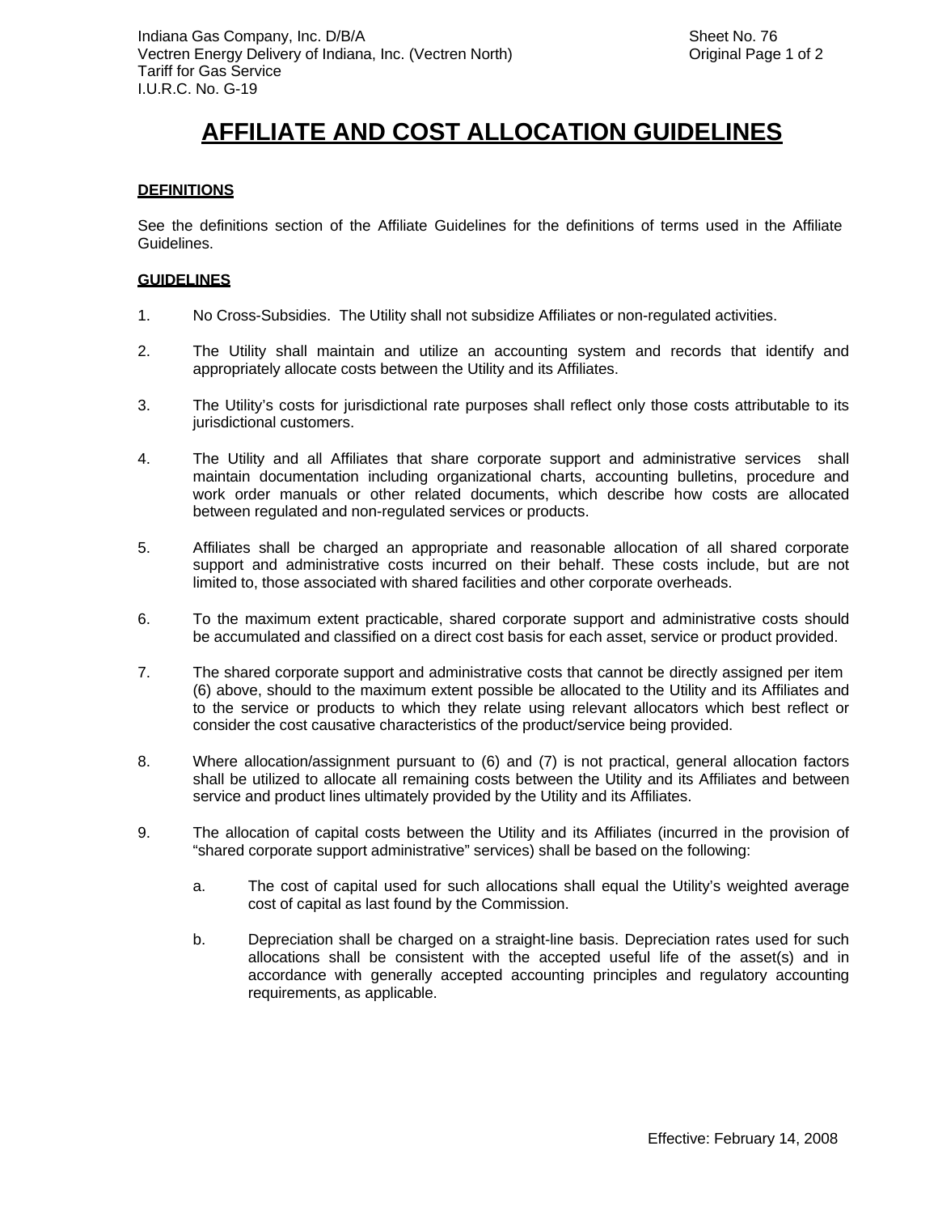# AFFILIATE AND COST ALLOCATION GUIDELINES

**DEFINITIONS**

See the definitions section of the Affiliate Guidelines for the definitions of terms used in the Affiliate Guidelines.

**GUIDELINES**

1. No Cross-Subsidies. The Utility shall not subsidize Affiliates or non-regulated activities.

2. The Utility shall maintain and utilize an accounting system and records that identify and appropriately allocate costs between the Utility and its Affiliates.

3. The Utility's costs for jurisdictional rate purposes shall reflect only those costs attributable to its jurisdictional customers.

4. The Utility and all Affiliates that share corporate support and administrative services shall maintain documentation including organizational charts, accounting bulletins, procedure and work order manuals or other related documents, which describe how costs are allocated between regulated and non-regulated services or products.

5. Affiliates shall be charged an appropriate and reasonable allocation of all shared corporate support and administrative costs incurred on their behalf. These costs include, but are not limited to, those associated with shared facilities and other corporate overheads.

6. To the maximum extent practicable, shared corporate support and administrative costs should be accumulated and classified on a direct cost basis for each asset, service or product provided.

7. The shared corporate support and administrative costs that cannot be directly assigned per item (6) above, should to the maximum extent possible be allocated to the Utility and its Affiliates and to the service or products to which they relate using relevant allocators which best reflect or consider the cost causative characteristics of the product/service being provided.

8. Where allocation/assignment pursuant to (6) and (7) is not practical, general allocation factors shall be utilized to allocate all remaining costs between the Utility and its Affiliates and between service and product lines ultimately provided by the Utility and its Affiliates.

9. The allocation of capital costs between the Utility and its Affiliates (incurred in the provision of "shared corporate support administrative" services) shall be based on the following:

   a. The cost of capital used for such allocations shall equal the Utility's weighted average cost of capital as last found by the Commission.

   b. Depreciation shall be charged on a straight-line basis. Depreciation rates used for such allocations shall be consistent with the accepted useful life of the asset(s) and in accordance with generally accepted accounting principles and regulatory accounting requirements, as applicable.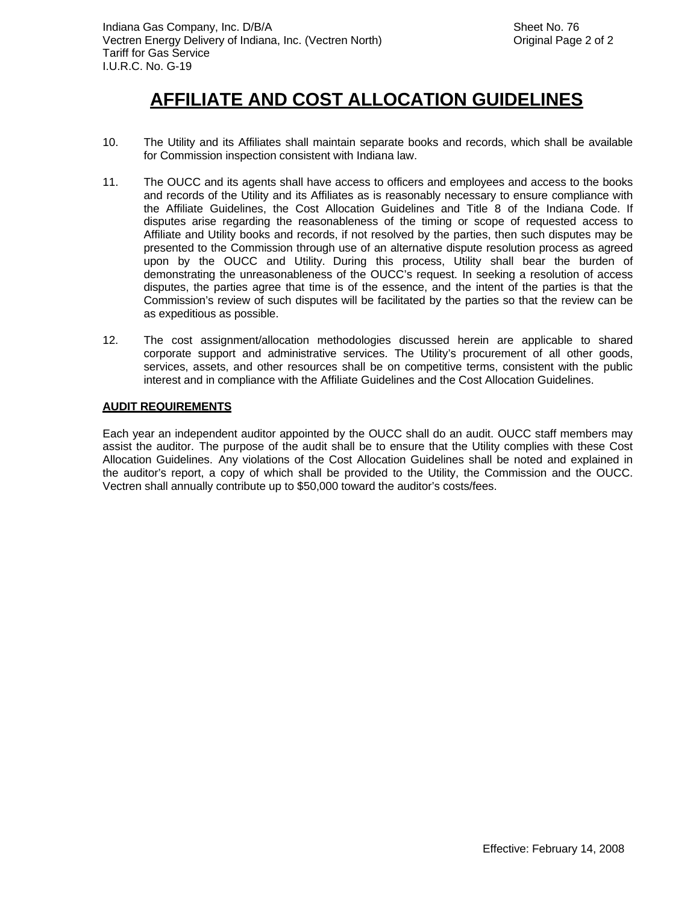# AFFILIATE AND COST ALLOCATION GUIDELINES

10. The Utility and its Affiliates shall maintain separate books and records, which shall be available for Commission inspection consistent with Indiana law.

11. The OUCC and its agents shall have access to officers and employees and access to the books and records of the Utility and its Affiliates as is reasonably necessary to ensure compliance with the Affiliate Guidelines, the Cost Allocation Guidelines and Title 8 of the Indiana Code. If disputes arise regarding the reasonableness of the timing or scope of requested access to Affiliate and Utility books and records, if not resolved by the parties, then such disputes may be presented to the Commission through use of an alternative dispute resolution process as agreed upon by the OUCC and Utility. During this process, Utility shall bear the burden of demonstrating the unreasonableness of the OUCC's request. In seeking a resolution of access disputes, the parties agree that time is of the essence, and the intent of the parties is that the Commission's review of such disputes will be facilitated by the parties so that the review can be as expeditious as possible.

12. The cost assignment/allocation methodologies discussed herein are applicable to shared corporate support and administrative services. The Utility's procurement of all other goods, services, assets, and other resources shall be on competitive terms, consistent with the public interest and in compliance with the Affiliate Guidelines and the Cost Allocation Guidelines.

**AUDIT REQUIREMENTS**

Each year an independent auditor appointed by the OUCC shall do an audit. OUCC staff members may assist the auditor. The purpose of the audit shall be to ensure that the Utility complies with these Cost Allocation Guidelines. Any violations of the Cost Allocation Guidelines shall be noted and explained in the auditor's report, a copy of which shall be provided to the Utility, the Commission and the OUCC. Vectren shall annually contribute up to $50,000 toward the auditor's costs/fees.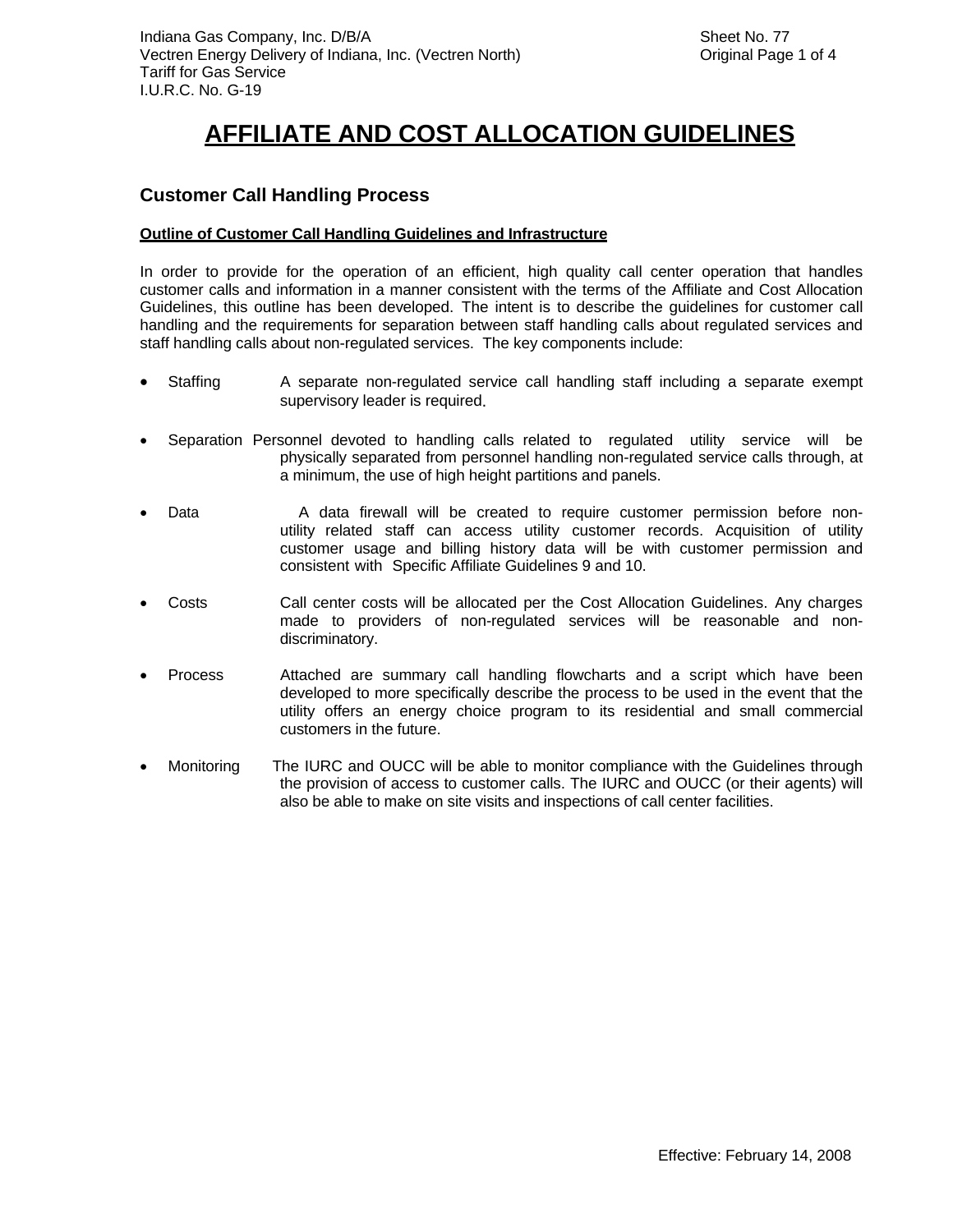# AFFILIATE AND COST ALLOCATION GUIDELINES

## Customer Call Handling Process

**Outline of Customer Call Handling Guidelines and Infrastructure**

In order to provide for the operation of an efficient, high quality call center operation that handles customer calls and information in a manner consistent with the terms of the Affiliate and Cost Allocation Guidelines, this outline has been developed. The intent is to describe the guidelines for customer call handling and the requirements for separation between staff handling calls about regulated services and staff handling calls about non-regulated services. The key components include:

- Staffing — A separate non-regulated service call handling staff including a separate exempt supervisory leader is required.
- Separation — Personnel devoted to handling calls related to regulated utility service will be physically separated from personnel handling non-regulated service calls through, at a minimum, the use of high height partitions and panels.
- Data — A data firewall will be created to require customer permission before non-utility related staff can access utility customer records. Acquisition of utility customer usage and billing history data will be with customer permission and consistent with Specific Affiliate Guidelines 9 and 10.
- Costs — Call center costs will be allocated per the Cost Allocation Guidelines. Any charges made to providers of non-regulated services will be reasonable and non-discriminatory.
- Process — Attached are summary call handling flowcharts and a script which have been developed to more specifically describe the process to be used in the event that the utility offers an energy choice program to its residential and small commercial customers in the future.
- Monitoring — The IURC and OUCC will be able to monitor compliance with the Guidelines through the provision of access to customer calls. The IURC and OUCC (or their agents) will also be able to make on site visits and inspections of call center facilities.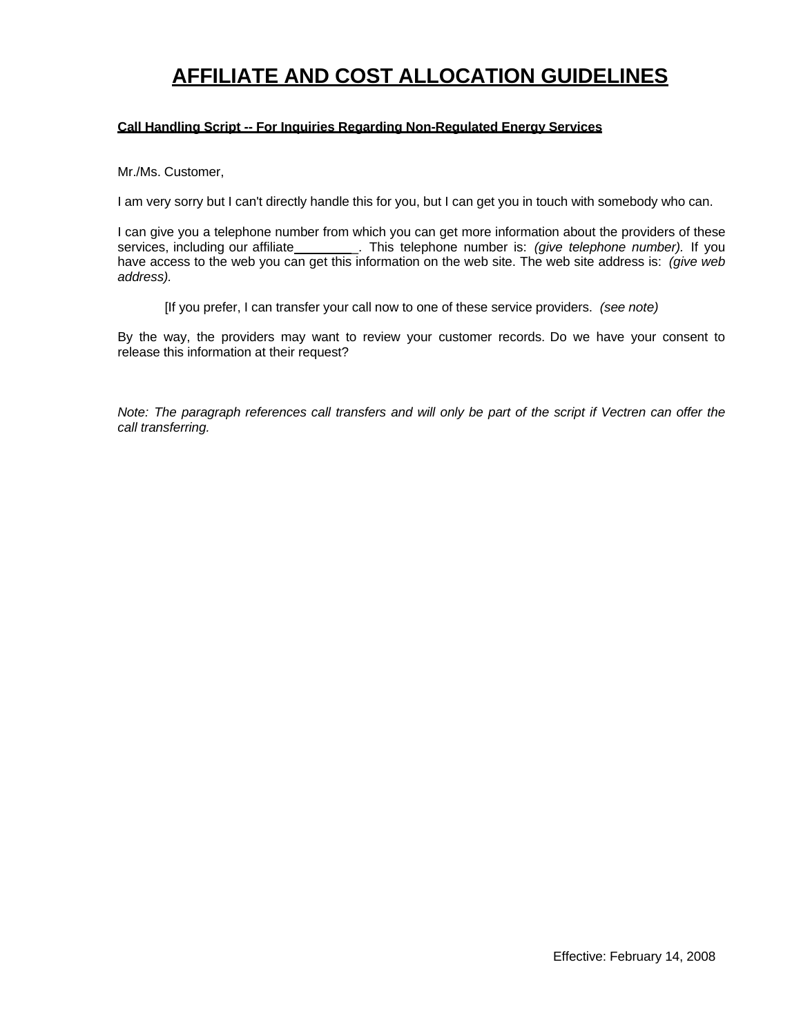# AFFILIATE AND COST ALLOCATION GUIDELINES

**Call Handling Script -- For Inquiries Regarding Non-Regulated Energy Services**

Mr./Ms. Customer,

I am very sorry but I can't directly handle this for you, but I can get you in touch with somebody who can.

I can give you a telephone number from which you can get more information about the providers of these services, including our affiliate\_\_\_\_\_\_\_\_\_. This telephone number is: *(give telephone number).* If you have access to the web you can get this information on the web site. The web site address is: *(give web address).*

[If you prefer, I can transfer your call now to one of these service providers. *(see note)*

By the way, the providers may want to review your customer records. Do we have your consent to release this information at their request?

*Note: The paragraph references call transfers and will only be part of the script if Vectren can offer the call transferring.*

Effective: February 14, 2008